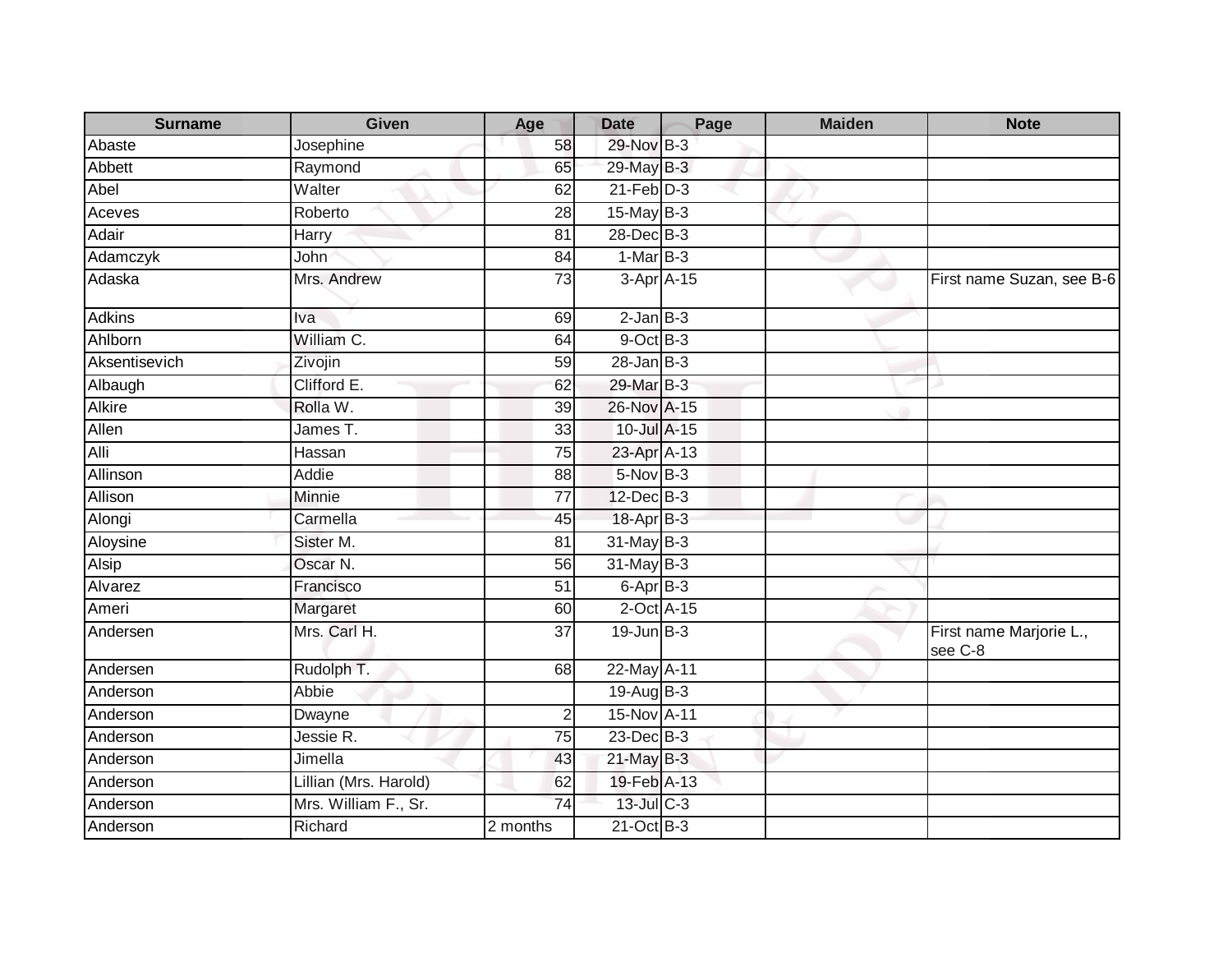| Surname | Given | Age | Date | Page | Maiden | Note |
|---|---|---|---|---|---|---|
| Abaste | Josephine | 58 | 29-Nov | B-3 | | |
| Abbett | Raymond | 65 | 29-May | B-3 | | |
| Abel | Walter | 62 | 21-Feb | D-3 | | |
| Aceves | Roberto | 28 | 15-May | B-3 | | |
| Adair | Harry | 81 | 28-Dec | B-3 | | |
| Adamczyk | John | 84 | 1-Mar | B-3 | | |
| Adaska | Mrs. Andrew | 73 | 3-Apr | A-15 | | First name Suzan, see B-6 |
| Adkins | Iva | 69 | 2-Jan | B-3 | | |
| Ahlborn | William C. | 64 | 9-Oct | B-3 | | |
| Aksentisevich | Zivojin | 59 | 28-Jan | B-3 | | |
| Albaugh | Clifford E. | 62 | 29-Mar | B-3 | | |
| Alkire | Rolla W. | 39 | 26-Nov | A-15 | | |
| Allen | James T. | 33 | 10-Jul | A-15 | | |
| Alli | Hassan | 75 | 23-Apr | A-13 | | |
| Allinson | Addie | 88 | 5-Nov | B-3 | | |
| Allison | Minnie | 77 | 12-Dec | B-3 | | |
| Alongi | Carmella | 45 | 18-Apr | B-3 | | |
| Aloysine | Sister M. | 81 | 31-May | B-3 | | |
| Alsip | Oscar N. | 56 | 31-May | B-3 | | |
| Alvarez | Francisco | 51 | 6-Apr | B-3 | | |
| Ameri | Margaret | 60 | 2-Oct | A-15 | | |
| Andersen | Mrs. Carl H. | 37 | 19-Jun | B-3 | | First name Marjorie L., see C-8 |
| Andersen | Rudolph T. | 68 | 22-May | A-11 | | |
| Anderson | Abbie | | 19-Aug | B-3 | | |
| Anderson | Dwayne | 2 | 15-Nov | A-11 | | |
| Anderson | Jessie R. | 75 | 23-Dec | B-3 | | |
| Anderson | Jimella | 43 | 21-May | B-3 | | |
| Anderson | Lillian (Mrs. Harold) | 62 | 19-Feb | A-13 | | |
| Anderson | Mrs. William F., Sr. | 74 | 13-Jul | C-3 | | |
| Anderson | Richard | 2 months | 21-Oct | B-3 | | |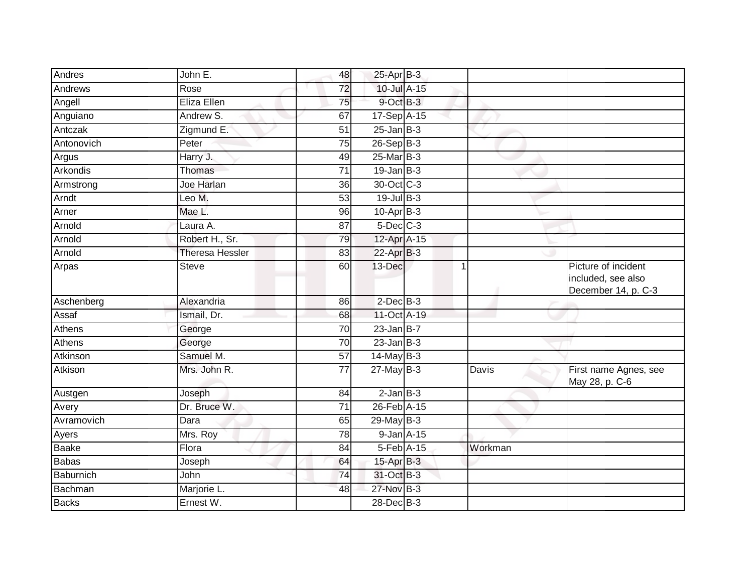| | | | | | | |
|---|---|---|---|---|---|---|
| Andres | John E. | 48 | 25-Apr | B-3 | | |
| Andrews | Rose | 72 | 10-Jul | A-15 | | |
| Angell | Eliza Ellen | 75 | 9-Oct | B-3 | | |
| Anguiano | Andrew S. | 67 | 17-Sep | A-15 | | |
| Antczak | Zigmund E. | 51 | 25-Jan | B-3 | | |
| Antonovich | Peter | 75 | 26-Sep | B-3 | | |
| Argus | Harry J. | 49 | 25-Mar | B-3 | | |
| Arkondis | Thomas | 71 | 19-Jan | B-3 | | |
| Armstrong | Joe Harlan | 36 | 30-Oct | C-3 | | |
| Arndt | Leo M. | 53 | 19-Jul | B-3 | | |
| Arner | Mae L. | 96 | 10-Apr | B-3 | | |
| Arnold | Laura A. | 87 | 5-Dec | C-3 | | |
| Arnold | Robert H., Sr. | 79 | 12-Apr | A-15 | | |
| Arnold | Theresa Hessler | 83 | 22-Apr | B-3 | | |
| Arpas | Steve | 60 | 13-Dec | 1 | | Picture of incident included, see also December 14, p. C-3 |
| Aschenberg | Alexandria | 86 | 2-Dec | B-3 | | |
| Assaf | Ismail, Dr. | 68 | 11-Oct | A-19 | | |
| Athens | George | 70 | 23-Jan | B-7 | | |
| Athens | George | 70 | 23-Jan | B-3 | | |
| Atkinson | Samuel M. | 57 | 14-May | B-3 | | |
| Atkison | Mrs. John R. | 77 | 27-May | B-3 | Davis | First name Agnes, see May 28, p. C-6 |
| Austgen | Joseph | 84 | 2-Jan | B-3 | | |
| Avery | Dr. Bruce W. | 71 | 26-Feb | A-15 | | |
| Avramovich | Dara | 65 | 29-May | B-3 | | |
| Ayers | Mrs. Roy | 78 | 9-Jan | A-15 | | |
| Baake | Flora | 84 | 5-Feb | A-15 | Workman | |
| Babas | Joseph | 64 | 15-Apr | B-3 | | |
| Baburnich | John | 74 | 31-Oct | B-3 | | |
| Bachman | Marjorie L. | 48 | 27-Nov | B-3 | | |
| Backs | Ernest W. | | 28-Dec | B-3 | | |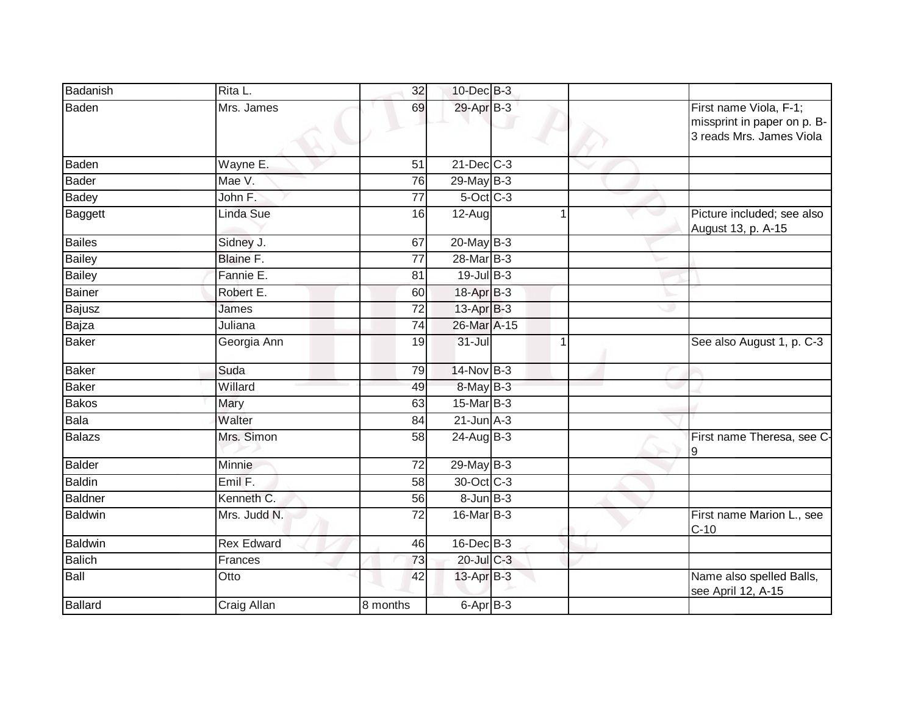| | | | | | | |
|---|---|---|---|---|---|---|
| Badanish | Rita L. | 32 | 10-Dec | B-3 | | |
| Baden | Mrs. James | 69 | 29-Apr | B-3 | | First name Viola, F-1; missprint in paper on p. B-3 reads Mrs. James Viola |
| Baden | Wayne E. | 51 | 21-Dec | C-3 | | |
| Bader | Mae V. | 76 | 29-May | B-3 | | |
| Badey | John F. | 77 | 5-Oct | C-3 | | |
| Baggett | Linda Sue | 16 | 12-Aug | 1 | | Picture included; see also August 13, p. A-15 |
| Bailes | Sidney J. | 67 | 20-May | B-3 | | |
| Bailey | Blaine F. | 77 | 28-Mar | B-3 | | |
| Bailey | Fannie E. | 81 | 19-Jul | B-3 | | |
| Bainer | Robert E. | 60 | 18-Apr | B-3 | | |
| Bajusz | James | 72 | 13-Apr | B-3 | | |
| Bajza | Juliana | 74 | 26-Mar | A-15 | | |
| Baker | Georgia Ann | 19 | 31-Jul | 1 | | See also August 1, p. C-3 |
| Baker | Suda | 79 | 14-Nov | B-3 | | |
| Baker | Willard | 49 | 8-May | B-3 | | |
| Bakos | Mary | 63 | 15-Mar | B-3 | | |
| Bala | Walter | 84 | 21-Jun | A-3 | | |
| Balazs | Mrs. Simon | 58 | 24-Aug | B-3 | | First name Theresa, see C-9 |
| Balder | Minnie | 72 | 29-May | B-3 | | |
| Baldin | Emil F. | 58 | 30-Oct | C-3 | | |
| Baldner | Kenneth C. | 56 | 8-Jun | B-3 | | |
| Baldwin | Mrs. Judd N. | 72 | 16-Mar | B-3 | | First name Marion L., see C-10 |
| Baldwin | Rex Edward | 46 | 16-Dec | B-3 | | |
| Balich | Frances | 73 | 20-Jul | C-3 | | |
| Ball | Otto | 42 | 13-Apr | B-3 | | Name also spelled Balls, see April 12, A-15 |
| Ballard | Craig Allan | 8 months | 6-Apr | B-3 | | |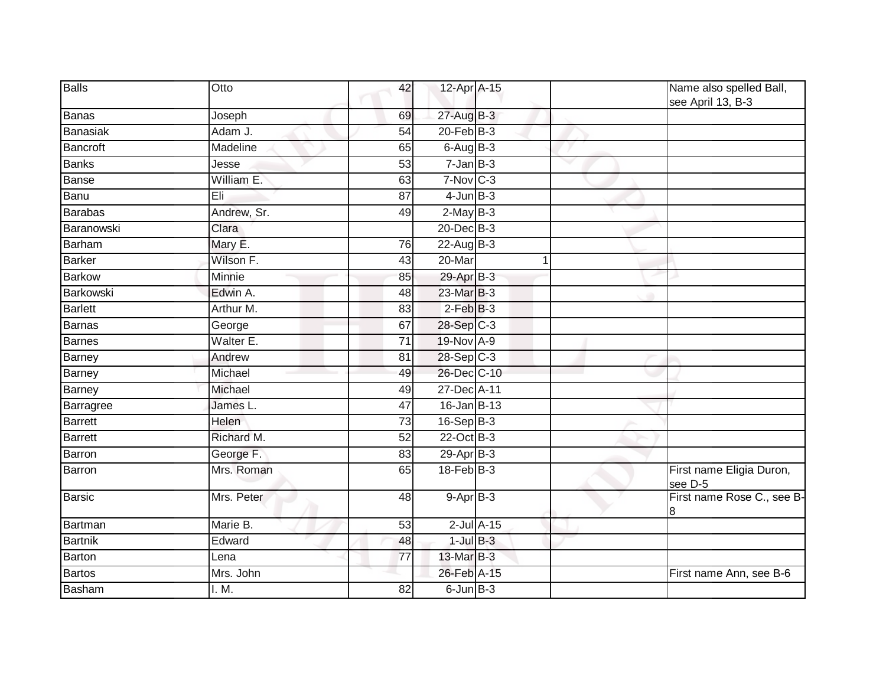| | | | | | | |
|---|---|---|---|---|---|---|
| Balls | Otto | 42 | 12-Apr | A-15 | | Name also spelled Ball, see April 13, B-3 |
| Banas | Joseph | 69 | 27-Aug | B-3 | | |
| Banasiak | Adam J. | 54 | 20-Feb | B-3 | | |
| Bancroft | Madeline | 65 | 6-Aug | B-3 | | |
| Banks | Jesse | 53 | 7-Jan | B-3 | | |
| Banse | William E. | 63 | 7-Nov | C-3 | | |
| Banu | Eli | 87 | 4-Jun | B-3 | | |
| Barabas | Andrew, Sr. | 49 | 2-May | B-3 | | |
| Baranowski | Clara | | 20-Dec | B-3 | | |
| Barham | Mary E. | 76 | 22-Aug | B-3 | | |
| Barker | Wilson F. | 43 | 20-Mar | 1 | | |
| Barkow | Minnie | 85 | 29-Apr | B-3 | | |
| Barkowski | Edwin A. | 48 | 23-Mar | B-3 | | |
| Barlett | Arthur M. | 83 | 2-Feb | B-3 | | |
| Barnas | George | 67 | 28-Sep | C-3 | | |
| Barnes | Walter E. | 71 | 19-Nov | A-9 | | |
| Barney | Andrew | 81 | 28-Sep | C-3 | | |
| Barney | Michael | 49 | 26-Dec | C-10 | | |
| Barney | Michael | 49 | 27-Dec | A-11 | | |
| Barragree | James L. | 47 | 16-Jan | B-13 | | |
| Barrett | Helen | 73 | 16-Sep | B-3 | | |
| Barrett | Richard M. | 52 | 22-Oct | B-3 | | |
| Barron | George F. | 83 | 29-Apr | B-3 | | |
| Barron | Mrs. Roman | 65 | 18-Feb | B-3 | | First name Eligia Duron, see D-5 |
| Barsic | Mrs. Peter | 48 | 9-Apr | B-3 | | First name Rose C., see B-8 |
| Bartman | Marie B. | 53 | 2-Jul | A-15 | | |
| Bartnik | Edward | 48 | 1-Jul | B-3 | | |
| Barton | Lena | 77 | 13-Mar | B-3 | | |
| Bartos | Mrs. John | | 26-Feb | A-15 | | First name Ann, see B-6 |
| Basham | I. M. | 82 | 6-Jun | B-3 | | |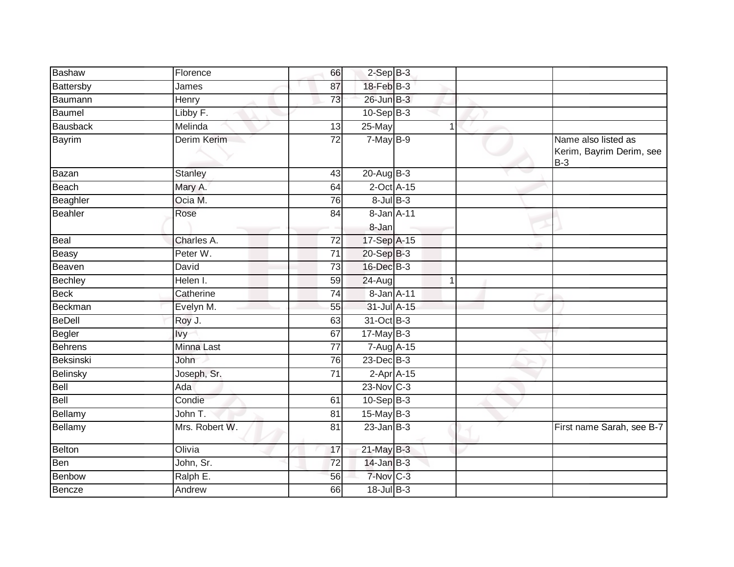| | | | | | | | |
|---|---|---|---|---|---|---|---|
| Bashaw | Florence | 66 | 2-Sep | B-3 | | | |
| Battersby | James | 87 | 18-Feb | B-3 | | | |
| Baumann | Henry | 73 | 26-Jun | B-3 | | | |
| Baumel | Libby F. | | 10-Sep | B-3 | | | |
| Bausback | Melinda | 13 | 25-May | | 1 | | |
| Bayrim | Derim Kerim | 72 | 7-May | B-9 | | | Name also listed as Kerim, Bayrim Derim, see B-3 |
| Bazan | Stanley | 43 | 20-Aug | B-3 | | | |
| Beach | Mary A. | 64 | 2-Oct | A-15 | | | |
| Beaghler | Ocia M. | 76 | 8-Jul | B-3 | | | |
| Beahler | Rose | 84 | 8-Jan<br>8-Jan | A-11 | | | |
| Beal | Charles A. | 72 | 17-Sep | A-15 | | | |
| Beasy | Peter W. | 71 | 20-Sep | B-3 | | | |
| Beaven | David | 73 | 16-Dec | B-3 | | | |
| Bechley | Helen I. | 59 | 24-Aug | | 1 | | |
| Beck | Catherine | 74 | 8-Jan | A-11 | | | |
| Beckman | Evelyn M. | 55 | 31-Jul | A-15 | | | |
| BeDell | Roy J. | 63 | 31-Oct | B-3 | | | |
| Begler | Ivy | 67 | 17-May | B-3 | | | |
| Behrens | Minna Last | 77 | 7-Aug | A-15 | | | |
| Beksinski | John | 76 | 23-Dec | B-3 | | | |
| Belinsky | Joseph, Sr. | 71 | 2-Apr | A-15 | | | |
| Bell | Ada | | 23-Nov | C-3 | | | |
| Bell | Condie | 61 | 10-Sep | B-3 | | | |
| Bellamy | John T. | 81 | 15-May | B-3 | | | |
| Bellamy | Mrs. Robert W. | 81 | 23-Jan | B-3 | | | First name Sarah, see B-7 |
| Belton | Olivia | 17 | 21-May | B-3 | | | |
| Ben | John, Sr. | 72 | 14-Jan | B-3 | | | |
| Benbow | Ralph E. | 56 | 7-Nov | C-3 | | | |
| Bencze | Andrew | 66 | 18-Jul | B-3 | | | |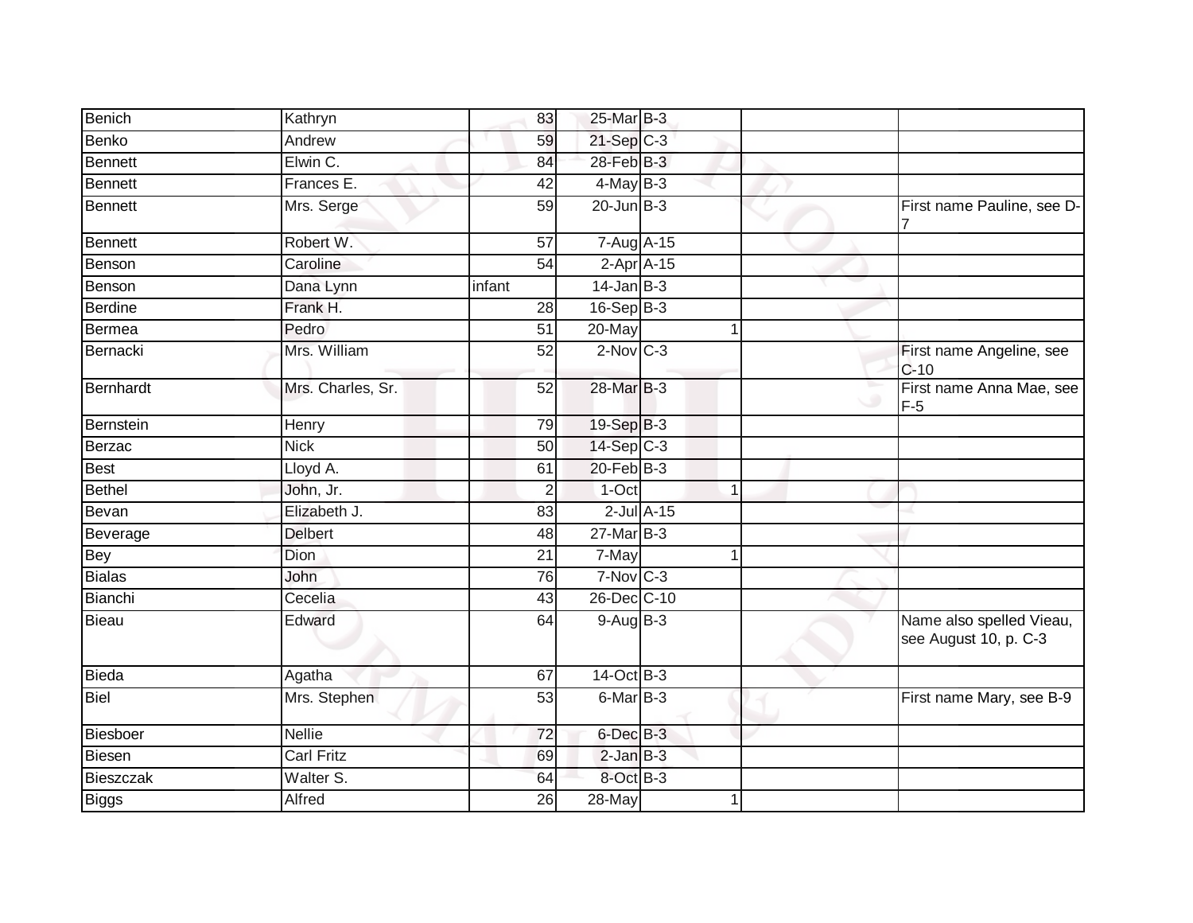| | | | | | | | |
|---|---|---|---|---|---|---|---|
| Benich | Kathryn | 83 | 25-Mar | B-3 | | | |
| Benko | Andrew | 59 | 21-Sep | C-3 | | | |
| Bennett | Elwin C. | 84 | 28-Feb | B-3 | | | |
| Bennett | Frances E. | 42 | 4-May | B-3 | | | |
| Bennett | Mrs. Serge | 59 | 20-Jun | B-3 | | | First name Pauline, see D-7 |
| Bennett | Robert W. | 57 | 7-Aug | A-15 | | | |
| Benson | Caroline | 54 | 2-Apr | A-15 | | | |
| Benson | Dana Lynn | infant | 14-Jan | B-3 | | | |
| Berdine | Frank H. | 28 | 16-Sep | B-3 | | | |
| Bermea | Pedro | 51 | 20-May | | 1 | | |
| Bernacki | Mrs. William | 52 | 2-Nov | C-3 | | | First name Angeline, see C-10 |
| Bernhardt | Mrs. Charles, Sr. | 52 | 28-Mar | B-3 | | | First name Anna Mae, see F-5 |
| Bernstein | Henry | 79 | 19-Sep | B-3 | | | |
| Berzac | Nick | 50 | 14-Sep | C-3 | | | |
| Best | Lloyd A. | 61 | 20-Feb | B-3 | | | |
| Bethel | John, Jr. | 2 | 1-Oct | | 1 | | |
| Bevan | Elizabeth J. | 83 | 2-Jul | A-15 | | | |
| Beverage | Delbert | 48 | 27-Mar | B-3 | | | |
| Bey | Dion | 21 | 7-May | | 1 | | |
| Bialas | John | 76 | 7-Nov | C-3 | | | |
| Bianchi | Cecelia | 43 | 26-Dec | C-10 | | | |
| Bieau | Edward | 64 | 9-Aug | B-3 | | | Name also spelled Vieau, see August 10, p. C-3 |
| Bieda | Agatha | 67 | 14-Oct | B-3 | | | |
| Biel | Mrs. Stephen | 53 | 6-Mar | B-3 | | | First name Mary, see B-9 |
| Biesboer | Nellie | 72 | 6-Dec | B-3 | | | |
| Biesen | Carl Fritz | 69 | 2-Jan | B-3 | | | |
| Bieszczak | Walter S. | 64 | 8-Oct | B-3 | | | |
| Biggs | Alfred | 26 | 28-May | | 1 | | |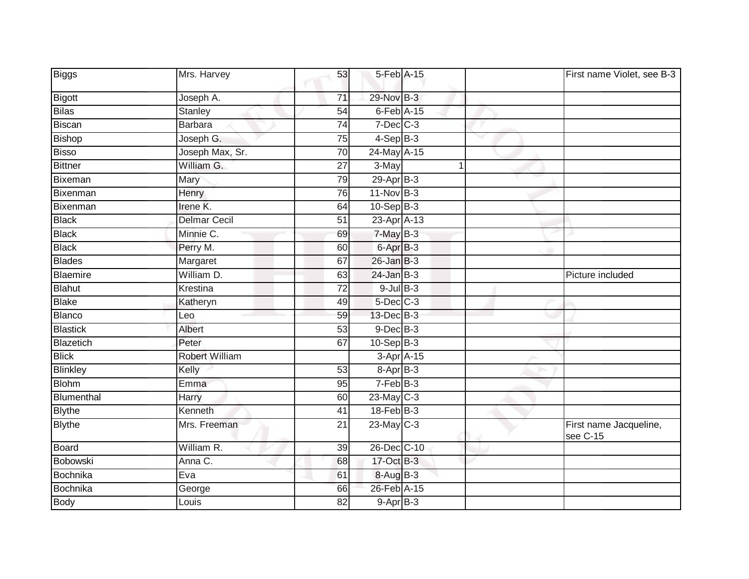| | | | | | | | |
|---|---|---|---|---|---|---|---|
| Biggs | Mrs. Harvey | 53 | 5-Feb | A-15 | | | First name Violet, see B-3 |
| Bigott | Joseph A. | 71 | 29-Nov | B-3 | | | |
| Bilas | Stanley | 54 | 6-Feb | A-15 | | | |
| Biscan | Barbara | 74 | 7-Dec | C-3 | | | |
| Bishop | Joseph G. | 75 | 4-Sep | B-3 | | | |
| Bisso | Joseph Max, Sr. | 70 | 24-May | A-15 | | | |
| Bittner | William G. | 27 | 3-May | | 1 | | |
| Bixeman | Mary | 79 | 29-Apr | B-3 | | | |
| Bixenman | Henry | 76 | 11-Nov | B-3 | | | |
| Bixenman | Irene K. | 64 | 10-Sep | B-3 | | | |
| Black | Delmar Cecil | 51 | 23-Apr | A-13 | | | |
| Black | Minnie C. | 69 | 7-May | B-3 | | | |
| Black | Perry M. | 60 | 6-Apr | B-3 | | | |
| Blades | Margaret | 67 | 26-Jan | B-3 | | | |
| Blaemire | William D. | 63 | 24-Jan | B-3 | | | Picture included |
| Blahut | Krestina | 72 | 9-Jul | B-3 | | | |
| Blake | Katheryn | 49 | 5-Dec | C-3 | | | |
| Blanco | Leo | 59 | 13-Dec | B-3 | | | |
| Blastick | Albert | 53 | 9-Dec | B-3 | | | |
| Blazetich | Peter | 67 | 10-Sep | B-3 | | | |
| Blick | Robert William | | 3-Apr | A-15 | | | |
| Blinkley | Kelly | 53 | 8-Apr | B-3 | | | |
| Blohm | Emma | 95 | 7-Feb | B-3 | | | |
| Blumenthal | Harry | 60 | 23-May | C-3 | | | |
| Blythe | Kenneth | 41 | 18-Feb | B-3 | | | |
| Blythe | Mrs. Freeman | 21 | 23-May | C-3 | | | First name Jacqueline, see C-15 |
| Board | William R. | 39 | 26-Dec | C-10 | | | |
| Bobowski | Anna C. | 68 | 17-Oct | B-3 | | | |
| Bochnika | Eva | 61 | 8-Aug | B-3 | | | |
| Bochnika | George | 66 | 26-Feb | A-15 | | | |
| Body | Louis | 82 | 9-Apr | B-3 | | | |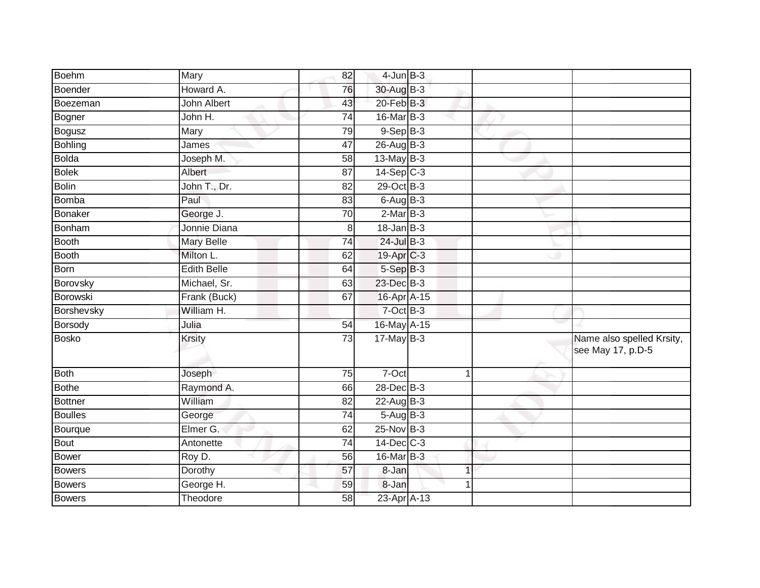| | | | | | | | |
|---|---|---|---|---|---|---|---|
| Boehm | Mary | 82 | 4-Jun | B-3 | | | |
| Boender | Howard A. | 76 | 30-Aug | B-3 | | | |
| Boezeman | John Albert | 43 | 20-Feb | B-3 | | | |
| Bogner | John H. | 74 | 16-Mar | B-3 | | | |
| Bogusz | Mary | 79 | 9-Sep | B-3 | | | |
| Bohling | James | 47 | 26-Aug | B-3 | | | |
| Bolda | Joseph M. | 58 | 13-May | B-3 | | | |
| Bolek | Albert | 87 | 14-Sep | C-3 | | | |
| Bolin | John T., Dr. | 82 | 29-Oct | B-3 | | | |
| Bomba | Paul | 83 | 6-Aug | B-3 | | | |
| Bonaker | George J. | 70 | 2-Mar | B-3 | | | |
| Bonham | Jonnie Diana | 8 | 18-Jan | B-3 | | | |
| Booth | Mary Belle | 74 | 24-Jul | B-3 | | | |
| Booth | Milton L. | 62 | 19-Apr | C-3 | | | |
| Born | Edith Belle | 64 | 5-Sep | B-3 | | | |
| Borovsky | Michael, Sr. | 63 | 23-Dec | B-3 | | | |
| Borowski | Frank (Buck) | 67 | 16-Apr | A-15 | | | |
| Borshevsky | William H. | | 7-Oct | B-3 | | | |
| Borsody | Julia | 54 | 16-May | A-15 | | | |
| Bosko | Krsity | 73 | 17-May | B-3 | | | Name also spelled Krsity, see May 17, p.D-5 |
| Both | Joseph | 75 | 7-Oct | | 1 | | |
| Bothe | Raymond A. | 66 | 28-Dec | B-3 | | | |
| Bottner | William | 82 | 22-Aug | B-3 | | | |
| Boulles | George | 74 | 5-Aug | B-3 | | | |
| Bourque | Elmer G. | 62 | 25-Nov | B-3 | | | |
| Bout | Antonette | 74 | 14-Dec | C-3 | | | |
| Bower | Roy D. | 56 | 16-Mar | B-3 | | | |
| Bowers | Dorothy | 57 | 8-Jan | | 1 | | |
| Bowers | George H. | 59 | 8-Jan | | 1 | | |
| Bowers | Theodore | 58 | 23-Apr | A-13 | | | |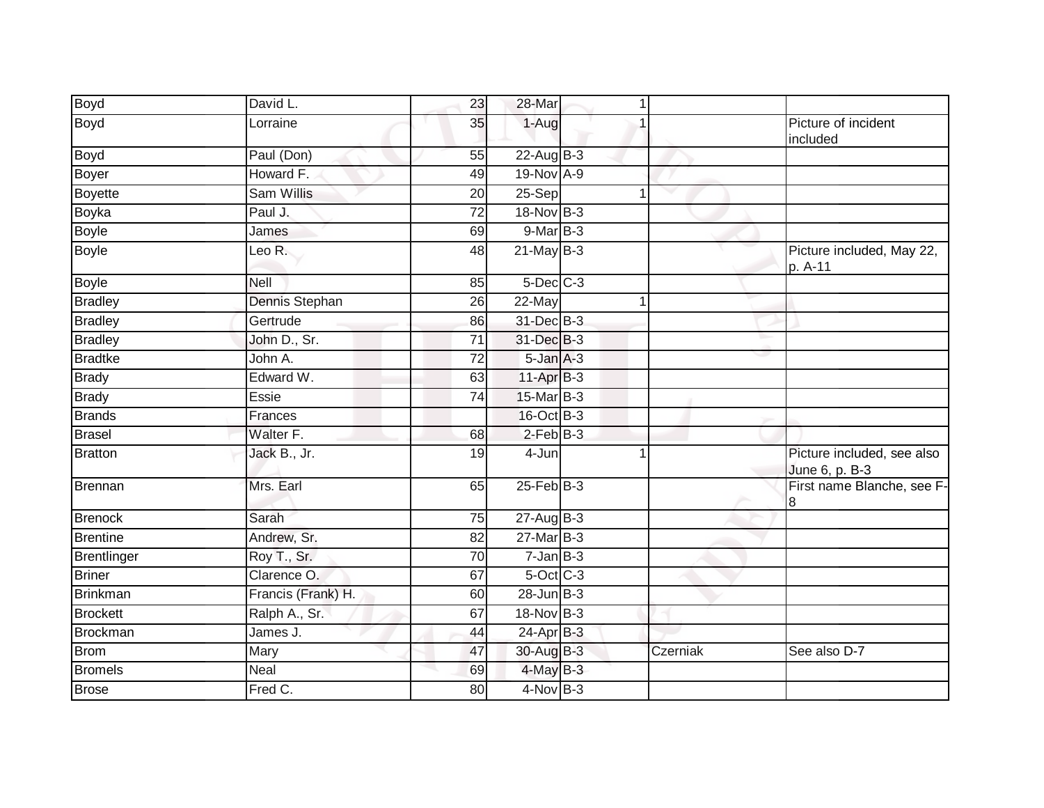| | | | | | | | |
|---|---|---|---|---|---|---|---|
| Boyd | David L. | 23 | 28-Mar | | 1 | | |
| Boyd | Lorraine | 35 | 1-Aug | | 1 | | Picture of incident included |
| Boyd | Paul (Don) | 55 | 22-Aug | B-3 | | | |
| Boyer | Howard F. | 49 | 19-Nov | A-9 | | | |
| Boyette | Sam Willis | 20 | 25-Sep | | 1 | | |
| Boyka | Paul J. | 72 | 18-Nov | B-3 | | | |
| Boyle | James | 69 | 9-Mar | B-3 | | | |
| Boyle | Leo R. | 48 | 21-May | B-3 | | | Picture included, May 22, p. A-11 |
| Boyle | Nell | 85 | 5-Dec | C-3 | | | |
| Bradley | Dennis Stephan | 26 | 22-May | | 1 | | |
| Bradley | Gertrude | 86 | 31-Dec | B-3 | | | |
| Bradley | John D., Sr. | 71 | 31-Dec | B-3 | | | |
| Bradtke | John A. | 72 | 5-Jan | A-3 | | | |
| Brady | Edward W. | 63 | 11-Apr | B-3 | | | |
| Brady | Essie | 74 | 15-Mar | B-3 | | | |
| Brands | Frances | | 16-Oct | B-3 | | | |
| Brasel | Walter F. | 68 | 2-Feb | B-3 | | | |
| Bratton | Jack B., Jr. | 19 | 4-Jun | | 1 | | Picture included, see also June 6, p. B-3 |
| Brennan | Mrs. Earl | 65 | 25-Feb | B-3 | | | First name Blanche, see F-8 |
| Brenock | Sarah | 75 | 27-Aug | B-3 | | | |
| Brentine | Andrew, Sr. | 82 | 27-Mar | B-3 | | | |
| Brentlinger | Roy T., Sr. | 70 | 7-Jan | B-3 | | | |
| Briner | Clarence O. | 67 | 5-Oct | C-3 | | | |
| Brinkman | Francis (Frank) H. | 60 | 28-Jun | B-3 | | | |
| Brockett | Ralph A., Sr. | 67 | 18-Nov | B-3 | | | |
| Brockman | James J. | 44 | 24-Apr | B-3 | | | |
| Brom | Mary | 47 | 30-Aug | B-3 | | Czerniak | See also D-7 |
| Bromels | Neal | 69 | 4-May | B-3 | | | |
| Brose | Fred C. | 80 | 4-Nov | B-3 | | | |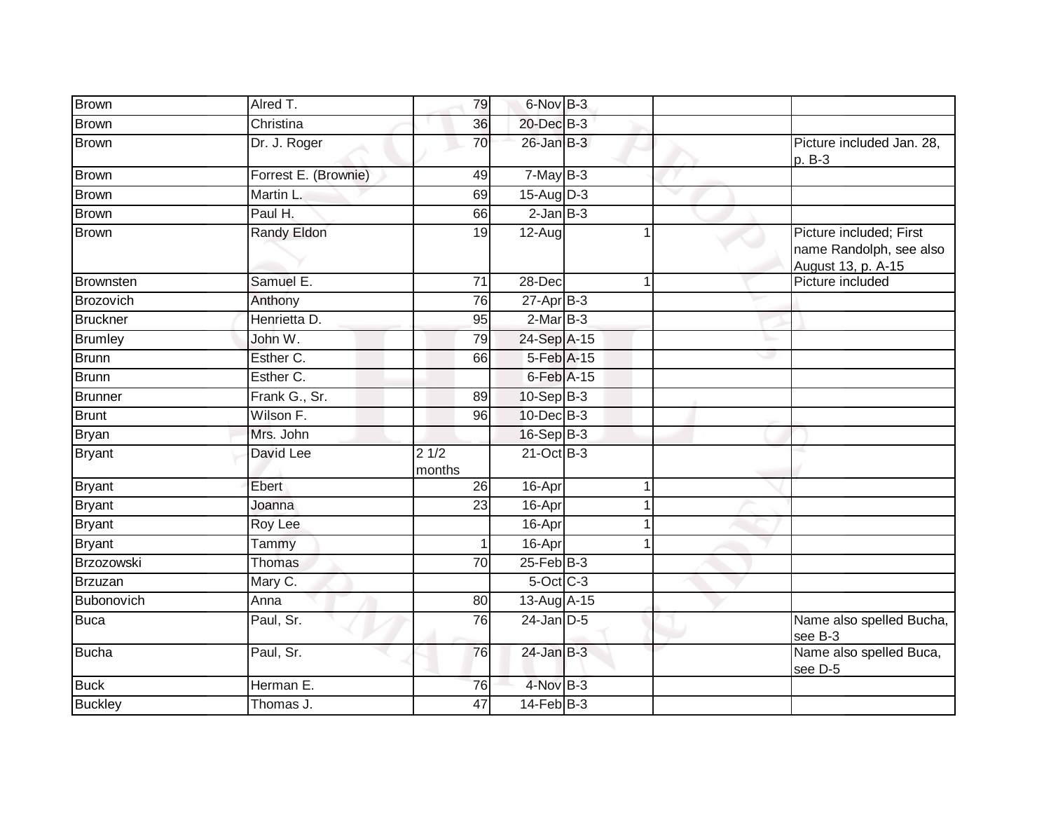| Brown | Alred T. | 79 | 6-Nov | B-3 | | |
|---|---|---|---|---|---|---|
| Brown | Christina | 36 | 20-Dec | B-3 | | |
| Brown | Dr. J. Roger | 70 | 26-Jan | B-3 | | Picture included Jan. 28, p. B-3 |
| Brown | Forrest E. (Brownie) | 49 | 7-May | B-3 | | |
| Brown | Martin L. | 69 | 15-Aug | D-3 | | |
| Brown | Paul H. | 66 | 2-Jan | B-3 | | |
| Brown | Randy Eldon | 19 | 12-Aug | 1 | | Picture included; First name Randolph, see also August 13, p. A-15 |
| Brownsten | Samuel E. | 71 | 28-Dec | 1 | | Picture included |
| Brozovich | Anthony | 76 | 27-Apr | B-3 | | |
| Bruckner | Henrietta D. | 95 | 2-Mar | B-3 | | |
| Brumley | John W. | 79 | 24-Sep | A-15 | | |
| Brunn | Esther C. | 66 | 5-Feb | A-15 | | |
| Brunn | Esther C. | | 6-Feb | A-15 | | |
| Brunner | Frank G., Sr. | 89 | 10-Sep | B-3 | | |
| Brunt | Wilson F. | 96 | 10-Dec | B-3 | | |
| Bryan | Mrs. John | | 16-Sep | B-3 | | |
| Bryant | David Lee | 2 1/2 months | 21-Oct | B-3 | | |
| Bryant | Ebert | 26 | 16-Apr | 1 | | |
| Bryant | Joanna | 23 | 16-Apr | 1 | | |
| Bryant | Roy Lee | | 16-Apr | 1 | | |
| Bryant | Tammy | 1 | 16-Apr | 1 | | |
| Brzozowski | Thomas | 70 | 25-Feb | B-3 | | |
| Brzuzan | Mary C. | | 5-Oct | C-3 | | |
| Bubonovich | Anna | 80 | 13-Aug | A-15 | | |
| Buca | Paul, Sr. | 76 | 24-Jan | D-5 | | Name also spelled Bucha, see B-3 |
| Bucha | Paul, Sr. | 76 | 24-Jan | B-3 | | Name also spelled Buca, see D-5 |
| Buck | Herman E. | 76 | 4-Nov | B-3 | | |
| Buckley | Thomas J. | 47 | 14-Feb | B-3 | | |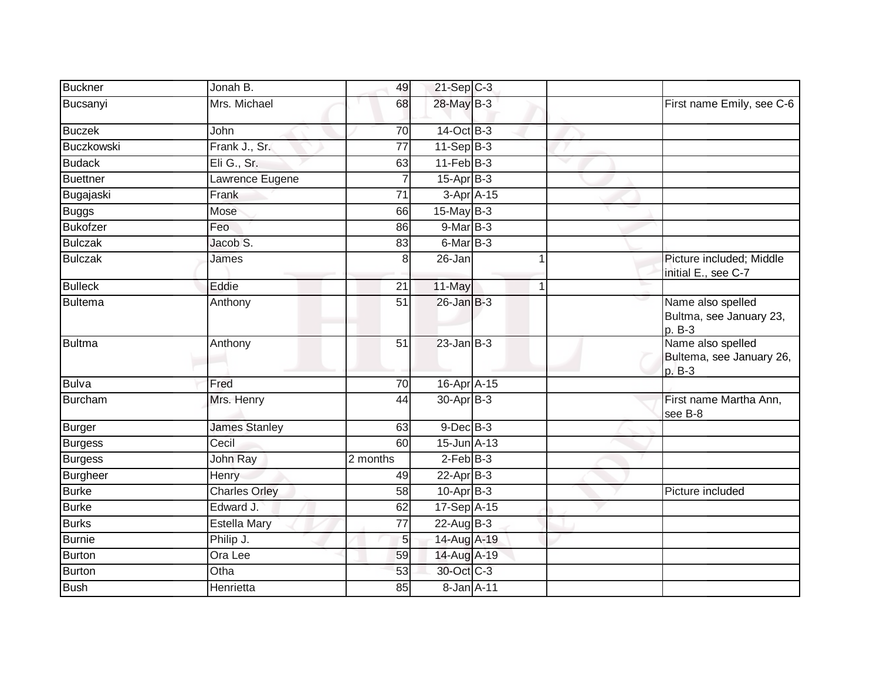| | | | | | | |
|---|---|---|---|---|---|---|
| Buckner | Jonah B. | 49 | 21-Sep | C-3 | | |
| Bucsanyi | Mrs. Michael | 68 | 28-May | B-3 | | First name Emily, see C-6 |
| Buczek | John | 70 | 14-Oct | B-3 | | |
| Buczkowski | Frank J., Sr. | 77 | 11-Sep | B-3 | | |
| Budack | Eli G., Sr. | 63 | 11-Feb | B-3 | | |
| Buettner | Lawrence Eugene | 7 | 15-Apr | B-3 | | |
| Bugajaski | Frank | 71 | 3-Apr | A-15 | | |
| Buggs | Mose | 66 | 15-May | B-3 | | |
| Bukofzer | Feo | 86 | 9-Mar | B-3 | | |
| Bulczak | Jacob S. | 83 | 6-Mar | B-3 | | |
| Bulczak | James | 8 | 26-Jan | 1 | | Picture included; Middle initial E., see C-7 |
| Bulleck | Eddie | 21 | 11-May | 1 | | |
| Bultema | Anthony | 51 | 26-Jan | B-3 | | Name also spelled Bultma, see January 23, p. B-3 |
| Bultma | Anthony | 51 | 23-Jan | B-3 | | Name also spelled Bultema, see January 26, p. B-3 |
| Bulva | Fred | 70 | 16-Apr | A-15 | | |
| Burcham | Mrs. Henry | 44 | 30-Apr | B-3 | | First name Martha Ann, see B-8 |
| Burger | James Stanley | 63 | 9-Dec | B-3 | | |
| Burgess | Cecil | 60 | 15-Jun | A-13 | | |
| Burgess | John Ray | 2 months | 2-Feb | B-3 | | |
| Burgheer | Henry | 49 | 22-Apr | B-3 | | |
| Burke | Charles Orley | 58 | 10-Apr | B-3 | | Picture included |
| Burke | Edward J. | 62 | 17-Sep | A-15 | | |
| Burks | Estella Mary | 77 | 22-Aug | B-3 | | |
| Burnie | Philip J. | 5 | 14-Aug | A-19 | | |
| Burton | Ora Lee | 59 | 14-Aug | A-19 | | |
| Burton | Otha | 53 | 30-Oct | C-3 | | |
| Bush | Henrietta | 85 | 8-Jan | A-11 | | |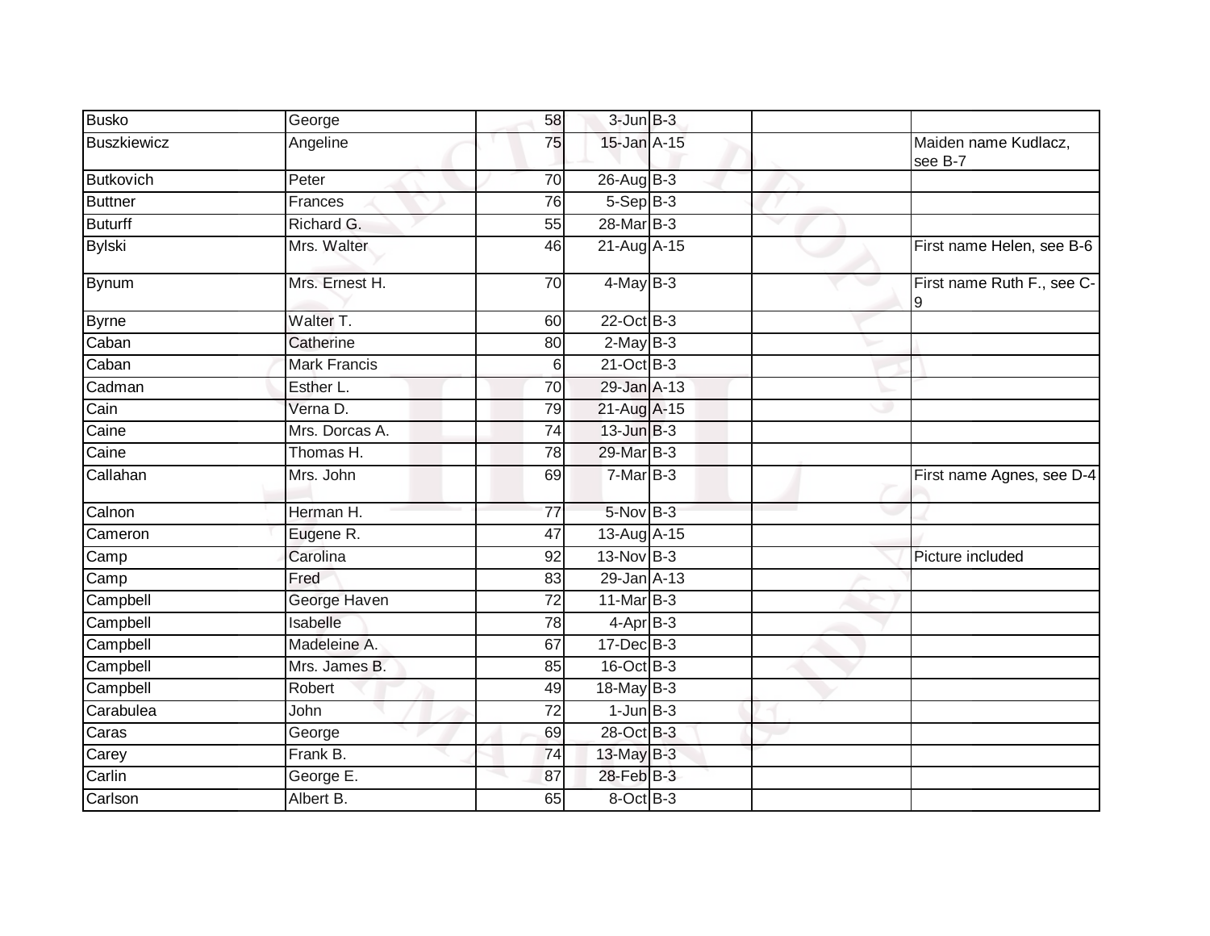| | | | | | | |
|---|---|---|---|---|---|---|
| Busko | George | 58 | 3-Jun | B-3 | | |
| Buszkiewicz | Angeline | 75 | 15-Jan | A-15 | | Maiden name Kudlacz, see B-7 |
| Butkovich | Peter | 70 | 26-Aug | B-3 | | |
| Buttner | Frances | 76 | 5-Sep | B-3 | | |
| Buturff | Richard G. | 55 | 28-Mar | B-3 | | |
| Bylski | Mrs. Walter | 46 | 21-Aug | A-15 | | First name Helen, see B-6 |
| Bynum | Mrs. Ernest H. | 70 | 4-May | B-3 | | First name Ruth F., see C-9 |
| Byrne | Walter T. | 60 | 22-Oct | B-3 | | |
| Caban | Catherine | 80 | 2-May | B-3 | | |
| Caban | Mark Francis | 6 | 21-Oct | B-3 | | |
| Cadman | Esther L. | 70 | 29-Jan | A-13 | | |
| Cain | Verna D. | 79 | 21-Aug | A-15 | | |
| Caine | Mrs. Dorcas A. | 74 | 13-Jun | B-3 | | |
| Caine | Thomas H. | 78 | 29-Mar | B-3 | | |
| Callahan | Mrs. John | 69 | 7-Mar | B-3 | | First name Agnes, see D-4 |
| Calnon | Herman H. | 77 | 5-Nov | B-3 | | |
| Cameron | Eugene R. | 47 | 13-Aug | A-15 | | |
| Camp | Carolina | 92 | 13-Nov | B-3 | | Picture included |
| Camp | Fred | 83 | 29-Jan | A-13 | | |
| Campbell | George Haven | 72 | 11-Mar | B-3 | | |
| Campbell | Isabelle | 78 | 4-Apr | B-3 | | |
| Campbell | Madeleine A. | 67 | 17-Dec | B-3 | | |
| Campbell | Mrs. James B. | 85 | 16-Oct | B-3 | | |
| Campbell | Robert | 49 | 18-May | B-3 | | |
| Carabulea | John | 72 | 1-Jun | B-3 | | |
| Caras | George | 69 | 28-Oct | B-3 | | |
| Carey | Frank B. | 74 | 13-May | B-3 | | |
| Carlin | George E. | 87 | 28-Feb | B-3 | | |
| Carlson | Albert B. | 65 | 8-Oct | B-3 | | |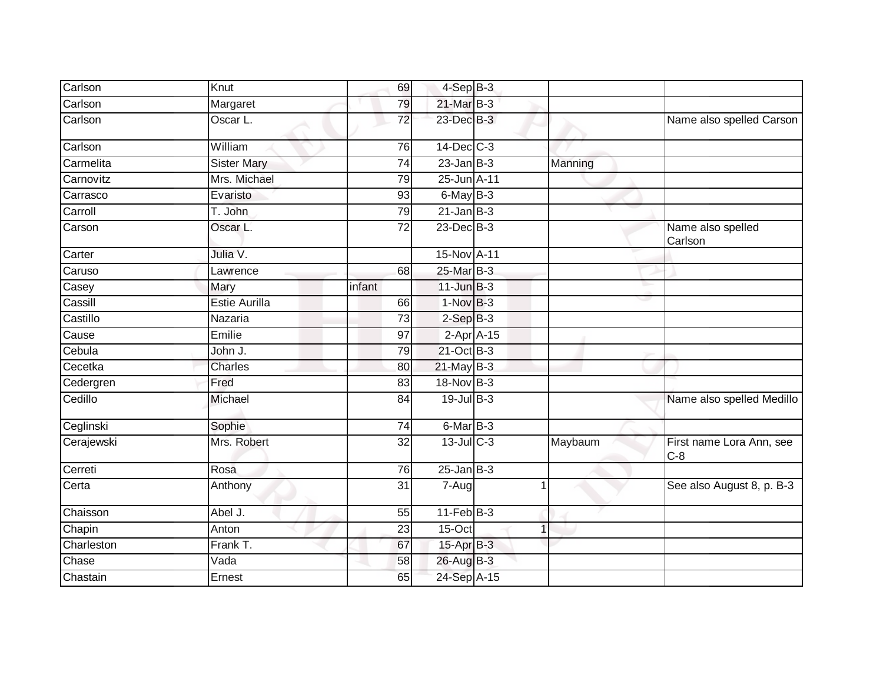| | | | | | | |
|---|---|---|---|---|---|---|
| Carlson | Knut | 69 | 4-Sep | B-3 | | |
| Carlson | Margaret | 79 | 21-Mar | B-3 | | |
| Carlson | Oscar L. | 72 | 23-Dec | B-3 | | Name also spelled Carson |
| Carlson | William | 76 | 14-Dec | C-3 | | |
| Carmelita | Sister Mary | 74 | 23-Jan | B-3 | Manning | |
| Carnovitz | Mrs. Michael | 79 | 25-Jun | A-11 | | |
| Carrasco | Evaristo | 93 | 6-May | B-3 | | |
| Carroll | T. John | 79 | 21-Jan | B-3 | | |
| Carson | Oscar L. | 72 | 23-Dec | B-3 | | Name also spelled Carlson |
| Carter | Julia V. | | 15-Nov | A-11 | | |
| Caruso | Lawrence | 68 | 25-Mar | B-3 | | |
| Casey | Mary | infant | 11-Jun | B-3 | | |
| Cassill | Estie Aurilla | 66 | 1-Nov | B-3 | | |
| Castillo | Nazaria | 73 | 2-Sep | B-3 | | |
| Cause | Emilie | 97 | 2-Apr | A-15 | | |
| Cebula | John J. | 79 | 21-Oct | B-3 | | |
| Cecetka | Charles | 80 | 21-May | B-3 | | |
| Cedergren | Fred | 83 | 18-Nov | B-3 | | |
| Cedillo | Michael | 84 | 19-Jul | B-3 | | Name also spelled Medillo |
| Ceglinski | Sophie | 74 | 6-Mar | B-3 | | |
| Cerajewski | Mrs. Robert | 32 | 13-Jul | C-3 | Maybaum | First name Lora Ann, see C-8 |
| Cerreti | Rosa | 76 | 25-Jan | B-3 | | |
| Certa | Anthony | 31 | 7-Aug | 1 | | See also August 8, p. B-3 |
| Chaisson | Abel J. | 55 | 11-Feb | B-3 | | |
| Chapin | Anton | 23 | 15-Oct | 1 | | |
| Charleston | Frank T. | 67 | 15-Apr | B-3 | | |
| Chase | Vada | 58 | 26-Aug | B-3 | | |
| Chastain | Ernest | 65 | 24-Sep | A-15 | | |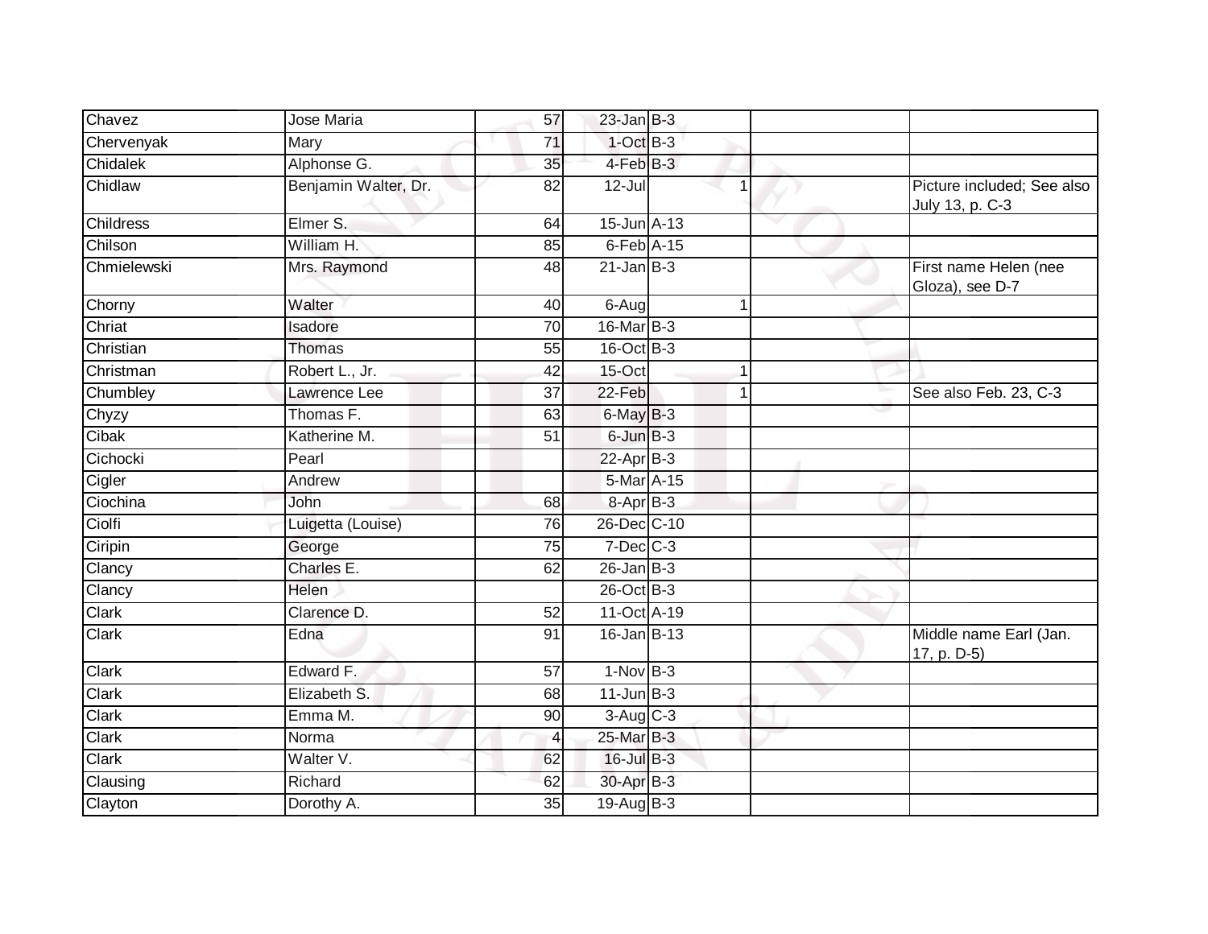| | | | | | | | |
|---|---|---|---|---|---|---|---|
| Chavez | Jose Maria | 57 | 23-Jan | B-3 | | | |
| Chervenyak | Mary | 71 | 1-Oct | B-3 | | | |
| Chidalek | Alphonse G. | 35 | 4-Feb | B-3 | | | |
| Chidlaw | Benjamin Walter, Dr. | 82 | 12-Jul | | 1 | | Picture included; See also July 13, p. C-3 |
| Childress | Elmer S. | 64 | 15-Jun | A-13 | | | |
| Chilson | William H. | 85 | 6-Feb | A-15 | | | |
| Chmielewski | Mrs. Raymond | 48 | 21-Jan | B-3 | | | First name Helen (nee Gloza), see D-7 |
| Chorny | Walter | 40 | 6-Aug | | 1 | | |
| Chriat | Isadore | 70 | 16-Mar | B-3 | | | |
| Christian | Thomas | 55 | 16-Oct | B-3 | | | |
| Christman | Robert L., Jr. | 42 | 15-Oct | | 1 | | |
| Chumbley | Lawrence Lee | 37 | 22-Feb | | 1 | | See also Feb. 23, C-3 |
| Chyzy | Thomas F. | 63 | 6-May | B-3 | | | |
| Cibak | Katherine M. | 51 | 6-Jun | B-3 | | | |
| Cichocki | Pearl | | 22-Apr | B-3 | | | |
| Cigler | Andrew | | 5-Mar | A-15 | | | |
| Ciochina | John | 68 | 8-Apr | B-3 | | | |
| Ciolfi | Luigetta (Louise) | 76 | 26-Dec | C-10 | | | |
| Ciripin | George | 75 | 7-Dec | C-3 | | | |
| Clancy | Charles E. | 62 | 26-Jan | B-3 | | | |
| Clancy | Helen | | 26-Oct | B-3 | | | |
| Clark | Clarence D. | 52 | 11-Oct | A-19 | | | |
| Clark | Edna | 91 | 16-Jan | B-13 | | | Middle name Earl (Jan. 17, p. D-5) |
| Clark | Edward F. | 57 | 1-Nov | B-3 | | | |
| Clark | Elizabeth S. | 68 | 11-Jun | B-3 | | | |
| Clark | Emma M. | 90 | 3-Aug | C-3 | | | |
| Clark | Norma | 4 | 25-Mar | B-3 | | | |
| Clark | Walter V. | 62 | 16-Jul | B-3 | | | |
| Clausing | Richard | 62 | 30-Apr | B-3 | | | |
| Clayton | Dorothy A. | 35 | 19-Aug | B-3 | | | |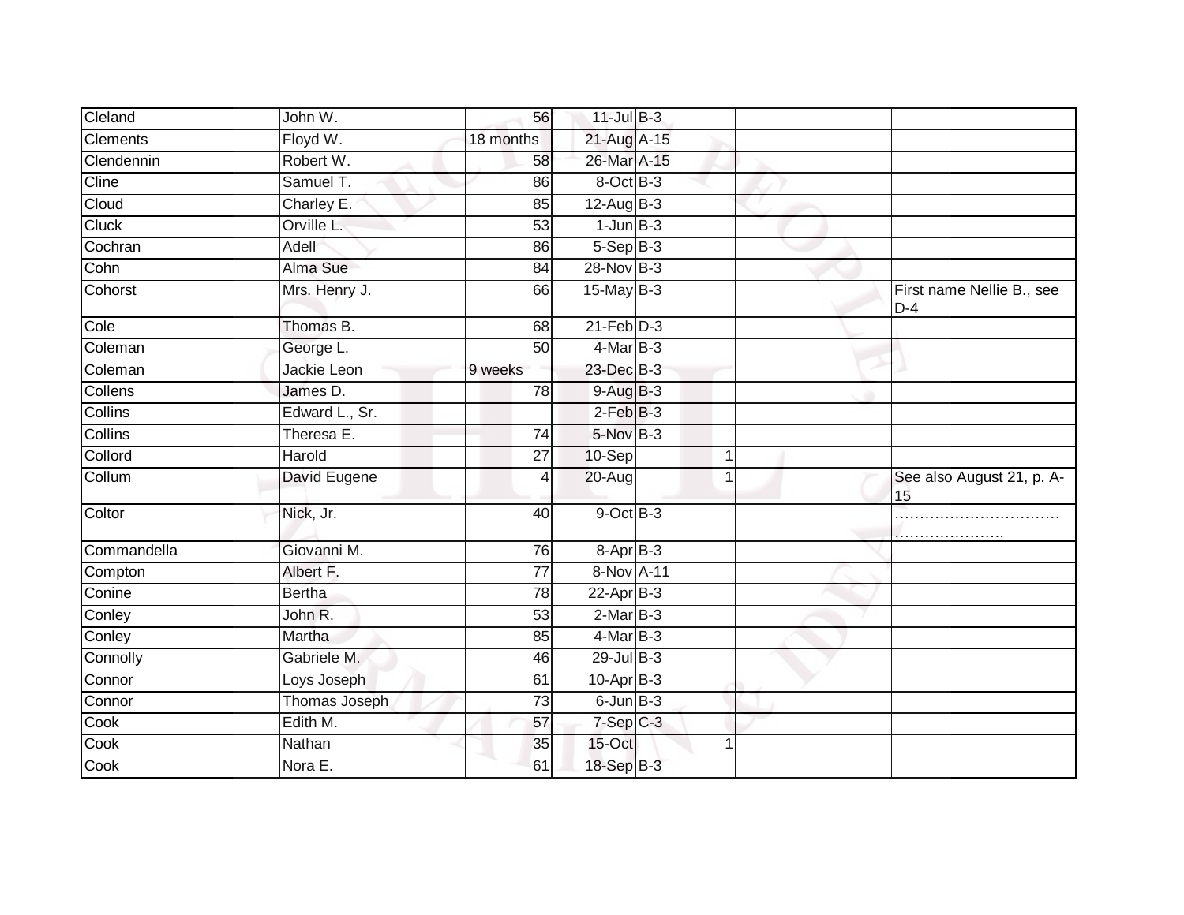| | | | | | | | |
|---|---|---|---|---|---|---|---|
| Cleland | John W. | 56 | 11-Jul | B-3 | | | |
| Clements | Floyd W. | 18 months | 21-Aug | A-15 | | | |
| Clendennin | Robert W. | 58 | 26-Mar | A-15 | | | |
| Cline | Samuel T. | 86 | 8-Oct | B-3 | | | |
| Cloud | Charley E. | 85 | 12-Aug | B-3 | | | |
| Cluck | Orville L. | 53 | 1-Jun | B-3 | | | |
| Cochran | Adell | 86 | 5-Sep | B-3 | | | |
| Cohn | Alma Sue | 84 | 28-Nov | B-3 | | | |
| Cohorst | Mrs. Henry J. | 66 | 15-May | B-3 | | | First name Nellie B., see D-4 |
| Cole | Thomas B. | 68 | 21-Feb | D-3 | | | |
| Coleman | George L. | 50 | 4-Mar | B-3 | | | |
| Coleman | Jackie Leon | 9 weeks | 23-Dec | B-3 | | | |
| Collens | James D. | 78 | 9-Aug | B-3 | | | |
| Collins | Edward L., Sr. | | 2-Feb | B-3 | | | |
| Collins | Theresa E. | 74 | 5-Nov | B-3 | | | |
| Collord | Harold | 27 | 10-Sep | | 1 | | |
| Collum | David Eugene | 4 | 20-Aug | | 1 | | See also August 21, p. A-15 |
| Coltor | Nick, Jr. | 40 | 9-Oct | B-3 | | | …………………………………………………. |
| Commandella | Giovanni M. | 76 | 8-Apr | B-3 | | | |
| Compton | Albert F. | 77 | 8-Nov | A-11 | | | |
| Conine | Bertha | 78 | 22-Apr | B-3 | | | |
| Conley | John R. | 53 | 2-Mar | B-3 | | | |
| Conley | Martha | 85 | 4-Mar | B-3 | | | |
| Connolly | Gabriele M. | 46 | 29-Jul | B-3 | | | |
| Connor | Loys Joseph | 61 | 10-Apr | B-3 | | | |
| Connor | Thomas Joseph | 73 | 6-Jun | B-3 | | | |
| Cook | Edith M. | 57 | 7-Sep | C-3 | | | |
| Cook | Nathan | 35 | 15-Oct | | 1 | | |
| Cook | Nora E. | 61 | 18-Sep | B-3 | | | |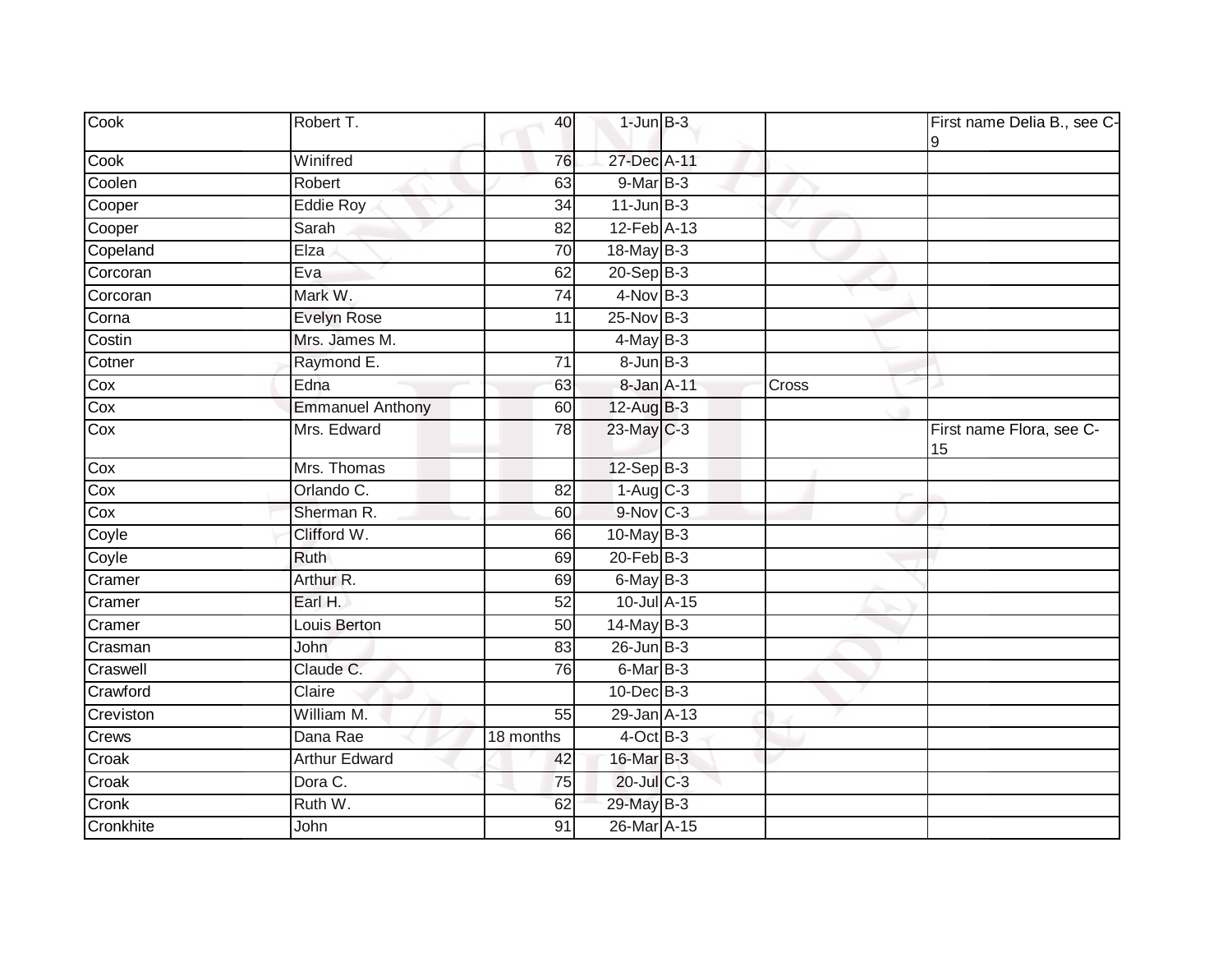| | | | | | | |
|---|---|---|---|---|---|---|
| Cook | Robert T. | 40 | 1-Jun | B-3 | | First name Delia B., see C-9 |
| Cook | Winifred | 76 | 27-Dec | A-11 | | |
| Coolen | Robert | 63 | 9-Mar | B-3 | | |
| Cooper | Eddie Roy | 34 | 11-Jun | B-3 | | |
| Cooper | Sarah | 82 | 12-Feb | A-13 | | |
| Copeland | Elza | 70 | 18-May | B-3 | | |
| Corcoran | Eva | 62 | 20-Sep | B-3 | | |
| Corcoran | Mark W. | 74 | 4-Nov | B-3 | | |
| Corna | Evelyn Rose | 11 | 25-Nov | B-3 | | |
| Costin | Mrs. James M. | | 4-May | B-3 | | |
| Cotner | Raymond E. | 71 | 8-Jun | B-3 | | |
| Cox | Edna | 63 | 8-Jan | A-11 | Cross | |
| Cox | Emmanuel Anthony | 60 | 12-Aug | B-3 | | |
| Cox | Mrs. Edward | 78 | 23-May | C-3 | | First name Flora, see C-15 |
| Cox | Mrs. Thomas | | 12-Sep | B-3 | | |
| Cox | Orlando C. | 82 | 1-Aug | C-3 | | |
| Cox | Sherman R. | 60 | 9-Nov | C-3 | | |
| Coyle | Clifford W. | 66 | 10-May | B-3 | | |
| Coyle | Ruth | 69 | 20-Feb | B-3 | | |
| Cramer | Arthur R. | 69 | 6-May | B-3 | | |
| Cramer | Earl H. | 52 | 10-Jul | A-15 | | |
| Cramer | Louis Berton | 50 | 14-May | B-3 | | |
| Crasman | John | 83 | 26-Jun | B-3 | | |
| Craswell | Claude C. | 76 | 6-Mar | B-3 | | |
| Crawford | Claire | | 10-Dec | B-3 | | |
| Creviston | William M. | 55 | 29-Jan | A-13 | | |
| Crews | Dana Rae | 18 months | 4-Oct | B-3 | | |
| Croak | Arthur Edward | 42 | 16-Mar | B-3 | | |
| Croak | Dora C. | 75 | 20-Jul | C-3 | | |
| Cronk | Ruth W. | 62 | 29-May | B-3 | | |
| Cronkhite | John | 91 | 26-Mar | A-15 | | |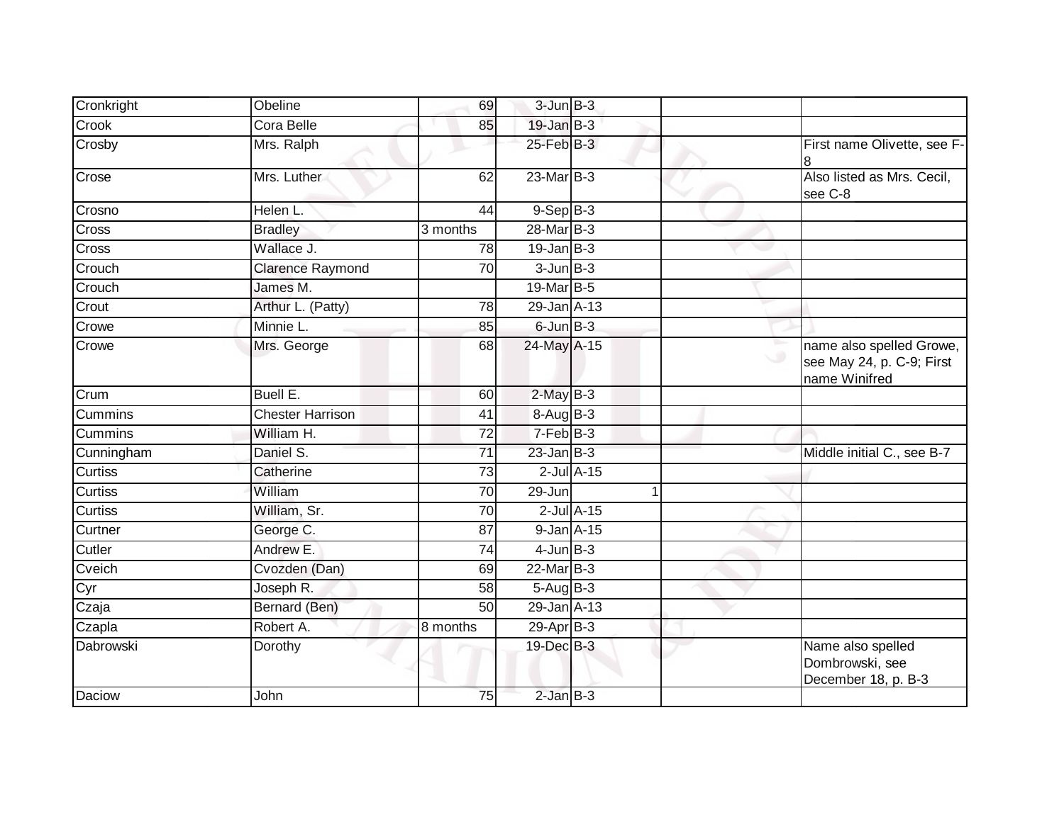| Cronkright | Obeline | 69 | 3-Jun | B-3 | | | |
|---|---|---|---|---|---|---|---|
| Crook | Cora Belle | 85 | 19-Jan | B-3 | | | |
| Crosby | Mrs. Ralph | | 25-Feb | B-3 | | | First name Olivette, see F-8 |
| Crose | Mrs. Luther | 62 | 23-Mar | B-3 | | | Also listed as Mrs. Cecil, see C-8 |
| Crosno | Helen L. | 44 | 9-Sep | B-3 | | | |
| Cross | Bradley | 3 months | 28-Mar | B-3 | | | |
| Cross | Wallace J. | 78 | 19-Jan | B-3 | | | |
| Crouch | Clarence Raymond | 70 | 3-Jun | B-3 | | | |
| Crouch | James M. | | 19-Mar | B-5 | | | |
| Crout | Arthur L. (Patty) | 78 | 29-Jan | A-13 | | | |
| Crowe | Minnie L. | 85 | 6-Jun | B-3 | | | |
| Crowe | Mrs. George | 68 | 24-May | A-15 | | | name also spelled Growe, see May 24, p. C-9; First name Winifred |
| Crum | Buell E. | 60 | 2-May | B-3 | | | |
| Cummins | Chester Harrison | 41 | 8-Aug | B-3 | | | |
| Cummins | William H. | 72 | 7-Feb | B-3 | | | |
| Cunningham | Daniel S. | 71 | 23-Jan | B-3 | | | Middle initial C., see B-7 |
| Curtiss | Catherine | 73 | 2-Jul | A-15 | | | |
| Curtiss | William | 70 | 29-Jun | | 1 | | |
| Curtiss | William, Sr. | 70 | 2-Jul | A-15 | | | |
| Curtner | George C. | 87 | 9-Jan | A-15 | | | |
| Cutler | Andrew E. | 74 | 4-Jun | B-3 | | | |
| Cveich | Cvozden (Dan) | 69 | 22-Mar | B-3 | | | |
| Cyr | Joseph R. | 58 | 5-Aug | B-3 | | | |
| Czaja | Bernard (Ben) | 50 | 29-Jan | A-13 | | | |
| Czapla | Robert A. | 8 months | 29-Apr | B-3 | | | |
| Dabrowski | Dorothy | | 19-Dec | B-3 | | | Name also spelled Dombrowski, see December 18, p. B-3 |
| Daciow | John | 75 | 2-Jan | B-3 | | | |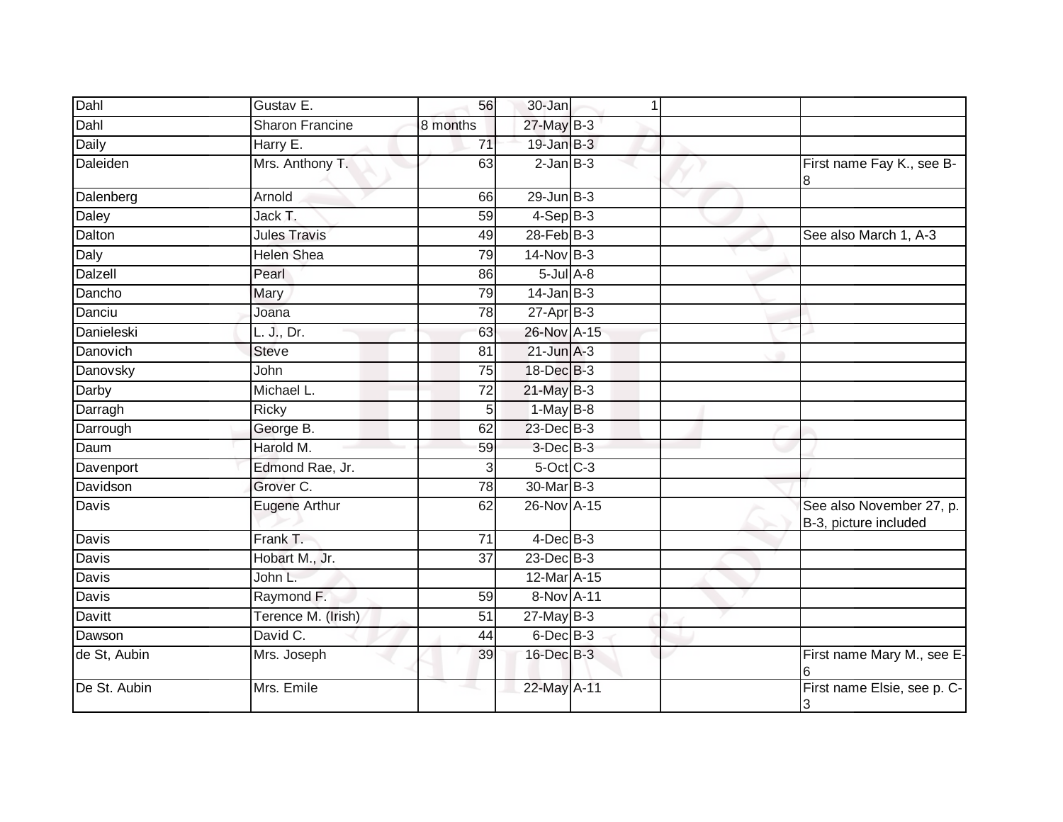| | | | | | | |
|---|---|---|---|---|---|---|
| Dahl | Gustav E. | 56 | 30-Jan | 1 | | |
| Dahl | Sharon Francine | 8 months | 27-May | B-3 | | |
| Daily | Harry E. | 71 | 19-Jan | B-3 | | |
| Daleiden | Mrs. Anthony T. | 63 | 2-Jan | B-3 | | First name Fay K., see B-8 |
| Dalenberg | Arnold | 66 | 29-Jun | B-3 | | |
| Daley | Jack T. | 59 | 4-Sep | B-3 | | |
| Dalton | Jules Travis | 49 | 28-Feb | B-3 | | See also March 1, A-3 |
| Daly | Helen Shea | 79 | 14-Nov | B-3 | | |
| Dalzell | Pearl | 86 | 5-Jul | A-8 | | |
| Dancho | Mary | 79 | 14-Jan | B-3 | | |
| Danciu | Joana | 78 | 27-Apr | B-3 | | |
| Danieleski | L. J., Dr. | 63 | 26-Nov | A-15 | | |
| Danovich | Steve | 81 | 21-Jun | A-3 | | |
| Danovsky | John | 75 | 18-Dec | B-3 | | |
| Darby | Michael L. | 72 | 21-May | B-3 | | |
| Darragh | Ricky | 5 | 1-May | B-8 | | |
| Darrough | George B. | 62 | 23-Dec | B-3 | | |
| Daum | Harold M. | 59 | 3-Dec | B-3 | | |
| Davenport | Edmond Rae, Jr. | 3 | 5-Oct | C-3 | | |
| Davidson | Grover C. | 78 | 30-Mar | B-3 | | |
| Davis | Eugene Arthur | 62 | 26-Nov | A-15 | | See also November 27, p. B-3, picture included |
| Davis | Frank T. | 71 | 4-Dec | B-3 | | |
| Davis | Hobart M., Jr. | 37 | 23-Dec | B-3 | | |
| Davis | John L. | | 12-Mar | A-15 | | |
| Davis | Raymond F. | 59 | 8-Nov | A-11 | | |
| Davitt | Terence M. (Irish) | 51 | 27-May | B-3 | | |
| Dawson | David C. | 44 | 6-Dec | B-3 | | |
| de St, Aubin | Mrs. Joseph | 39 | 16-Dec | B-3 | | First name Mary M., see E-6 |
| De St. Aubin | Mrs. Emile | | 22-May | A-11 | | First name Elsie, see p. C-3 |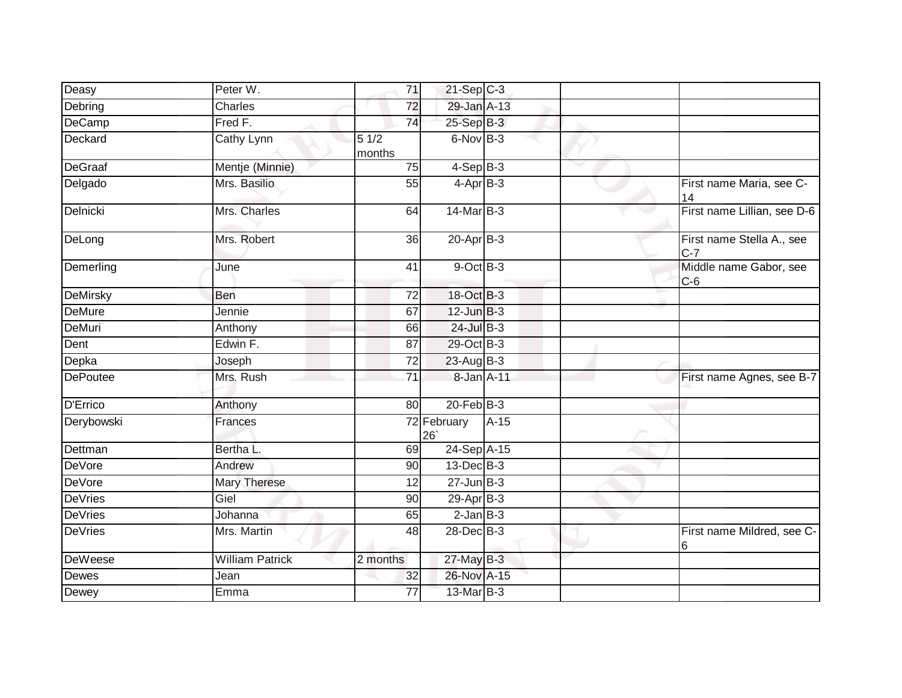| | | | | | | |
|---|---|---|---|---|---|---|
| Deasy | Peter W. | 71 | 21-Sep | C-3 | | |
| Debring | Charles | 72 | 29-Jan | A-13 | | |
| DeCamp | Fred F. | 74 | 25-Sep | B-3 | | |
| Deckard | Cathy Lynn | 5 1/2 months | 6-Nov | B-3 | | |
| DeGraaf | Mentje (Minnie) | 75 | 4-Sep | B-3 | | |
| Delgado | Mrs. Basilio | 55 | 4-Apr | B-3 | | First name Maria, see C-14 |
| Delnicki | Mrs. Charles | 64 | 14-Mar | B-3 | | First name Lillian, see D-6 |
| DeLong | Mrs. Robert | 36 | 20-Apr | B-3 | | First name Stella A., see C-7 |
| Demerling | June | 41 | 9-Oct | B-3 | | Middle name Gabor, see C-6 |
| DeMirsky | Ben | 72 | 18-Oct | B-3 | | |
| DeMure | Jennie | 67 | 12-Jun | B-3 | | |
| DeMuri | Anthony | 66 | 24-Jul | B-3 | | |
| Dent | Edwin F. | 87 | 29-Oct | B-3 | | |
| Depka | Joseph | 72 | 23-Aug | B-3 | | |
| DePoutee | Mrs. Rush | 71 | 8-Jan | A-11 | | First name Agnes, see B-7 |
| D'Errico | Anthony | 80 | 20-Feb | B-3 | | |
| Derybowski | Frances | 72 | February 26` | A-15 | | |
| Dettman | Bertha L. | 69 | 24-Sep | A-15 | | |
| DeVore | Andrew | 90 | 13-Dec | B-3 | | |
| DeVore | Mary Therese | 12 | 27-Jun | B-3 | | |
| DeVries | Giel | 90 | 29-Apr | B-3 | | |
| DeVries | Johanna | 65 | 2-Jan | B-3 | | |
| DeVries | Mrs. Martin | 48 | 28-Dec | B-3 | | First name Mildred, see C-6 |
| DeWeese | William Patrick | 2 months | 27-May | B-3 | | |
| Dewes | Jean | 32 | 26-Nov | A-15 | | |
| Dewey | Emma | 77 | 13-Mar | B-3 | | |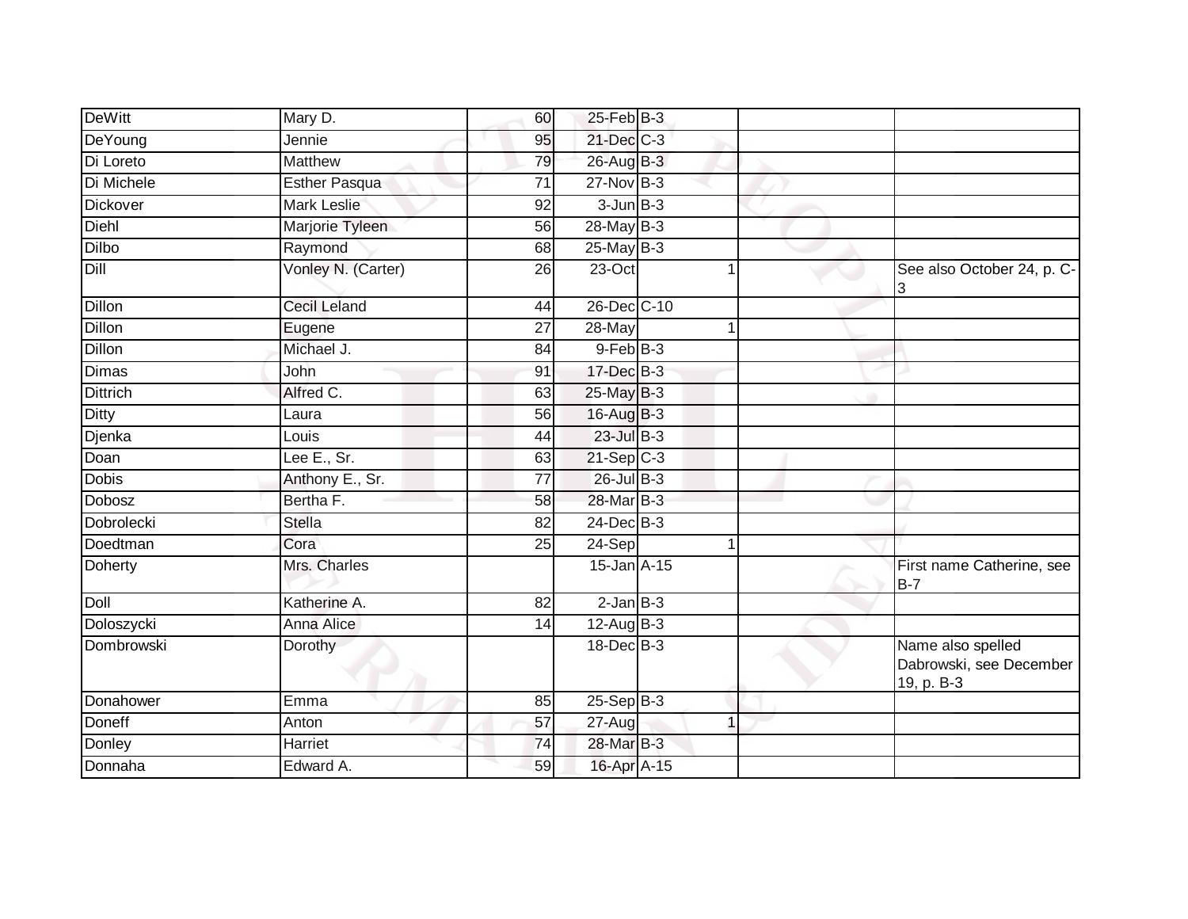| DeWitt | Mary D. | 60 | 25-Feb | B-3 | | | |
|---|---|---|---|---|---|---|---|
| DeYoung | Jennie | 95 | 21-Dec | C-3 | | | |
| Di Loreto | Matthew | 79 | 26-Aug | B-3 | | | |
| Di Michele | Esther Pasqua | 71 | 27-Nov | B-3 | | | |
| Dickover | Mark Leslie | 92 | 3-Jun | B-3 | | | |
| Diehl | Marjorie Tyleen | 56 | 28-May | B-3 | | | |
| Dilbo | Raymond | 68 | 25-May | B-3 | | | |
| Dill | Vonley N. (Carter) | 26 | 23-Oct | | 1 | | See also October 24, p. C-3 |
| Dillon | Cecil Leland | 44 | 26-Dec | C-10 | | | |
| Dillon | Eugene | 27 | 28-May | | 1 | | |
| Dillon | Michael J. | 84 | 9-Feb | B-3 | | | |
| Dimas | John | 91 | 17-Dec | B-3 | | | |
| Dittrich | Alfred C. | 63 | 25-May | B-3 | | | |
| Ditty | Laura | 56 | 16-Aug | B-3 | | | |
| Djenka | Louis | 44 | 23-Jul | B-3 | | | |
| Doan | Lee E., Sr. | 63 | 21-Sep | C-3 | | | |
| Dobis | Anthony E., Sr. | 77 | 26-Jul | B-3 | | | |
| Dobosz | Bertha F. | 58 | 28-Mar | B-3 | | | |
| Dobrolecki | Stella | 82 | 24-Dec | B-3 | | | |
| Doedtman | Cora | 25 | 24-Sep | | 1 | | |
| Doherty | Mrs. Charles | | 15-Jan | A-15 | | | First name Catherine, see B-7 |
| Doll | Katherine A. | 82 | 2-Jan | B-3 | | | |
| Doloszycki | Anna Alice | 14 | 12-Aug | B-3 | | | |
| Dombrowski | Dorothy | | 18-Dec | B-3 | | | Name also spelled Dabrowski, see December 19, p. B-3 |
| Donahower | Emma | 85 | 25-Sep | B-3 | | | |
| Doneff | Anton | 57 | 27-Aug | | 1 | | |
| Donley | Harriet | 74 | 28-Mar | B-3 | | | |
| Donnaha | Edward A. | 59 | 16-Apr | A-15 | | | |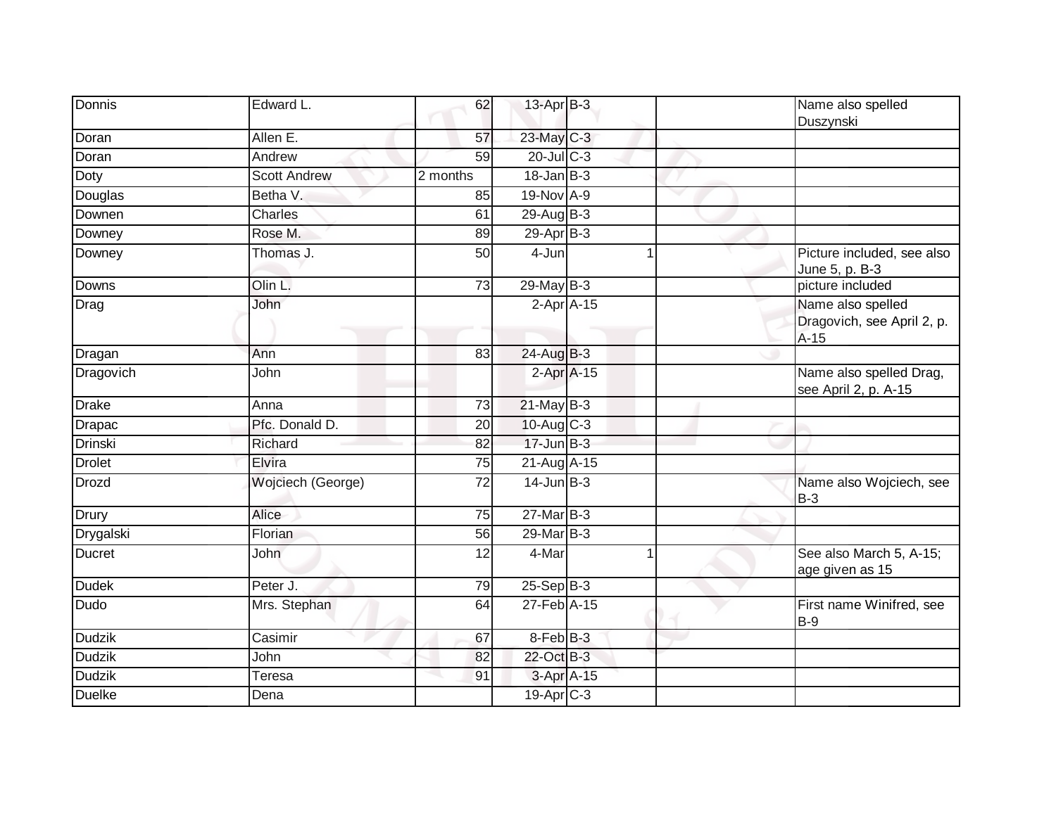| Donnis | Edward L. | 62 | 13-Apr | B-3 | | | Name also spelled Duszynski |
|---|---|---|---|---|---|---|---|
| Doran | Allen E. | 57 | 23-May | C-3 | | | |
| Doran | Andrew | 59 | 20-Jul | C-3 | | | |
| Doty | Scott Andrew | 2 months | 18-Jan | B-3 | | | |
| Douglas | Betha V. | 85 | 19-Nov | A-9 | | | |
| Downen | Charles | 61 | 29-Aug | B-3 | | | |
| Downey | Rose M. | 89 | 29-Apr | B-3 | | | |
| Downey | Thomas J. | 50 | 4-Jun | | 1 | | Picture included, see also June 5, p. B-3 |
| Downs | Olin L. | 73 | 29-May | B-3 | | | picture included |
| Drag | John | | 2-Apr | A-15 | | | Name also spelled Dragovich, see April 2, p. A-15 |
| Dragan | Ann | 83 | 24-Aug | B-3 | | | |
| Dragovich | John | | 2-Apr | A-15 | | | Name also spelled Drag, see April 2, p. A-15 |
| Drake | Anna | 73 | 21-May | B-3 | | | |
| Drapac | Pfc. Donald D. | 20 | 10-Aug | C-3 | | | |
| Drinski | Richard | 82 | 17-Jun | B-3 | | | |
| Drolet | Elvira | 75 | 21-Aug | A-15 | | | |
| Drozd | Wojciech (George) | 72 | 14-Jun | B-3 | | | Name also Wojciech, see B-3 |
| Drury | Alice | 75 | 27-Mar | B-3 | | | |
| Drygalski | Florian | 56 | 29-Mar | B-3 | | | |
| Ducret | John | 12 | 4-Mar | | 1 | | See also March 5, A-15; age given as 15 |
| Dudek | Peter J. | 79 | 25-Sep | B-3 | | | |
| Dudo | Mrs. Stephan | 64 | 27-Feb | A-15 | | | First name Winifred, see B-9 |
| Dudzik | Casimir | 67 | 8-Feb | B-3 | | | |
| Dudzik | John | 82 | 22-Oct | B-3 | | | |
| Dudzik | Teresa | 91 | 3-Apr | A-15 | | | |
| Duelke | Dena | | 19-Apr | C-3 | | | |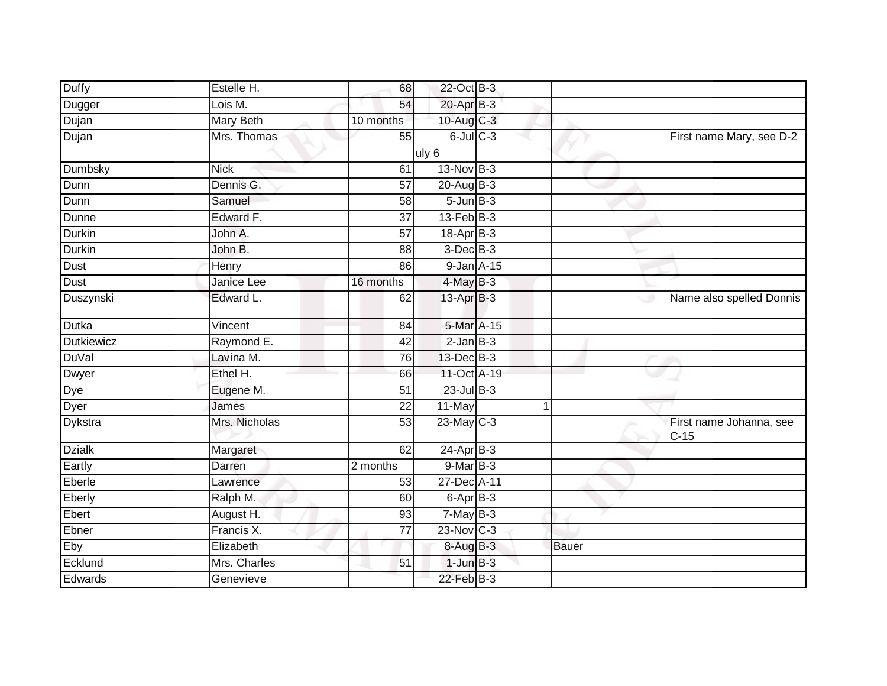| | | | | | | |
|---|---|---|---|---|---|---|
| Duffy | Estelle H. | 68 | 22-Oct | B-3 | | |
| Dugger | Lois M. | 54 | 20-Apr | B-3 | | |
| Dujan | Mary Beth | 10 months | 10-Aug | C-3 | | |
| Dujan | Mrs. Thomas | 55 | 6-Jul uly 6 | C-3 | | First name Mary, see D-2 |
| Dumbsky | Nick | 61 | 13-Nov | B-3 | | |
| Dunn | Dennis G. | 57 | 20-Aug | B-3 | | |
| Dunn | Samuel | 58 | 5-Jun | B-3 | | |
| Dunne | Edward F. | 37 | 13-Feb | B-3 | | |
| Durkin | John A. | 57 | 18-Apr | B-3 | | |
| Durkin | John B. | 88 | 3-Dec | B-3 | | |
| Dust | Henry | 86 | 9-Jan | A-15 | | |
| Dust | Janice Lee | 16 months | 4-May | B-3 | | |
| Duszynski | Edward L. | 62 | 13-Apr | B-3 | | Name also spelled Donnis |
| Dutka | Vincent | 84 | 5-Mar | A-15 | | |
| Dutkiewicz | Raymond E. | 42 | 2-Jan | B-3 | | |
| DuVal | Lavina M. | 76 | 13-Dec | B-3 | | |
| Dwyer | Ethel H. | 66 | 11-Oct | A-19 | | |
| Dye | Eugene M. | 51 | 23-Jul | B-3 | | |
| Dyer | James | 22 | 11-May | 1 | | |
| Dykstra | Mrs. Nicholas | 53 | 23-May | C-3 | | First name Johanna, see C-15 |
| Dzialk | Margaret | 62 | 24-Apr | B-3 | | |
| Eartly | Darren | 2 months | 9-Mar | B-3 | | |
| Eberle | Lawrence | 53 | 27-Dec | A-11 | | |
| Eberly | Ralph M. | 60 | 6-Apr | B-3 | | |
| Ebert | August H. | 93 | 7-May | B-3 | | |
| Ebner | Francis X. | 77 | 23-Nov | C-3 | | |
| Eby | Elizabeth | | 8-Aug | B-3 | Bauer | |
| Ecklund | Mrs. Charles | 51 | 1-Jun | B-3 | | |
| Edwards | Genevieve | | 22-Feb | B-3 | | |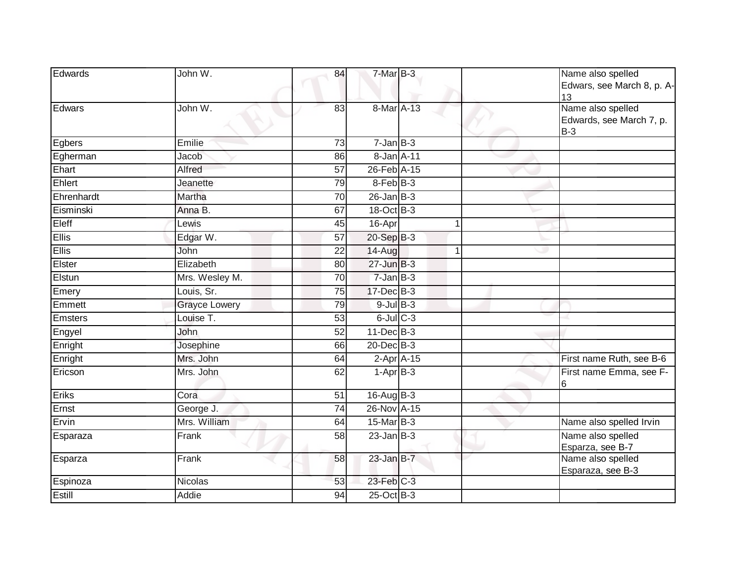| | | | | | | | |
|---|---|---|---|---|---|---|---|
| Edwards | John W. | 84 | 7-Mar | B-3 | | | Name also spelled Edwars, see March 8, p. A-13 |
| Edwars | John W. | 83 | 8-Mar | A-13 | | | Name also spelled Edwards, see March 7, p. B-3 |
| Egbers | Emilie | 73 | 7-Jan | B-3 | | | |
| Egherman | Jacob | 86 | 8-Jan | A-11 | | | |
| Ehart | Alfred | 57 | 26-Feb | A-15 | | | |
| Ehlert | Jeanette | 79 | 8-Feb | B-3 | | | |
| Ehrenhardt | Martha | 70 | 26-Jan | B-3 | | | |
| Eisminski | Anna B. | 67 | 18-Oct | B-3 | | | |
| Eleff | Lewis | 45 | 16-Apr | | 1 | | |
| Ellis | Edgar W. | 57 | 20-Sep | B-3 | | | |
| Ellis | John | 22 | 14-Aug | | 1 | | |
| Elster | Elizabeth | 80 | 27-Jun | B-3 | | | |
| Elstun | Mrs. Wesley M. | 70 | 7-Jan | B-3 | | | |
| Emery | Louis, Sr. | 75 | 17-Dec | B-3 | | | |
| Emmett | Grayce Lowery | 79 | 9-Jul | B-3 | | | |
| Emsters | Louise T. | 53 | 6-Jul | C-3 | | | |
| Engyel | John | 52 | 11-Dec | B-3 | | | |
| Enright | Josephine | 66 | 20-Dec | B-3 | | | |
| Enright | Mrs. John | 64 | 2-Apr | A-15 | | | First name Ruth, see B-6 |
| Ericson | Mrs. John | 62 | 1-Apr | B-3 | | | First name Emma, see F-6 |
| Eriks | Cora | 51 | 16-Aug | B-3 | | | |
| Ernst | George J. | 74 | 26-Nov | A-15 | | | |
| Ervin | Mrs. William | 64 | 15-Mar | B-3 | | | Name also spelled Irvin |
| Esparaza | Frank | 58 | 23-Jan | B-3 | | | Name also spelled Esparza, see B-7 |
| Esparza | Frank | 58 | 23-Jan | B-7 | | | Name also spelled Esparaza, see B-3 |
| Espinoza | Nicolas | 53 | 23-Feb | C-3 | | | |
| Estill | Addie | 94 | 25-Oct | B-3 | | | |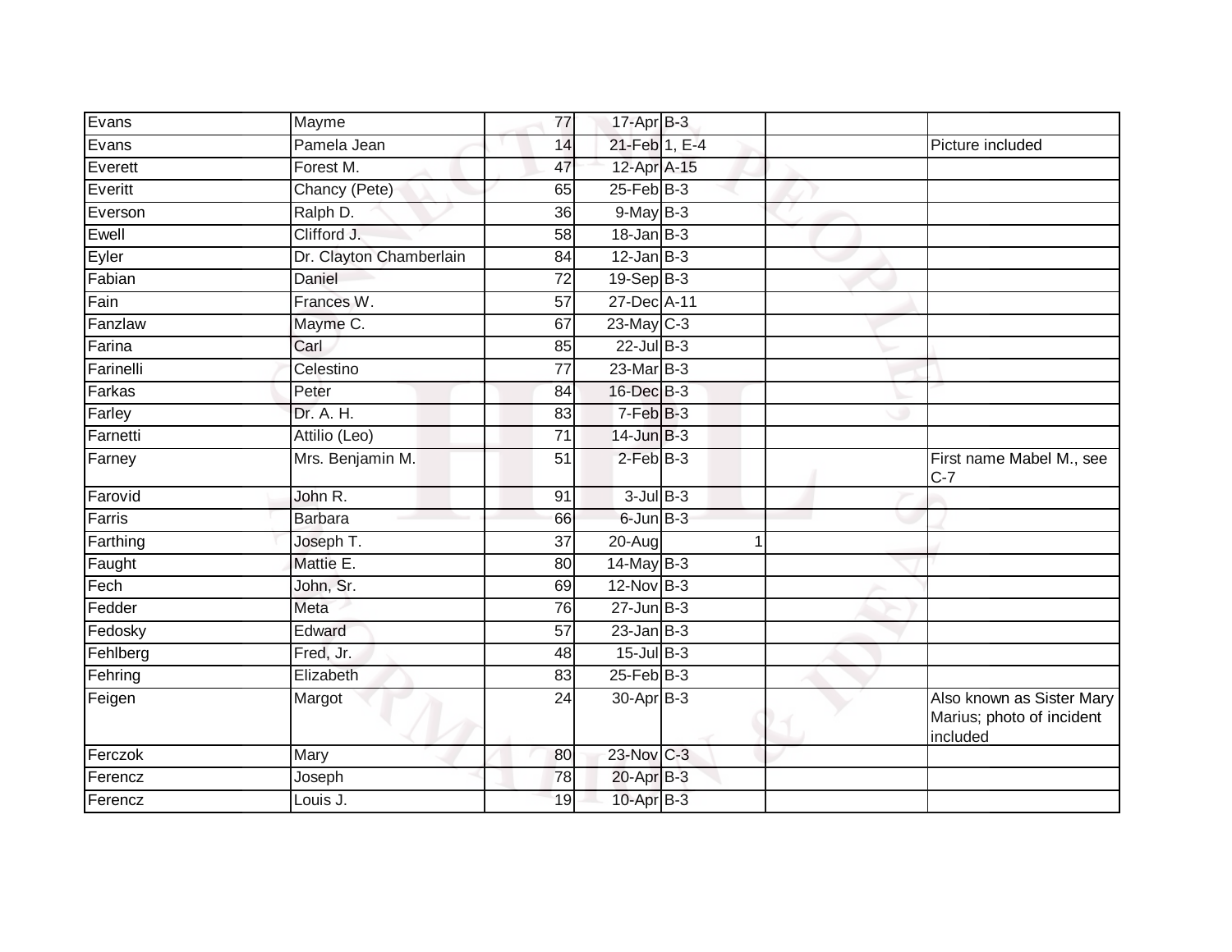| | | | | | | |
|---|---|---|---|---|---|---|
| Evans | Mayme | 77 | 17-Apr | B-3 | | |
| Evans | Pamela Jean | 14 | 21-Feb | 1, E-4 | | Picture included |
| Everett | Forest M. | 47 | 12-Apr | A-15 | | |
| Everitt | Chancy (Pete) | 65 | 25-Feb | B-3 | | |
| Everson | Ralph D. | 36 | 9-May | B-3 | | |
| Ewell | Clifford J. | 58 | 18-Jan | B-3 | | |
| Eyler | Dr. Clayton Chamberlain | 84 | 12-Jan | B-3 | | |
| Fabian | Daniel | 72 | 19-Sep | B-3 | | |
| Fain | Frances W. | 57 | 27-Dec | A-11 | | |
| Fanzlaw | Mayme C. | 67 | 23-May | C-3 | | |
| Farina | Carl | 85 | 22-Jul | B-3 | | |
| Farinelli | Celestino | 77 | 23-Mar | B-3 | | |
| Farkas | Peter | 84 | 16-Dec | B-3 | | |
| Farley | Dr. A. H. | 83 | 7-Feb | B-3 | | |
| Farnetti | Attilio (Leo) | 71 | 14-Jun | B-3 | | |
| Farney | Mrs. Benjamin M. | 51 | 2-Feb | B-3 | | First name Mabel M., see C-7 |
| Farovid | John R. | 91 | 3-Jul | B-3 | | |
| Farris | Barbara | 66 | 6-Jun | B-3 | | |
| Farthing | Joseph T. | 37 | 20-Aug | 1 | | |
| Faught | Mattie E. | 80 | 14-May | B-3 | | |
| Fech | John, Sr. | 69 | 12-Nov | B-3 | | |
| Fedder | Meta | 76 | 27-Jun | B-3 | | |
| Fedosky | Edward | 57 | 23-Jan | B-3 | | |
| Fehlberg | Fred, Jr. | 48 | 15-Jul | B-3 | | |
| Fehring | Elizabeth | 83 | 25-Feb | B-3 | | |
| Feigen | Margot | 24 | 30-Apr | B-3 | | Also known as Sister Mary Marius; photo of incident included |
| Ferczok | Mary | 80 | 23-Nov | C-3 | | |
| Ferencz | Joseph | 78 | 20-Apr | B-3 | | |
| Ferencz | Louis J. | 19 | 10-Apr | B-3 | | |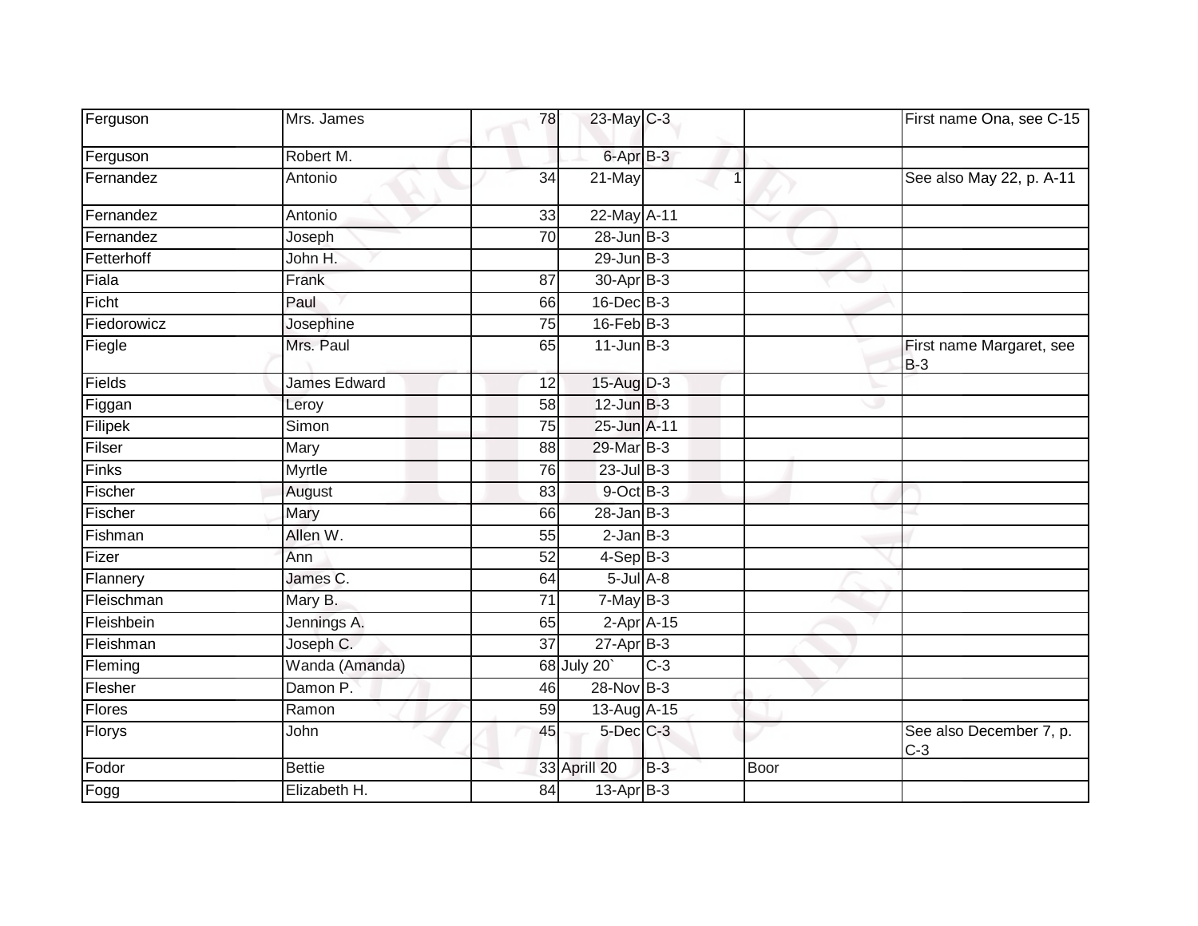| | | | | | | | |
|---|---|---|---|---|---|---|---|
| Ferguson | Mrs. James | 78 | 23-May | C-3 | | | First name Ona, see C-15 |
| Ferguson | Robert M. | | 6-Apr | B-3 | | | |
| Fernandez | Antonio | 34 | 21-May | | 1 | | See also May 22, p. A-11 |
| Fernandez | Antonio | 33 | 22-May | A-11 | | | |
| Fernandez | Joseph | 70 | 28-Jun | B-3 | | | |
| Fetterhoff | John H. | | 29-Jun | B-3 | | | |
| Fiala | Frank | 87 | 30-Apr | B-3 | | | |
| Ficht | Paul | 66 | 16-Dec | B-3 | | | |
| Fiedorowicz | Josephine | 75 | 16-Feb | B-3 | | | |
| Fiegle | Mrs. Paul | 65 | 11-Jun | B-3 | | | First name Margaret, see B-3 |
| Fields | James Edward | 12 | 15-Aug | D-3 | | | |
| Figgan | Leroy | 58 | 12-Jun | B-3 | | | |
| Filipek | Simon | 75 | 25-Jun | A-11 | | | |
| Filser | Mary | 88 | 29-Mar | B-3 | | | |
| Finks | Myrtle | 76 | 23-Jul | B-3 | | | |
| Fischer | August | 83 | 9-Oct | B-3 | | | |
| Fischer | Mary | 66 | 28-Jan | B-3 | | | |
| Fishman | Allen W. | 55 | 2-Jan | B-3 | | | |
| Fizer | Ann | 52 | 4-Sep | B-3 | | | |
| Flannery | James C. | 64 | 5-Jul | A-8 | | | |
| Fleischman | Mary B. | 71 | 7-May | B-3 | | | |
| Fleishbein | Jennings A. | 65 | 2-Apr | A-15 | | | |
| Fleishman | Joseph C. | 37 | 27-Apr | B-3 | | | |
| Fleming | Wanda (Amanda) | 68 | July 20` | C-3 | | | |
| Flesher | Damon P. | 46 | 28-Nov | B-3 | | | |
| Flores | Ramon | 59 | 13-Aug | A-15 | | | |
| Florys | John | 45 | 5-Dec | C-3 | | | See also December 7, p. C-3 |
| Fodor | Bettie | 33 | Aprill 20 | B-3 | | Boor | |
| Fogg | Elizabeth H. | 84 | 13-Apr | B-3 | | | |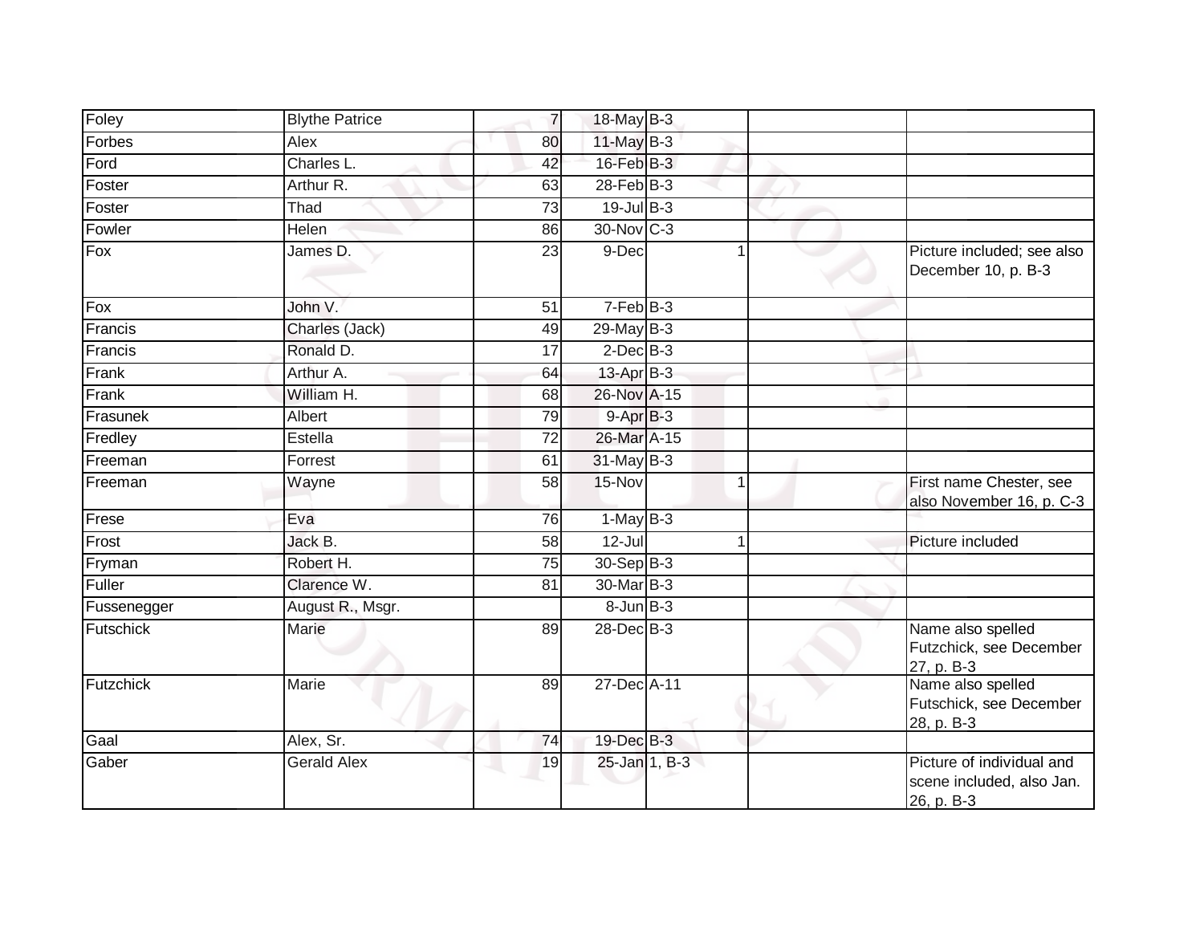| | | | | | | | |
|---|---|---|---|---|---|---|---|
| Foley | Blythe Patrice | 7 | 18-May | B-3 | | | |
| Forbes | Alex | 80 | 11-May | B-3 | | | |
| Ford | Charles L. | 42 | 16-Feb | B-3 | | | |
| Foster | Arthur R. | 63 | 28-Feb | B-3 | | | |
| Foster | Thad | 73 | 19-Jul | B-3 | | | |
| Fowler | Helen | 86 | 30-Nov | C-3 | | | |
| Fox | James D. | 23 | 9-Dec | | 1 | | Picture included; see also December 10, p. B-3 |
| Fox | John V. | 51 | 7-Feb | B-3 | | | |
| Francis | Charles (Jack) | 49 | 29-May | B-3 | | | |
| Francis | Ronald D. | 17 | 2-Dec | B-3 | | | |
| Frank | Arthur A. | 64 | 13-Apr | B-3 | | | |
| Frank | William H. | 68 | 26-Nov | A-15 | | | |
| Frasunek | Albert | 79 | 9-Apr | B-3 | | | |
| Fredley | Estella | 72 | 26-Mar | A-15 | | | |
| Freeman | Forrest | 61 | 31-May | B-3 | | | |
| Freeman | Wayne | 58 | 15-Nov | | 1 | | First name Chester, see also November 16, p. C-3 |
| Frese | Eva | 76 | 1-May | B-3 | | | |
| Frost | Jack B. | 58 | 12-Jul | | 1 | | Picture included |
| Fryman | Robert H. | 75 | 30-Sep | B-3 | | | |
| Fuller | Clarence W. | 81 | 30-Mar | B-3 | | | |
| Fussenegger | August R., Msgr. | | 8-Jun | B-3 | | | |
| Futschick | Marie | 89 | 28-Dec | B-3 | | | Name also spelled Futzchick, see December 27, p. B-3 |
| Futzchick | Marie | 89 | 27-Dec | A-11 | | | Name also spelled Futschick, see December 28, p. B-3 |
| Gaal | Alex, Sr. | 74 | 19-Dec | B-3 | | | |
| Gaber | Gerald Alex | 19 | 25-Jan | 1, B-3 | | | Picture of individual and scene included, also Jan. 26, p. B-3 |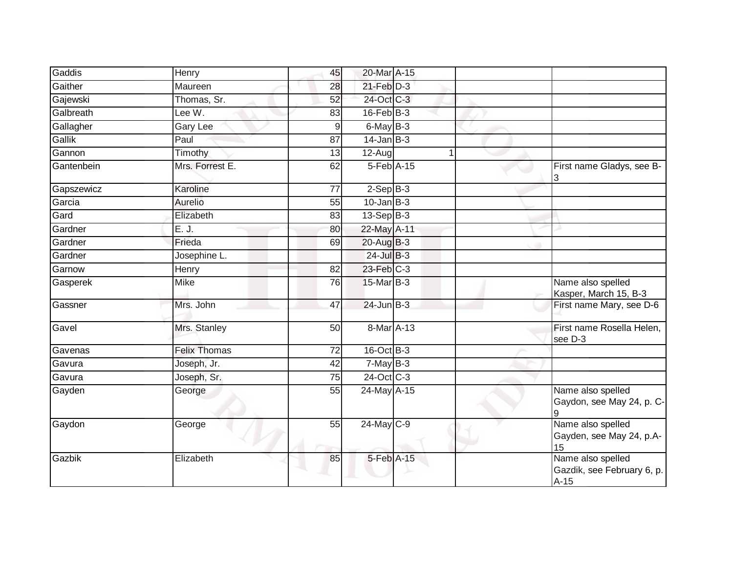| | | | | | | |
|---|---|---|---|---|---|---|
| Gaddis | Henry | 45 | 20-Mar | A-15 | | |
| Gaither | Maureen | 28 | 21-Feb | D-3 | | |
| Gajewski | Thomas, Sr. | 52 | 24-Oct | C-3 | | |
| Galbreath | Lee W. | 83 | 16-Feb | B-3 | | |
| Gallagher | Gary Lee | 9 | 6-May | B-3 | | |
| Gallik | Paul | 87 | 14-Jan | B-3 | | |
| Gannon | Timothy | 13 | 12-Aug | 1 | | |
| Gantenbein | Mrs. Forrest E. | 62 | 5-Feb | A-15 | | First name Gladys, see B-3 |
| Gapszewicz | Karoline | 77 | 2-Sep | B-3 | | |
| Garcia | Aurelio | 55 | 10-Jan | B-3 | | |
| Gard | Elizabeth | 83 | 13-Sep | B-3 | | |
| Gardner | E. J. | 80 | 22-May | A-11 | | |
| Gardner | Frieda | 69 | 20-Aug | B-3 | | |
| Gardner | Josephine L. | | 24-Jul | B-3 | | |
| Garnow | Henry | 82 | 23-Feb | C-3 | | |
| Gasperek | Mike | 76 | 15-Mar | B-3 | | Name also spelled Kasper, March 15, B-3 |
| Gassner | Mrs. John | 47 | 24-Jun | B-3 | | First name Mary, see D-6 |
| Gavel | Mrs. Stanley | 50 | 8-Mar | A-13 | | First name Rosella Helen, see D-3 |
| Gavenas | Felix Thomas | 72 | 16-Oct | B-3 | | |
| Gavura | Joseph, Jr. | 42 | 7-May | B-3 | | |
| Gavura | Joseph, Sr. | 75 | 24-Oct | C-3 | | |
| Gayden | George | 55 | 24-May | A-15 | | Name also spelled Gaydon, see May 24, p. C-9 |
| Gaydon | George | 55 | 24-May | C-9 | | Name also spelled Gayden, see May 24, p.A-15 |
| Gazbik | Elizabeth | 85 | 5-Feb | A-15 | | Name also spelled Gazdik, see February 6, p. A-15 |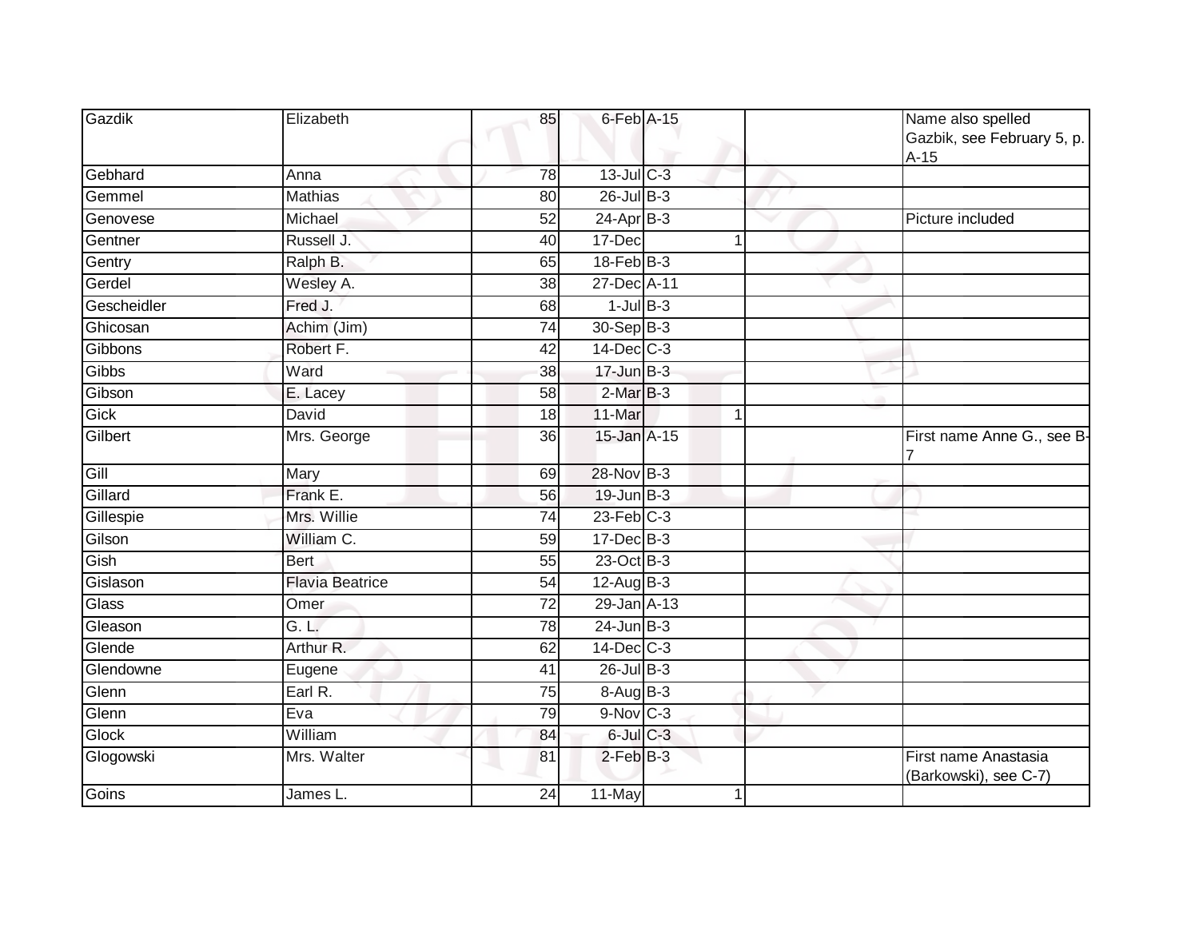| Gazdik | Elizabeth | 85 | 6-Feb | A-15 | | | Name also spelled Gazbik, see February 5, p. A-15 |
|---|---|---|---|---|---|---|---|
| Gebhard | Anna | 78 | 13-Jul | C-3 | | | |
| Gemmel | Mathias | 80 | 26-Jul | B-3 | | | |
| Genovese | Michael | 52 | 24-Apr | B-3 | | | Picture included |
| Gentner | Russell J. | 40 | 17-Dec | | 1 | | |
| Gentry | Ralph B. | 65 | 18-Feb | B-3 | | | |
| Gerdel | Wesley A. | 38 | 27-Dec | A-11 | | | |
| Gescheidler | Fred J. | 68 | 1-Jul | B-3 | | | |
| Ghicosan | Achim (Jim) | 74 | 30-Sep | B-3 | | | |
| Gibbons | Robert F. | 42 | 14-Dec | C-3 | | | |
| Gibbs | Ward | 38 | 17-Jun | B-3 | | | |
| Gibson | E. Lacey | 58 | 2-Mar | B-3 | | | |
| Gick | David | 18 | 11-Mar | | 1 | | |
| Gilbert | Mrs. George | 36 | 15-Jan | A-15 | | | First name Anne G., see B-7 |
| Gill | Mary | 69 | 28-Nov | B-3 | | | |
| Gillard | Frank E. | 56 | 19-Jun | B-3 | | | |
| Gillespie | Mrs. Willie | 74 | 23-Feb | C-3 | | | |
| Gilson | William C. | 59 | 17-Dec | B-3 | | | |
| Gish | Bert | 55 | 23-Oct | B-3 | | | |
| Gislason | Flavia Beatrice | 54 | 12-Aug | B-3 | | | |
| Glass | Omer | 72 | 29-Jan | A-13 | | | |
| Gleason | G. L. | 78 | 24-Jun | B-3 | | | |
| Glende | Arthur R. | 62 | 14-Dec | C-3 | | | |
| Glendowne | Eugene | 41 | 26-Jul | B-3 | | | |
| Glenn | Earl R. | 75 | 8-Aug | B-3 | | | |
| Glenn | Eva | 79 | 9-Nov | C-3 | | | |
| Glock | William | 84 | 6-Jul | C-3 | | | |
| Glogowski | Mrs. Walter | 81 | 2-Feb | B-3 | | | First name Anastasia (Barkowski), see C-7) |
| Goins | James L. | 24 | 11-May | | 1 | | |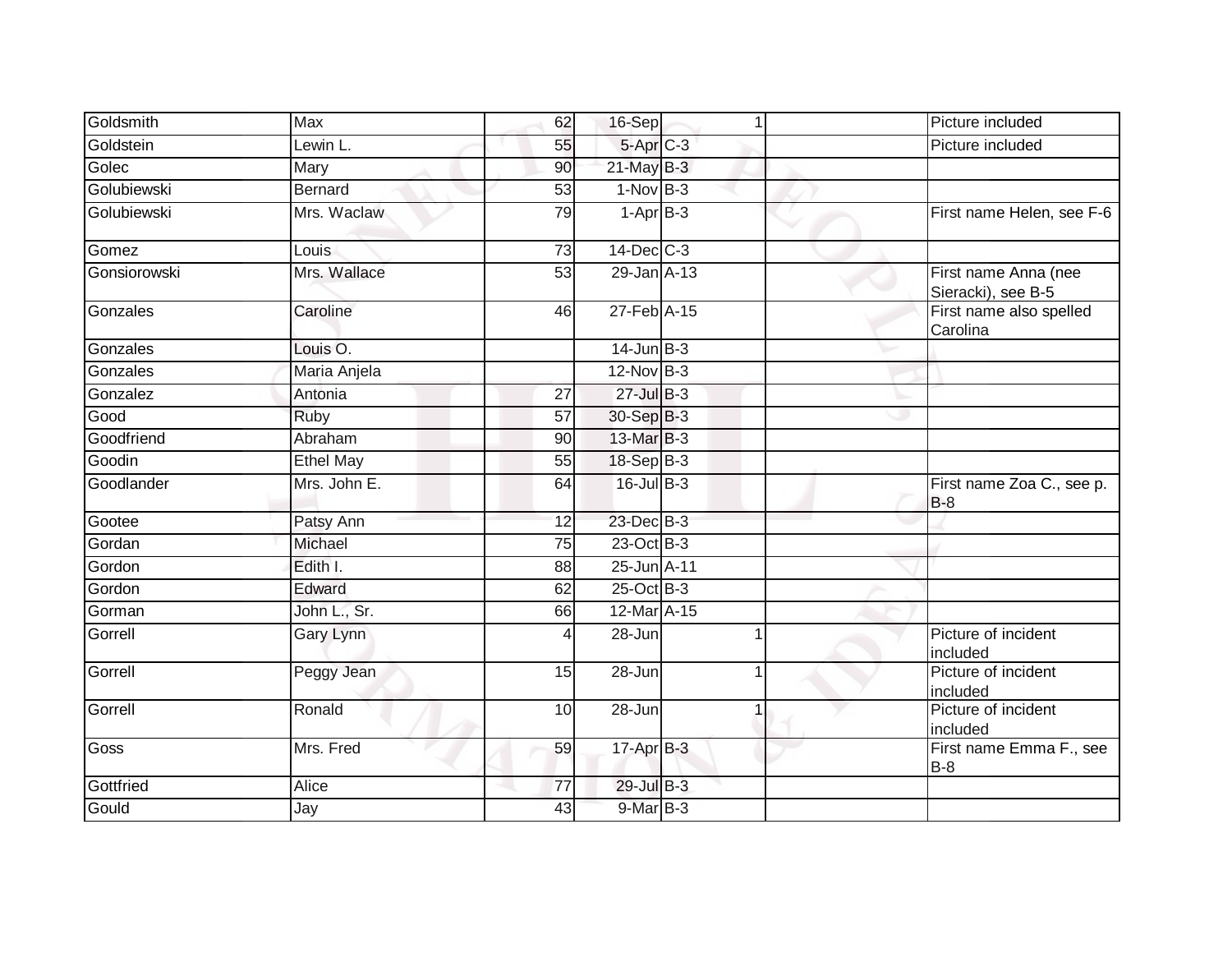| Goldsmith | Max | 62 | 16-Sep | 1 | | Picture included |
|---|---|---|---|---|---|---|
| Goldstein | Lewin L. | 55 | 5-Apr | C-3 | | Picture included |
| Golec | Mary | 90 | 21-May | B-3 | | |
| Golubiewski | Bernard | 53 | 1-Nov | B-3 | | |
| Golubiewski | Mrs. Waclaw | 79 | 1-Apr | B-3 | | First name Helen, see F-6 |
| Gomez | Louis | 73 | 14-Dec | C-3 | | |
| Gonsiorowski | Mrs. Wallace | 53 | 29-Jan | A-13 | | First name Anna (nee Sieracki), see B-5 |
| Gonzales | Caroline | 46 | 27-Feb | A-15 | | First name also spelled Carolina |
| Gonzales | Louis O. | | 14-Jun | B-3 | | |
| Gonzales | Maria Anjela | | 12-Nov | B-3 | | |
| Gonzalez | Antonia | 27 | 27-Jul | B-3 | | |
| Good | Ruby | 57 | 30-Sep | B-3 | | |
| Goodfriend | Abraham | 90 | 13-Mar | B-3 | | |
| Goodin | Ethel May | 55 | 18-Sep | B-3 | | |
| Goodlander | Mrs. John E. | 64 | 16-Jul | B-3 | | First name Zoa C., see p. B-8 |
| Gootee | Patsy Ann | 12 | 23-Dec | B-3 | | |
| Gordan | Michael | 75 | 23-Oct | B-3 | | |
| Gordon | Edith I. | 88 | 25-Jun | A-11 | | |
| Gordon | Edward | 62 | 25-Oct | B-3 | | |
| Gorman | John L., Sr. | 66 | 12-Mar | A-15 | | |
| Gorrell | Gary Lynn | 4 | 28-Jun | 1 | | Picture of incident included |
| Gorrell | Peggy Jean | 15 | 28-Jun | 1 | | Picture of incident included |
| Gorrell | Ronald | 10 | 28-Jun | 1 | | Picture of incident included |
| Goss | Mrs. Fred | 59 | 17-Apr | B-3 | | First name Emma F., see B-8 |
| Gottfried | Alice | 77 | 29-Jul | B-3 | | |
| Gould | Jay | 43 | 9-Mar | B-3 | | |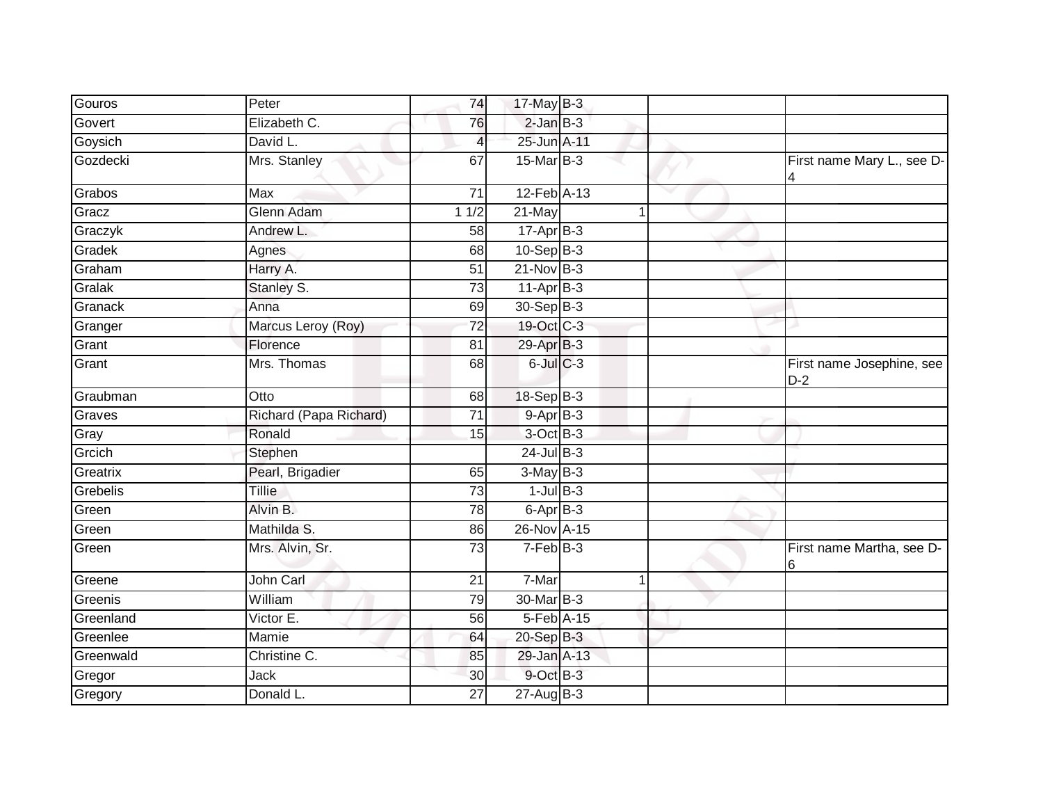| | | | | | | |
|---|---|---|---|---|---|---|
| Gouros | Peter | 74 | 17-May | B-3 | | |
| Govert | Elizabeth C. | 76 | 2-Jan | B-3 | | |
| Goysich | David L. | 4 | 25-Jun | A-11 | | |
| Gozdecki | Mrs. Stanley | 67 | 15-Mar | B-3 | | First name Mary L., see D-4 |
| Grabos | Max | 71 | 12-Feb | A-13 | | |
| Gracz | Glenn Adam | 1 1/2 | 21-May | 1 | | |
| Graczyk | Andrew L. | 58 | 17-Apr | B-3 | | |
| Gradek | Agnes | 68 | 10-Sep | B-3 | | |
| Graham | Harry A. | 51 | 21-Nov | B-3 | | |
| Gralak | Stanley S. | 73 | 11-Apr | B-3 | | |
| Granack | Anna | 69 | 30-Sep | B-3 | | |
| Granger | Marcus Leroy (Roy) | 72 | 19-Oct | C-3 | | |
| Grant | Florence | 81 | 29-Apr | B-3 | | |
| Grant | Mrs. Thomas | 68 | 6-Jul | C-3 | | First name Josephine, see D-2 |
| Graubman | Otto | 68 | 18-Sep | B-3 | | |
| Graves | Richard (Papa Richard) | 71 | 9-Apr | B-3 | | |
| Gray | Ronald | 15 | 3-Oct | B-3 | | |
| Grcich | Stephen | | 24-Jul | B-3 | | |
| Greatrix | Pearl, Brigadier | 65 | 3-May | B-3 | | |
| Grebelis | Tillie | 73 | 1-Jul | B-3 | | |
| Green | Alvin B. | 78 | 6-Apr | B-3 | | |
| Green | Mathilda S. | 86 | 26-Nov | A-15 | | |
| Green | Mrs. Alvin, Sr. | 73 | 7-Feb | B-3 | | First name Martha, see D-6 |
| Greene | John Carl | 21 | 7-Mar | 1 | | |
| Greenis | William | 79 | 30-Mar | B-3 | | |
| Greenland | Victor E. | 56 | 5-Feb | A-15 | | |
| Greenlee | Mamie | 64 | 20-Sep | B-3 | | |
| Greenwald | Christine C. | 85 | 29-Jan | A-13 | | |
| Gregor | Jack | 30 | 9-Oct | B-3 | | |
| Gregory | Donald L. | 27 | 27-Aug | B-3 | | |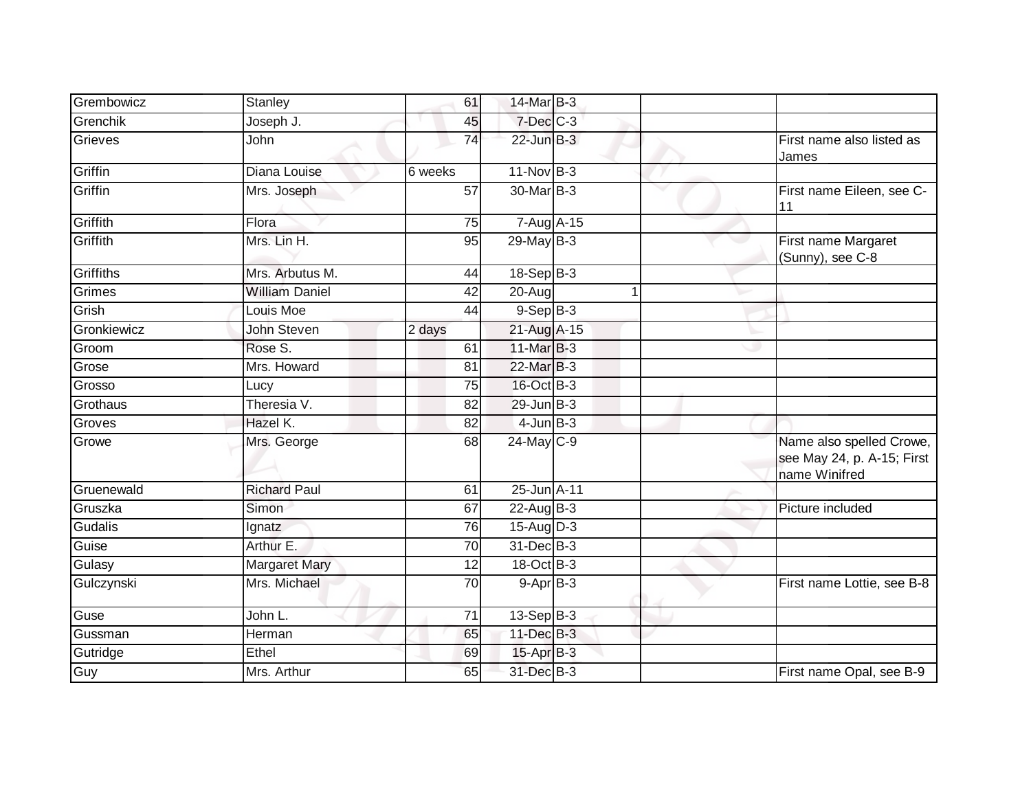| | | | | | | |
|---|---|---|---|---|---|---|
| Grembowicz | Stanley | 61 | 14-Mar | B-3 | | |
| Grenchik | Joseph J. | 45 | 7-Dec | C-3 | | |
| Grieves | John | 74 | 22-Jun | B-3 | | First name also listed as James |
| Griffin | Diana Louise | 6 weeks | 11-Nov | B-3 | | |
| Griffin | Mrs. Joseph | 57 | 30-Mar | B-3 | | First name Eileen, see C-11 |
| Griffith | Flora | 75 | 7-Aug | A-15 | | |
| Griffith | Mrs. Lin H. | 95 | 29-May | B-3 | | First name Margaret (Sunny), see C-8 |
| Griffiths | Mrs. Arbutus M. | 44 | 18-Sep | B-3 | | |
| Grimes | William Daniel | 42 | 20-Aug | 1 | | |
| Grish | Louis Moe | 44 | 9-Sep | B-3 | | |
| Gronkiewicz | John Steven | 2 days | 21-Aug | A-15 | | |
| Groom | Rose S. | 61 | 11-Mar | B-3 | | |
| Grose | Mrs. Howard | 81 | 22-Mar | B-3 | | |
| Grosso | Lucy | 75 | 16-Oct | B-3 | | |
| Grothaus | Theresia V. | 82 | 29-Jun | B-3 | | |
| Groves | Hazel K. | 82 | 4-Jun | B-3 | | |
| Growe | Mrs. George | 68 | 24-May | C-9 | | Name also spelled Crowe, see May 24, p. A-15; First name Winifred |
| Gruenewald | Richard Paul | 61 | 25-Jun | A-11 | | |
| Gruszka | Simon | 67 | 22-Aug | B-3 | | Picture included |
| Gudalis | Ignatz | 76 | 15-Aug | D-3 | | |
| Guise | Arthur E. | 70 | 31-Dec | B-3 | | |
| Gulasy | Margaret Mary | 12 | 18-Oct | B-3 | | |
| Gulczynski | Mrs. Michael | 70 | 9-Apr | B-3 | | First name Lottie, see B-8 |
| Guse | John L. | 71 | 13-Sep | B-3 | | |
| Gussman | Herman | 65 | 11-Dec | B-3 | | |
| Gutridge | Ethel | 69 | 15-Apr | B-3 | | |
| Guy | Mrs. Arthur | 65 | 31-Dec | B-3 | | First name Opal, see B-9 |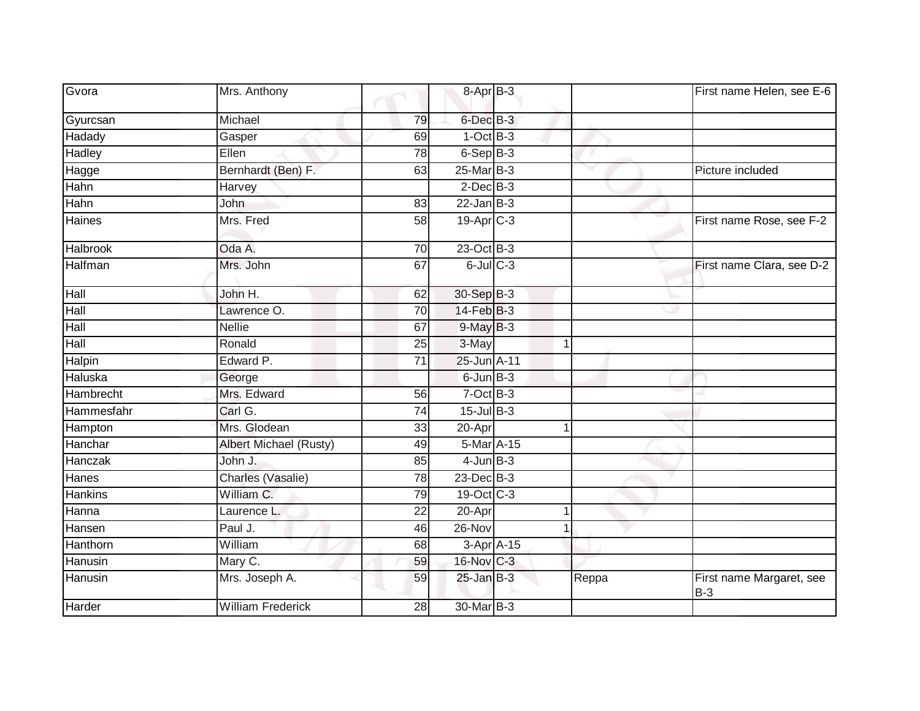| Gvora | Mrs. Anthony | | 8-Apr | B-3 | | | First name Helen, see E-6 |
|---|---|---|---|---|---|---|---|
| Gyurcsan | Michael | 79 | 6-Dec | B-3 | | | |
| Hadady | Gasper | 69 | 1-Oct | B-3 | | | |
| Hadley | Ellen | 78 | 6-Sep | B-3 | | | |
| Hagge | Bernhardt (Ben) F. | 63 | 25-Mar | B-3 | | | Picture included |
| Hahn | Harvey | | 2-Dec | B-3 | | | |
| Hahn | John | 83 | 22-Jan | B-3 | | | |
| Haines | Mrs. Fred | 58 | 19-Apr | C-3 | | | First name Rose, see F-2 |
| Halbrook | Oda A. | 70 | 23-Oct | B-3 | | | |
| Halfman | Mrs. John | 67 | 6-Jul | C-3 | | | First name Clara, see D-2 |
| Hall | John H. | 62 | 30-Sep | B-3 | | | |
| Hall | Lawrence O. | 70 | 14-Feb | B-3 | | | |
| Hall | Nellie | 67 | 9-May | B-3 | | | |
| Hall | Ronald | 25 | 3-May | | 1 | | |
| Halpin | Edward P. | 71 | 25-Jun | A-11 | | | |
| Haluska | George | | 6-Jun | B-3 | | | |
| Hambrecht | Mrs. Edward | 56 | 7-Oct | B-3 | | | |
| Hammesfahr | Carl G. | 74 | 15-Jul | B-3 | | | |
| Hampton | Mrs. Glodean | 33 | 20-Apr | | 1 | | |
| Hanchar | Albert Michael (Rusty) | 49 | 5-Mar | A-15 | | | |
| Hanczak | John J. | 85 | 4-Jun | B-3 | | | |
| Hanes | Charles (Vasalie) | 78 | 23-Dec | B-3 | | | |
| Hankins | William C. | 79 | 19-Oct | C-3 | | | |
| Hanna | Laurence L. | 22 | 20-Apr | | 1 | | |
| Hansen | Paul J. | 46 | 26-Nov | | 1 | | |
| Hanthorn | William | 68 | 3-Apr | A-15 | | | |
| Hanusin | Mary C. | 59 | 16-Nov | C-3 | | | |
| Hanusin | Mrs. Joseph A. | 59 | 25-Jan | B-3 | | Reppa | First name Margaret, see B-3 |
| Harder | William Frederick | 28 | 30-Mar | B-3 | | | |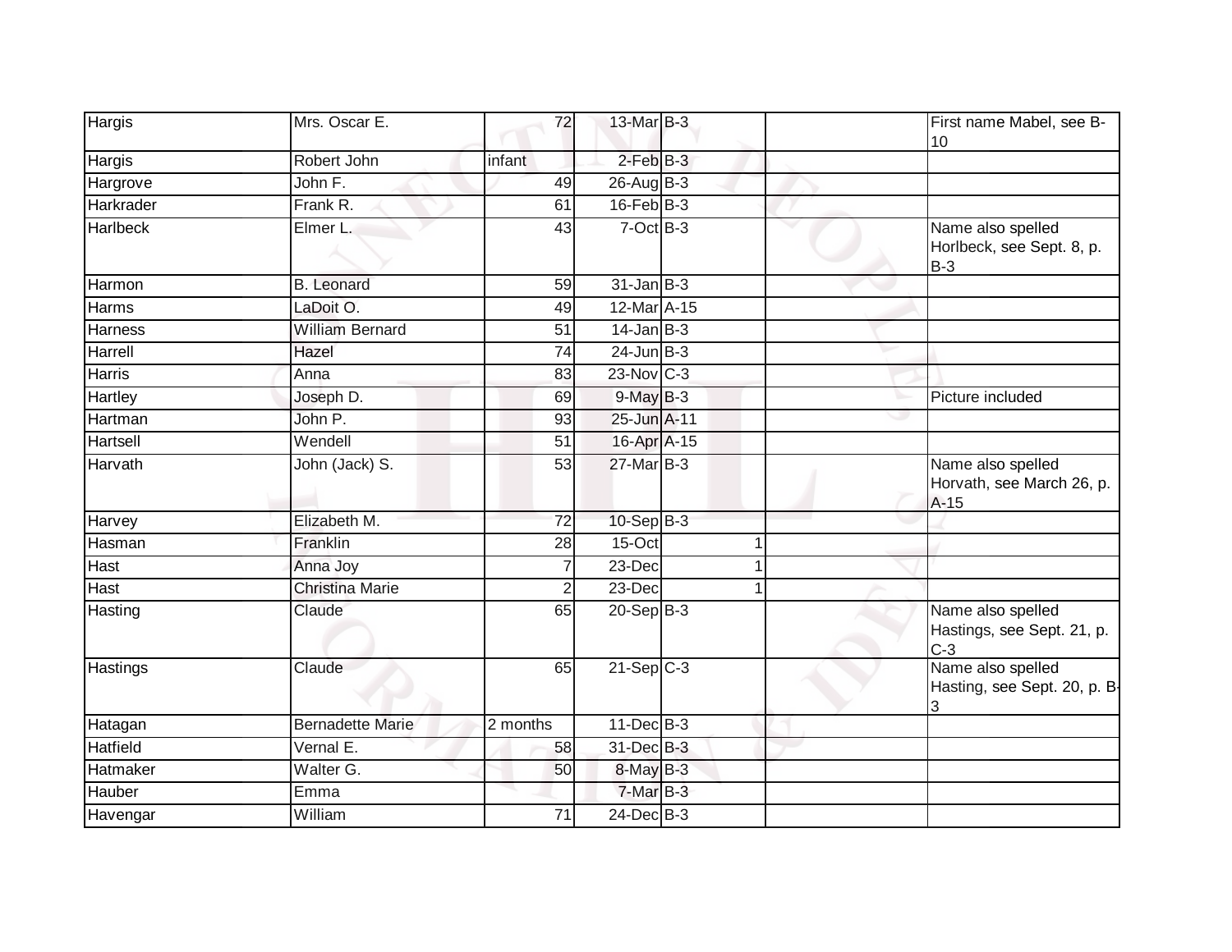| | | | | | | |
|---|---|---|---|---|---|---|
| Hargis | Mrs. Oscar E. | 72 | 13-Mar | B-3 | | First name Mabel, see B-10 |
| Hargis | Robert John | infant | 2-Feb | B-3 | | |
| Hargrove | John F. | 49 | 26-Aug | B-3 | | |
| Harkrader | Frank R. | 61 | 16-Feb | B-3 | | |
| Harlbeck | Elmer L. | 43 | 7-Oct | B-3 | | Name also spelled Horlbeck, see Sept. 8, p. B-3 |
| Harmon | B. Leonard | 59 | 31-Jan | B-3 | | |
| Harms | LaDoit O. | 49 | 12-Mar | A-15 | | |
| Harness | William Bernard | 51 | 14-Jan | B-3 | | |
| Harrell | Hazel | 74 | 24-Jun | B-3 | | |
| Harris | Anna | 83 | 23-Nov | C-3 | | |
| Hartley | Joseph D. | 69 | 9-May | B-3 | | Picture included |
| Hartman | John P. | 93 | 25-Jun | A-11 | | |
| Hartsell | Wendell | 51 | 16-Apr | A-15 | | |
| Harvath | John (Jack) S. | 53 | 27-Mar | B-3 | | Name also spelled Horvath, see March 26, p. A-15 |
| Harvey | Elizabeth M. | 72 | 10-Sep | B-3 | | |
| Hasman | Franklin | 28 | 15-Oct | 1 | | |
| Hast | Anna Joy | 7 | 23-Dec | 1 | | |
| Hast | Christina Marie | 2 | 23-Dec | 1 | | |
| Hasting | Claude | 65 | 20-Sep | B-3 | | Name also spelled Hastings, see Sept. 21, p. C-3 |
| Hastings | Claude | 65 | 21-Sep | C-3 | | Name also spelled Hasting, see Sept. 20, p. B-3 |
| Hatagan | Bernadette Marie | 2 months | 11-Dec | B-3 | | |
| Hatfield | Vernal E. | 58 | 31-Dec | B-3 | | |
| Hatmaker | Walter G. | 50 | 8-May | B-3 | | |
| Hauber | Emma | | 7-Mar | B-3 | | |
| Havengar | William | 71 | 24-Dec | B-3 | | |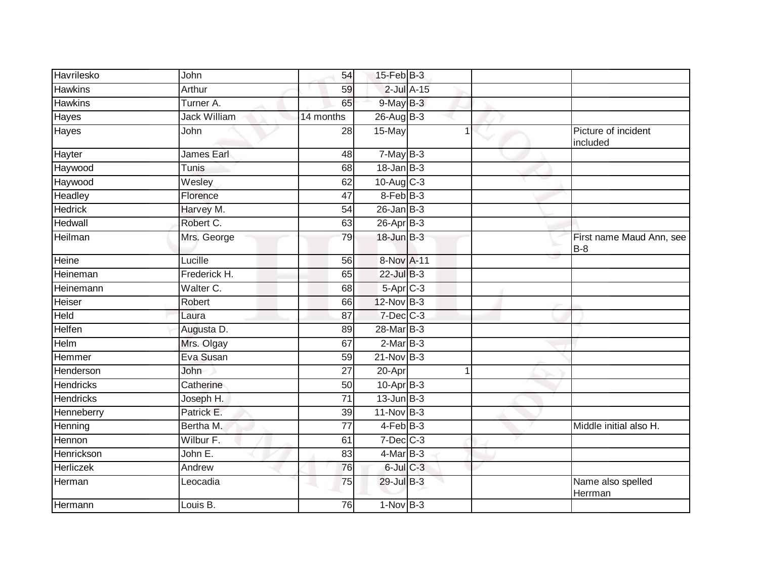| | | | | | | | |
|---|---|---|---|---|---|---|---|
| Havrilesko | John | 54 | 15-Feb | B-3 | | | |
| Hawkins | Arthur | 59 | 2-Jul | A-15 | | | |
| Hawkins | Turner A. | 65 | 9-May | B-3 | | | |
| Hayes | Jack William | 14 months | 26-Aug | B-3 | | | |
| Hayes | John | 28 | 15-May | | 1 | | Picture of incident included |
| Hayter | James Earl | 48 | 7-May | B-3 | | | |
| Haywood | Tunis | 68 | 18-Jan | B-3 | | | |
| Haywood | Wesley | 62 | 10-Aug | C-3 | | | |
| Headley | Florence | 47 | 8-Feb | B-3 | | | |
| Hedrick | Harvey M. | 54 | 26-Jan | B-3 | | | |
| Hedwall | Robert C. | 63 | 26-Apr | B-3 | | | |
| Heilman | Mrs. George | 79 | 18-Jun | B-3 | | | First name Maud Ann, see B-8 |
| Heine | Lucille | 56 | 8-Nov | A-11 | | | |
| Heineman | Frederick H. | 65 | 22-Jul | B-3 | | | |
| Heinemann | Walter C. | 68 | 5-Apr | C-3 | | | |
| Heiser | Robert | 66 | 12-Nov | B-3 | | | |
| Held | Laura | 87 | 7-Dec | C-3 | | | |
| Helfen | Augusta D. | 89 | 28-Mar | B-3 | | | |
| Helm | Mrs. Olgay | 67 | 2-Mar | B-3 | | | |
| Hemmer | Eva Susan | 59 | 21-Nov | B-3 | | | |
| Henderson | John | 27 | 20-Apr | | 1 | | |
| Hendricks | Catherine | 50 | 10-Apr | B-3 | | | |
| Hendricks | Joseph H. | 71 | 13-Jun | B-3 | | | |
| Henneberry | Patrick E. | 39 | 11-Nov | B-3 | | | |
| Henning | Bertha M. | 77 | 4-Feb | B-3 | | | Middle initial also H. |
| Hennon | Wilbur F. | 61 | 7-Dec | C-3 | | | |
| Henrickson | John E. | 83 | 4-Mar | B-3 | | | |
| Herliczek | Andrew | 76 | 6-Jul | C-3 | | | |
| Herman | Leocadia | 75 | 29-Jul | B-3 | | | Name also spelled Herrman |
| Hermann | Louis B. | 76 | 1-Nov | B-3 | | | |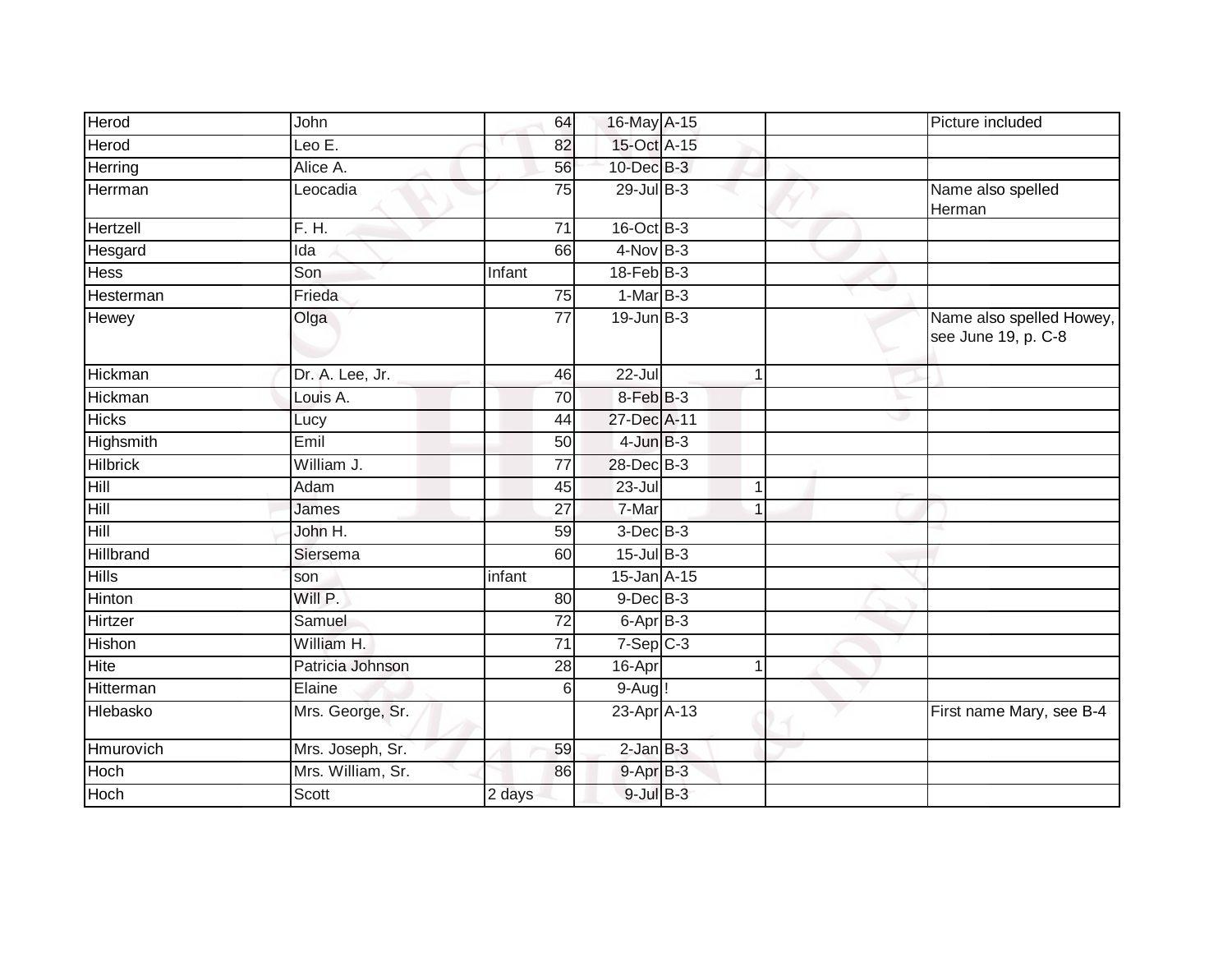| | | | | | | | |
|---|---|---|---|---|---|---|---|
| Herod | John | 64 | 16-May | A-15 | | | Picture included |
| Herod | Leo E. | 82 | 15-Oct | A-15 | | | |
| Herring | Alice A. | 56 | 10-Dec | B-3 | | | |
| Herrman | Leocadia | 75 | 29-Jul | B-3 | | | Name also spelled Herman |
| Hertzell | F. H. | 71 | 16-Oct | B-3 | | | |
| Hesgard | Ida | 66 | 4-Nov | B-3 | | | |
| Hess | Son | Infant | 18-Feb | B-3 | | | |
| Hesterman | Frieda | 75 | 1-Mar | B-3 | | | |
| Hewey | Olga | 77 | 19-Jun | B-3 | | | Name also spelled Howey, see June 19, p. C-8 |
| Hickman | Dr. A. Lee, Jr. | 46 | 22-Jul | | 1 | | |
| Hickman | Louis A. | 70 | 8-Feb | B-3 | | | |
| Hicks | Lucy | 44 | 27-Dec | A-11 | | | |
| Highsmith | Emil | 50 | 4-Jun | B-3 | | | |
| Hilbrick | William J. | 77 | 28-Dec | B-3 | | | |
| Hill | Adam | 45 | 23-Jul | | 1 | | |
| Hill | James | 27 | 7-Mar | | 1 | | |
| Hill | John H. | 59 | 3-Dec | B-3 | | | |
| Hillbrand | Siersema | 60 | 15-Jul | B-3 | | | |
| Hills | son | infant | 15-Jan | A-15 | | | |
| Hinton | Will P. | 80 | 9-Dec | B-3 | | | |
| Hirtzer | Samuel | 72 | 6-Apr | B-3 | | | |
| Hishon | William H. | 71 | 7-Sep | C-3 | | | |
| Hite | Patricia Johnson | 28 | 16-Apr | | 1 | | |
| Hitterman | Elaine | 6 | 9-Aug | ! | | | |
| Hlebasko | Mrs. George, Sr. | | 23-Apr | A-13 | | | First name Mary, see B-4 |
| Hmurovich | Mrs. Joseph, Sr. | 59 | 2-Jan | B-3 | | | |
| Hoch | Mrs. William, Sr. | 86 | 9-Apr | B-3 | | | |
| Hoch | Scott | 2 days | 9-Jul | B-3 | | | |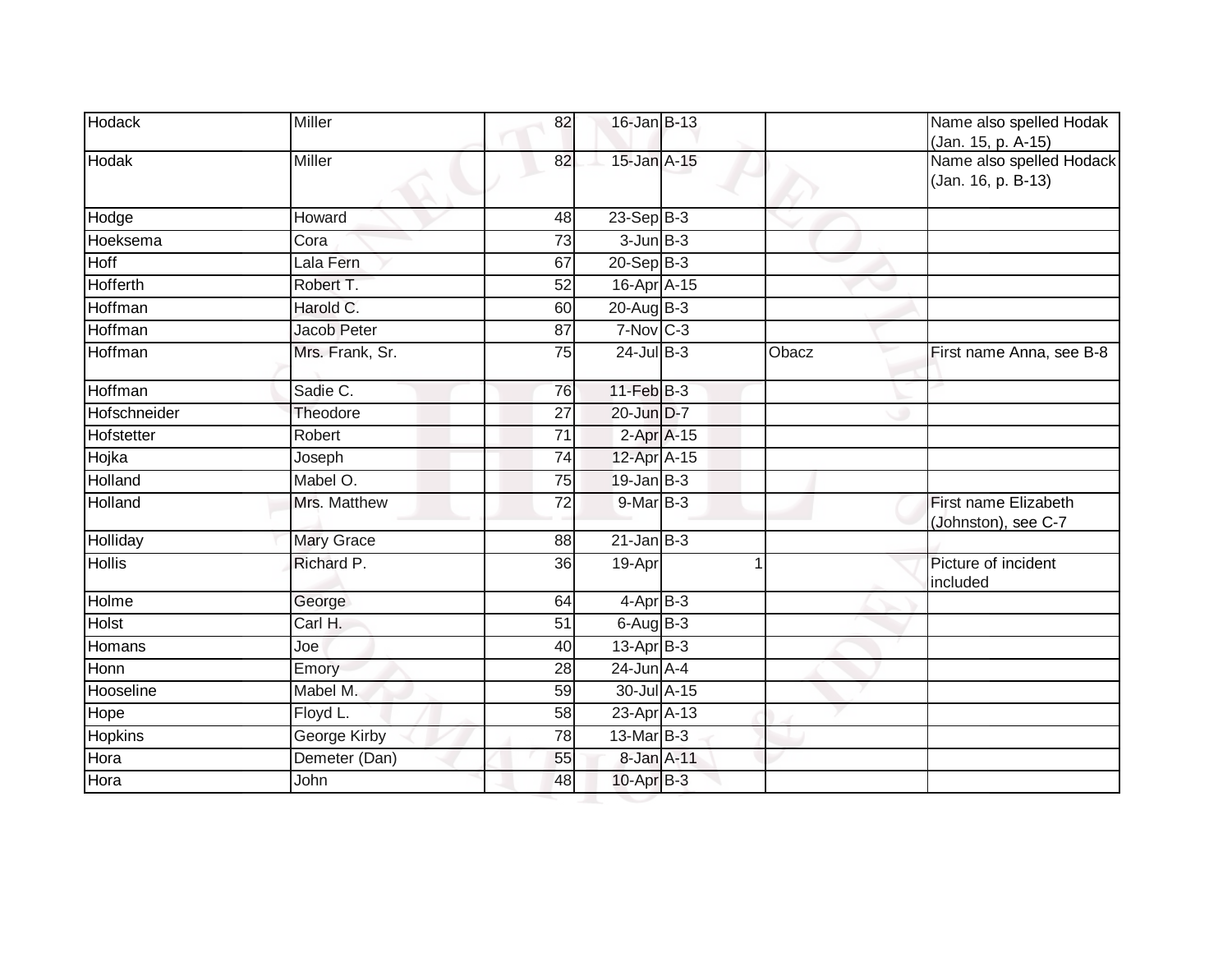| | | | | | | |
|---|---|---|---|---|---|---|
| Hodack | Miller | 82 | 16-Jan | B-13 | | Name also spelled Hodak (Jan. 15, p. A-15) |
| Hodak | Miller | 82 | 15-Jan | A-15 | | Name also spelled Hodack (Jan. 16, p. B-13) |
| Hodge | Howard | 48 | 23-Sep | B-3 | | |
| Hoeksema | Cora | 73 | 3-Jun | B-3 | | |
| Hoff | Lala Fern | 67 | 20-Sep | B-3 | | |
| Hofferth | Robert T. | 52 | 16-Apr | A-15 | | |
| Hoffman | Harold C. | 60 | 20-Aug | B-3 | | |
| Hoffman | Jacob Peter | 87 | 7-Nov | C-3 | | |
| Hoffman | Mrs. Frank, Sr. | 75 | 24-Jul | B-3 | Obacz | First name Anna, see B-8 |
| Hoffman | Sadie C. | 76 | 11-Feb | B-3 | | |
| Hofschneider | Theodore | 27 | 20-Jun | D-7 | | |
| Hofstetter | Robert | 71 | 2-Apr | A-15 | | |
| Hojka | Joseph | 74 | 12-Apr | A-15 | | |
| Holland | Mabel O. | 75 | 19-Jan | B-3 | | |
| Holland | Mrs. Matthew | 72 | 9-Mar | B-3 | | First name Elizabeth (Johnston), see C-7 |
| Holliday | Mary Grace | 88 | 21-Jan | B-3 | | |
| Hollis | Richard P. | 36 | 19-Apr | 1 | | Picture of incident included |
| Holme | George | 64 | 4-Apr | B-3 | | |
| Holst | Carl H. | 51 | 6-Aug | B-3 | | |
| Homans | Joe | 40 | 13-Apr | B-3 | | |
| Honn | Emory | 28 | 24-Jun | A-4 | | |
| Hooseline | Mabel M. | 59 | 30-Jul | A-15 | | |
| Hope | Floyd L. | 58 | 23-Apr | A-13 | | |
| Hopkins | George Kirby | 78 | 13-Mar | B-3 | | |
| Hora | Demeter (Dan) | 55 | 8-Jan | A-11 | | |
| Hora | John | 48 | 10-Apr | B-3 | | |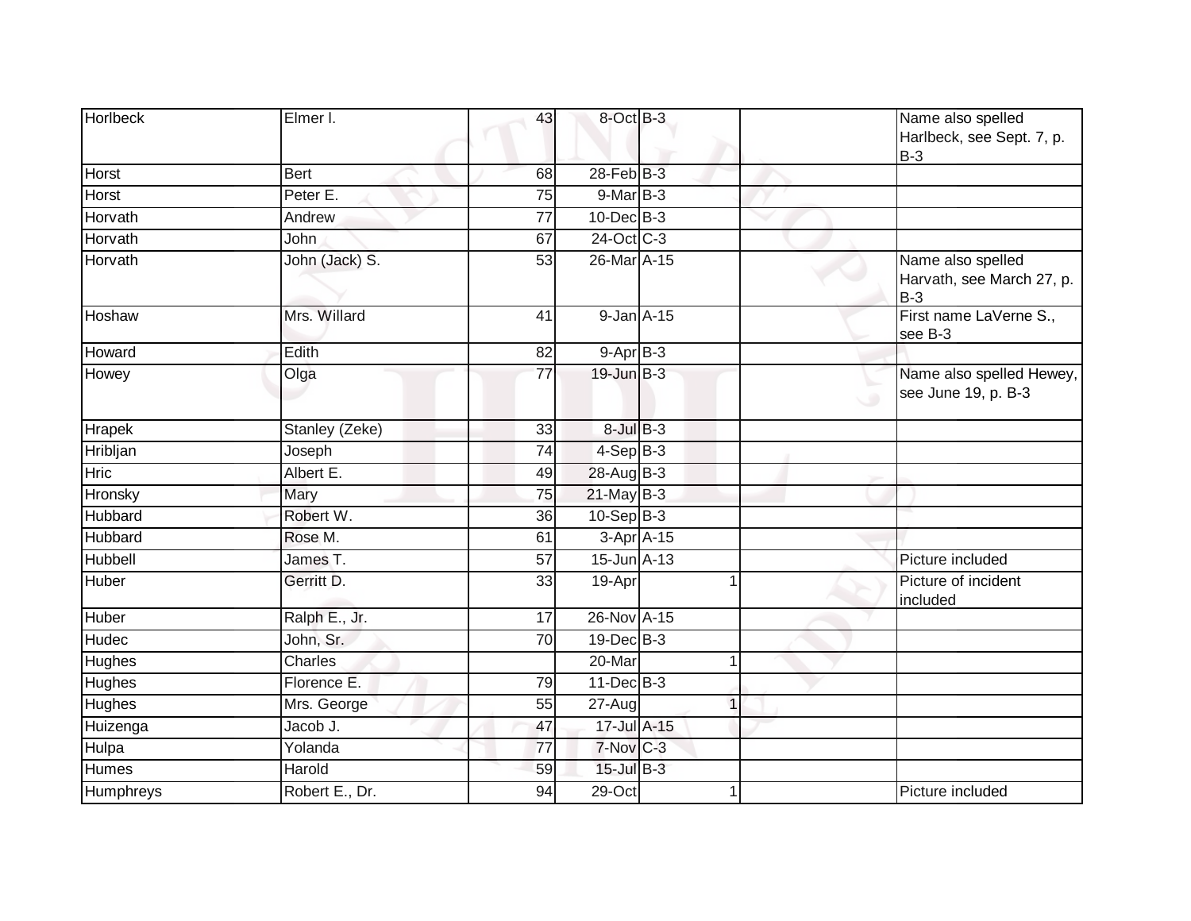| | | | | | | | |
|---|---|---|---|---|---|---|---|
| Horlbeck | Elmer I. | 43 | 8-Oct | B-3 | | | Name also spelled Harlbeck, see Sept. 7, p. B-3 |
| Horst | Bert | 68 | 28-Feb | B-3 | | | |
| Horst | Peter E. | 75 | 9-Mar | B-3 | | | |
| Horvath | Andrew | 77 | 10-Dec | B-3 | | | |
| Horvath | John | 67 | 24-Oct | C-3 | | | |
| Horvath | John (Jack) S. | 53 | 26-Mar | A-15 | | | Name also spelled Harvath, see March 27, p. B-3 |
| Hoshaw | Mrs. Willard | 41 | 9-Jan | A-15 | | | First name LaVerne S., see B-3 |
| Howard | Edith | 82 | 9-Apr | B-3 | | | |
| Howey | Olga | 77 | 19-Jun | B-3 | | | Name also spelled Hewey, see June 19, p. B-3 |
| Hrapek | Stanley (Zeke) | 33 | 8-Jul | B-3 | | | |
| Hribljan | Joseph | 74 | 4-Sep | B-3 | | | |
| Hric | Albert E. | 49 | 28-Aug | B-3 | | | |
| Hronsky | Mary | 75 | 21-May | B-3 | | | |
| Hubbard | Robert W. | 36 | 10-Sep | B-3 | | | |
| Hubbard | Rose M. | 61 | 3-Apr | A-15 | | | |
| Hubbell | James T. | 57 | 15-Jun | A-13 | | | Picture included |
| Huber | Gerritt D. | 33 | 19-Apr | | 1 | | Picture of incident included |
| Huber | Ralph E., Jr. | 17 | 26-Nov | A-15 | | | |
| Hudec | John, Sr. | 70 | 19-Dec | B-3 | | | |
| Hughes | Charles | | 20-Mar | | 1 | | |
| Hughes | Florence E. | 79 | 11-Dec | B-3 | | | |
| Hughes | Mrs. George | 55 | 27-Aug | | 1 | | |
| Huizenga | Jacob J. | 47 | 17-Jul | A-15 | | | |
| Hulpa | Yolanda | 77 | 7-Nov | C-3 | | | |
| Humes | Harold | 59 | 15-Jul | B-3 | | | |
| Humphreys | Robert E., Dr. | 94 | 29-Oct | | 1 | | Picture included |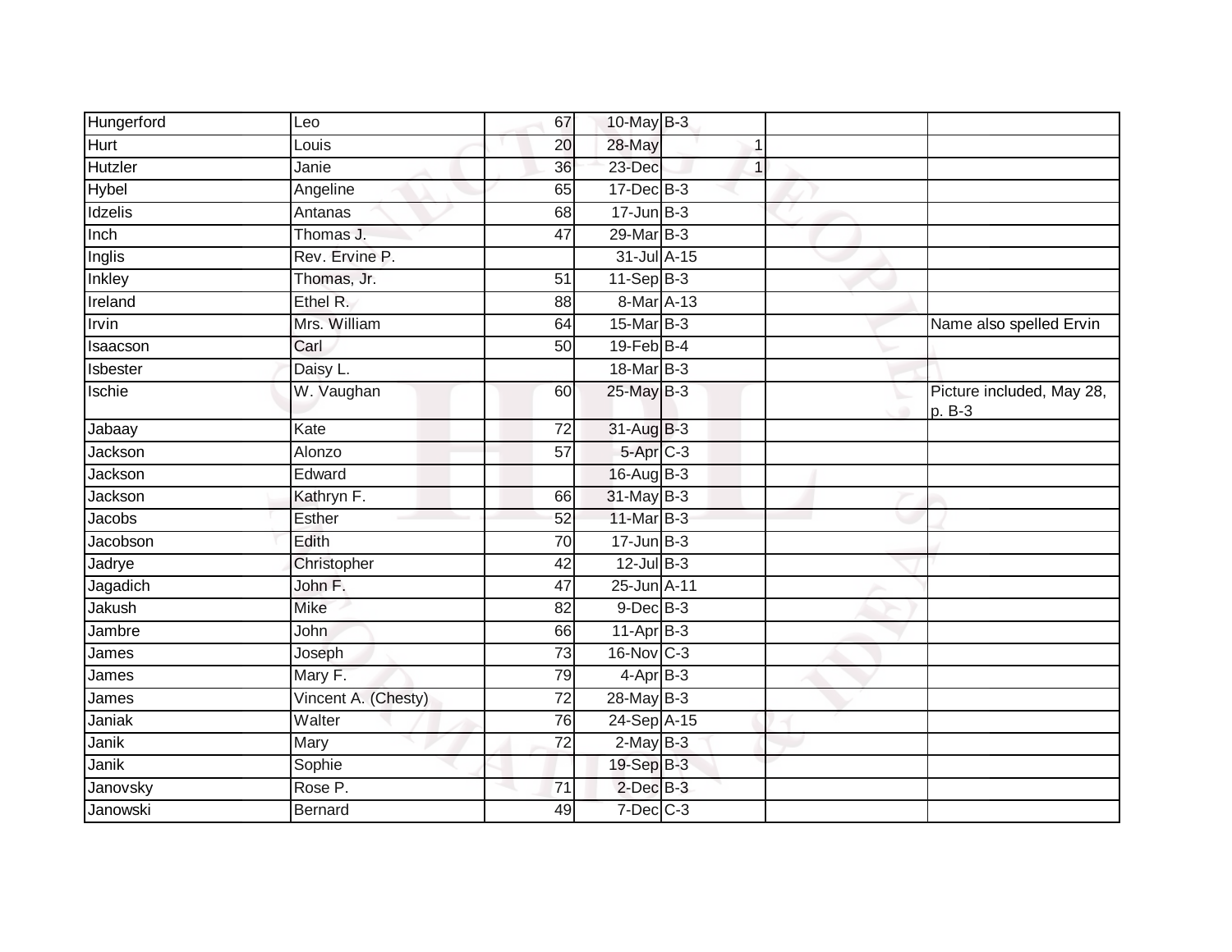| | | | | | | |
|---|---|---|---|---|---|---|
| Hungerford | Leo | 67 | 10-May | B-3 | | |
| Hurt | Louis | 20 | 28-May | 1 | | |
| Hutzler | Janie | 36 | 23-Dec | 1 | | |
| Hybel | Angeline | 65 | 17-Dec | B-3 | | |
| Idzelis | Antanas | 68 | 17-Jun | B-3 | | |
| Inch | Thomas J. | 47 | 29-Mar | B-3 | | |
| Inglis | Rev. Ervine P. | | 31-Jul | A-15 | | |
| Inkley | Thomas, Jr. | 51 | 11-Sep | B-3 | | |
| Ireland | Ethel R. | 88 | 8-Mar | A-13 | | |
| Irvin | Mrs. William | 64 | 15-Mar | B-3 | | Name also spelled Ervin |
| Isaacson | Carl | 50 | 19-Feb | B-4 | | |
| Isbester | Daisy L. | | 18-Mar | B-3 | | |
| Ischie | W. Vaughan | 60 | 25-May | B-3 | | Picture included, May 28, p. B-3 |
| Jabaay | Kate | 72 | 31-Aug | B-3 | | |
| Jackson | Alonzo | 57 | 5-Apr | C-3 | | |
| Jackson | Edward | | 16-Aug | B-3 | | |
| Jackson | Kathryn F. | 66 | 31-May | B-3 | | |
| Jacobs | Esther | 52 | 11-Mar | B-3 | | |
| Jacobson | Edith | 70 | 17-Jun | B-3 | | |
| Jadrye | Christopher | 42 | 12-Jul | B-3 | | |
| Jagadich | John F. | 47 | 25-Jun | A-11 | | |
| Jakush | Mike | 82 | 9-Dec | B-3 | | |
| Jambre | John | 66 | 11-Apr | B-3 | | |
| James | Joseph | 73 | 16-Nov | C-3 | | |
| James | Mary F. | 79 | 4-Apr | B-3 | | |
| James | Vincent A. (Chesty) | 72 | 28-May | B-3 | | |
| Janiak | Walter | 76 | 24-Sep | A-15 | | |
| Janik | Mary | 72 | 2-May | B-3 | | |
| Janik | Sophie | | 19-Sep | B-3 | | |
| Janovsky | Rose P. | 71 | 2-Dec | B-3 | | |
| Janowski | Bernard | 49 | 7-Dec | C-3 | | |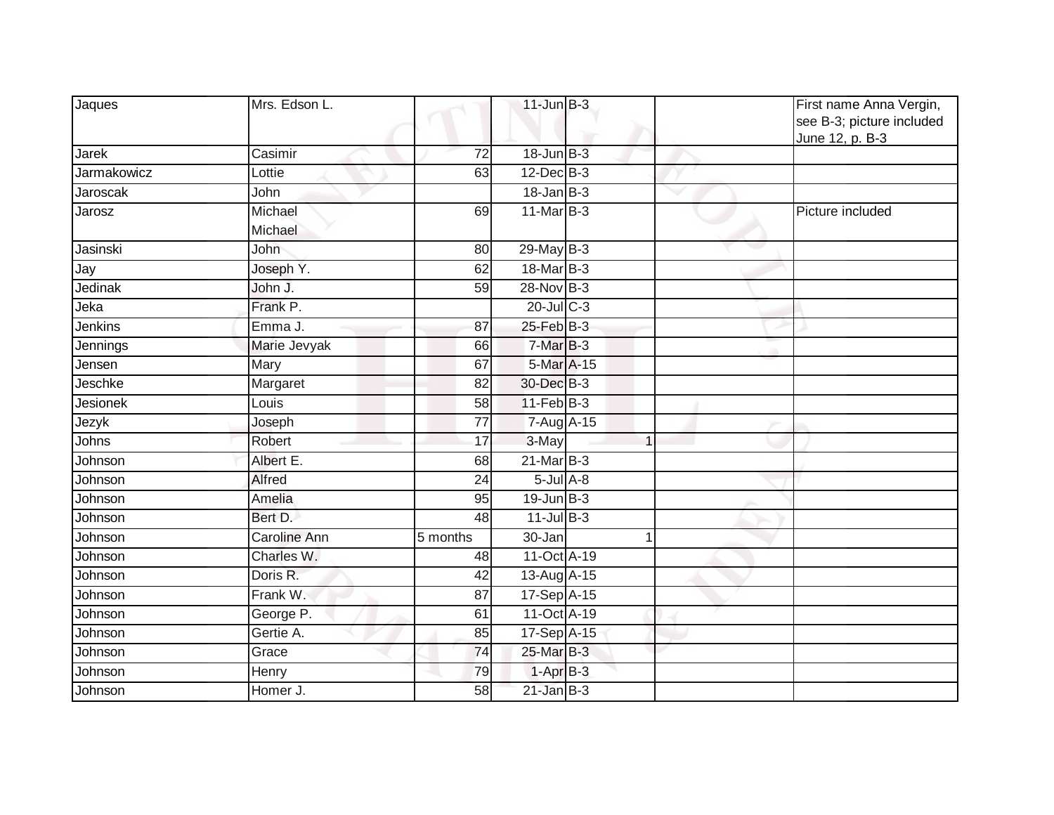| Jaques | Mrs. Edson L. | | 11-Jun | B-3 | | | First name Anna Vergin, see B-3; picture included June 12, p. B-3 |
|---|---|---|---|---|---|---|---|
| Jarek | Casimir | 72 | 18-Jun | B-3 | | | |
| Jarmakowicz | Lottie | 63 | 12-Dec | B-3 | | | |
| Jaroscak | John | | 18-Jan | B-3 | | | |
| Jarosz | Michael Michael | 69 | 11-Mar | B-3 | | | Picture included |
| Jasinski | John | 80 | 29-May | B-3 | | | |
| Jay | Joseph Y. | 62 | 18-Mar | B-3 | | | |
| Jedinak | John J. | 59 | 28-Nov | B-3 | | | |
| Jeka | Frank P. | | 20-Jul | C-3 | | | |
| Jenkins | Emma J. | 87 | 25-Feb | B-3 | | | |
| Jennings | Marie Jevyak | 66 | 7-Mar | B-3 | | | |
| Jensen | Mary | 67 | 5-Mar | A-15 | | | |
| Jeschke | Margaret | 82 | 30-Dec | B-3 | | | |
| Jesionek | Louis | 58 | 11-Feb | B-3 | | | |
| Jezyk | Joseph | 77 | 7-Aug | A-15 | | | |
| Johns | Robert | 17 | 3-May | | 1 | | |
| Johnson | Albert E. | 68 | 21-Mar | B-3 | | | |
| Johnson | Alfred | 24 | 5-Jul | A-8 | | | |
| Johnson | Amelia | 95 | 19-Jun | B-3 | | | |
| Johnson | Bert D. | 48 | 11-Jul | B-3 | | | |
| Johnson | Caroline Ann | 5 months | 30-Jan | | 1 | | |
| Johnson | Charles W. | 48 | 11-Oct | A-19 | | | |
| Johnson | Doris R. | 42 | 13-Aug | A-15 | | | |
| Johnson | Frank W. | 87 | 17-Sep | A-15 | | | |
| Johnson | George P. | 61 | 11-Oct | A-19 | | | |
| Johnson | Gertie A. | 85 | 17-Sep | A-15 | | | |
| Johnson | Grace | 74 | 25-Mar | B-3 | | | |
| Johnson | Henry | 79 | 1-Apr | B-3 | | | |
| Johnson | Homer J. | 58 | 21-Jan | B-3 | | | |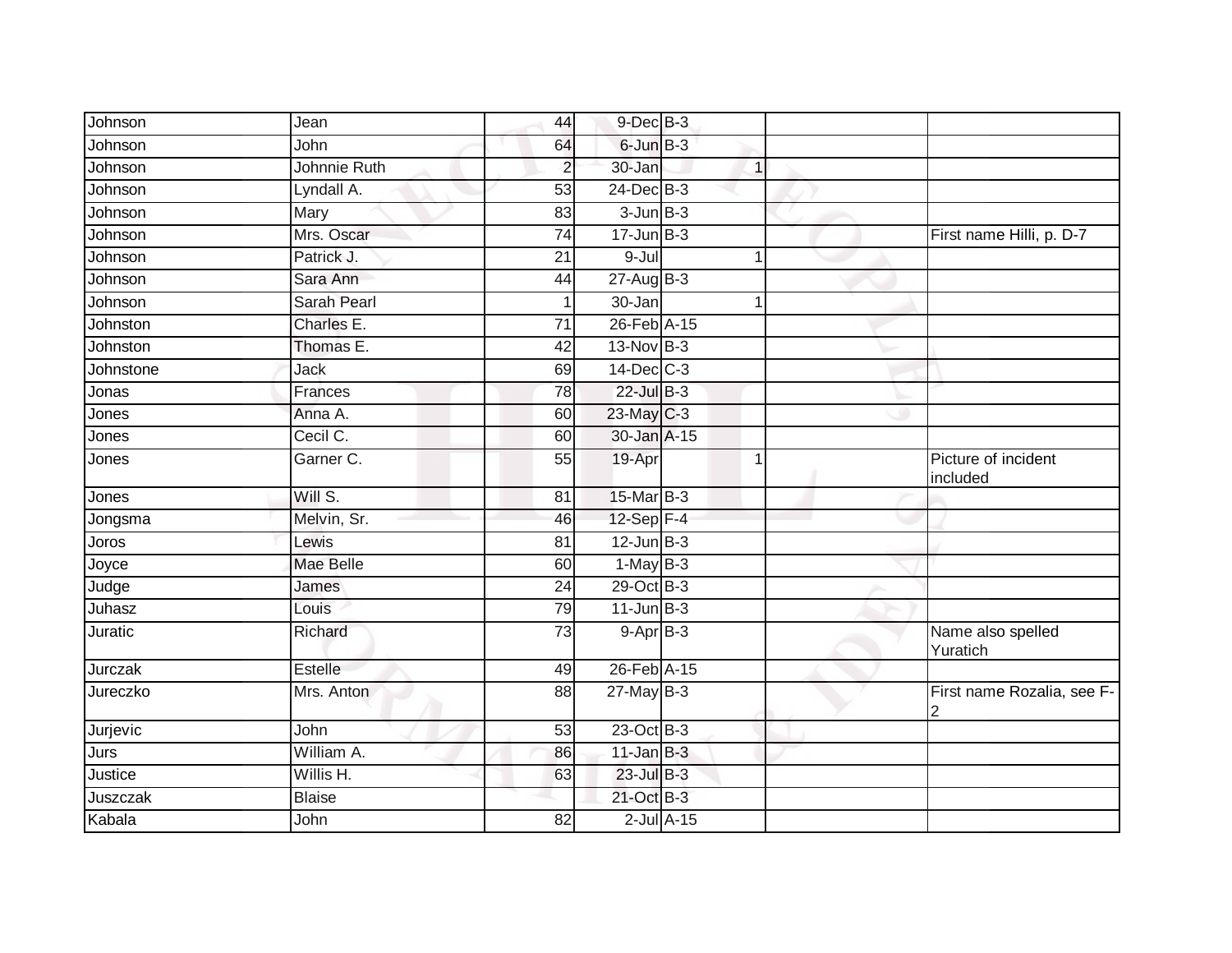| Johnson | Jean | 44 | 9-Dec | B-3 | | | |
|---|---|---|---|---|---|---|---|
| Johnson | John | 64 | 6-Jun | B-3 | | | |
| Johnson | Johnnie Ruth | 2 | 30-Jan | | 1 | | |
| Johnson | Lyndall A. | 53 | 24-Dec | B-3 | | | |
| Johnson | Mary | 83 | 3-Jun | B-3 | | | |
| Johnson | Mrs. Oscar | 74 | 17-Jun | B-3 | | | First name Hilli, p. D-7 |
| Johnson | Patrick J. | 21 | 9-Jul | | 1 | | |
| Johnson | Sara Ann | 44 | 27-Aug | B-3 | | | |
| Johnson | Sarah Pearl | 1 | 30-Jan | | 1 | | |
| Johnston | Charles E. | 71 | 26-Feb | A-15 | | | |
| Johnston | Thomas E. | 42 | 13-Nov | B-3 | | | |
| Johnstone | Jack | 69 | 14-Dec | C-3 | | | |
| Jonas | Frances | 78 | 22-Jul | B-3 | | | |
| Jones | Anna A. | 60 | 23-May | C-3 | | | |
| Jones | Cecil C. | 60 | 30-Jan | A-15 | | | |
| Jones | Garner C. | 55 | 19-Apr | | 1 | | Picture of incident included |
| Jones | Will S. | 81 | 15-Mar | B-3 | | | |
| Jongsma | Melvin, Sr. | 46 | 12-Sep | F-4 | | | |
| Joros | Lewis | 81 | 12-Jun | B-3 | | | |
| Joyce | Mae Belle | 60 | 1-May | B-3 | | | |
| Judge | James | 24 | 29-Oct | B-3 | | | |
| Juhasz | Louis | 79 | 11-Jun | B-3 | | | |
| Juratic | Richard | 73 | 9-Apr | B-3 | | | Name also spelled Yuratich |
| Jurczak | Estelle | 49 | 26-Feb | A-15 | | | |
| Jureczko | Mrs. Anton | 88 | 27-May | B-3 | | | First name Rozalia, see F-2 |
| Jurjevic | John | 53 | 23-Oct | B-3 | | | |
| Jurs | William A. | 86 | 11-Jan | B-3 | | | |
| Justice | Willis H. | 63 | 23-Jul | B-3 | | | |
| Juszczak | Blaise | | 21-Oct | B-3 | | | |
| Kabala | John | 82 | 2-Jul | A-15 | | | |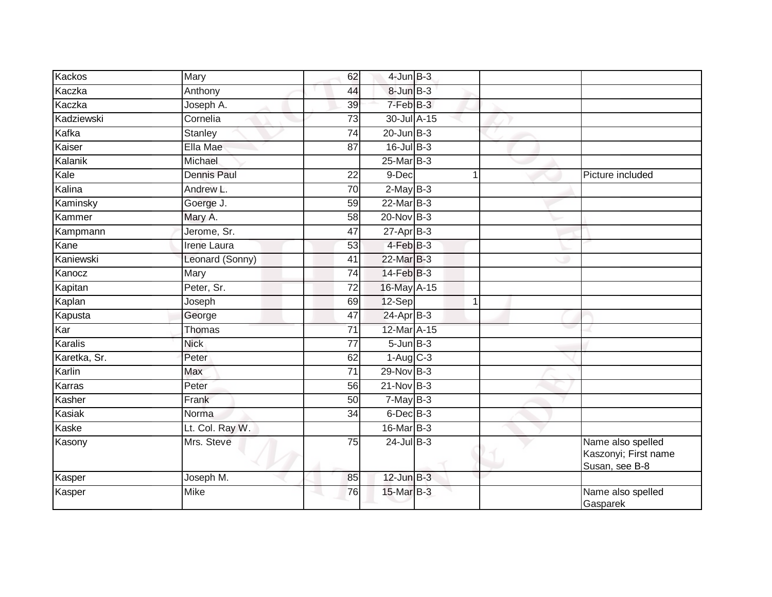| | | | | | | | |
|---|---|---|---|---|---|---|---|
| Kackos | Mary | 62 | 4-Jun | B-3 | | | |
| Kaczka | Anthony | 44 | 8-Jun | B-3 | | | |
| Kaczka | Joseph A. | 39 | 7-Feb | B-3 | | | |
| Kadziewski | Cornelia | 73 | 30-Jul | A-15 | | | |
| Kafka | Stanley | 74 | 20-Jun | B-3 | | | |
| Kaiser | Ella Mae | 87 | 16-Jul | B-3 | | | |
| Kalanik | Michael | | 25-Mar | B-3 | | | |
| Kale | Dennis Paul | 22 | 9-Dec | | 1 | | Picture included |
| Kalina | Andrew L. | 70 | 2-May | B-3 | | | |
| Kaminsky | Goerge J. | 59 | 22-Mar | B-3 | | | |
| Kammer | Mary A. | 58 | 20-Nov | B-3 | | | |
| Kampmann | Jerome, Sr. | 47 | 27-Apr | B-3 | | | |
| Kane | Irene Laura | 53 | 4-Feb | B-3 | | | |
| Kaniewski | Leonard (Sonny) | 41 | 22-Mar | B-3 | | | |
| Kanocz | Mary | 74 | 14-Feb | B-3 | | | |
| Kapitan | Peter, Sr. | 72 | 16-May | A-15 | | | |
| Kaplan | Joseph | 69 | 12-Sep | | 1 | | |
| Kapusta | George | 47 | 24-Apr | B-3 | | | |
| Kar | Thomas | 71 | 12-Mar | A-15 | | | |
| Karalis | Nick | 77 | 5-Jun | B-3 | | | |
| Karetka, Sr. | Peter | 62 | 1-Aug | C-3 | | | |
| Karlin | Max | 71 | 29-Nov | B-3 | | | |
| Karras | Peter | 56 | 21-Nov | B-3 | | | |
| Kasher | Frank | 50 | 7-May | B-3 | | | |
| Kasiak | Norma | 34 | 6-Dec | B-3 | | | |
| Kaske | Lt. Col. Ray W. | | 16-Mar | B-3 | | | |
| Kasony | Mrs. Steve | 75 | 24-Jul | B-3 | | | Name also spelled Kaszonyi; First name Susan, see B-8 |
| Kasper | Joseph M. | 85 | 12-Jun | B-3 | | | |
| Kasper | Mike | 76 | 15-Mar | B-3 | | | Name also spelled Gasparek |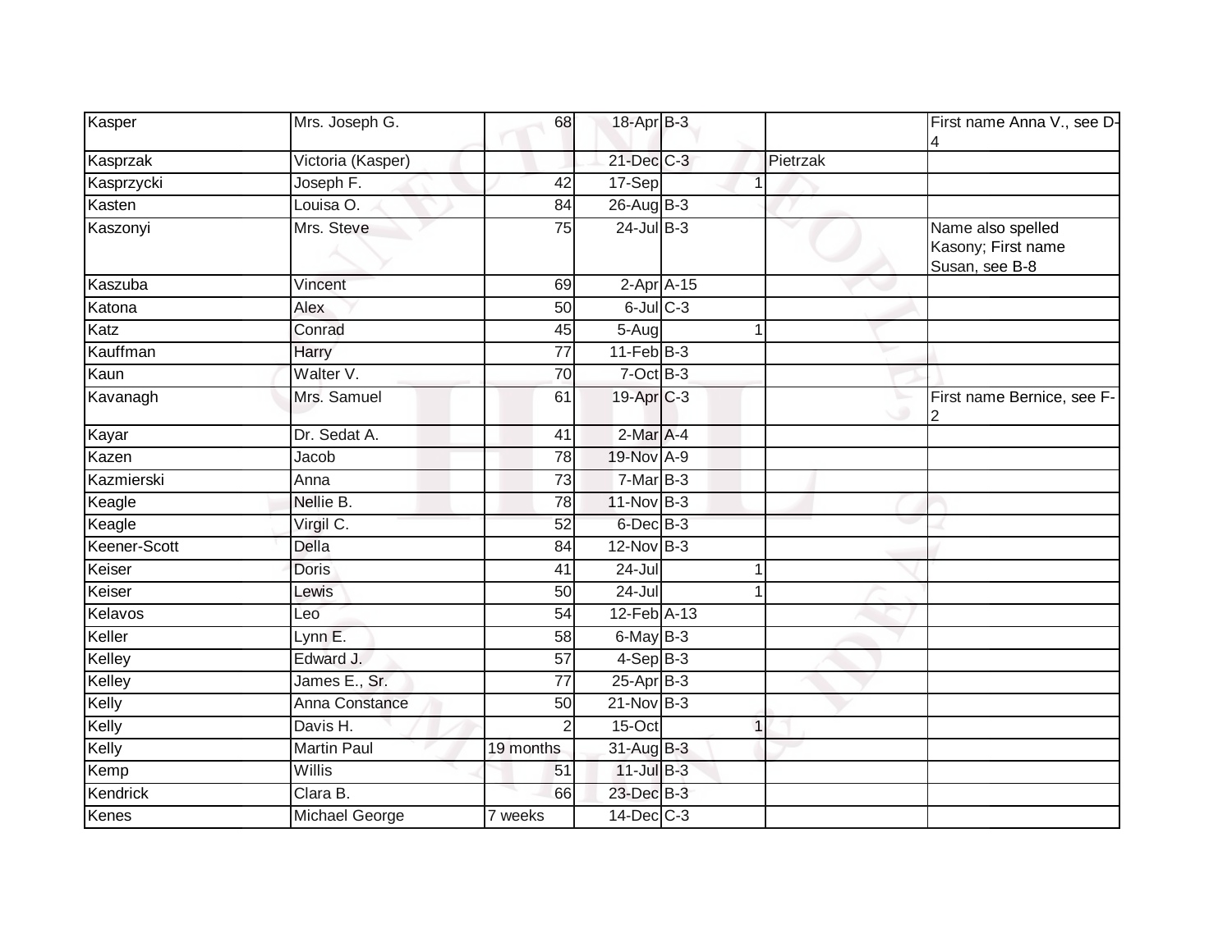| Kasper | Mrs. Joseph G. | 68 | 18-Apr | B-3 | | | First name Anna V., see D-4 |
|---|---|---|---|---|---|---|---|
| Kasprzak | Victoria (Kasper) | | 21-Dec | C-3 | | Pietrzak | |
| Kasprzycki | Joseph F. | 42 | 17-Sep | | 1 | | |
| Kasten | Louisa O. | 84 | 26-Aug | B-3 | | | |
| Kaszonyi | Mrs. Steve | 75 | 24-Jul | B-3 | | | Name also spelled Kasony; First name Susan, see B-8 |
| Kaszuba | Vincent | 69 | 2-Apr | A-15 | | | |
| Katona | Alex | 50 | 6-Jul | C-3 | | | |
| Katz | Conrad | 45 | 5-Aug | | 1 | | |
| Kauffman | Harry | 77 | 11-Feb | B-3 | | | |
| Kaun | Walter V. | 70 | 7-Oct | B-3 | | | |
| Kavanagh | Mrs. Samuel | 61 | 19-Apr | C-3 | | | First name Bernice, see F-2 |
| Kayar | Dr. Sedat A. | 41 | 2-Mar | A-4 | | | |
| Kazen | Jacob | 78 | 19-Nov | A-9 | | | |
| Kazmierski | Anna | 73 | 7-Mar | B-3 | | | |
| Keagle | Nellie B. | 78 | 11-Nov | B-3 | | | |
| Keagle | Virgil C. | 52 | 6-Dec | B-3 | | | |
| Keener-Scott | Della | 84 | 12-Nov | B-3 | | | |
| Keiser | Doris | 41 | 24-Jul | | 1 | | |
| Keiser | Lewis | 50 | 24-Jul | | 1 | | |
| Kelavos | Leo | 54 | 12-Feb | A-13 | | | |
| Keller | Lynn E. | 58 | 6-May | B-3 | | | |
| Kelley | Edward J. | 57 | 4-Sep | B-3 | | | |
| Kelley | James E., Sr. | 77 | 25-Apr | B-3 | | | |
| Kelly | Anna Constance | 50 | 21-Nov | B-3 | | | |
| Kelly | Davis H. | 2 | 15-Oct | | 1 | | |
| Kelly | Martin Paul | 19 months | 31-Aug | B-3 | | | |
| Kemp | Willis | 51 | 11-Jul | B-3 | | | |
| Kendrick | Clara B. | 66 | 23-Dec | B-3 | | | |
| Kenes | Michael George | 7 weeks | 14-Dec | C-3 | | | |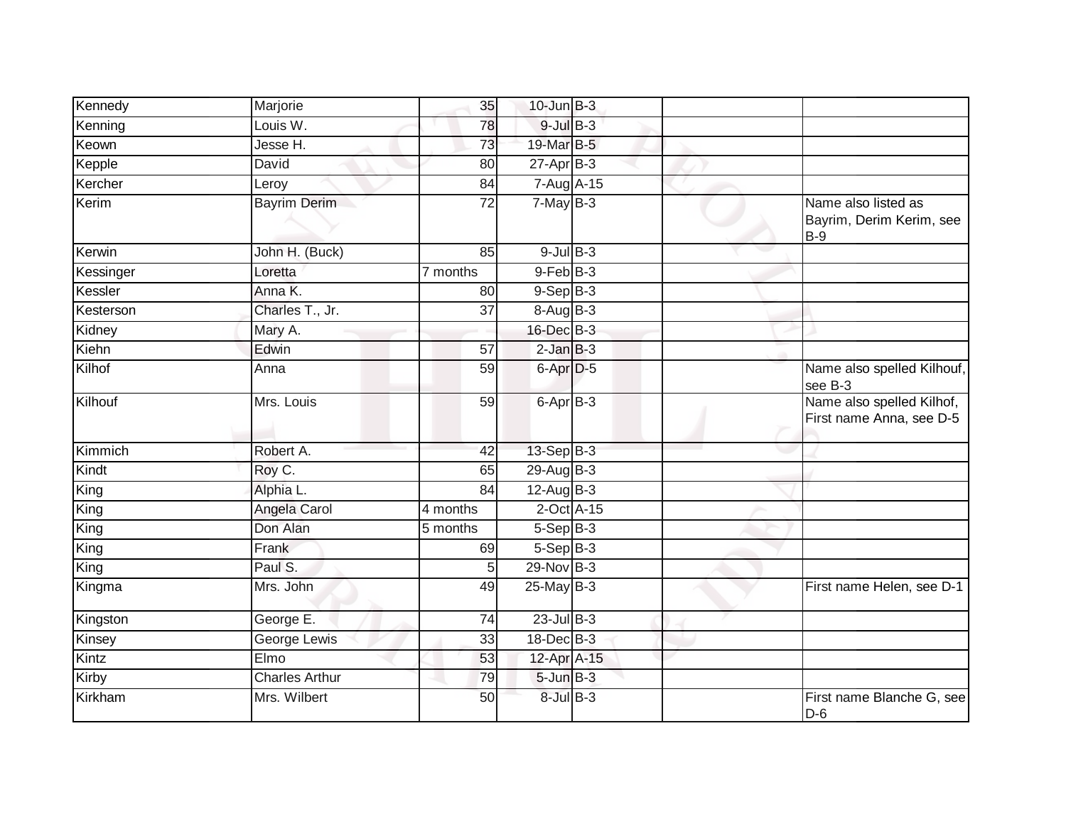| | | | | | | |
|---|---|---|---|---|---|---|
| Kennedy | Marjorie | 35 | 10-Jun | B-3 | | |
| Kenning | Louis W. | 78 | 9-Jul | B-3 | | |
| Keown | Jesse H. | 73 | 19-Mar | B-5 | | |
| Kepple | David | 80 | 27-Apr | B-3 | | |
| Kercher | Leroy | 84 | 7-Aug | A-15 | | |
| Kerim | Bayrim Derim | 72 | 7-May | B-3 | | Name also listed as Bayrim, Derim Kerim, see B-9 |
| Kerwin | John H. (Buck) | 85 | 9-Jul | B-3 | | |
| Kessinger | Loretta | 7 months | 9-Feb | B-3 | | |
| Kessler | Anna K. | 80 | 9-Sep | B-3 | | |
| Kesterson | Charles T., Jr. | 37 | 8-Aug | B-3 | | |
| Kidney | Mary A. | | 16-Dec | B-3 | | |
| Kiehn | Edwin | 57 | 2-Jan | B-3 | | |
| Kilhof | Anna | 59 | 6-Apr | D-5 | | Name also spelled Kilhouf, see B-3 |
| Kilhouf | Mrs. Louis | 59 | 6-Apr | B-3 | | Name also spelled Kilhof, First name Anna, see D-5 |
| Kimmich | Robert A. | 42 | 13-Sep | B-3 | | |
| Kindt | Roy C. | 65 | 29-Aug | B-3 | | |
| King | Alphia L. | 84 | 12-Aug | B-3 | | |
| King | Angela Carol | 4 months | 2-Oct | A-15 | | |
| King | Don Alan | 5 months | 5-Sep | B-3 | | |
| King | Frank | 69 | 5-Sep | B-3 | | |
| King | Paul S. | 5 | 29-Nov | B-3 | | |
| Kingma | Mrs. John | 49 | 25-May | B-3 | | First name Helen, see D-1 |
| Kingston | George E. | 74 | 23-Jul | B-3 | | |
| Kinsey | George Lewis | 33 | 18-Dec | B-3 | | |
| Kintz | Elmo | 53 | 12-Apr | A-15 | | |
| Kirby | Charles Arthur | 79 | 5-Jun | B-3 | | |
| Kirkham | Mrs. Wilbert | 50 | 8-Jul | B-3 | | First name Blanche G, see D-6 |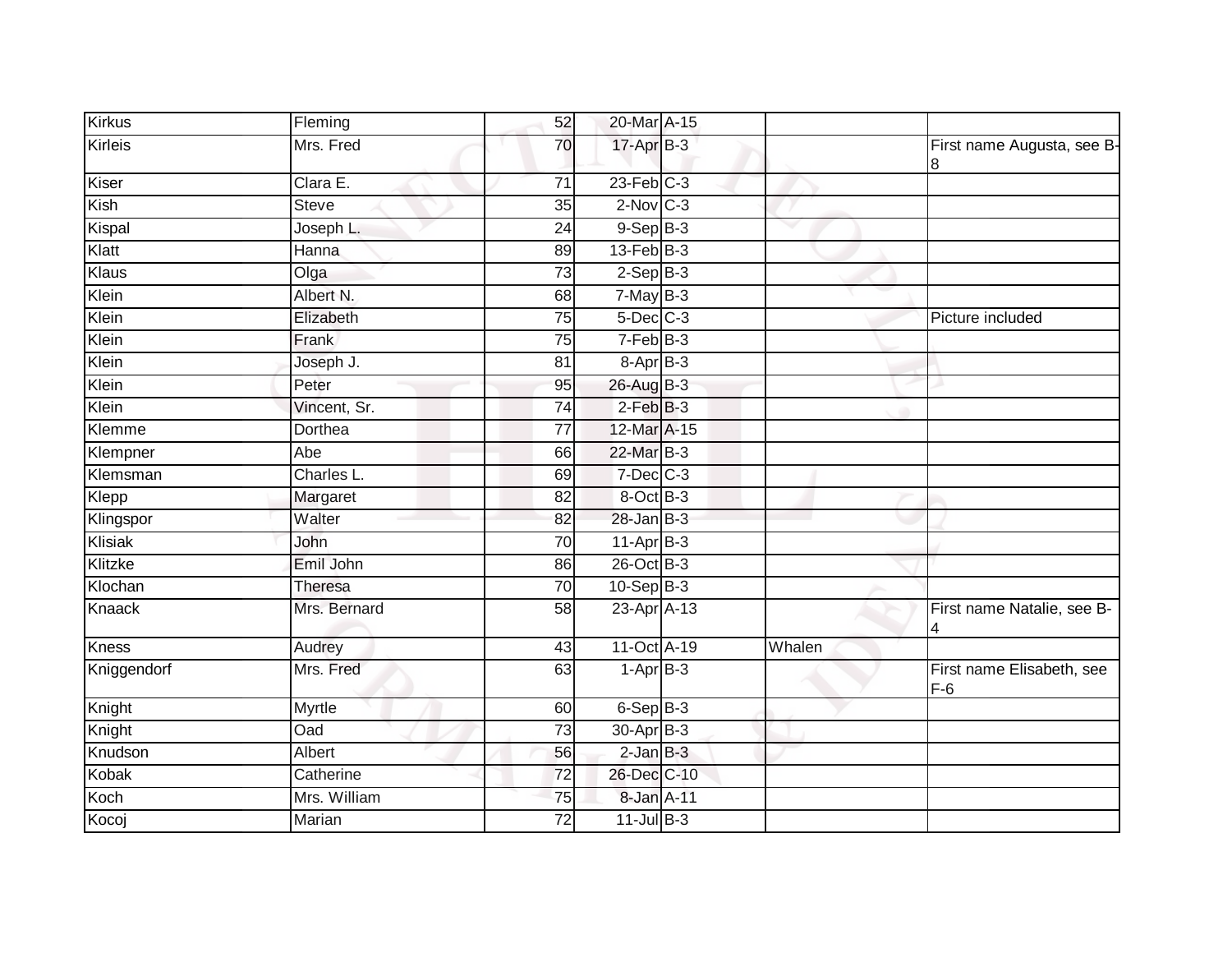| Kirkus | Fleming | 52 | 20-Mar | A-15 | | |
|---|---|---|---|---|---|---|
| Kirleis | Mrs. Fred | 70 | 17-Apr | B-3 | | First name Augusta, see B-8 |
| Kiser | Clara E. | 71 | 23-Feb | C-3 | | |
| Kish | Steve | 35 | 2-Nov | C-3 | | |
| Kispal | Joseph L. | 24 | 9-Sep | B-3 | | |
| Klatt | Hanna | 89 | 13-Feb | B-3 | | |
| Klaus | Olga | 73 | 2-Sep | B-3 | | |
| Klein | Albert N. | 68 | 7-May | B-3 | | |
| Klein | Elizabeth | 75 | 5-Dec | C-3 | | Picture included |
| Klein | Frank | 75 | 7-Feb | B-3 | | |
| Klein | Joseph J. | 81 | 8-Apr | B-3 | | |
| Klein | Peter | 95 | 26-Aug | B-3 | | |
| Klein | Vincent, Sr. | 74 | 2-Feb | B-3 | | |
| Klemme | Dorthea | 77 | 12-Mar | A-15 | | |
| Klempner | Abe | 66 | 22-Mar | B-3 | | |
| Klemsman | Charles L. | 69 | 7-Dec | C-3 | | |
| Klepp | Margaret | 82 | 8-Oct | B-3 | | |
| Klingspor | Walter | 82 | 28-Jan | B-3 | | |
| Klisiak | John | 70 | 11-Apr | B-3 | | |
| Klitzke | Emil John | 86 | 26-Oct | B-3 | | |
| Klochan | Theresa | 70 | 10-Sep | B-3 | | |
| Knaack | Mrs. Bernard | 58 | 23-Apr | A-13 | | First name Natalie, see B-4 |
| Kness | Audrey | 43 | 11-Oct | A-19 | Whalen | |
| Kniggendorf | Mrs. Fred | 63 | 1-Apr | B-3 | | First name Elisabeth, see F-6 |
| Knight | Myrtle | 60 | 6-Sep | B-3 | | |
| Knight | Oad | 73 | 30-Apr | B-3 | | |
| Knudson | Albert | 56 | 2-Jan | B-3 | | |
| Kobak | Catherine | 72 | 26-Dec | C-10 | | |
| Koch | Mrs. William | 75 | 8-Jan | A-11 | | |
| Kocoj | Marian | 72 | 11-Jul | B-3 | | |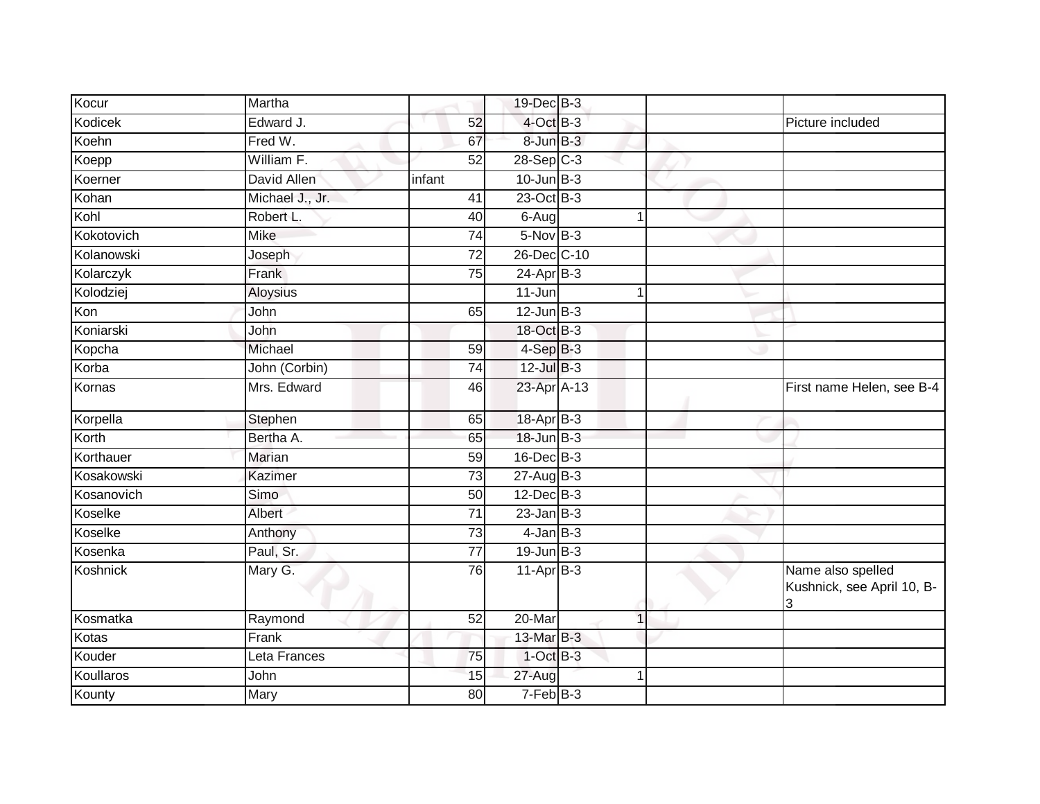| | | | | | | | |
|---|---|---|---|---|---|---|---|
| Kocur | Martha | | 19-Dec | B-3 | | | |
| Kodicek | Edward J. | 52 | 4-Oct | B-3 | | | Picture included |
| Koehn | Fred W. | 67 | 8-Jun | B-3 | | | |
| Koepp | William F. | 52 | 28-Sep | C-3 | | | |
| Koerner | David Allen | infant | 10-Jun | B-3 | | | |
| Kohan | Michael J., Jr. | 41 | 23-Oct | B-3 | | | |
| Kohl | Robert L. | 40 | 6-Aug | | 1 | | |
| Kokotovich | Mike | 74 | 5-Nov | B-3 | | | |
| Kolanowski | Joseph | 72 | 26-Dec | C-10 | | | |
| Kolarczyk | Frank | 75 | 24-Apr | B-3 | | | |
| Kolodziej | Aloysius | | 11-Jun | | 1 | | |
| Kon | John | 65 | 12-Jun | B-3 | | | |
| Koniarski | John | | 18-Oct | B-3 | | | |
| Kopcha | Michael | 59 | 4-Sep | B-3 | | | |
| Korba | John (Corbin) | 74 | 12-Jul | B-3 | | | |
| Kornas | Mrs. Edward | 46 | 23-Apr | A-13 | | | First name Helen, see B-4 |
| Korpella | Stephen | 65 | 18-Apr | B-3 | | | |
| Korth | Bertha A. | 65 | 18-Jun | B-3 | | | |
| Korthauer | Marian | 59 | 16-Dec | B-3 | | | |
| Kosakowski | Kazimer | 73 | 27-Aug | B-3 | | | |
| Kosanovich | Simo | 50 | 12-Dec | B-3 | | | |
| Koselke | Albert | 71 | 23-Jan | B-3 | | | |
| Koselke | Anthony | 73 | 4-Jan | B-3 | | | |
| Kosenka | Paul, Sr. | 77 | 19-Jun | B-3 | | | |
| Koshnick | Mary G. | 76 | 11-Apr | B-3 | | | Name also spelled Kushnick, see April 10, B-3 |
| Kosmatka | Raymond | 52 | 20-Mar | | 1 | | |
| Kotas | Frank | | 13-Mar | B-3 | | | |
| Kouder | Leta Frances | 75 | 1-Oct | B-3 | | | |
| Koullaros | John | 15 | 27-Aug | | 1 | | |
| Kounty | Mary | 80 | 7-Feb | B-3 | | | |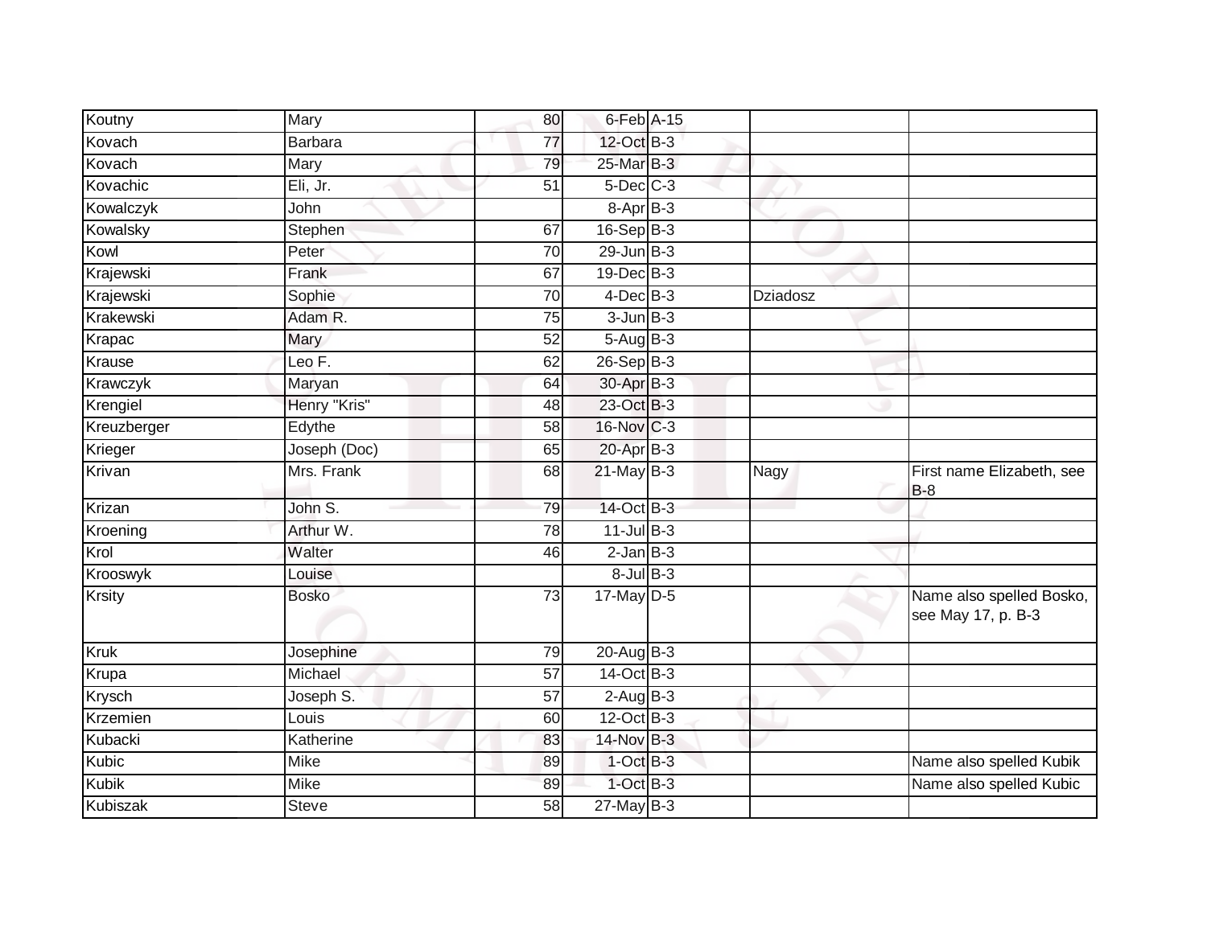| Koutny | Mary | 80 | 6-Feb | A-15 | | |
|---|---|---|---|---|---|---|
| Kovach | Barbara | 77 | 12-Oct | B-3 | | |
| Kovach | Mary | 79 | 25-Mar | B-3 | | |
| Kovachic | Eli, Jr. | 51 | 5-Dec | C-3 | | |
| Kowalczyk | John | | 8-Apr | B-3 | | |
| Kowalsky | Stephen | 67 | 16-Sep | B-3 | | |
| Kowl | Peter | 70 | 29-Jun | B-3 | | |
| Krajewski | Frank | 67 | 19-Dec | B-3 | | |
| Krajewski | Sophie | 70 | 4-Dec | B-3 | Dziadosz | |
| Krakewski | Adam R. | 75 | 3-Jun | B-3 | | |
| Krapac | Mary | 52 | 5-Aug | B-3 | | |
| Krause | Leo F. | 62 | 26-Sep | B-3 | | |
| Krawczyk | Maryan | 64 | 30-Apr | B-3 | | |
| Krengiel | Henry "Kris" | 48 | 23-Oct | B-3 | | |
| Kreuzberger | Edythe | 58 | 16-Nov | C-3 | | |
| Krieger | Joseph (Doc) | 65 | 20-Apr | B-3 | | |
| Krivan | Mrs. Frank | 68 | 21-May | B-3 | Nagy | First name Elizabeth, see B-8 |
| Krizan | John S. | 79 | 14-Oct | B-3 | | |
| Kroening | Arthur W. | 78 | 11-Jul | B-3 | | |
| Krol | Walter | 46 | 2-Jan | B-3 | | |
| Krooswyk | Louise | | 8-Jul | B-3 | | |
| Krsity | Bosko | 73 | 17-May | D-5 | | Name also spelled Bosko, see May 17, p. B-3 |
| Kruk | Josephine | 79 | 20-Aug | B-3 | | |
| Krupa | Michael | 57 | 14-Oct | B-3 | | |
| Krysch | Joseph S. | 57 | 2-Aug | B-3 | | |
| Krzemien | Louis | 60 | 12-Oct | B-3 | | |
| Kubacki | Katherine | 83 | 14-Nov | B-3 | | |
| Kubic | Mike | 89 | 1-Oct | B-3 | | Name also spelled Kubik |
| Kubik | Mike | 89 | 1-Oct | B-3 | | Name also spelled Kubic |
| Kubiszak | Steve | 58 | 27-May | B-3 | | |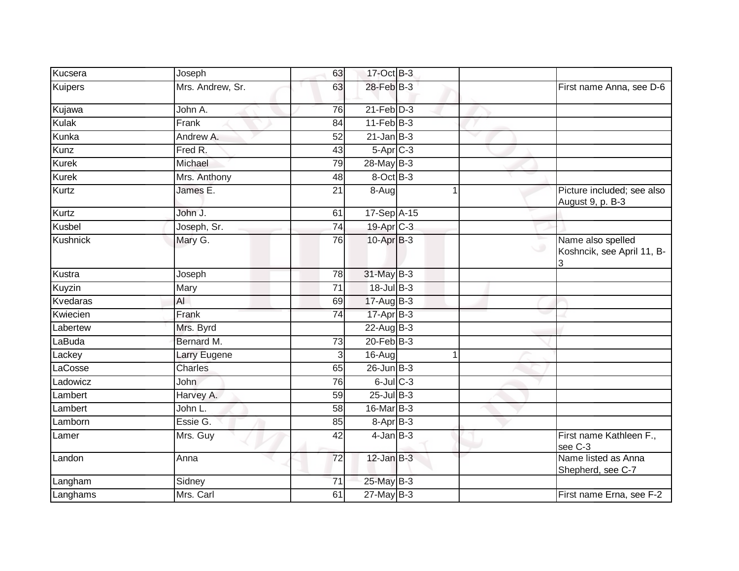| | | | | | | |
|---|---|---|---|---|---|---|
| Kucsera | Joseph | 63 | 17-Oct | B-3 | | |
| Kuipers | Mrs. Andrew, Sr. | 63 | 28-Feb | B-3 | | First name Anna, see D-6 |
| Kujawa | John A. | 76 | 21-Feb | D-3 | | |
| Kulak | Frank | 84 | 11-Feb | B-3 | | |
| Kunka | Andrew A. | 52 | 21-Jan | B-3 | | |
| Kunz | Fred R. | 43 | 5-Apr | C-3 | | |
| Kurek | Michael | 79 | 28-May | B-3 | | |
| Kurek | Mrs. Anthony | 48 | 8-Oct | B-3 | | |
| Kurtz | James E. | 21 | 8-Aug | 1 | | Picture included; see also August 9, p. B-3 |
| Kurtz | John J. | 61 | 17-Sep | A-15 | | |
| Kusbel | Joseph, Sr. | 74 | 19-Apr | C-3 | | |
| Kushnick | Mary G. | 76 | 10-Apr | B-3 | | Name also spelled Koshncik, see April 11, B-3 |
| Kustra | Joseph | 78 | 31-May | B-3 | | |
| Kuyzin | Mary | 71 | 18-Jul | B-3 | | |
| Kvedaras | Al | 69 | 17-Aug | B-3 | | |
| Kwiecien | Frank | 74 | 17-Apr | B-3 | | |
| Labertew | Mrs. Byrd | | 22-Aug | B-3 | | |
| LaBuda | Bernard M. | 73 | 20-Feb | B-3 | | |
| Lackey | Larry Eugene | 3 | 16-Aug | 1 | | |
| LaCosse | Charles | 65 | 26-Jun | B-3 | | |
| Ladowicz | John | 76 | 6-Jul | C-3 | | |
| Lambert | Harvey A. | 59 | 25-Jul | B-3 | | |
| Lambert | John L. | 58 | 16-Mar | B-3 | | |
| Lamborn | Essie G. | 85 | 8-Apr | B-3 | | |
| Lamer | Mrs. Guy | 42 | 4-Jan | B-3 | | First name Kathleen F., see C-3 |
| Landon | Anna | 72 | 12-Jan | B-3 | | Name listed as Anna Shepherd, see C-7 |
| Langham | Sidney | 71 | 25-May | B-3 | | |
| Langhams | Mrs. Carl | 61 | 27-May | B-3 | | First name Erna, see F-2 |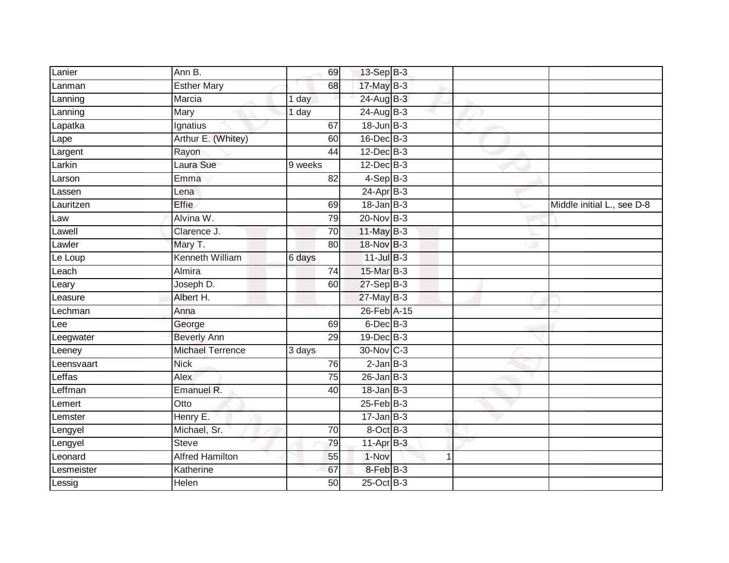| | | | | | | | |
|---|---|---|---|---|---|---|---|
| Lanier | Ann B. | 69 | 13-Sep | B-3 | | | |
| Lanman | Esther Mary | 68 | 17-May | B-3 | | | |
| Lanning | Marcia | 1 day | 24-Aug | B-3 | | | |
| Lanning | Mary | 1 day | 24-Aug | B-3 | | | |
| Lapatka | Ignatius | 67 | 18-Jun | B-3 | | | |
| Lape | Arthur E. (Whitey) | 60 | 16-Dec | B-3 | | | |
| Largent | Rayon | 44 | 12-Dec | B-3 | | | |
| Larkin | Laura Sue | 9 weeks | 12-Dec | B-3 | | | |
| Larson | Emma | 82 | 4-Sep | B-3 | | | |
| Lassen | Lena | | 24-Apr | B-3 | | | |
| Lauritzen | Effie | 69 | 18-Jan | B-3 | | | Middle initial L., see D-8 |
| Law | Alvina W. | 79 | 20-Nov | B-3 | | | |
| Lawell | Clarence J. | 70 | 11-May | B-3 | | | |
| Lawler | Mary T. | 80 | 18-Nov | B-3 | | | |
| Le Loup | Kenneth William | 6 days | 11-Jul | B-3 | | | |
| Leach | Almira | 74 | 15-Mar | B-3 | | | |
| Leary | Joseph D. | 60 | 27-Sep | B-3 | | | |
| Leasure | Albert H. | | 27-May | B-3 | | | |
| Lechman | Anna | | 26-Feb | A-15 | | | |
| Lee | George | 69 | 6-Dec | B-3 | | | |
| Leegwater | Beverly Ann | 29 | 19-Dec | B-3 | | | |
| Leeney | Michael Terrence | 3 days | 30-Nov | C-3 | | | |
| Leensvaart | Nick | 76 | 2-Jan | B-3 | | | |
| Leffas | Alex | 75 | 26-Jan | B-3 | | | |
| Leffman | Emanuel R. | 40 | 18-Jan | B-3 | | | |
| Lemert | Otto | | 25-Feb | B-3 | | | |
| Lemster | Henry E. | | 17-Jan | B-3 | | | |
| Lengyel | Michael, Sr. | 70 | 8-Oct | B-3 | | | |
| Lengyel | Steve | 79 | 11-Apr | B-3 | | | |
| Leonard | Alfred Hamilton | 55 | 1-Nov | | 1 | | |
| Lesmeister | Katherine | 67 | 8-Feb | B-3 | | | |
| Lessig | Helen | 50 | 25-Oct | B-3 | | | |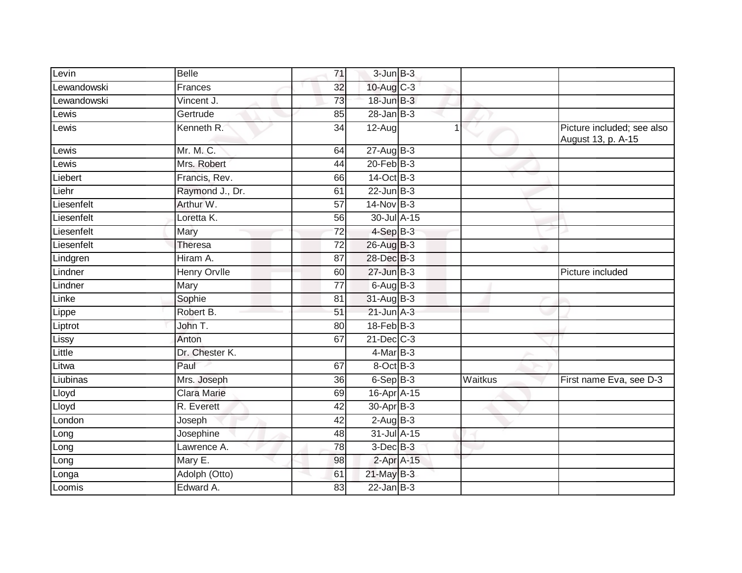| | | | | | | |
|---|---|---|---|---|---|---|
| Levin | Belle | 71 | 3-Jun | B-3 | | |
| Lewandowski | Frances | 32 | 10-Aug | C-3 | | |
| Lewandowski | Vincent J. | 73 | 18-Jun | B-3 | | |
| Lewis | Gertrude | 85 | 28-Jan | B-3 | | |
| Lewis | Kenneth R. | 34 | 12-Aug | 1 | | Picture included; see also August 13, p. A-15 |
| Lewis | Mr. M. C. | 64 | 27-Aug | B-3 | | |
| Lewis | Mrs. Robert | 44 | 20-Feb | B-3 | | |
| Liebert | Francis, Rev. | 66 | 14-Oct | B-3 | | |
| Liehr | Raymond J., Dr. | 61 | 22-Jun | B-3 | | |
| Liesenfelt | Arthur W. | 57 | 14-Nov | B-3 | | |
| Liesenfelt | Loretta K. | 56 | 30-Jul | A-15 | | |
| Liesenfelt | Mary | 72 | 4-Sep | B-3 | | |
| Liesenfelt | Theresa | 72 | 26-Aug | B-3 | | |
| Lindgren | Hiram A. | 87 | 28-Dec | B-3 | | |
| Lindner | Henry Orvlle | 60 | 27-Jun | B-3 | | Picture included |
| Lindner | Mary | 77 | 6-Aug | B-3 | | |
| Linke | Sophie | 81 | 31-Aug | B-3 | | |
| Lippe | Robert B. | 51 | 21-Jun | A-3 | | |
| Liptrot | John T. | 80 | 18-Feb | B-3 | | |
| Lissy | Anton | 67 | 21-Dec | C-3 | | |
| Little | Dr. Chester K. | | 4-Mar | B-3 | | |
| Litwa | Paul | 67 | 8-Oct | B-3 | | |
| Liubinas | Mrs. Joseph | 36 | 6-Sep | B-3 | Waitkus | First name Eva, see D-3 |
| Lloyd | Clara Marie | 69 | 16-Apr | A-15 | | |
| Lloyd | R. Everett | 42 | 30-Apr | B-3 | | |
| London | Joseph | 42 | 2-Aug | B-3 | | |
| Long | Josephine | 48 | 31-Jul | A-15 | | |
| Long | Lawrence A. | 78 | 3-Dec | B-3 | | |
| Long | Mary E. | 98 | 2-Apr | A-15 | | |
| Longa | Adolph (Otto) | 61 | 21-May | B-3 | | |
| Loomis | Edward A. | 83 | 22-Jan | B-3 | | |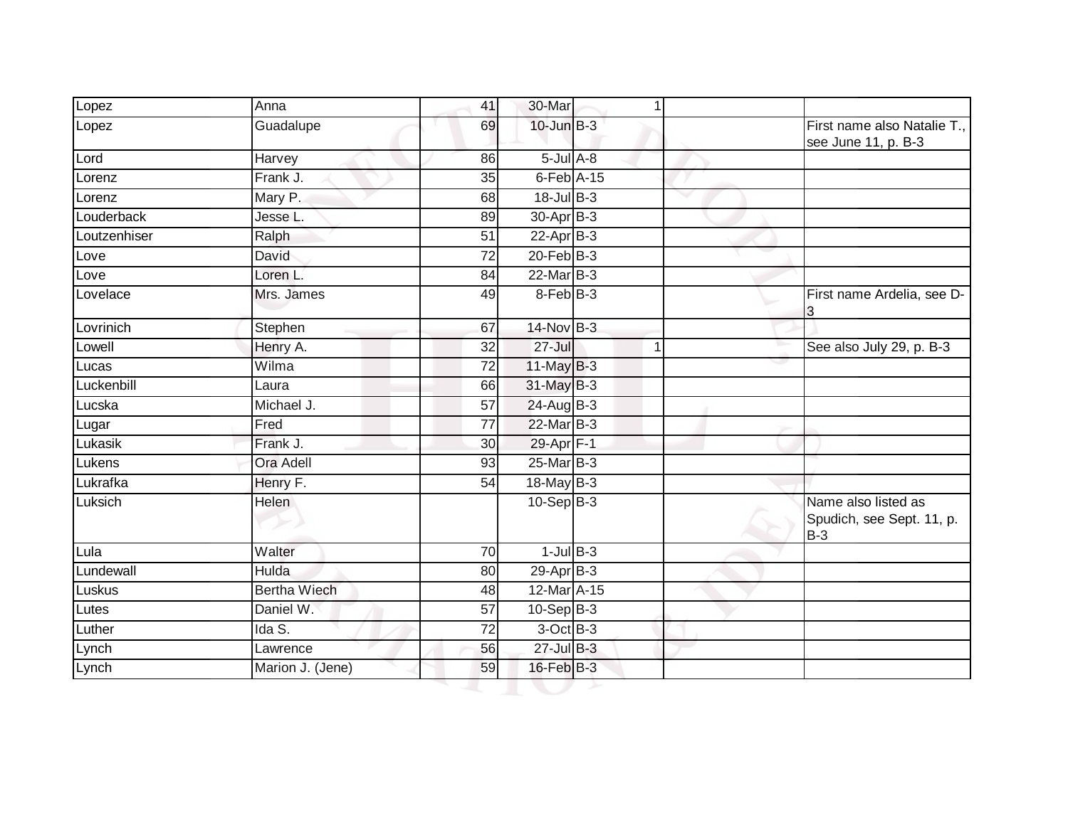| | | | | | | | |
|---|---|---|---|---|---|---|---|
| Lopez | Anna | 41 | 30-Mar | | 1 | | |
| Lopez | Guadalupe | 69 | 10-Jun | B-3 | | | First name also Natalie T., see June 11, p. B-3 |
| Lord | Harvey | 86 | 5-Jul | A-8 | | | |
| Lorenz | Frank J. | 35 | 6-Feb | A-15 | | | |
| Lorenz | Mary P. | 68 | 18-Jul | B-3 | | | |
| Louderback | Jesse L. | 89 | 30-Apr | B-3 | | | |
| Loutzenhiser | Ralph | 51 | 22-Apr | B-3 | | | |
| Love | David | 72 | 20-Feb | B-3 | | | |
| Love | Loren L. | 84 | 22-Mar | B-3 | | | |
| Lovelace | Mrs. James | 49 | 8-Feb | B-3 | | | First name Ardelia, see D-3 |
| Lovrinich | Stephen | 67 | 14-Nov | B-3 | | | |
| Lowell | Henry A. | 32 | 27-Jul | | 1 | | See also July 29, p. B-3 |
| Lucas | Wilma | 72 | 11-May | B-3 | | | |
| Luckenbill | Laura | 66 | 31-May | B-3 | | | |
| Lucska | Michael J. | 57 | 24-Aug | B-3 | | | |
| Lugar | Fred | 77 | 22-Mar | B-3 | | | |
| Lukasik | Frank J. | 30 | 29-Apr | F-1 | | | |
| Lukens | Ora Adell | 93 | 25-Mar | B-3 | | | |
| Lukrafka | Henry F. | 54 | 18-May | B-3 | | | |
| Luksich | Helen | | 10-Sep | B-3 | | | Name also listed as Spudich, see Sept. 11, p. B-3 |
| Lula | Walter | 70 | 1-Jul | B-3 | | | |
| Lundewall | Hulda | 80 | 29-Apr | B-3 | | | |
| Luskus | Bertha Wiech | 48 | 12-Mar | A-15 | | | |
| Lutes | Daniel W. | 57 | 10-Sep | B-3 | | | |
| Luther | Ida S. | 72 | 3-Oct | B-3 | | | |
| Lynch | Lawrence | 56 | 27-Jul | B-3 | | | |
| Lynch | Marion J. (Jene) | 59 | 16-Feb | B-3 | | | |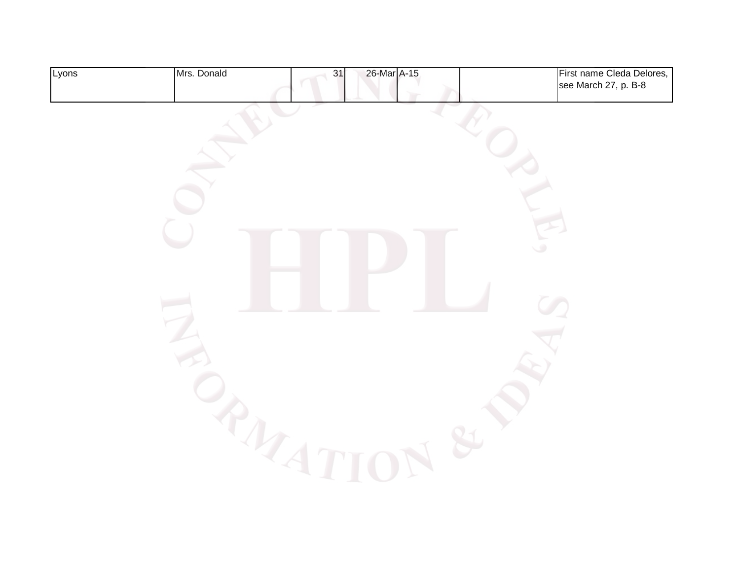| | | | | | | |
|---|---|---|---|---|---|---|
| Lyons | Mrs. Donald | 31 | 26-Mar | A-15 | | First name Cleda Delores, see March 27, p. B-8 |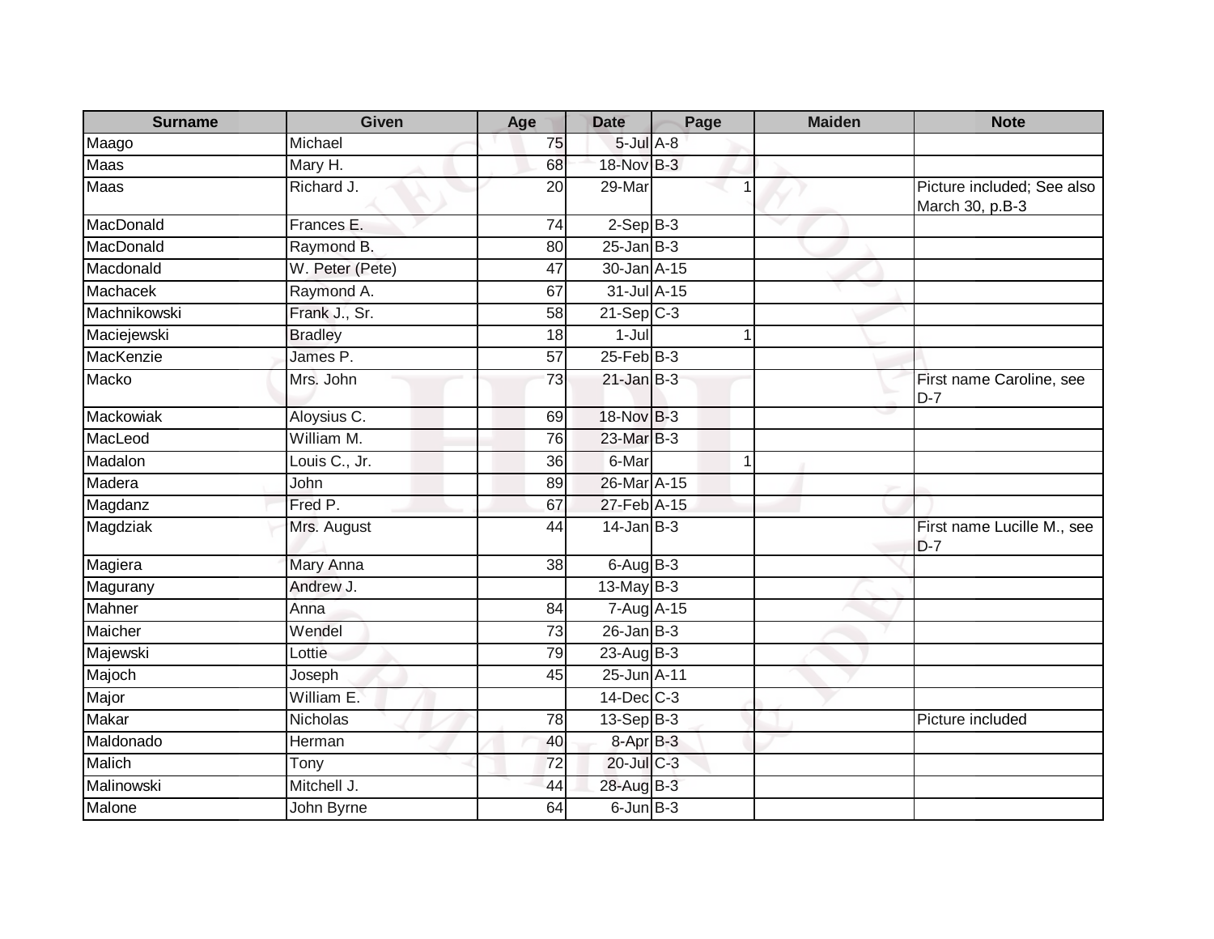| Surname | Given | Age | Date | Page | Maiden | Note |
|---|---|---|---|---|---|---|
| Maago | Michael | 75 | 5-Jul | A-8 | | |
| Maas | Mary H. | 68 | 18-Nov | B-3 | | |
| Maas | Richard J. | 20 | 29-Mar | 1 | | Picture included; See also March 30, p.B-3 |
| MacDonald | Frances E. | 74 | 2-Sep | B-3 | | |
| MacDonald | Raymond B. | 80 | 25-Jan | B-3 | | |
| Macdonald | W. Peter (Pete) | 47 | 30-Jan | A-15 | | |
| Machacek | Raymond A. | 67 | 31-Jul | A-15 | | |
| Machnikowski | Frank J., Sr. | 58 | 21-Sep | C-3 | | |
| Maciejewski | Bradley | 18 | 1-Jul | 1 | | |
| MacKenzie | James P. | 57 | 25-Feb | B-3 | | |
| Macko | Mrs. John | 73 | 21-Jan | B-3 | | First name Caroline, see D-7 |
| Mackowiak | Aloysius C. | 69 | 18-Nov | B-3 | | |
| MacLeod | William M. | 76 | 23-Mar | B-3 | | |
| Madalon | Louis C., Jr. | 36 | 6-Mar | 1 | | |
| Madera | John | 89 | 26-Mar | A-15 | | |
| Magdanz | Fred P. | 67 | 27-Feb | A-15 | | |
| Magdziak | Mrs. August | 44 | 14-Jan | B-3 | | First name Lucille M., see D-7 |
| Magiera | Mary Anna | 38 | 6-Aug | B-3 | | |
| Magurany | Andrew J. | | 13-May | B-3 | | |
| Mahner | Anna | 84 | 7-Aug | A-15 | | |
| Maicher | Wendel | 73 | 26-Jan | B-3 | | |
| Majewski | Lottie | 79 | 23-Aug | B-3 | | |
| Majoch | Joseph | 45 | 25-Jun | A-11 | | |
| Major | William E. | | 14-Dec | C-3 | | |
| Makar | Nicholas | 78 | 13-Sep | B-3 | | Picture included |
| Maldonado | Herman | 40 | 8-Apr | B-3 | | |
| Malich | Tony | 72 | 20-Jul | C-3 | | |
| Malinowski | Mitchell J. | 44 | 28-Aug | B-3 | | |
| Malone | John Byrne | 64 | 6-Jun | B-3 | | |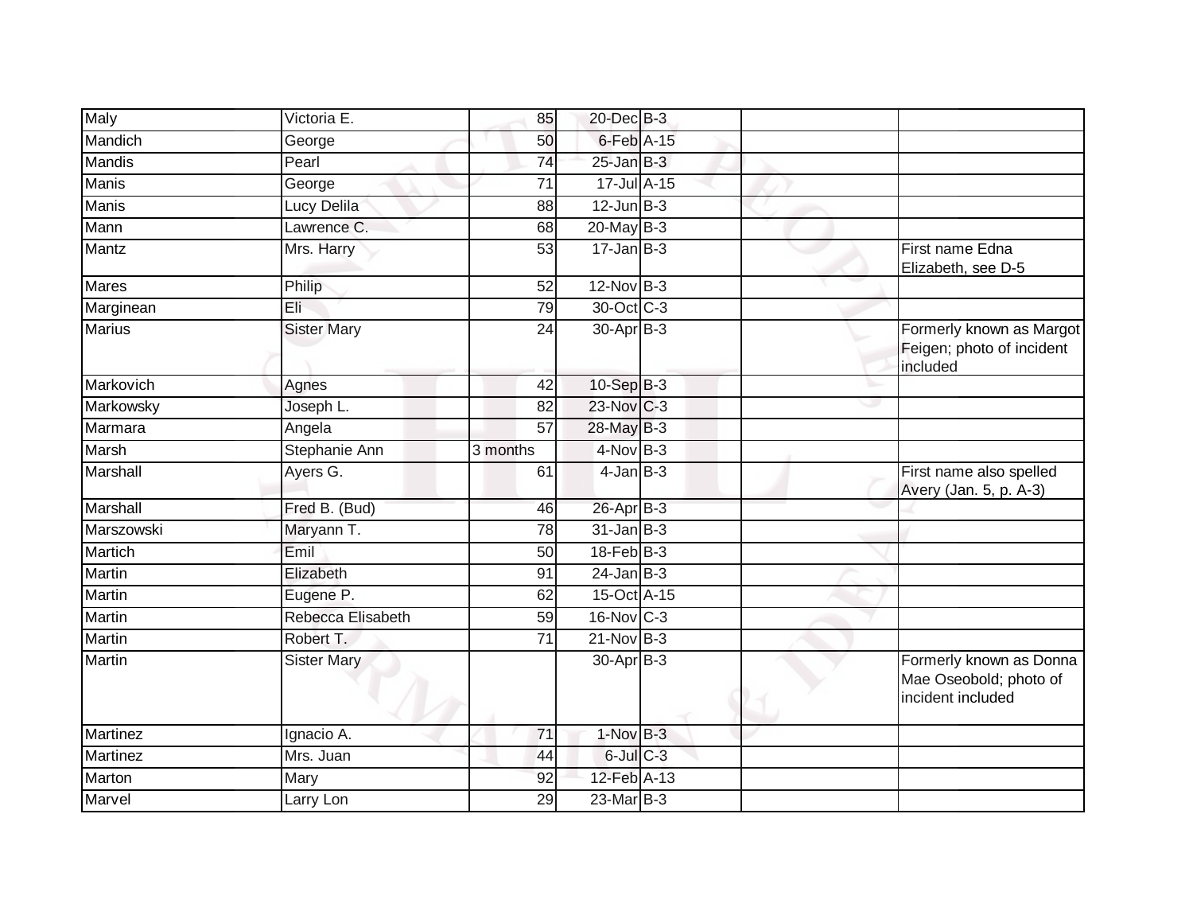| | | | | | | |
|---|---|---|---|---|---|---|
| Maly | Victoria E. | 85 | 20-Dec | B-3 | | |
| Mandich | George | 50 | 6-Feb | A-15 | | |
| Mandis | Pearl | 74 | 25-Jan | B-3 | | |
| Manis | George | 71 | 17-Jul | A-15 | | |
| Manis | Lucy Delila | 88 | 12-Jun | B-3 | | |
| Mann | Lawrence C. | 68 | 20-May | B-3 | | |
| Mantz | Mrs. Harry | 53 | 17-Jan | B-3 | | First name Edna Elizabeth, see D-5 |
| Mares | Philip | 52 | 12-Nov | B-3 | | |
| Marginean | Eli | 79 | 30-Oct | C-3 | | |
| Marius | Sister Mary | 24 | 30-Apr | B-3 | | Formerly known as Margot Feigen; photo of incident included |
| Markovich | Agnes | 42 | 10-Sep | B-3 | | |
| Markowsky | Joseph L. | 82 | 23-Nov | C-3 | | |
| Marmara | Angela | 57 | 28-May | B-3 | | |
| Marsh | Stephanie Ann | 3 months | 4-Nov | B-3 | | |
| Marshall | Ayers G. | 61 | 4-Jan | B-3 | | First name also spelled Avery (Jan. 5, p. A-3) |
| Marshall | Fred B. (Bud) | 46 | 26-Apr | B-3 | | |
| Marszowski | Maryann T. | 78 | 31-Jan | B-3 | | |
| Martich | Emil | 50 | 18-Feb | B-3 | | |
| Martin | Elizabeth | 91 | 24-Jan | B-3 | | |
| Martin | Eugene P. | 62 | 15-Oct | A-15 | | |
| Martin | Rebecca Elisabeth | 59 | 16-Nov | C-3 | | |
| Martin | Robert T. | 71 | 21-Nov | B-3 | | |
| Martin | Sister Mary | | 30-Apr | B-3 | | Formerly known as Donna Mae Oseobold; photo of incident included |
| Martinez | Ignacio A. | 71 | 1-Nov | B-3 | | |
| Martinez | Mrs. Juan | 44 | 6-Jul | C-3 | | |
| Marton | Mary | 92 | 12-Feb | A-13 | | |
| Marvel | Larry Lon | 29 | 23-Mar | B-3 | | |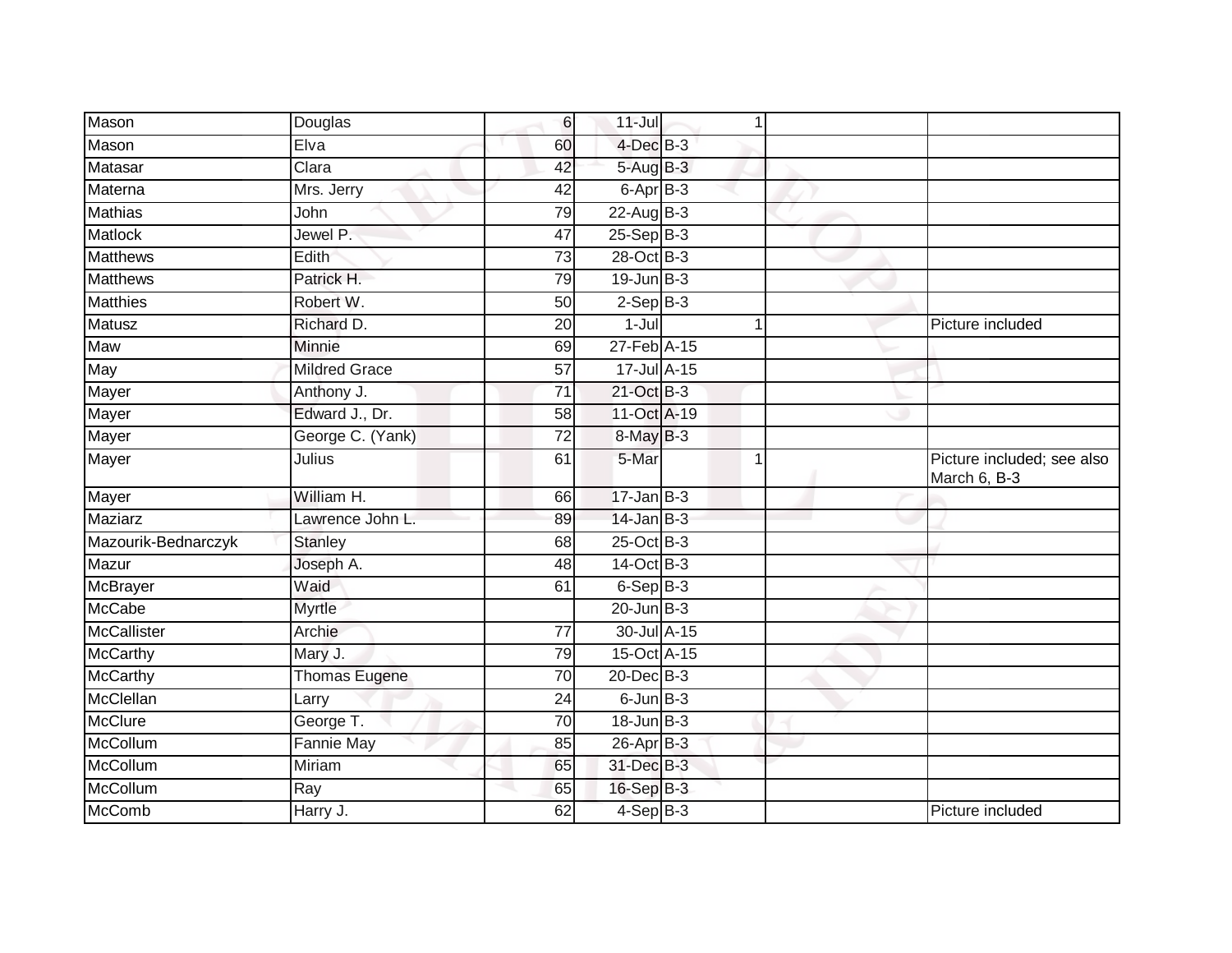| | | | | | | | |
|---|---|---|---|---|---|---|---|
| Mason | Douglas | 6 | 11-Jul | | 1 | | |
| Mason | Elva | 60 | 4-Dec | B-3 | | | |
| Matasar | Clara | 42 | 5-Aug | B-3 | | | |
| Materna | Mrs. Jerry | 42 | 6-Apr | B-3 | | | |
| Mathias | John | 79 | 22-Aug | B-3 | | | |
| Matlock | Jewel P. | 47 | 25-Sep | B-3 | | | |
| Matthews | Edith | 73 | 28-Oct | B-3 | | | |
| Matthews | Patrick H. | 79 | 19-Jun | B-3 | | | |
| Matthies | Robert W. | 50 | 2-Sep | B-3 | | | |
| Matusz | Richard D. | 20 | 1-Jul | | 1 | | Picture included |
| Maw | Minnie | 69 | 27-Feb | A-15 | | | |
| May | Mildred Grace | 57 | 17-Jul | A-15 | | | |
| Mayer | Anthony J. | 71 | 21-Oct | B-3 | | | |
| Mayer | Edward J., Dr. | 58 | 11-Oct | A-19 | | | |
| Mayer | George C. (Yank) | 72 | 8-May | B-3 | | | |
| Mayer | Julius | 61 | 5-Mar | | 1 | | Picture included; see also March 6, B-3 |
| Mayer | William H. | 66 | 17-Jan | B-3 | | | |
| Maziarz | Lawrence John L. | 89 | 14-Jan | B-3 | | | |
| Mazourik-Bednarczyk | Stanley | 68 | 25-Oct | B-3 | | | |
| Mazur | Joseph A. | 48 | 14-Oct | B-3 | | | |
| McBrayer | Waid | 61 | 6-Sep | B-3 | | | |
| McCabe | Myrtle | | 20-Jun | B-3 | | | |
| McCallister | Archie | 77 | 30-Jul | A-15 | | | |
| McCarthy | Mary J. | 79 | 15-Oct | A-15 | | | |
| McCarthy | Thomas Eugene | 70 | 20-Dec | B-3 | | | |
| McClellan | Larry | 24 | 6-Jun | B-3 | | | |
| McClure | George T. | 70 | 18-Jun | B-3 | | | |
| McCollum | Fannie May | 85 | 26-Apr | B-3 | | | |
| McCollum | Miriam | 65 | 31-Dec | B-3 | | | |
| McCollum | Ray | 65 | 16-Sep | B-3 | | | |
| McComb | Harry J. | 62 | 4-Sep | B-3 | | | Picture included |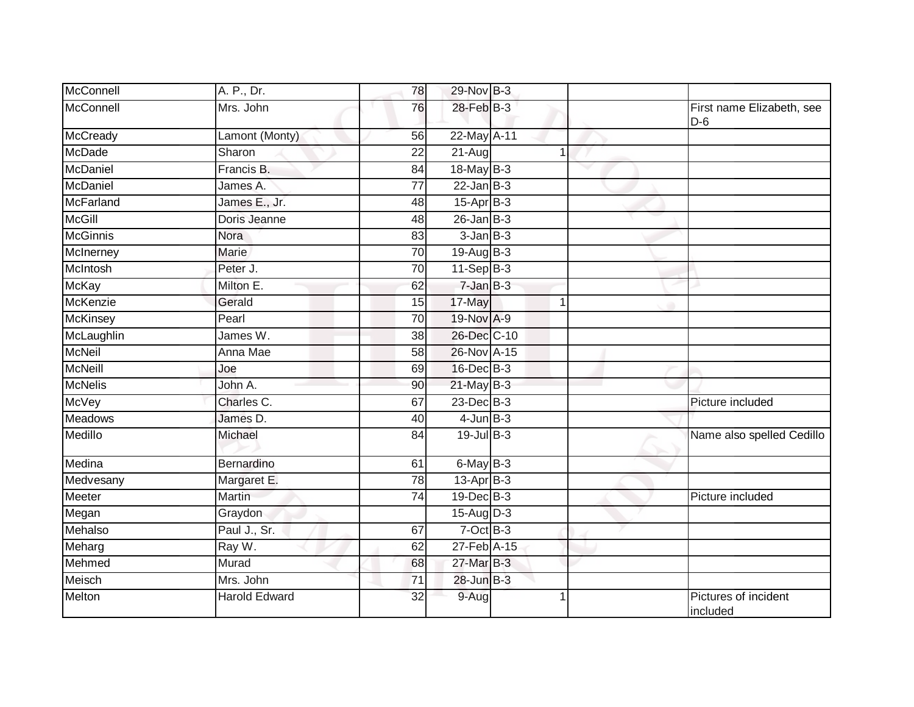| | | | | | | | |
|---|---|---|---|---|---|---|---|
| McConnell | A. P., Dr. | 78 | 29-Nov | B-3 | | | |
| McConnell | Mrs. John | 76 | 28-Feb | B-3 | | | First name Elizabeth, see D-6 |
| McCready | Lamont (Monty) | 56 | 22-May | A-11 | | | |
| McDade | Sharon | 22 | 21-Aug | | 1 | | |
| McDaniel | Francis B. | 84 | 18-May | B-3 | | | |
| McDaniel | James A. | 77 | 22-Jan | B-3 | | | |
| McFarland | James E., Jr. | 48 | 15-Apr | B-3 | | | |
| McGill | Doris Jeanne | 48 | 26-Jan | B-3 | | | |
| McGinnis | Nora | 83 | 3-Jan | B-3 | | | |
| McInerney | Marie | 70 | 19-Aug | B-3 | | | |
| McIntosh | Peter J. | 70 | 11-Sep | B-3 | | | |
| McKay | Milton E. | 62 | 7-Jan | B-3 | | | |
| McKenzie | Gerald | 15 | 17-May | | 1 | | |
| McKinsey | Pearl | 70 | 19-Nov | A-9 | | | |
| McLaughlin | James W. | 38 | 26-Dec | C-10 | | | |
| McNeil | Anna Mae | 58 | 26-Nov | A-15 | | | |
| McNeill | Joe | 69 | 16-Dec | B-3 | | | |
| McNelis | John A. | 90 | 21-May | B-3 | | | |
| McVey | Charles C. | 67 | 23-Dec | B-3 | | | Picture included |
| Meadows | James D. | 40 | 4-Jun | B-3 | | | |
| Medillo | Michael | 84 | 19-Jul | B-3 | | | Name also spelled Cedillo |
| Medina | Bernardino | 61 | 6-May | B-3 | | | |
| Medvesany | Margaret E. | 78 | 13-Apr | B-3 | | | |
| Meeter | Martin | 74 | 19-Dec | B-3 | | | Picture included |
| Megan | Graydon | | 15-Aug | D-3 | | | |
| Mehalso | Paul J., Sr. | 67 | 7-Oct | B-3 | | | |
| Meharg | Ray W. | 62 | 27-Feb | A-15 | | | |
| Mehmed | Murad | 68 | 27-Mar | B-3 | | | |
| Meisch | Mrs. John | 71 | 28-Jun | B-3 | | | |
| Melton | Harold Edward | 32 | 9-Aug | | 1 | | Pictures of incident included |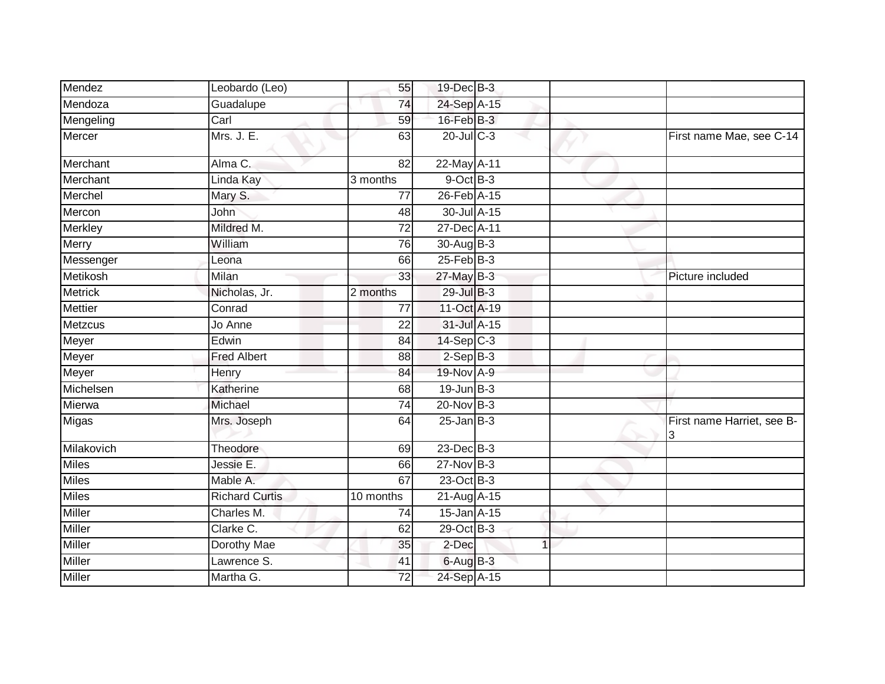| | | | | | | |
|---|---|---|---|---|---|---|
| Mendez | Leobardo (Leo) | 55 | 19-Dec | B-3 | | |
| Mendoza | Guadalupe | 74 | 24-Sep | A-15 | | |
| Mengeling | Carl | 59 | 16-Feb | B-3 | | |
| Mercer | Mrs. J. E. | 63 | 20-Jul | C-3 | | First name Mae, see C-14 |
| Merchant | Alma C. | 82 | 22-May | A-11 | | |
| Merchant | Linda Kay | 3 months | 9-Oct | B-3 | | |
| Merchel | Mary S. | 77 | 26-Feb | A-15 | | |
| Mercon | John | 48 | 30-Jul | A-15 | | |
| Merkley | Mildred M. | 72 | 27-Dec | A-11 | | |
| Merry | William | 76 | 30-Aug | B-3 | | |
| Messenger | Leona | 66 | 25-Feb | B-3 | | |
| Metikosh | Milan | 33 | 27-May | B-3 | | Picture included |
| Metrick | Nicholas, Jr. | 2 months | 29-Jul | B-3 | | |
| Mettier | Conrad | 77 | 11-Oct | A-19 | | |
| Metzcus | Jo Anne | 22 | 31-Jul | A-15 | | |
| Meyer | Edwin | 84 | 14-Sep | C-3 | | |
| Meyer | Fred Albert | 88 | 2-Sep | B-3 | | |
| Meyer | Henry | 84 | 19-Nov | A-9 | | |
| Michelsen | Katherine | 68 | 19-Jun | B-3 | | |
| Mierwa | Michael | 74 | 20-Nov | B-3 | | |
| Migas | Mrs. Joseph | 64 | 25-Jan | B-3 | | First name Harriet, see B-3 |
| Milakovich | Theodore | 69 | 23-Dec | B-3 | | |
| Miles | Jessie E. | 66 | 27-Nov | B-3 | | |
| Miles | Mable A. | 67 | 23-Oct | B-3 | | |
| Miles | Richard Curtis | 10 months | 21-Aug | A-15 | | |
| Miller | Charles M. | 74 | 15-Jan | A-15 | | |
| Miller | Clarke C. | 62 | 29-Oct | B-3 | | |
| Miller | Dorothy Mae | 35 | 2-Dec | 1 | | |
| Miller | Lawrence S. | 41 | 6-Aug | B-3 | | |
| Miller | Martha G. | 72 | 24-Sep | A-15 | | |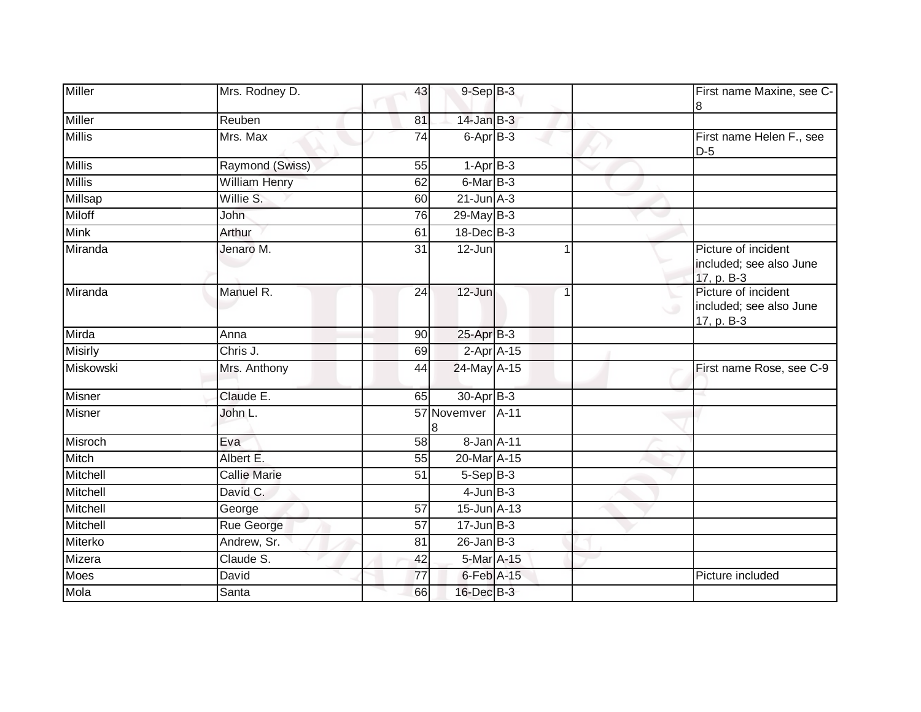| Miller | Mrs. Rodney D. | 43 | 9-Sep | B-3 | | | First name Maxine, see C-8 |
|---|---|---|---|---|---|---|---|
| Miller | Reuben | 81 | 14-Jan | B-3 | | | |
| Millis | Mrs. Max | 74 | 6-Apr | B-3 | | | First name Helen F., see D-5 |
| Millis | Raymond (Swiss) | 55 | 1-Apr | B-3 | | | |
| Millis | William Henry | 62 | 6-Mar | B-3 | | | |
| Millsap | Willie S. | 60 | 21-Jun | A-3 | | | |
| Miloff | John | 76 | 29-May | B-3 | | | |
| Mink | Arthur | 61 | 18-Dec | B-3 | | | |
| Miranda | Jenaro M. | 31 | 12-Jun | | 1 | | Picture of incident included; see also June 17, p. B-3 |
| Miranda | Manuel R. | 24 | 12-Jun | | 1 | | Picture of incident included; see also June 17, p. B-3 |
| Mirda | Anna | 90 | 25-Apr | B-3 | | | |
| Misirly | Chris J. | 69 | 2-Apr | A-15 | | | |
| Miskowski | Mrs. Anthony | 44 | 24-May | A-15 | | | First name Rose, see C-9 |
| Misner | Claude E. | 65 | 30-Apr | B-3 | | | |
| Misner | John L. | 57 | Novemver 8 | A-11 | | | |
| Misroch | Eva | 58 | 8-Jan | A-11 | | | |
| Mitch | Albert E. | 55 | 20-Mar | A-15 | | | |
| Mitchell | Callie Marie | 51 | 5-Sep | B-3 | | | |
| Mitchell | David C. | | 4-Jun | B-3 | | | |
| Mitchell | George | 57 | 15-Jun | A-13 | | | |
| Mitchell | Rue George | 57 | 17-Jun | B-3 | | | |
| Miterko | Andrew, Sr. | 81 | 26-Jan | B-3 | | | |
| Mizera | Claude S. | 42 | 5-Mar | A-15 | | | |
| Moes | David | 77 | 6-Feb | A-15 | | | Picture included |
| Mola | Santa | 66 | 16-Dec | B-3 | | | |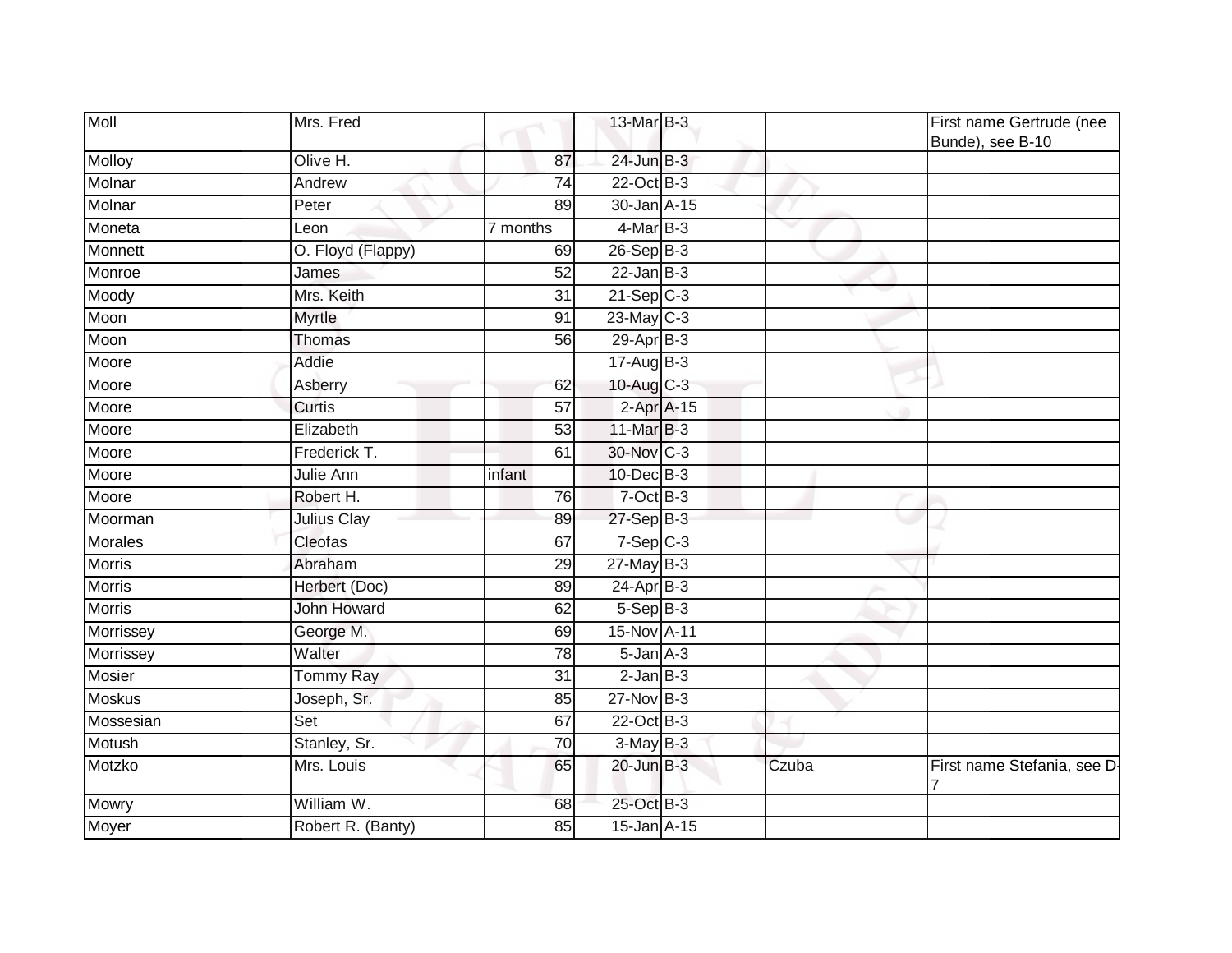| | | | | | | |
|---|---|---|---|---|---|---|
| Moll | Mrs. Fred | | 13-Mar | B-3 | | First name Gertrude (nee Bunde), see B-10 |
| Molloy | Olive H. | 87 | 24-Jun | B-3 | | |
| Molnar | Andrew | 74 | 22-Oct | B-3 | | |
| Molnar | Peter | 89 | 30-Jan | A-15 | | |
| Moneta | Leon | 7 months | 4-Mar | B-3 | | |
| Monnett | O. Floyd (Flappy) | 69 | 26-Sep | B-3 | | |
| Monroe | James | 52 | 22-Jan | B-3 | | |
| Moody | Mrs. Keith | 31 | 21-Sep | C-3 | | |
| Moon | Myrtle | 91 | 23-May | C-3 | | |
| Moon | Thomas | 56 | 29-Apr | B-3 | | |
| Moore | Addie | | 17-Aug | B-3 | | |
| Moore | Asberry | 62 | 10-Aug | C-3 | | |
| Moore | Curtis | 57 | 2-Apr | A-15 | | |
| Moore | Elizabeth | 53 | 11-Mar | B-3 | | |
| Moore | Frederick T. | 61 | 30-Nov | C-3 | | |
| Moore | Julie Ann | infant | 10-Dec | B-3 | | |
| Moore | Robert H. | 76 | 7-Oct | B-3 | | |
| Moorman | Julius Clay | 89 | 27-Sep | B-3 | | |
| Morales | Cleofas | 67 | 7-Sep | C-3 | | |
| Morris | Abraham | 29 | 27-May | B-3 | | |
| Morris | Herbert (Doc) | 89 | 24-Apr | B-3 | | |
| Morris | John Howard | 62 | 5-Sep | B-3 | | |
| Morrissey | George M. | 69 | 15-Nov | A-11 | | |
| Morrissey | Walter | 78 | 5-Jan | A-3 | | |
| Mosier | Tommy Ray | 31 | 2-Jan | B-3 | | |
| Moskus | Joseph, Sr. | 85 | 27-Nov | B-3 | | |
| Mossesian | Set | 67 | 22-Oct | B-3 | | |
| Motush | Stanley, Sr. | 70 | 3-May | B-3 | | |
| Motzko | Mrs. Louis | 65 | 20-Jun | B-3 | Czuba | First name Stefania, see D-7 |
| Mowry | William W. | 68 | 25-Oct | B-3 | | |
| Moyer | Robert R. (Banty) | 85 | 15-Jan | A-15 | | |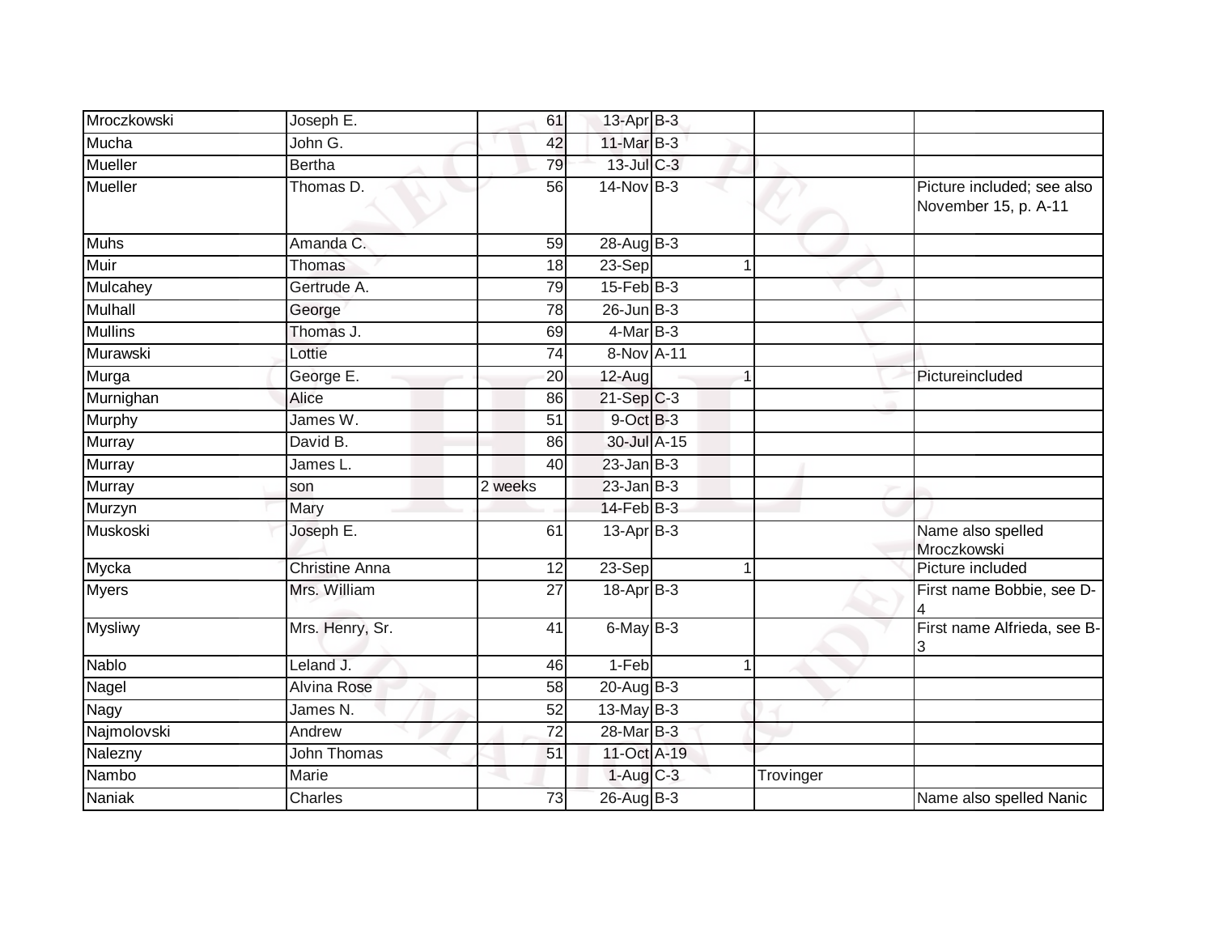| | | | | | | | |
|---|---|---|---|---|---|---|---|
| Mroczkowski | Joseph E. | 61 | 13-Apr | B-3 | | | |
| Mucha | John G. | 42 | 11-Mar | B-3 | | | |
| Mueller | Bertha | 79 | 13-Jul | C-3 | | | |
| Mueller | Thomas D. | 56 | 14-Nov | B-3 | | | Picture included; see also November 15, p. A-11 |
| Muhs | Amanda C. | 59 | 28-Aug | B-3 | | | |
| Muir | Thomas | 18 | 23-Sep | | 1 | | |
| Mulcahey | Gertrude A. | 79 | 15-Feb | B-3 | | | |
| Mulhall | George | 78 | 26-Jun | B-3 | | | |
| Mullins | Thomas J. | 69 | 4-Mar | B-3 | | | |
| Murawski | Lottie | 74 | 8-Nov | A-11 | | | |
| Murga | George E. | 20 | 12-Aug | | 1 | | Pictureincluded |
| Murnighan | Alice | 86 | 21-Sep | C-3 | | | |
| Murphy | James W. | 51 | 9-Oct | B-3 | | | |
| Murray | David B. | 86 | 30-Jul | A-15 | | | |
| Murray | James L. | 40 | 23-Jan | B-3 | | | |
| Murray | son | 2 weeks | 23-Jan | B-3 | | | |
| Murzyn | Mary | | 14-Feb | B-3 | | | |
| Muskoski | Joseph E. | 61 | 13-Apr | B-3 | | | Name also spelled Mroczkowski |
| Mycka | Christine Anna | 12 | 23-Sep | | 1 | | Picture included |
| Myers | Mrs. William | 27 | 18-Apr | B-3 | | | First name Bobbie, see D-4 |
| Mysliwy | Mrs. Henry, Sr. | 41 | 6-May | B-3 | | | First name Alfrieda, see B-3 |
| Nablo | Leland J. | 46 | 1-Feb | | 1 | | |
| Nagel | Alvina Rose | 58 | 20-Aug | B-3 | | | |
| Nagy | James N. | 52 | 13-May | B-3 | | | |
| Najmolovski | Andrew | 72 | 28-Mar | B-3 | | | |
| Nalezny | John Thomas | 51 | 11-Oct | A-19 | | | |
| Nambo | Marie | | 1-Aug | C-3 | | Trovinger | |
| Naniak | Charles | 73 | 26-Aug | B-3 | | | Name also spelled Nanic |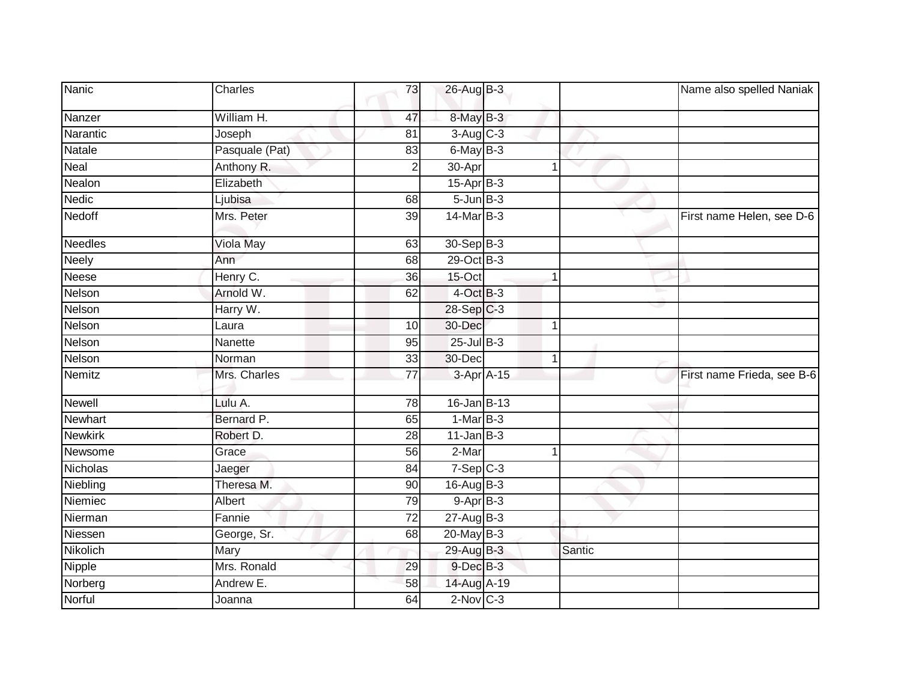| | | | | | | | |
|---|---|---|---|---|---|---|---|
| Nanic | Charles | 73 | 26-Aug | B-3 | | | Name also spelled Naniak |
| Nanzer | William H. | 47 | 8-May | B-3 | | | |
| Narantic | Joseph | 81 | 3-Aug | C-3 | | | |
| Natale | Pasquale (Pat) | 83 | 6-May | B-3 | | | |
| Neal | Anthony R. | 2 | 30-Apr | | 1 | | |
| Nealon | Elizabeth | | 15-Apr | B-3 | | | |
| Nedic | Ljubisa | 68 | 5-Jun | B-3 | | | |
| Nedoff | Mrs. Peter | 39 | 14-Mar | B-3 | | | First name Helen, see D-6 |
| Needles | Viola May | 63 | 30-Sep | B-3 | | | |
| Neely | Ann | 68 | 29-Oct | B-3 | | | |
| Neese | Henry C. | 36 | 15-Oct | | 1 | | |
| Nelson | Arnold W. | 62 | 4-Oct | B-3 | | | |
| Nelson | Harry W. | | 28-Sep | C-3 | | | |
| Nelson | Laura | 10 | 30-Dec | | 1 | | |
| Nelson | Nanette | 95 | 25-Jul | B-3 | | | |
| Nelson | Norman | 33 | 30-Dec | | 1 | | |
| Nemitz | Mrs. Charles | 77 | 3-Apr | A-15 | | | First name Frieda, see B-6 |
| Newell | Lulu A. | 78 | 16-Jan | B-13 | | | |
| Newhart | Bernard P. | 65 | 1-Mar | B-3 | | | |
| Newkirk | Robert D. | 28 | 11-Jan | B-3 | | | |
| Newsome | Grace | 56 | 2-Mar | | 1 | | |
| Nicholas | Jaeger | 84 | 7-Sep | C-3 | | | |
| Niebling | Theresa M. | 90 | 16-Aug | B-3 | | | |
| Niemiec | Albert | 79 | 9-Apr | B-3 | | | |
| Nierman | Fannie | 72 | 27-Aug | B-3 | | | |
| Niessen | George, Sr. | 68 | 20-May | B-3 | | | |
| Nikolich | Mary | | 29-Aug | B-3 | | Santic | |
| Nipple | Mrs. Ronald | 29 | 9-Dec | B-3 | | | |
| Norberg | Andrew E. | 58 | 14-Aug | A-19 | | | |
| Norful | Joanna | 64 | 2-Nov | C-3 | | | |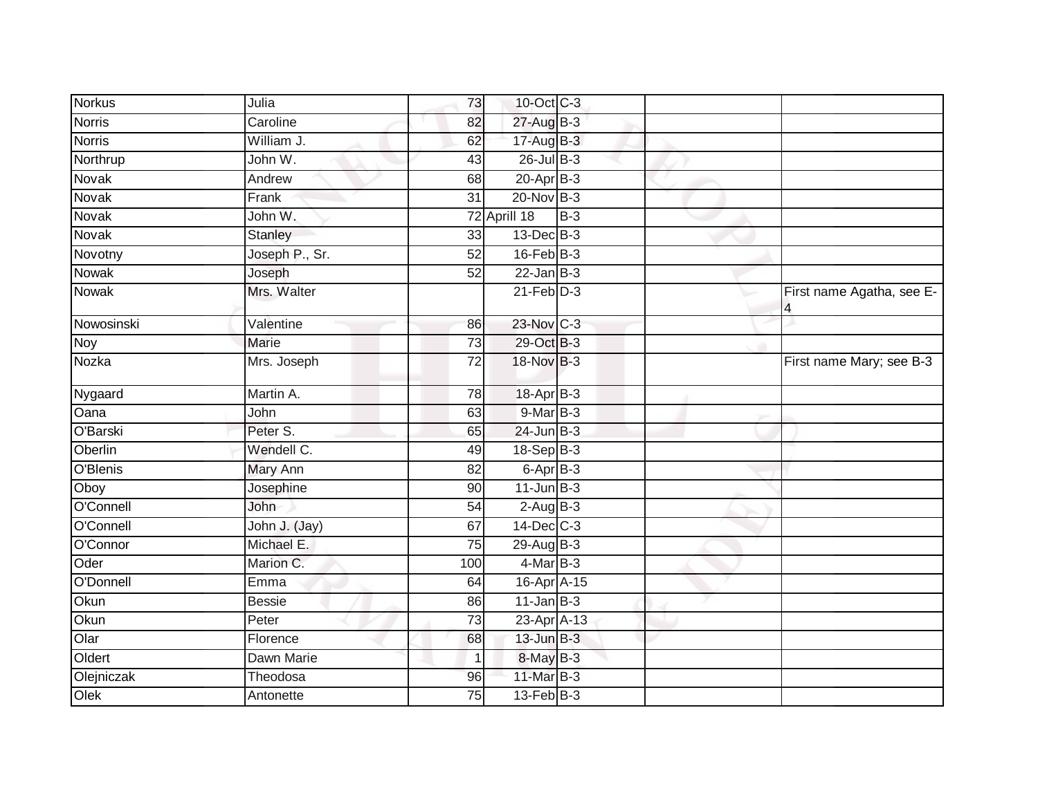| | | | | | | |
|---|---|---|---|---|---|---|
| Norkus | Julia | 73 | 10-Oct | C-3 | | |
| Norris | Caroline | 82 | 27-Aug | B-3 | | |
| Norris | William J. | 62 | 17-Aug | B-3 | | |
| Northrup | John W. | 43 | 26-Jul | B-3 | | |
| Novak | Andrew | 68 | 20-Apr | B-3 | | |
| Novak | Frank | 31 | 20-Nov | B-3 | | |
| Novak | John W. | 72 | Aprill 18 | B-3 | | |
| Novak | Stanley | 33 | 13-Dec | B-3 | | |
| Novotny | Joseph P., Sr. | 52 | 16-Feb | B-3 | | |
| Nowak | Joseph | 52 | 22-Jan | B-3 | | |
| Nowak | Mrs. Walter | | 21-Feb | D-3 | | First name Agatha, see E-4 |
| Nowosinski | Valentine | 86 | 23-Nov | C-3 | | |
| Noy | Marie | 73 | 29-Oct | B-3 | | |
| Nozka | Mrs. Joseph | 72 | 18-Nov | B-3 | | First name Mary; see B-3 |
| Nygaard | Martin A. | 78 | 18-Apr | B-3 | | |
| Oana | John | 63 | 9-Mar | B-3 | | |
| O'Barski | Peter S. | 65 | 24-Jun | B-3 | | |
| Oberlin | Wendell C. | 49 | 18-Sep | B-3 | | |
| O'Blenis | Mary Ann | 82 | 6-Apr | B-3 | | |
| Oboy | Josephine | 90 | 11-Jun | B-3 | | |
| O'Connell | John | 54 | 2-Aug | B-3 | | |
| O'Connell | John J. (Jay) | 67 | 14-Dec | C-3 | | |
| O'Connor | Michael E. | 75 | 29-Aug | B-3 | | |
| Oder | Marion C. | 100 | 4-Mar | B-3 | | |
| O'Donnell | Emma | 64 | 16-Apr | A-15 | | |
| Okun | Bessie | 86 | 11-Jan | B-3 | | |
| Okun | Peter | 73 | 23-Apr | A-13 | | |
| Olar | Florence | 68 | 13-Jun | B-3 | | |
| Oldert | Dawn Marie | 1 | 8-May | B-3 | | |
| Olejniczak | Theodosa | 96 | 11-Mar | B-3 | | |
| Olek | Antonette | 75 | 13-Feb | B-3 | | |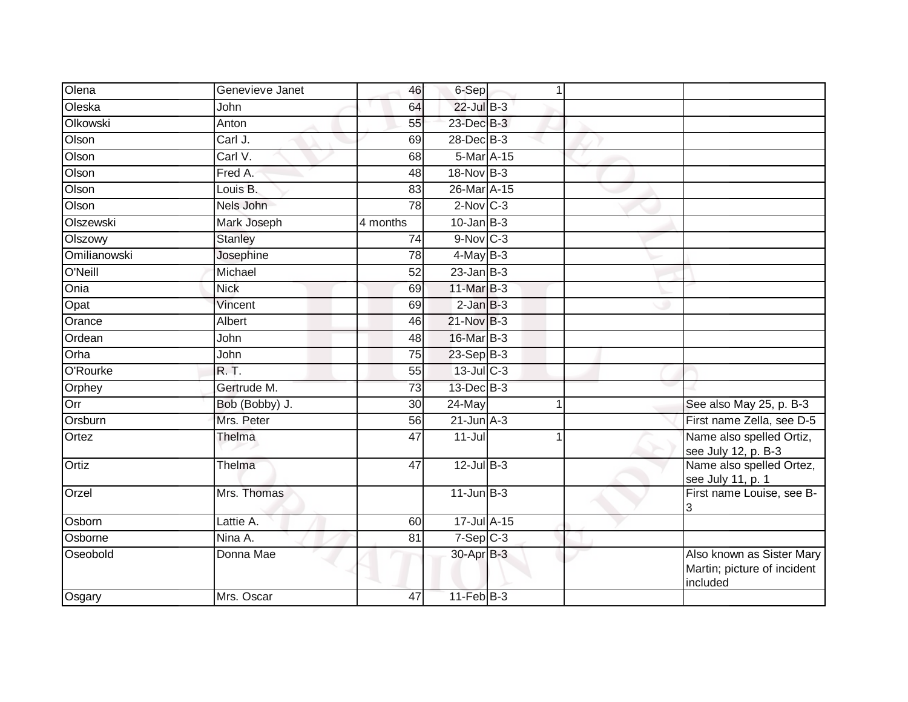| | | | | | | |
|---|---|---|---|---|---|---|
| Olena | Genevieve Janet | 46 | 6-Sep | 1 | | |
| Oleska | John | 64 | 22-Jul | B-3 | | |
| Olkowski | Anton | 55 | 23-Dec | B-3 | | |
| Olson | Carl J. | 69 | 28-Dec | B-3 | | |
| Olson | Carl V. | 68 | 5-Mar | A-15 | | |
| Olson | Fred A. | 48 | 18-Nov | B-3 | | |
| Olson | Louis B. | 83 | 26-Mar | A-15 | | |
| Olson | Nels John | 78 | 2-Nov | C-3 | | |
| Olszewski | Mark Joseph | 4 months | 10-Jan | B-3 | | |
| Olszowy | Stanley | 74 | 9-Nov | C-3 | | |
| Omilianowski | Josephine | 78 | 4-May | B-3 | | |
| O'Neill | Michael | 52 | 23-Jan | B-3 | | |
| Onia | Nick | 69 | 11-Mar | B-3 | | |
| Opat | Vincent | 69 | 2-Jan | B-3 | | |
| Orance | Albert | 46 | 21-Nov | B-3 | | |
| Ordean | John | 48 | 16-Mar | B-3 | | |
| Orha | John | 75 | 23-Sep | B-3 | | |
| O'Rourke | R. T. | 55 | 13-Jul | C-3 | | |
| Orphey | Gertrude M. | 73 | 13-Dec | B-3 | | |
| Orr | Bob (Bobby) J. | 30 | 24-May | 1 | | See also May 25, p. B-3 |
| Orsburn | Mrs. Peter | 56 | 21-Jun | A-3 | | First name Zella, see D-5 |
| Ortez | Thelma | 47 | 11-Jul | 1 | | Name also spelled Ortiz, see July 12, p. B-3 |
| Ortiz | Thelma | 47 | 12-Jul | B-3 | | Name also spelled Ortez, see July 11, p. 1 |
| Orzel | Mrs. Thomas | | 11-Jun | B-3 | | First name Louise, see B-3 |
| Osborn | Lattie A. | 60 | 17-Jul | A-15 | | |
| Osborne | Nina A. | 81 | 7-Sep | C-3 | | |
| Oseobold | Donna Mae | | 30-Apr | B-3 | | Also known as Sister Mary Martin; picture of incident included |
| Osgary | Mrs. Oscar | 47 | 11-Feb | B-3 | | |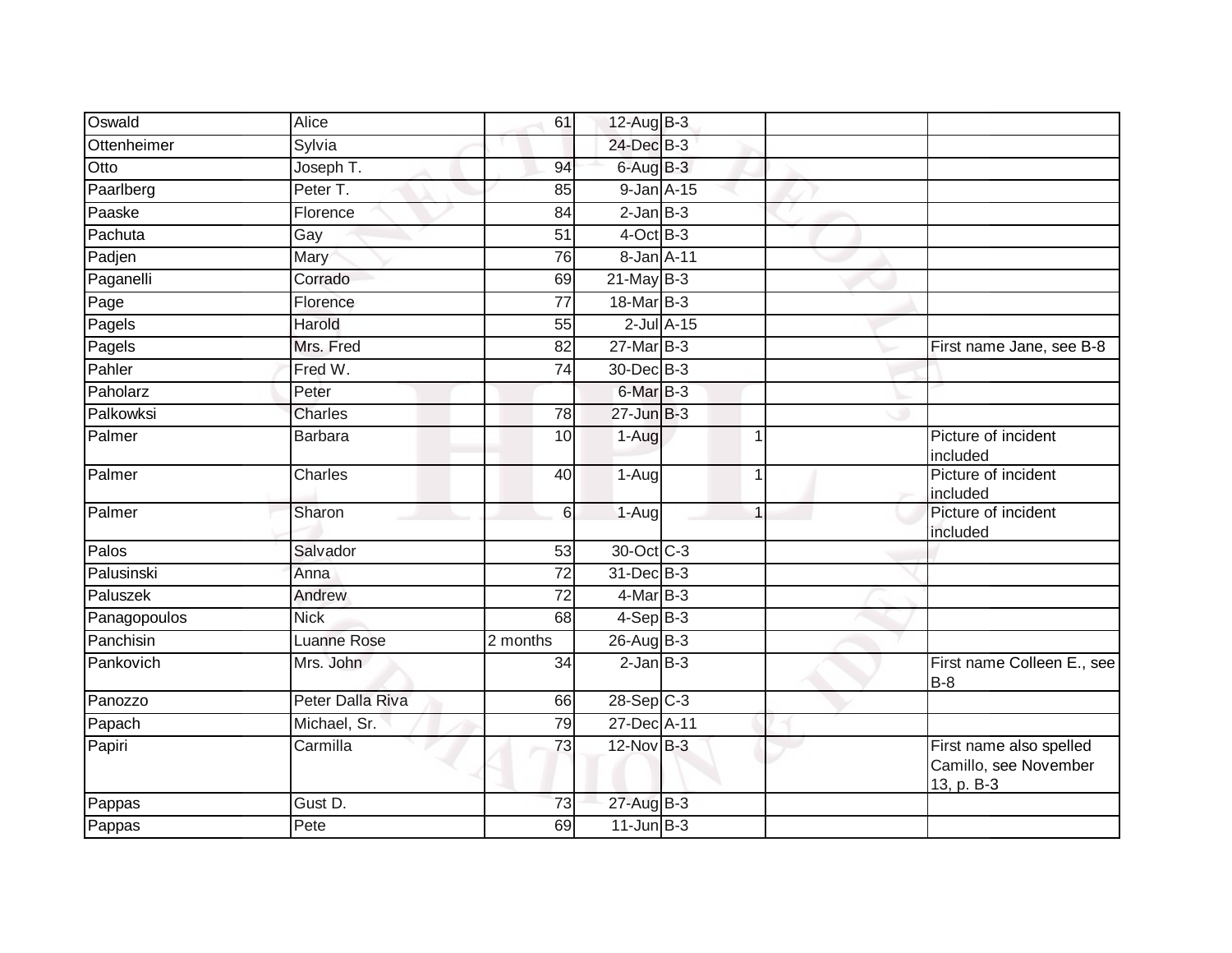| | | | | | | | |
|---|---|---|---|---|---|---|---|
| Oswald | Alice | 61 | 12-Aug | B-3 | | | |
| Ottenheimer | Sylvia | | 24-Dec | B-3 | | | |
| Otto | Joseph T. | 94 | 6-Aug | B-3 | | | |
| Paarlberg | Peter T. | 85 | 9-Jan | A-15 | | | |
| Paaske | Florence | 84 | 2-Jan | B-3 | | | |
| Pachuta | Gay | 51 | 4-Oct | B-3 | | | |
| Padjen | Mary | 76 | 8-Jan | A-11 | | | |
| Paganelli | Corrado | 69 | 21-May | B-3 | | | |
| Page | Florence | 77 | 18-Mar | B-3 | | | |
| Pagels | Harold | 55 | 2-Jul | A-15 | | | |
| Pagels | Mrs. Fred | 82 | 27-Mar | B-3 | | | First name Jane, see B-8 |
| Pahler | Fred W. | 74 | 30-Dec | B-3 | | | |
| Paholarz | Peter | | 6-Mar | B-3 | | | |
| Palkowksi | Charles | 78 | 27-Jun | B-3 | | | |
| Palmer | Barbara | 10 | 1-Aug | | 1 | | Picture of incident included |
| Palmer | Charles | 40 | 1-Aug | | 1 | | Picture of incident included |
| Palmer | Sharon | 6 | 1-Aug | | 1 | | Picture of incident included |
| Palos | Salvador | 53 | 30-Oct | C-3 | | | |
| Palusinski | Anna | 72 | 31-Dec | B-3 | | | |
| Paluszek | Andrew | 72 | 4-Mar | B-3 | | | |
| Panagopoulos | Nick | 68 | 4-Sep | B-3 | | | |
| Panchisin | Luanne Rose | 2 months | 26-Aug | B-3 | | | |
| Pankovich | Mrs. John | 34 | 2-Jan | B-3 | | | First name Colleen E., see B-8 |
| Panozzo | Peter Dalla Riva | 66 | 28-Sep | C-3 | | | |
| Papach | Michael, Sr. | 79 | 27-Dec | A-11 | | | |
| Papiri | Carmilla | 73 | 12-Nov | B-3 | | | First name also spelled Camillo, see November 13, p. B-3 |
| Pappas | Gust D. | 73 | 27-Aug | B-3 | | | |
| Pappas | Pete | 69 | 11-Jun | B-3 | | | |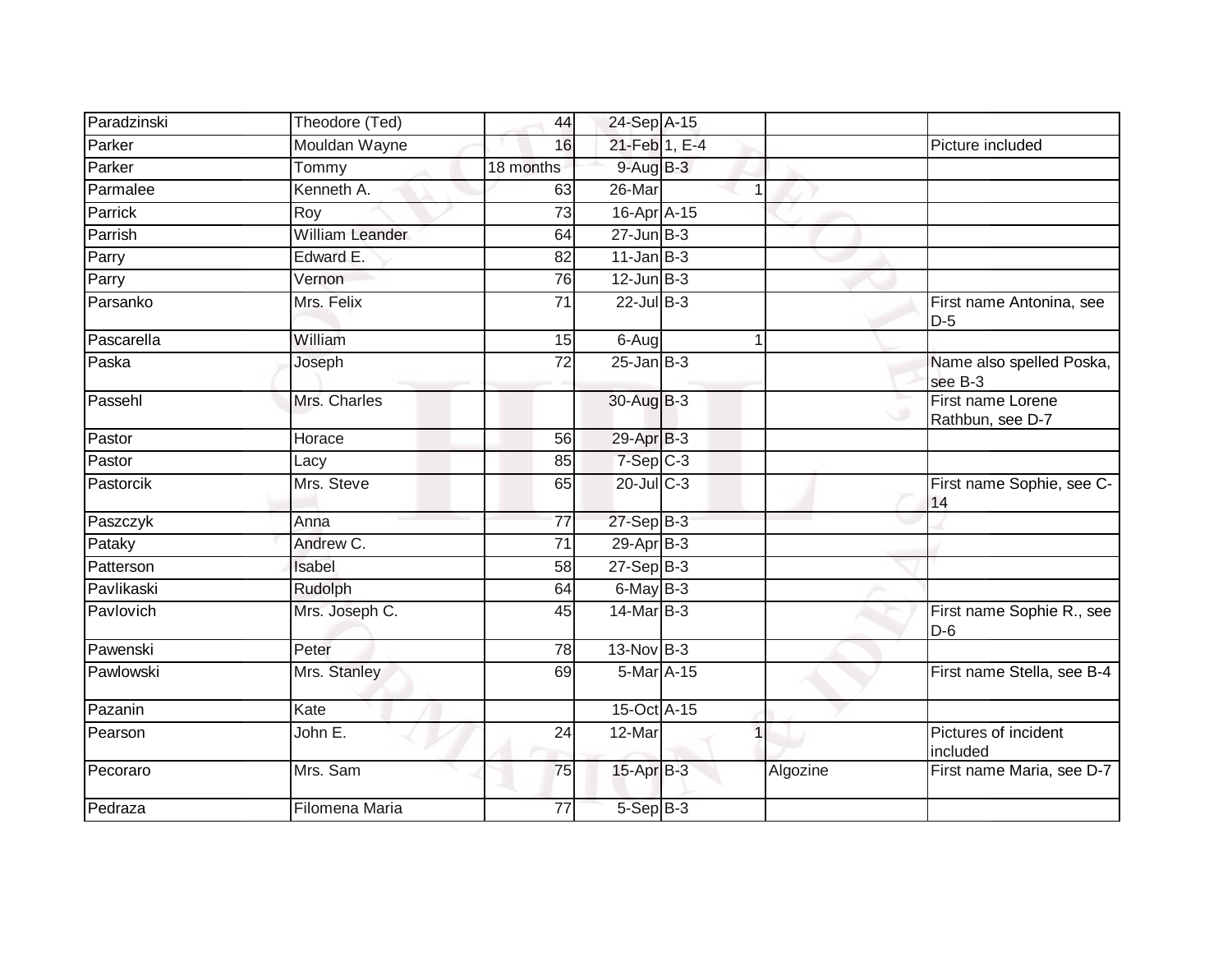| | | | | | | |
|---|---|---|---|---|---|---|
| Paradzinski | Theodore (Ted) | 44 | 24-Sep | A-15 | | |
| Parker | Mouldan Wayne | 16 | 21-Feb | 1, E-4 | | Picture included |
| Parker | Tommy | 18 months | 9-Aug | B-3 | | |
| Parmalee | Kenneth A. | 63 | 26-Mar | 1 | | |
| Parrick | Roy | 73 | 16-Apr | A-15 | | |
| Parrish | William Leander | 64 | 27-Jun | B-3 | | |
| Parry | Edward E. | 82 | 11-Jan | B-3 | | |
| Parry | Vernon | 76 | 12-Jun | B-3 | | |
| Parsanko | Mrs. Felix | 71 | 22-Jul | B-3 | | First name Antonina, see D-5 |
| Pascarella | William | 15 | 6-Aug | 1 | | |
| Paska | Joseph | 72 | 25-Jan | B-3 | | Name also spelled Poska, see B-3 |
| Passehl | Mrs. Charles | | 30-Aug | B-3 | | First name Lorene Rathbun, see D-7 |
| Pastor | Horace | 56 | 29-Apr | B-3 | | |
| Pastor | Lacy | 85 | 7-Sep | C-3 | | |
| Pastorcik | Mrs. Steve | 65 | 20-Jul | C-3 | | First name Sophie, see C-14 |
| Paszczyk | Anna | 77 | 27-Sep | B-3 | | |
| Pataky | Andrew C. | 71 | 29-Apr | B-3 | | |
| Patterson | Isabel | 58 | 27-Sep | B-3 | | |
| Pavlikaski | Rudolph | 64 | 6-May | B-3 | | |
| Pavlovich | Mrs. Joseph C. | 45 | 14-Mar | B-3 | | First name Sophie R., see D-6 |
| Pawenski | Peter | 78 | 13-Nov | B-3 | | |
| Pawlowski | Mrs. Stanley | 69 | 5-Mar | A-15 | | First name Stella, see B-4 |
| Pazanin | Kate | | 15-Oct | A-15 | | |
| Pearson | John E. | 24 | 12-Mar | 1 | | Pictures of incident included |
| Pecoraro | Mrs. Sam | 75 | 15-Apr | B-3 | Algozine | First name Maria, see D-7 |
| Pedraza | Filomena Maria | 77 | 5-Sep | B-3 | | |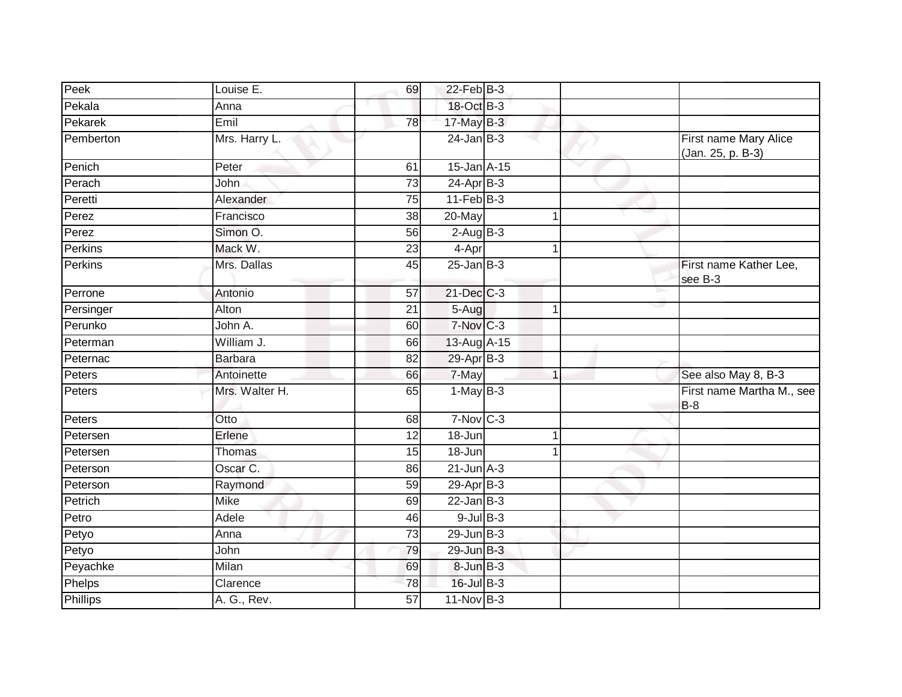| | | | | | | | |
|---|---|---|---|---|---|---|---|
| Peek | Louise E. | 69 | 22-Feb | B-3 | | | |
| Pekala | Anna | | 18-Oct | B-3 | | | |
| Pekarek | Emil | 78 | 17-May | B-3 | | | |
| Pemberton | Mrs. Harry L. | | 24-Jan | B-3 | | | First name Mary Alice (Jan. 25, p. B-3) |
| Penich | Peter | 61 | 15-Jan | A-15 | | | |
| Perach | John | 73 | 24-Apr | B-3 | | | |
| Peretti | Alexander | 75 | 11-Feb | B-3 | | | |
| Perez | Francisco | 38 | 20-May | | 1 | | |
| Perez | Simon O. | 56 | 2-Aug | B-3 | | | |
| Perkins | Mack W. | 23 | 4-Apr | | 1 | | |
| Perkins | Mrs. Dallas | 45 | 25-Jan | B-3 | | | First name Kather Lee, see B-3 |
| Perrone | Antonio | 57 | 21-Dec | C-3 | | | |
| Persinger | Alton | 21 | 5-Aug | | 1 | | |
| Perunko | John A. | 60 | 7-Nov | C-3 | | | |
| Peterman | William J. | 66 | 13-Aug | A-15 | | | |
| Peternac | Barbara | 82 | 29-Apr | B-3 | | | |
| Peters | Antoinette | 66 | 7-May | | 1 | | See also May 8, B-3 |
| Peters | Mrs. Walter H. | 65 | 1-May | B-3 | | | First name Martha M., see B-8 |
| Peters | Otto | 68 | 7-Nov | C-3 | | | |
| Petersen | Erlene | 12 | 18-Jun | | 1 | | |
| Petersen | Thomas | 15 | 18-Jun | | 1 | | |
| Peterson | Oscar C. | 86 | 21-Jun | A-3 | | | |
| Peterson | Raymond | 59 | 29-Apr | B-3 | | | |
| Petrich | Mike | 69 | 22-Jan | B-3 | | | |
| Petro | Adele | 46 | 9-Jul | B-3 | | | |
| Petyo | Anna | 73 | 29-Jun | B-3 | | | |
| Petyo | John | 79 | 29-Jun | B-3 | | | |
| Peyachke | Milan | 69 | 8-Jun | B-3 | | | |
| Phelps | Clarence | 78 | 16-Jul | B-3 | | | |
| Phillips | A. G., Rev. | 57 | 11-Nov | B-3 | | | |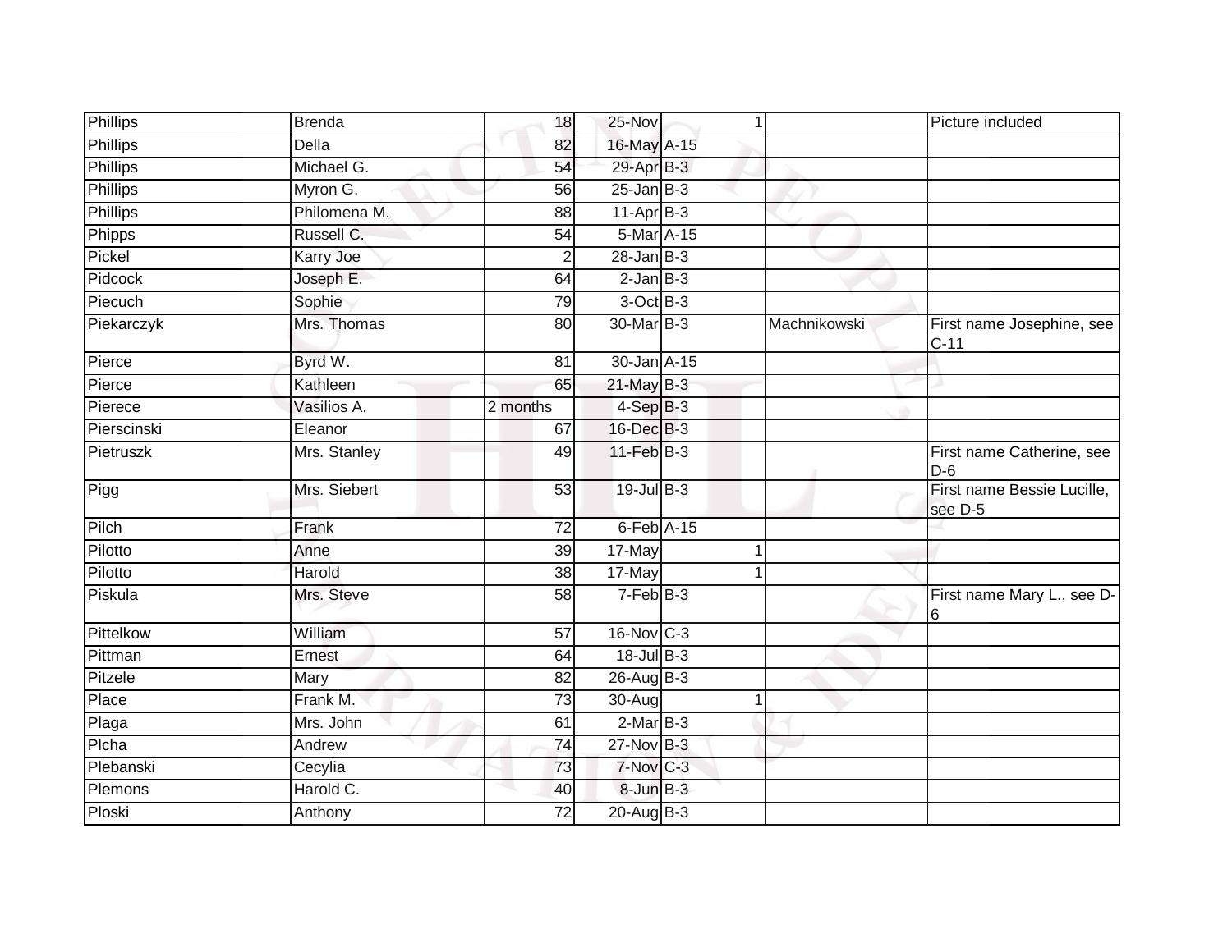| Phillips | Brenda | 18 | 25-Nov | 1 | | Picture included |
|---|---|---|---|---|---|---|
| Phillips | Della | 82 | 16-May | A-15 | | |
| Phillips | Michael G. | 54 | 29-Apr | B-3 | | |
| Phillips | Myron G. | 56 | 25-Jan | B-3 | | |
| Phillips | Philomena M. | 88 | 11-Apr | B-3 | | |
| Phipps | Russell C. | 54 | 5-Mar | A-15 | | |
| Pickel | Karry Joe | 2 | 28-Jan | B-3 | | |
| Pidcock | Joseph E. | 64 | 2-Jan | B-3 | | |
| Piecuch | Sophie | 79 | 3-Oct | B-3 | | |
| Piekarczyk | Mrs. Thomas | 80 | 30-Mar | B-3 | Machnikowski | First name Josephine, see C-11 |
| Pierce | Byrd W. | 81 | 30-Jan | A-15 | | |
| Pierce | Kathleen | 65 | 21-May | B-3 | | |
| Pierece | Vasilios A. | 2 months | 4-Sep | B-3 | | |
| Pierscinski | Eleanor | 67 | 16-Dec | B-3 | | |
| Pietruszk | Mrs. Stanley | 49 | 11-Feb | B-3 | | First name Catherine, see D-6 |
| Pigg | Mrs. Siebert | 53 | 19-Jul | B-3 | | First name Bessie Lucille, see D-5 |
| Pilch | Frank | 72 | 6-Feb | A-15 | | |
| Pilotto | Anne | 39 | 17-May | 1 | | |
| Pilotto | Harold | 38 | 17-May | 1 | | |
| Piskula | Mrs. Steve | 58 | 7-Feb | B-3 | | First name Mary L., see D-6 |
| Pittelkow | William | 57 | 16-Nov | C-3 | | |
| Pittman | Ernest | 64 | 18-Jul | B-3 | | |
| Pitzele | Mary | 82 | 26-Aug | B-3 | | |
| Place | Frank M. | 73 | 30-Aug | 1 | | |
| Plaga | Mrs. John | 61 | 2-Mar | B-3 | | |
| Plcha | Andrew | 74 | 27-Nov | B-3 | | |
| Plebanski | Cecylia | 73 | 7-Nov | C-3 | | |
| Plemons | Harold C. | 40 | 8-Jun | B-3 | | |
| Ploski | Anthony | 72 | 20-Aug | B-3 | | |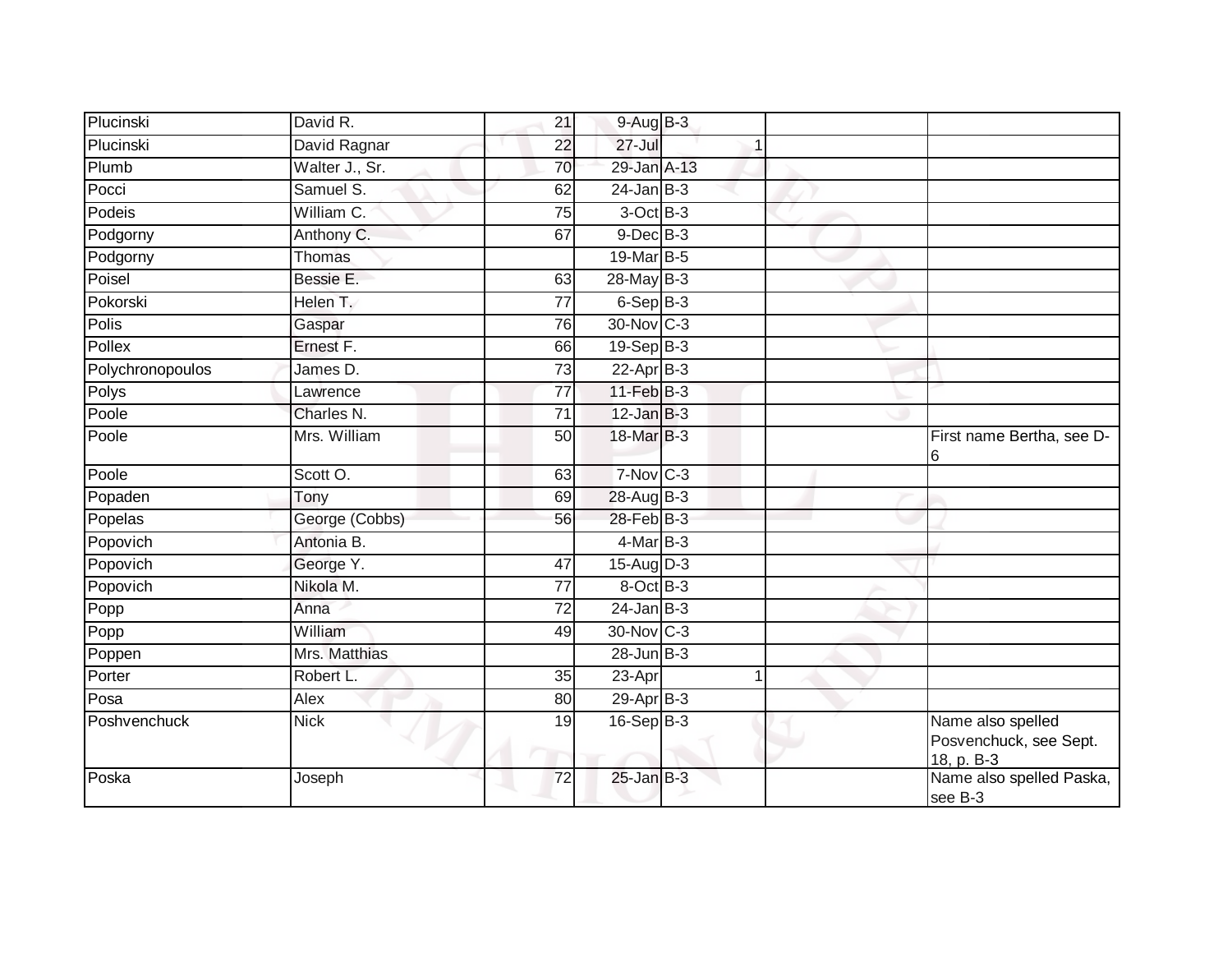| | | | | | | |
|---|---|---|---|---|---|---|
| Plucinski | David R. | 21 | 9-Aug | B-3 | | |
| Plucinski | David Ragnar | 22 | 27-Jul | 1 | | |
| Plumb | Walter J., Sr. | 70 | 29-Jan | A-13 | | |
| Pocci | Samuel S. | 62 | 24-Jan | B-3 | | |
| Podeis | William C. | 75 | 3-Oct | B-3 | | |
| Podgorny | Anthony C. | 67 | 9-Dec | B-3 | | |
| Podgorny | Thomas | | 19-Mar | B-5 | | |
| Poisel | Bessie E. | 63 | 28-May | B-3 | | |
| Pokorski | Helen T. | 77 | 6-Sep | B-3 | | |
| Polis | Gaspar | 76 | 30-Nov | C-3 | | |
| Pollex | Ernest F. | 66 | 19-Sep | B-3 | | |
| Polychronopoulos | James D. | 73 | 22-Apr | B-3 | | |
| Polys | Lawrence | 77 | 11-Feb | B-3 | | |
| Poole | Charles N. | 71 | 12-Jan | B-3 | | |
| Poole | Mrs. William | 50 | 18-Mar | B-3 | | First name Bertha, see D-6 |
| Poole | Scott O. | 63 | 7-Nov | C-3 | | |
| Popaden | Tony | 69 | 28-Aug | B-3 | | |
| Popelas | George (Cobbs) | 56 | 28-Feb | B-3 | | |
| Popovich | Antonia B. | | 4-Mar | B-3 | | |
| Popovich | George Y. | 47 | 15-Aug | D-3 | | |
| Popovich | Nikola M. | 77 | 8-Oct | B-3 | | |
| Popp | Anna | 72 | 24-Jan | B-3 | | |
| Popp | William | 49 | 30-Nov | C-3 | | |
| Poppen | Mrs. Matthias | | 28-Jun | B-3 | | |
| Porter | Robert L. | 35 | 23-Apr | 1 | | |
| Posa | Alex | 80 | 29-Apr | B-3 | | |
| Poshvenchuck | Nick | 19 | 16-Sep | B-3 | | Name also spelled Posvenchuck, see Sept. 18, p. B-3 |
| Poska | Joseph | 72 | 25-Jan | B-3 | | Name also spelled Paska, see B-3 |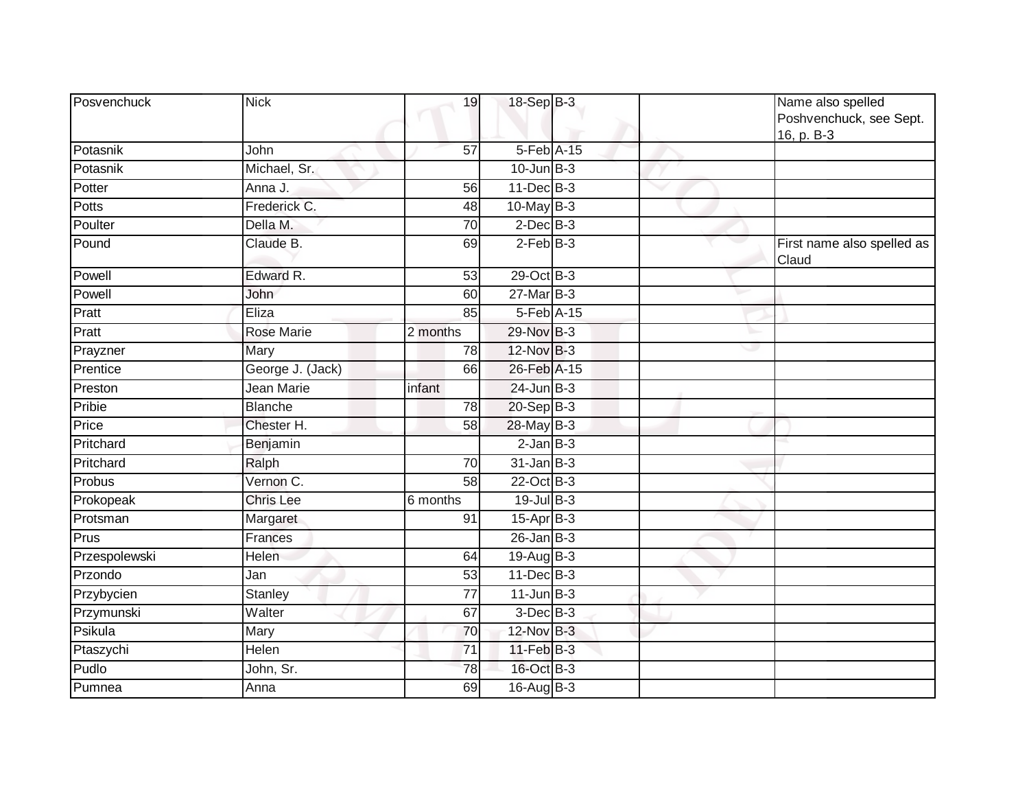| Posvenchuck | Nick | 19 | 18-Sep | B-3 | | Name also spelled Poshvenchuck, see Sept. 16, p. B-3 |
|---|---|---|---|---|---|---|
| Potasnik | John | 57 | 5-Feb | A-15 | | |
| Potasnik | Michael, Sr. | | 10-Jun | B-3 | | |
| Potter | Anna J. | 56 | 11-Dec | B-3 | | |
| Potts | Frederick C. | 48 | 10-May | B-3 | | |
| Poulter | Della M. | 70 | 2-Dec | B-3 | | |
| Pound | Claude B. | 69 | 2-Feb | B-3 | | First name also spelled as Claud |
| Powell | Edward R. | 53 | 29-Oct | B-3 | | |
| Powell | John | 60 | 27-Mar | B-3 | | |
| Pratt | Eliza | 85 | 5-Feb | A-15 | | |
| Pratt | Rose Marie | 2 months | 29-Nov | B-3 | | |
| Prayzner | Mary | 78 | 12-Nov | B-3 | | |
| Prentice | George J. (Jack) | 66 | 26-Feb | A-15 | | |
| Preston | Jean Marie | infant | 24-Jun | B-3 | | |
| Pribie | Blanche | 78 | 20-Sep | B-3 | | |
| Price | Chester H. | 58 | 28-May | B-3 | | |
| Pritchard | Benjamin | | 2-Jan | B-3 | | |
| Pritchard | Ralph | 70 | 31-Jan | B-3 | | |
| Probus | Vernon C. | 58 | 22-Oct | B-3 | | |
| Prokopeak | Chris Lee | 6 months | 19-Jul | B-3 | | |
| Protsman | Margaret | 91 | 15-Apr | B-3 | | |
| Prus | Frances | | 26-Jan | B-3 | | |
| Przespolewski | Helen | 64 | 19-Aug | B-3 | | |
| Przondo | Jan | 53 | 11-Dec | B-3 | | |
| Przybycien | Stanley | 77 | 11-Jun | B-3 | | |
| Przymunski | Walter | 67 | 3-Dec | B-3 | | |
| Psikula | Mary | 70 | 12-Nov | B-3 | | |
| Ptaszychi | Helen | 71 | 11-Feb | B-3 | | |
| Pudlo | John, Sr. | 78 | 16-Oct | B-3 | | |
| Pumnea | Anna | 69 | 16-Aug | B-3 | | |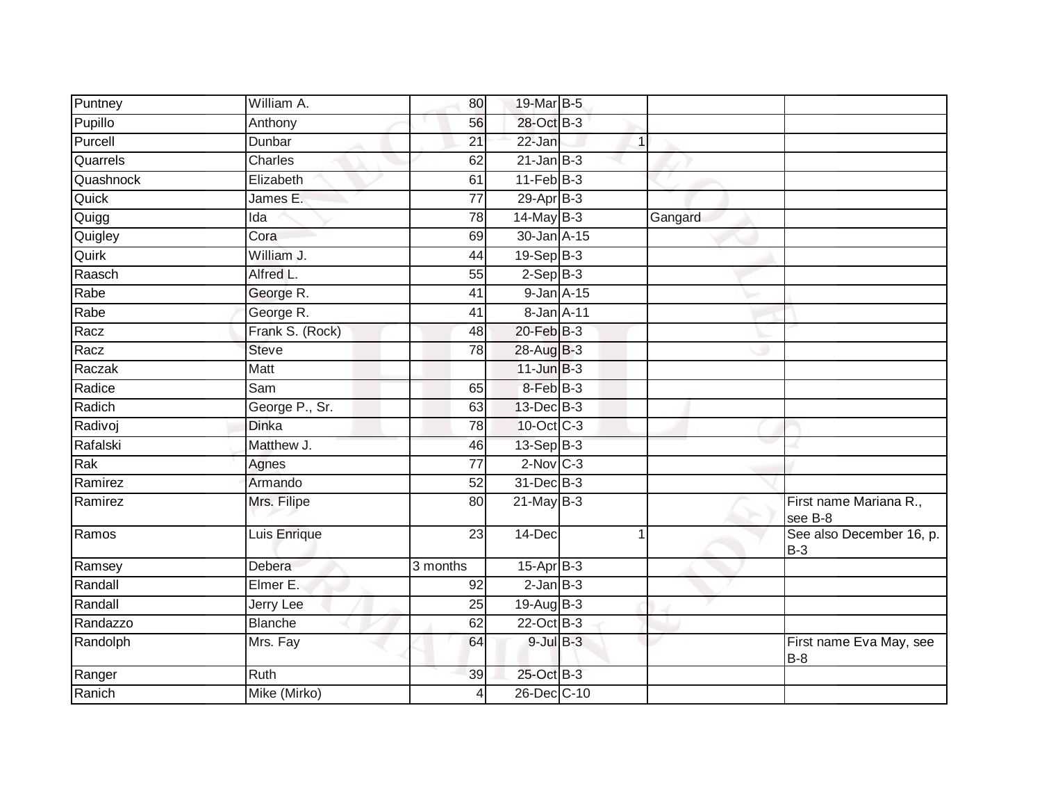| | | | | | | |
|---|---|---|---|---|---|---|
| Puntney | William A. | 80 | 19-Mar | B-5 | | |
| Pupillo | Anthony | 56 | 28-Oct | B-3 | | |
| Purcell | Dunbar | 21 | 22-Jan | 1 | | |
| Quarrels | Charles | 62 | 21-Jan | B-3 | | |
| Quashnock | Elizabeth | 61 | 11-Feb | B-3 | | |
| Quick | James E. | 77 | 29-Apr | B-3 | | |
| Quigg | Ida | 78 | 14-May | B-3 | Gangard | |
| Quigley | Cora | 69 | 30-Jan | A-15 | | |
| Quirk | William J. | 44 | 19-Sep | B-3 | | |
| Raasch | Alfred L. | 55 | 2-Sep | B-3 | | |
| Rabe | George R. | 41 | 9-Jan | A-15 | | |
| Rabe | George R. | 41 | 8-Jan | A-11 | | |
| Racz | Frank S. (Rock) | 48 | 20-Feb | B-3 | | |
| Racz | Steve | 78 | 28-Aug | B-3 | | |
| Raczak | Matt | | 11-Jun | B-3 | | |
| Radice | Sam | 65 | 8-Feb | B-3 | | |
| Radich | George P., Sr. | 63 | 13-Dec | B-3 | | |
| Radivoj | Dinka | 78 | 10-Oct | C-3 | | |
| Rafalski | Matthew J. | 46 | 13-Sep | B-3 | | |
| Rak | Agnes | 77 | 2-Nov | C-3 | | |
| Ramirez | Armando | 52 | 31-Dec | B-3 | | |
| Ramirez | Mrs. Filipe | 80 | 21-May | B-3 | | First name Mariana R., see B-8 |
| Ramos | Luis Enrique | 23 | 14-Dec | 1 | | See also December 16, p. B-3 |
| Ramsey | Debera | 3 months | 15-Apr | B-3 | | |
| Randall | Elmer E. | 92 | 2-Jan | B-3 | | |
| Randall | Jerry Lee | 25 | 19-Aug | B-3 | | |
| Randazzo | Blanche | 62 | 22-Oct | B-3 | | |
| Randolph | Mrs. Fay | 64 | 9-Jul | B-3 | | First name Eva May, see B-8 |
| Ranger | Ruth | 39 | 25-Oct | B-3 | | |
| Ranich | Mike (Mirko) | 4 | 26-Dec | C-10 | | |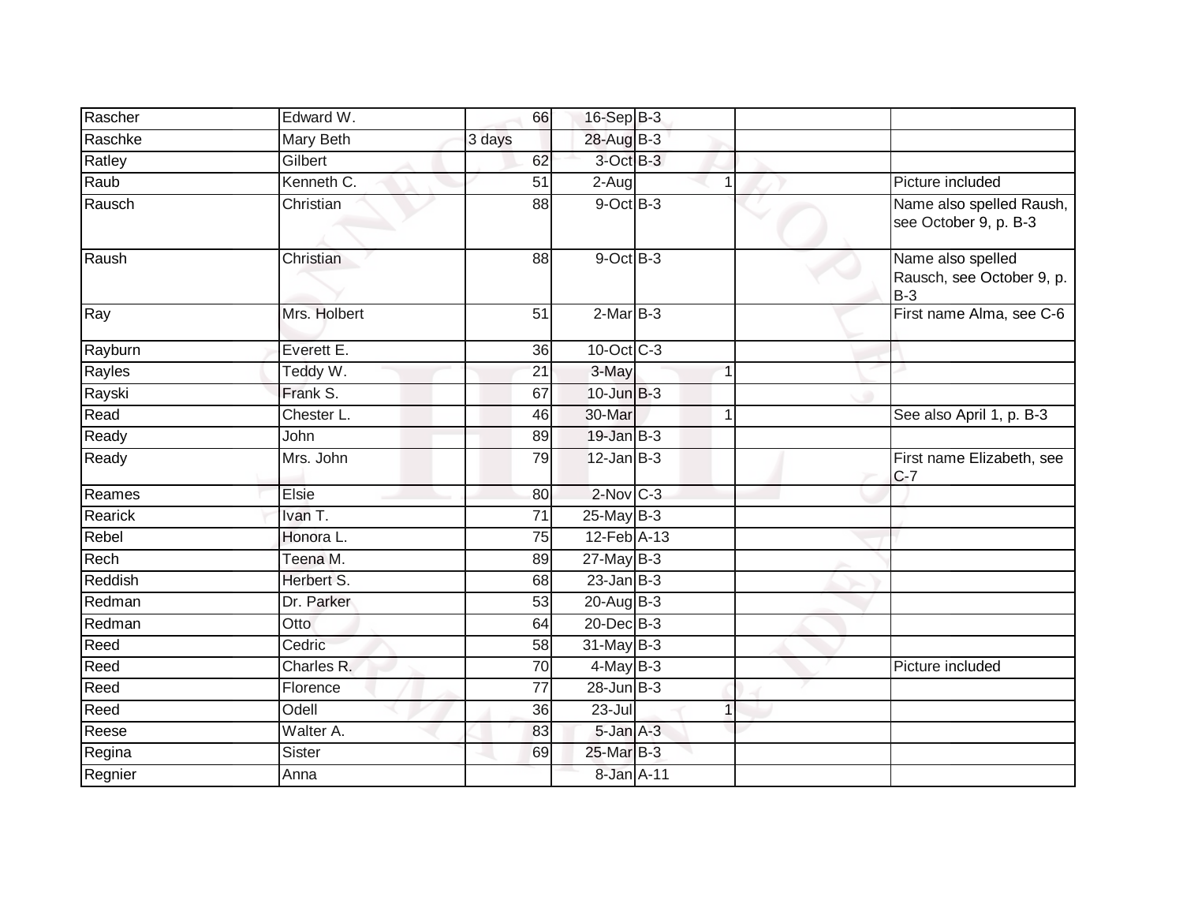| | | | | | | | |
|---|---|---|---|---|---|---|---|
| Rascher | Edward W. | 66 | 16-Sep | B-3 | | | |
| Raschke | Mary Beth | 3 days | 28-Aug | B-3 | | | |
| Ratley | Gilbert | 62 | 3-Oct | B-3 | | | |
| Raub | Kenneth C. | 51 | 2-Aug | | 1 | | Picture included |
| Rausch | Christian | 88 | 9-Oct | B-3 | | | Name also spelled Raush, see October 9, p. B-3 |
| Raush | Christian | 88 | 9-Oct | B-3 | | | Name also spelled Rausch, see October 9, p. B-3 |
| Ray | Mrs. Holbert | 51 | 2-Mar | B-3 | | | First name Alma, see C-6 |
| Rayburn | Everett E. | 36 | 10-Oct | C-3 | | | |
| Rayles | Teddy W. | 21 | 3-May | | 1 | | |
| Rayski | Frank S. | 67 | 10-Jun | B-3 | | | |
| Read | Chester L. | 46 | 30-Mar | | 1 | | See also April 1, p. B-3 |
| Ready | John | 89 | 19-Jan | B-3 | | | |
| Ready | Mrs. John | 79 | 12-Jan | B-3 | | | First name Elizabeth, see C-7 |
| Reames | Elsie | 80 | 2-Nov | C-3 | | | |
| Rearick | Ivan T. | 71 | 25-May | B-3 | | | |
| Rebel | Honora L. | 75 | 12-Feb | A-13 | | | |
| Rech | Teena M. | 89 | 27-May | B-3 | | | |
| Reddish | Herbert S. | 68 | 23-Jan | B-3 | | | |
| Redman | Dr. Parker | 53 | 20-Aug | B-3 | | | |
| Redman | Otto | 64 | 20-Dec | B-3 | | | |
| Reed | Cedric | 58 | 31-May | B-3 | | | |
| Reed | Charles R. | 70 | 4-May | B-3 | | | Picture included |
| Reed | Florence | 77 | 28-Jun | B-3 | | | |
| Reed | Odell | 36 | 23-Jul | | 1 | | |
| Reese | Walter A. | 83 | 5-Jan | A-3 | | | |
| Regina | Sister | 69 | 25-Mar | B-3 | | | |
| Regnier | Anna | | 8-Jan | A-11 | | | |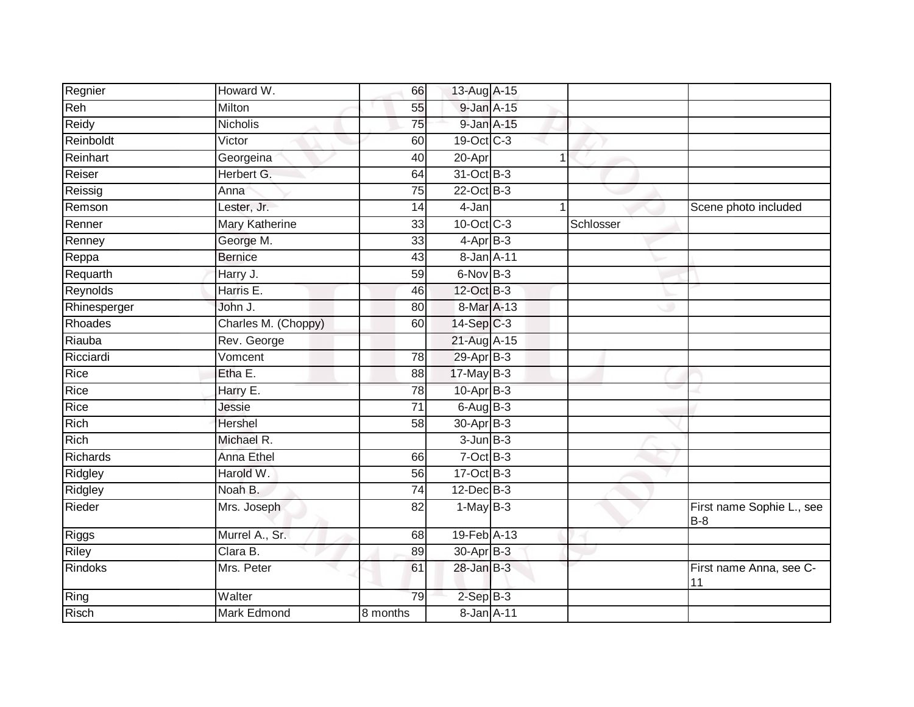| | | | | | | |
|---|---|---|---|---|---|---|
| Regnier | Howard W. | 66 | 13-Aug | A-15 | | |
| Reh | Milton | 55 | 9-Jan | A-15 | | |
| Reidy | Nicholis | 75 | 9-Jan | A-15 | | |
| Reinboldt | Victor | 60 | 19-Oct | C-3 | | |
| Reinhart | Georgeina | 40 | 20-Apr | 1 | | |
| Reiser | Herbert G. | 64 | 31-Oct | B-3 | | |
| Reissig | Anna | 75 | 22-Oct | B-3 | | |
| Remson | Lester, Jr. | 14 | 4-Jan | 1 | | Scene photo included |
| Renner | Mary Katherine | 33 | 10-Oct | C-3 | Schlosser | |
| Renney | George M. | 33 | 4-Apr | B-3 | | |
| Reppa | Bernice | 43 | 8-Jan | A-11 | | |
| Requarth | Harry J. | 59 | 6-Nov | B-3 | | |
| Reynolds | Harris E. | 46 | 12-Oct | B-3 | | |
| Rhinesperger | John J. | 80 | 8-Mar | A-13 | | |
| Rhoades | Charles M. (Choppy) | 60 | 14-Sep | C-3 | | |
| Riauba | Rev. George | | 21-Aug | A-15 | | |
| Ricciardi | Vomcent | 78 | 29-Apr | B-3 | | |
| Rice | Etha E. | 88 | 17-May | B-3 | | |
| Rice | Harry E. | 78 | 10-Apr | B-3 | | |
| Rice | Jessie | 71 | 6-Aug | B-3 | | |
| Rich | Hershel | 58 | 30-Apr | B-3 | | |
| Rich | Michael R. | | 3-Jun | B-3 | | |
| Richards | Anna Ethel | 66 | 7-Oct | B-3 | | |
| Ridgley | Harold W. | 56 | 17-Oct | B-3 | | |
| Ridgley | Noah B. | 74 | 12-Dec | B-3 | | |
| Rieder | Mrs. Joseph | 82 | 1-May | B-3 | | First name Sophie L., see B-8 |
| Riggs | Murrel A., Sr. | 68 | 19-Feb | A-13 | | |
| Riley | Clara B. | 89 | 30-Apr | B-3 | | |
| Rindoks | Mrs. Peter | 61 | 28-Jan | B-3 | | First name Anna, see C-11 |
| Ring | Walter | 79 | 2-Sep | B-3 | | |
| Risch | Mark Edmond | 8 months | 8-Jan | A-11 | | |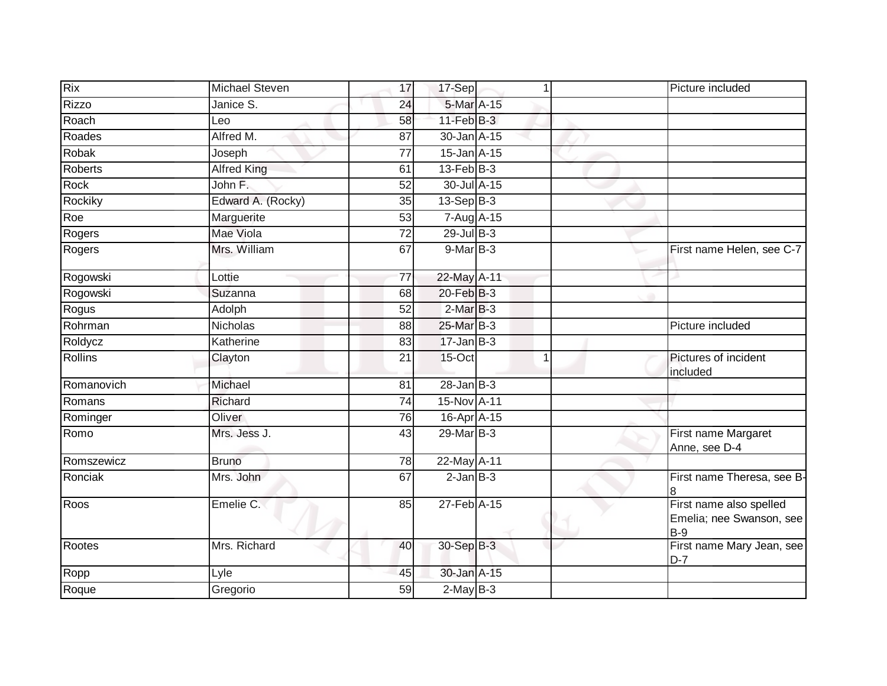| | | | | | | |
|---|---|---|---|---|---|---|
| Rix | Michael Steven | 17 | 17-Sep | 1 | | Picture included |
| Rizzo | Janice S. | 24 | 5-Mar | A-15 | | |
| Roach | Leo | 58 | 11-Feb | B-3 | | |
| Roades | Alfred M. | 87 | 30-Jan | A-15 | | |
| Robak | Joseph | 77 | 15-Jan | A-15 | | |
| Roberts | Alfred King | 61 | 13-Feb | B-3 | | |
| Rock | John F. | 52 | 30-Jul | A-15 | | |
| Rockiky | Edward A. (Rocky) | 35 | 13-Sep | B-3 | | |
| Roe | Marguerite | 53 | 7-Aug | A-15 | | |
| Rogers | Mae Viola | 72 | 29-Jul | B-3 | | |
| Rogers | Mrs. William | 67 | 9-Mar | B-3 | | First name Helen, see C-7 |
| Rogowski | Lottie | 77 | 22-May | A-11 | | |
| Rogowski | Suzanna | 68 | 20-Feb | B-3 | | |
| Rogus | Adolph | 52 | 2-Mar | B-3 | | |
| Rohrman | Nicholas | 88 | 25-Mar | B-3 | | Picture included |
| Roldycz | Katherine | 83 | 17-Jan | B-3 | | |
| Rollins | Clayton | 21 | 15-Oct | 1 | | Pictures of incident included |
| Romanovich | Michael | 81 | 28-Jan | B-3 | | |
| Romans | Richard | 74 | 15-Nov | A-11 | | |
| Rominger | Oliver | 76 | 16-Apr | A-15 | | |
| Romo | Mrs. Jess J. | 43 | 29-Mar | B-3 | | First name Margaret Anne, see D-4 |
| Romszewicz | Bruno | 78 | 22-May | A-11 | | |
| Ronciak | Mrs. John | 67 | 2-Jan | B-3 | | First name Theresa, see B-8 |
| Roos | Emelie C. | 85 | 27-Feb | A-15 | | First name also spelled Emelia; nee Swanson, see B-9 |
| Rootes | Mrs. Richard | 40 | 30-Sep | B-3 | | First name Mary Jean, see D-7 |
| Ropp | Lyle | 45 | 30-Jan | A-15 | | |
| Roque | Gregorio | 59 | 2-May | B-3 | | |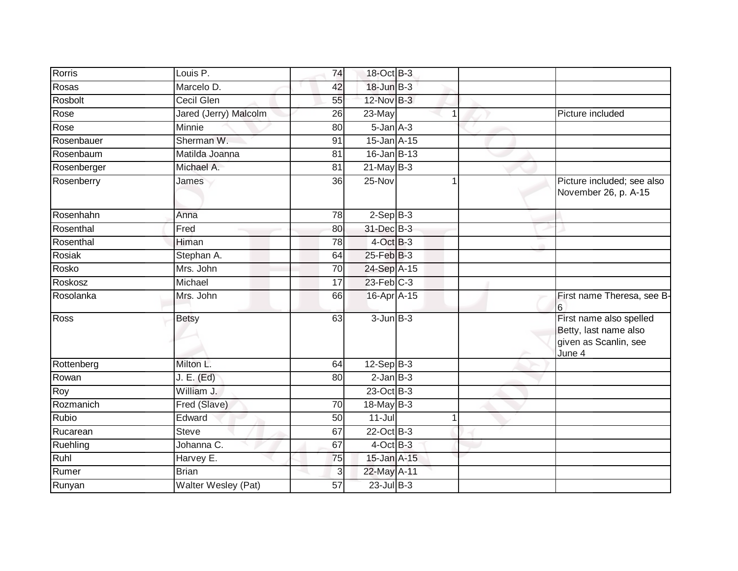| Rorris | Louis P. | 74 | 18-Oct | B-3 | | | |
|---|---|---|---|---|---|---|---|
| Rosas | Marcelo D. | 42 | 18-Jun | B-3 | | | |
| Rosbolt | Cecil Glen | 55 | 12-Nov | B-3 | | | |
| Rose | Jared (Jerry) Malcolm | 26 | 23-May | | 1 | | Picture included |
| Rose | Minnie | 80 | 5-Jan | A-3 | | | |
| Rosenbauer | Sherman W. | 91 | 15-Jan | A-15 | | | |
| Rosenbaum | Matilda Joanna | 81 | 16-Jan | B-13 | | | |
| Rosenberger | Michael A. | 81 | 21-May | B-3 | | | |
| Rosenberry | James | 36 | 25-Nov | | 1 | | Picture included; see also November 26, p. A-15 |
| Rosenhahn | Anna | 78 | 2-Sep | B-3 | | | |
| Rosenthal | Fred | 80 | 31-Dec | B-3 | | | |
| Rosenthal | Himan | 78 | 4-Oct | B-3 | | | |
| Rosiak | Stephan A. | 64 | 25-Feb | B-3 | | | |
| Rosko | Mrs. John | 70 | 24-Sep | A-15 | | | |
| Roskosz | Michael | 17 | 23-Feb | C-3 | | | |
| Rosolanka | Mrs. John | 66 | 16-Apr | A-15 | | | First name Theresa, see B-6 |
| Ross | Betsy | 63 | 3-Jun | B-3 | | | First name also spelled Betty, last name also given as Scanlin, see June 4 |
| Rottenberg | Milton L. | 64 | 12-Sep | B-3 | | | |
| Rowan | J. E. (Ed) | 80 | 2-Jan | B-3 | | | |
| Roy | William J. | | 23-Oct | B-3 | | | |
| Rozmanich | Fred (Slave) | 70 | 18-May | B-3 | | | |
| Rubio | Edward | 50 | 11-Jul | | 1 | | |
| Rucarean | Steve | 67 | 22-Oct | B-3 | | | |
| Ruehling | Johanna C. | 67 | 4-Oct | B-3 | | | |
| Ruhl | Harvey E. | 75 | 15-Jan | A-15 | | | |
| Rumer | Brian | 3 | 22-May | A-11 | | | |
| Runyan | Walter Wesley (Pat) | 57 | 23-Jul | B-3 | | | |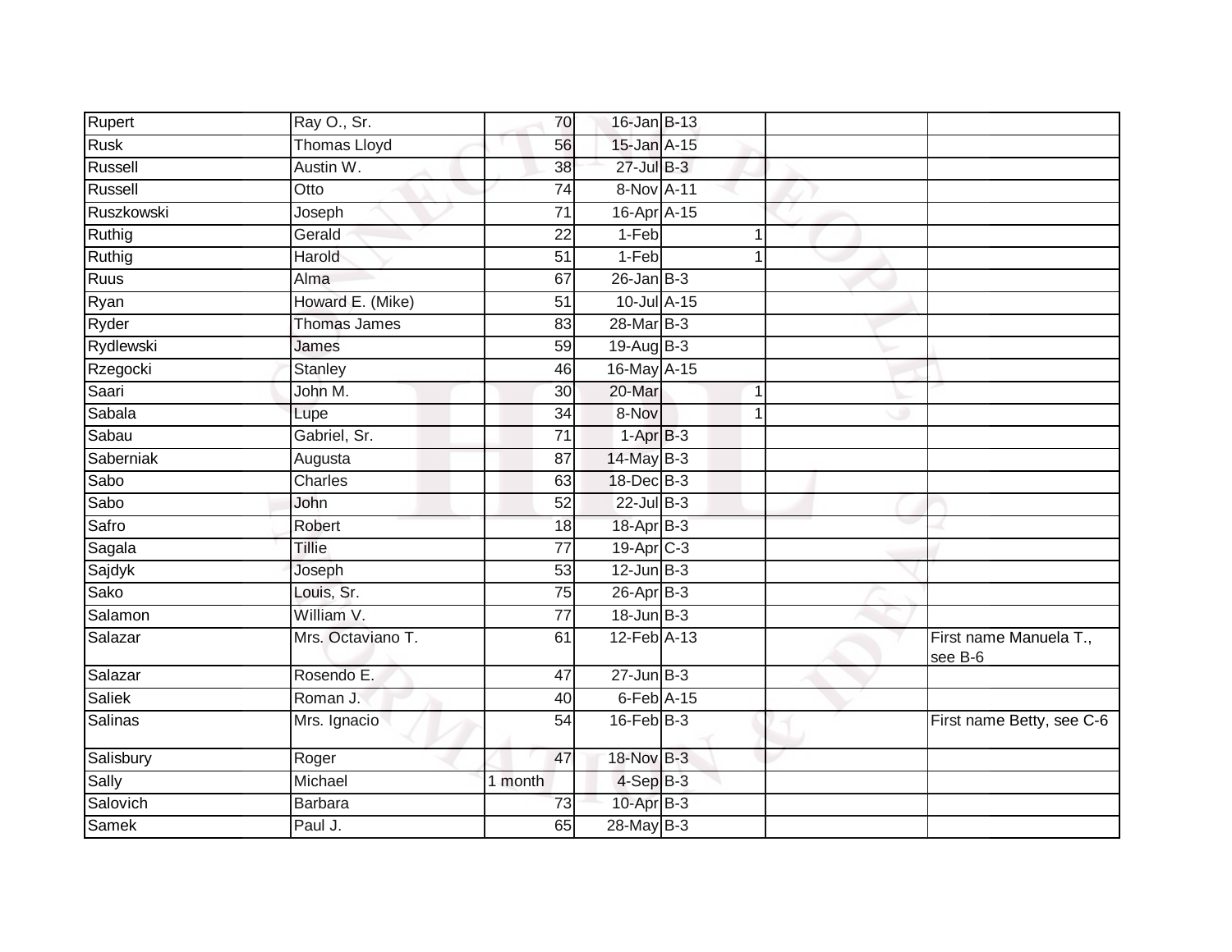| | | | | | | | |
|---|---|---|---|---|---|---|---|
| Rupert | Ray O., Sr. | 70 | 16-Jan | B-13 | | | |
| Rusk | Thomas Lloyd | 56 | 15-Jan | A-15 | | | |
| Russell | Austin W. | 38 | 27-Jul | B-3 | | | |
| Russell | Otto | 74 | 8-Nov | A-11 | | | |
| Ruszkowski | Joseph | 71 | 16-Apr | A-15 | | | |
| Ruthig | Gerald | 22 | 1-Feb | | 1 | | |
| Ruthig | Harold | 51 | 1-Feb | | 1 | | |
| Ruus | Alma | 67 | 26-Jan | B-3 | | | |
| Ryan | Howard E. (Mike) | 51 | 10-Jul | A-15 | | | |
| Ryder | Thomas James | 83 | 28-Mar | B-3 | | | |
| Rydlewski | James | 59 | 19-Aug | B-3 | | | |
| Rzegocki | Stanley | 46 | 16-May | A-15 | | | |
| Saari | John M. | 30 | 20-Mar | | 1 | | |
| Sabala | Lupe | 34 | 8-Nov | | 1 | | |
| Sabau | Gabriel, Sr. | 71 | 1-Apr | B-3 | | | |
| Saberniak | Augusta | 87 | 14-May | B-3 | | | |
| Sabo | Charles | 63 | 18-Dec | B-3 | | | |
| Sabo | John | 52 | 22-Jul | B-3 | | | |
| Safro | Robert | 18 | 18-Apr | B-3 | | | |
| Sagala | Tillie | 77 | 19-Apr | C-3 | | | |
| Sajdyk | Joseph | 53 | 12-Jun | B-3 | | | |
| Sako | Louis, Sr. | 75 | 26-Apr | B-3 | | | |
| Salamon | William V. | 77 | 18-Jun | B-3 | | | |
| Salazar | Mrs. Octaviano T. | 61 | 12-Feb | A-13 | | | First name Manuela T., see B-6 |
| Salazar | Rosendo E. | 47 | 27-Jun | B-3 | | | |
| Saliek | Roman J. | 40 | 6-Feb | A-15 | | | |
| Salinas | Mrs. Ignacio | 54 | 16-Feb | B-3 | | | First name Betty, see C-6 |
| Salisbury | Roger | 47 | 18-Nov | B-3 | | | |
| Sally | Michael | 1 month | 4-Sep | B-3 | | | |
| Salovich | Barbara | 73 | 10-Apr | B-3 | | | |
| Samek | Paul J. | 65 | 28-May | B-3 | | | |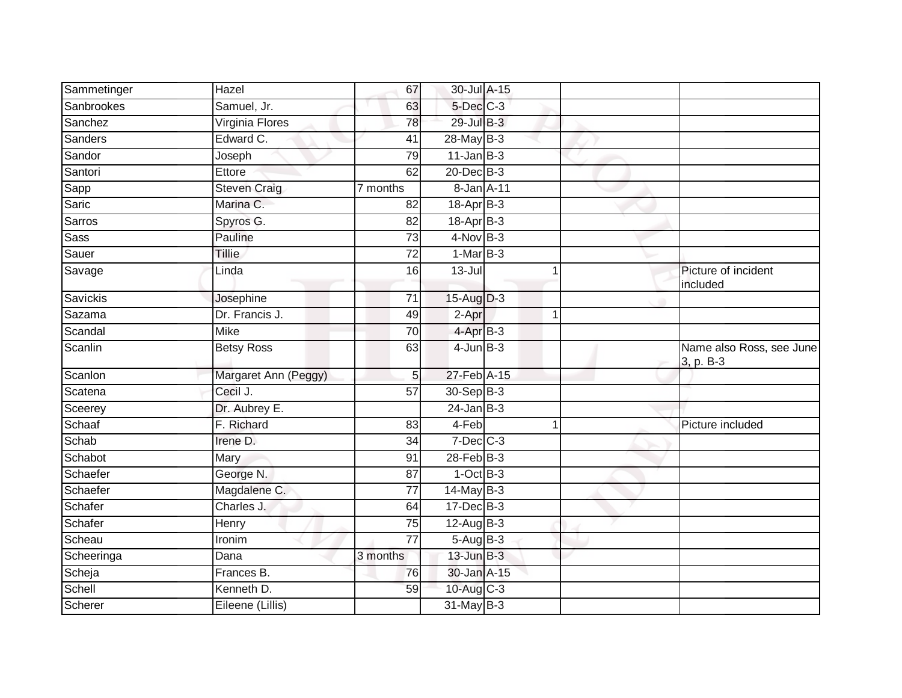| Sammetinger | Hazel | 67 | 30-Jul | A-15 | | |
|---|---|---|---|---|---|---|
| Sanbrookes | Samuel, Jr. | 63 | 5-Dec | C-3 | | |
| Sanchez | Virginia Flores | 78 | 29-Jul | B-3 | | |
| Sanders | Edward C. | 41 | 28-May | B-3 | | |
| Sandor | Joseph | 79 | 11-Jan | B-3 | | |
| Santori | Ettore | 62 | 20-Dec | B-3 | | |
| Sapp | Steven Craig | 7 months | 8-Jan | A-11 | | |
| Saric | Marina C. | 82 | 18-Apr | B-3 | | |
| Sarros | Spyros G. | 82 | 18-Apr | B-3 | | |
| Sass | Pauline | 73 | 4-Nov | B-3 | | |
| Sauer | Tillie | 72 | 1-Mar | B-3 | | |
| Savage | Linda | 16 | 13-Jul | 1 | | Picture of incident included |
| Savickis | Josephine | 71 | 15-Aug | D-3 | | |
| Sazama | Dr. Francis J. | 49 | 2-Apr | 1 | | |
| Scandal | Mike | 70 | 4-Apr | B-3 | | |
| Scanlin | Betsy Ross | 63 | 4-Jun | B-3 | | Name also Ross, see June 3, p. B-3 |
| Scanlon | Margaret Ann (Peggy) | 5 | 27-Feb | A-15 | | |
| Scatena | Cecil J. | 57 | 30-Sep | B-3 | | |
| Sceerey | Dr. Aubrey E. | | 24-Jan | B-3 | | |
| Schaaf | F. Richard | 83 | 4-Feb | 1 | | Picture included |
| Schab | Irene D. | 34 | 7-Dec | C-3 | | |
| Schabot | Mary | 91 | 28-Feb | B-3 | | |
| Schaefer | George N. | 87 | 1-Oct | B-3 | | |
| Schaefer | Magdalene C. | 77 | 14-May | B-3 | | |
| Schafer | Charles J. | 64 | 17-Dec | B-3 | | |
| Schafer | Henry | 75 | 12-Aug | B-3 | | |
| Scheau | Ironim | 77 | 5-Aug | B-3 | | |
| Scheeringa | Dana | 3 months | 13-Jun | B-3 | | |
| Scheja | Frances B. | 76 | 30-Jan | A-15 | | |
| Schell | Kenneth D. | 59 | 10-Aug | C-3 | | |
| Scherer | Eileene (Lillis) | | 31-May | B-3 | | |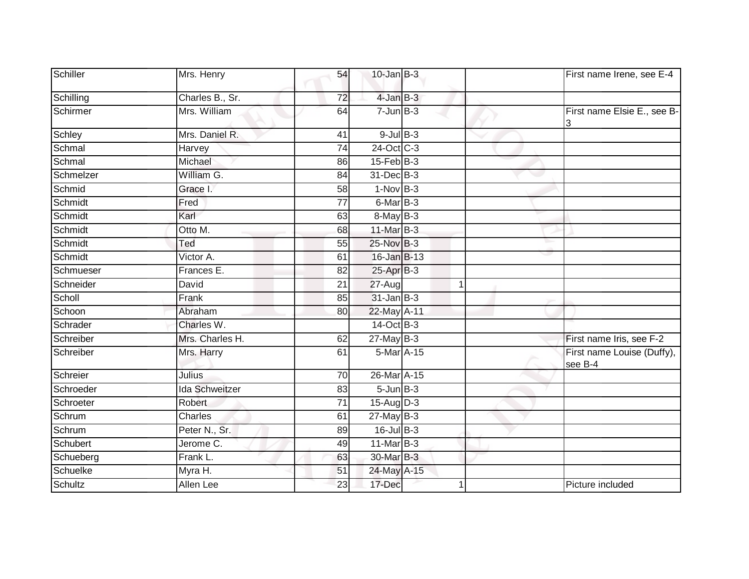| | | | | | | |
|---|---|---|---|---|---|---|
| Schiller | Mrs. Henry | 54 | 10-Jan | B-3 | | First name Irene, see E-4 |
| Schilling | Charles B., Sr. | 72 | 4-Jan | B-3 | | |
| Schirmer | Mrs. William | 64 | 7-Jun | B-3 | | First name Elsie E., see B-3 |
| Schley | Mrs. Daniel R. | 41 | 9-Jul | B-3 | | |
| Schmal | Harvey | 74 | 24-Oct | C-3 | | |
| Schmal | Michael | 86 | 15-Feb | B-3 | | |
| Schmelzer | William G. | 84 | 31-Dec | B-3 | | |
| Schmid | Grace I. | 58 | 1-Nov | B-3 | | |
| Schmidt | Fred | 77 | 6-Mar | B-3 | | |
| Schmidt | Karl | 63 | 8-May | B-3 | | |
| Schmidt | Otto M. | 68 | 11-Mar | B-3 | | |
| Schmidt | Ted | 55 | 25-Nov | B-3 | | |
| Schmidt | Victor A. | 61 | 16-Jan | B-13 | | |
| Schmueser | Frances E. | 82 | 25-Apr | B-3 | | |
| Schneider | David | 21 | 27-Aug | 1 | | |
| Scholl | Frank | 85 | 31-Jan | B-3 | | |
| Schoon | Abraham | 80 | 22-May | A-11 | | |
| Schrader | Charles W. | | 14-Oct | B-3 | | |
| Schreiber | Mrs. Charles H. | 62 | 27-May | B-3 | | First name Iris, see F-2 |
| Schreiber | Mrs. Harry | 61 | 5-Mar | A-15 | | First name Louise (Duffy), see B-4 |
| Schreier | Julius | 70 | 26-Mar | A-15 | | |
| Schroeder | Ida Schweitzer | 83 | 5-Jun | B-3 | | |
| Schroeter | Robert | 71 | 15-Aug | D-3 | | |
| Schrum | Charles | 61 | 27-May | B-3 | | |
| Schrum | Peter N., Sr. | 89 | 16-Jul | B-3 | | |
| Schubert | Jerome C. | 49 | 11-Mar | B-3 | | |
| Schueberg | Frank L. | 63 | 30-Mar | B-3 | | |
| Schuelke | Myra H. | 51 | 24-May | A-15 | | |
| Schultz | Allen Lee | 23 | 17-Dec | 1 | | Picture included |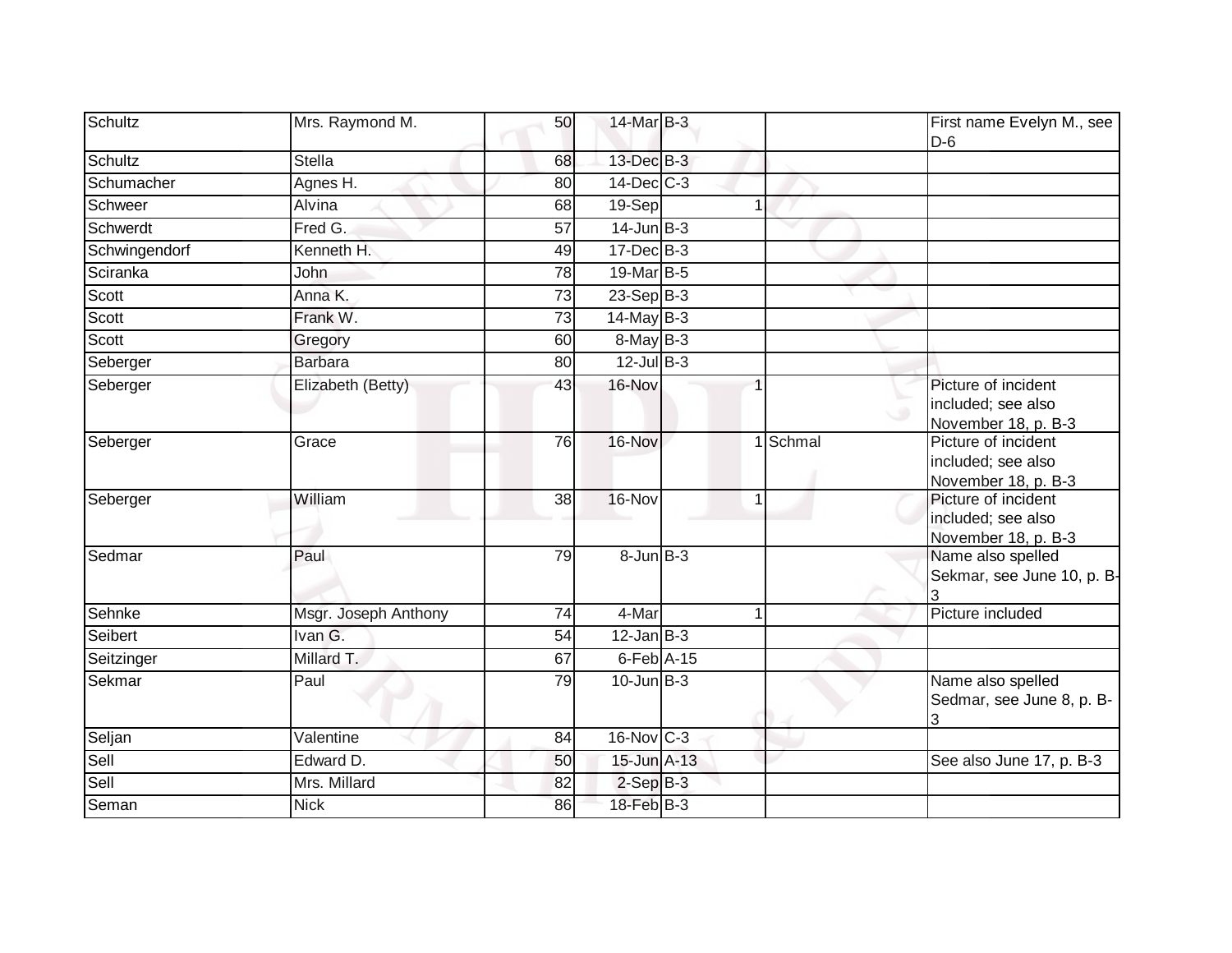| Schultz | Mrs. Raymond M. | 50 | 14-Mar | B-3 | | | First name Evelyn M., see D-6 |
|---|---|---|---|---|---|---|---|
| Schultz | Stella | 68 | 13-Dec | B-3 | | | |
| Schumacher | Agnes H. | 80 | 14-Dec | C-3 | | | |
| Schweer | Alvina | 68 | 19-Sep | | 1 | | |
| Schwerdt | Fred G. | 57 | 14-Jun | B-3 | | | |
| Schwingendorf | Kenneth H. | 49 | 17-Dec | B-3 | | | |
| Sciranka | John | 78 | 19-Mar | B-5 | | | |
| Scott | Anna K. | 73 | 23-Sep | B-3 | | | |
| Scott | Frank W. | 73 | 14-May | B-3 | | | |
| Scott | Gregory | 60 | 8-May | B-3 | | | |
| Seberger | Barbara | 80 | 12-Jul | B-3 | | | |
| Seberger | Elizabeth (Betty) | 43 | 16-Nov | | 1 | | Picture of incident included; see also November 18, p. B-3 |
| Seberger | Grace | 76 | 16-Nov | | 1 | Schmal | Picture of incident included; see also November 18, p. B-3 |
| Seberger | William | 38 | 16-Nov | | 1 | | Picture of incident included; see also November 18, p. B-3 |
| Sedmar | Paul | 79 | 8-Jun | B-3 | | | Name also spelled Sekmar, see June 10, p. B-3 |
| Sehnke | Msgr. Joseph Anthony | 74 | 4-Mar | | 1 | | Picture included |
| Seibert | Ivan G. | 54 | 12-Jan | B-3 | | | |
| Seitzinger | Millard T. | 67 | 6-Feb | A-15 | | | |
| Sekmar | Paul | 79 | 10-Jun | B-3 | | | Name also spelled Sedmar, see June 8, p. B-3 |
| Seljan | Valentine | 84 | 16-Nov | C-3 | | | |
| Sell | Edward D. | 50 | 15-Jun | A-13 | | | See also June 17, p. B-3 |
| Sell | Mrs. Millard | 82 | 2-Sep | B-3 | | | |
| Seman | Nick | 86 | 18-Feb | B-3 | | | |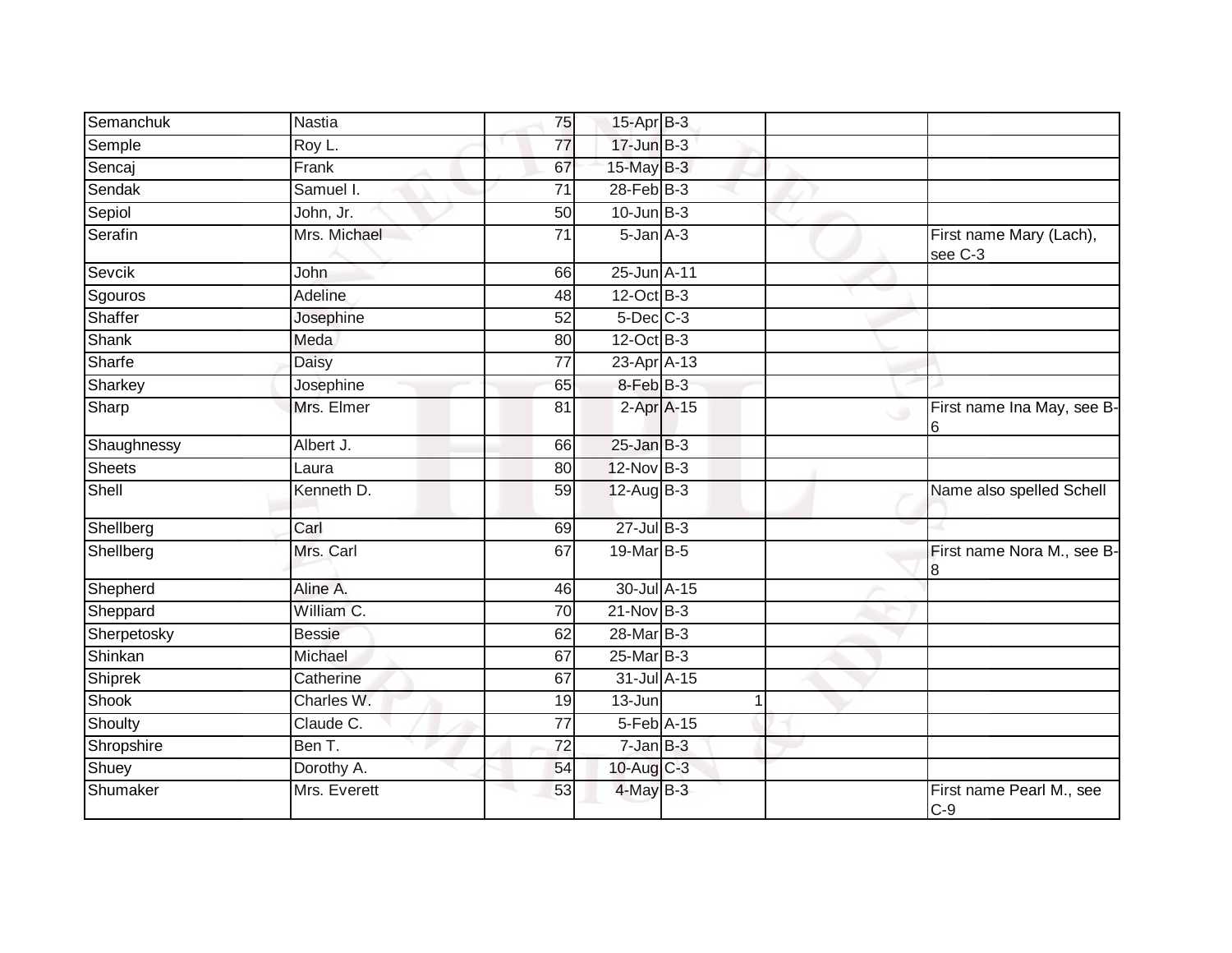| | | | | | | |
|---|---|---|---|---|---|---|
| Semanchuk | Nastia | 75 | 15-Apr | B-3 | | |
| Semple | Roy L. | 77 | 17-Jun | B-3 | | |
| Sencaj | Frank | 67 | 15-May | B-3 | | |
| Sendak | Samuel I. | 71 | 28-Feb | B-3 | | |
| Sepiol | John, Jr. | 50 | 10-Jun | B-3 | | |
| Serafin | Mrs. Michael | 71 | 5-Jan | A-3 | | First name Mary (Lach), see C-3 |
| Sevcik | John | 66 | 25-Jun | A-11 | | |
| Sgouros | Adeline | 48 | 12-Oct | B-3 | | |
| Shaffer | Josephine | 52 | 5-Dec | C-3 | | |
| Shank | Meda | 80 | 12-Oct | B-3 | | |
| Sharfe | Daisy | 77 | 23-Apr | A-13 | | |
| Sharkey | Josephine | 65 | 8-Feb | B-3 | | |
| Sharp | Mrs. Elmer | 81 | 2-Apr | A-15 | | First name Ina May, see B-6 |
| Shaughnessy | Albert J. | 66 | 25-Jan | B-3 | | |
| Sheets | Laura | 80 | 12-Nov | B-3 | | |
| Shell | Kenneth D. | 59 | 12-Aug | B-3 | | Name also spelled Schell |
| Shellberg | Carl | 69 | 27-Jul | B-3 | | |
| Shellberg | Mrs. Carl | 67 | 19-Mar | B-5 | | First name Nora M., see B-8 |
| Shepherd | Aline A. | 46 | 30-Jul | A-15 | | |
| Sheppard | William C. | 70 | 21-Nov | B-3 | | |
| Sherpetosky | Bessie | 62 | 28-Mar | B-3 | | |
| Shinkan | Michael | 67 | 25-Mar | B-3 | | |
| Shiprek | Catherine | 67 | 31-Jul | A-15 | | |
| Shook | Charles W. | 19 | 13-Jun | 1 | | |
| Shoulty | Claude C. | 77 | 5-Feb | A-15 | | |
| Shropshire | Ben T. | 72 | 7-Jan | B-3 | | |
| Shuey | Dorothy A. | 54 | 10-Aug | C-3 | | |
| Shumaker | Mrs. Everett | 53 | 4-May | B-3 | | First name Pearl M., see C-9 |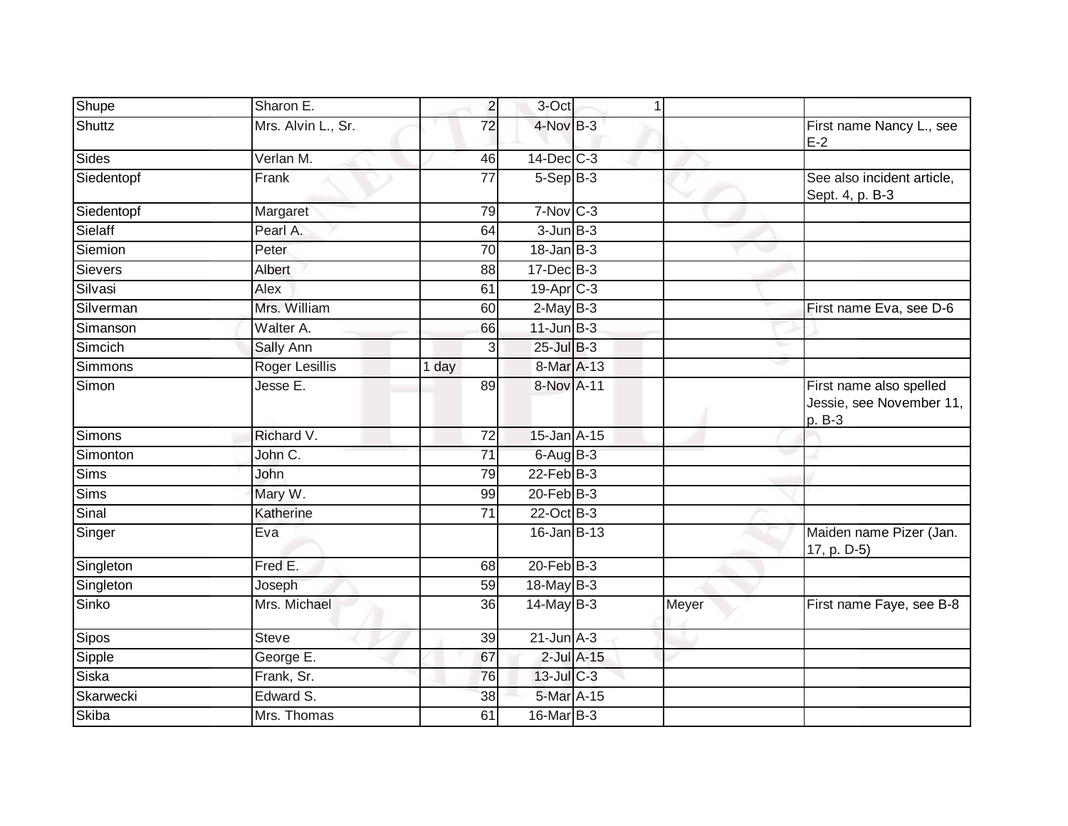| | | | | | | |
|---|---|---|---|---|---|---|
| Shupe | Sharon E. | 2 | 3-Oct | 1 | | |
| Shuttz | Mrs. Alvin L., Sr. | 72 | 4-Nov | B-3 | | First name Nancy L., see E-2 |
| Sides | Verlan M. | 46 | 14-Dec | C-3 | | |
| Siedentopf | Frank | 77 | 5-Sep | B-3 | | See also incident article, Sept. 4, p. B-3 |
| Siedentopf | Margaret | 79 | 7-Nov | C-3 | | |
| Sielaff | Pearl A. | 64 | 3-Jun | B-3 | | |
| Siemion | Peter | 70 | 18-Jan | B-3 | | |
| Sievers | Albert | 88 | 17-Dec | B-3 | | |
| Silvasi | Alex | 61 | 19-Apr | C-3 | | |
| Silverman | Mrs. William | 60 | 2-May | B-3 | | First name Eva, see D-6 |
| Simanson | Walter A. | 66 | 11-Jun | B-3 | | |
| Simcich | Sally Ann | 3 | 25-Jul | B-3 | | |
| Simmons | Roger Lesillis | 1 day | 8-Mar | A-13 | | |
| Simon | Jesse E. | 89 | 8-Nov | A-11 | | First name also spelled Jessie, see November 11, p. B-3 |
| Simons | Richard V. | 72 | 15-Jan | A-15 | | |
| Simonton | John C. | 71 | 6-Aug | B-3 | | |
| Sims | John | 79 | 22-Feb | B-3 | | |
| Sims | Mary W. | 99 | 20-Feb | B-3 | | |
| Sinal | Katherine | 71 | 22-Oct | B-3 | | |
| Singer | Eva | | 16-Jan | B-13 | | Maiden name Pizer (Jan. 17, p. D-5) |
| Singleton | Fred E. | 68 | 20-Feb | B-3 | | |
| Singleton | Joseph | 59 | 18-May | B-3 | | |
| Sinko | Mrs. Michael | 36 | 14-May | B-3 | Meyer | First name Faye, see B-8 |
| Sipos | Steve | 39 | 21-Jun | A-3 | | |
| Sipple | George E. | 67 | 2-Jul | A-15 | | |
| Siska | Frank, Sr. | 76 | 13-Jul | C-3 | | |
| Skarwecki | Edward S. | 38 | 5-Mar | A-15 | | |
| Skiba | Mrs. Thomas | 61 | 16-Mar | B-3 | | |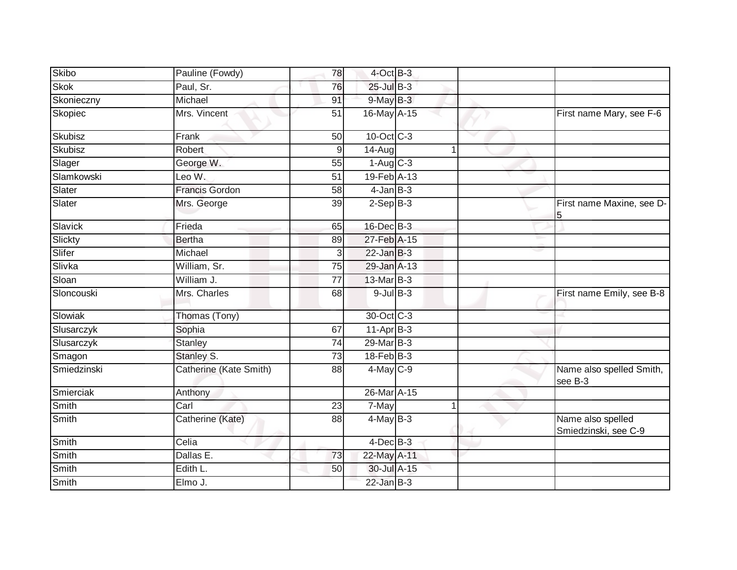| | | | | | | | |
|---|---|---|---|---|---|---|---|
| Skibo | Pauline (Fowdy) | 78 | 4-Oct | B-3 | | | |
| Skok | Paul, Sr. | 76 | 25-Jul | B-3 | | | |
| Skonieczny | Michael | 91 | 9-May | B-3 | | | |
| Skopiec | Mrs. Vincent | 51 | 16-May | A-15 | | | First name Mary, see F-6 |
| Skubisz | Frank | 50 | 10-Oct | C-3 | | | |
| Skubisz | Robert | 9 | 14-Aug | | 1 | | |
| Slager | George W. | 55 | 1-Aug | C-3 | | | |
| Slamkowski | Leo W. | 51 | 19-Feb | A-13 | | | |
| Slater | Francis Gordon | 58 | 4-Jan | B-3 | | | |
| Slater | Mrs. George | 39 | 2-Sep | B-3 | | | First name Maxine, see D-5 |
| Slavick | Frieda | 65 | 16-Dec | B-3 | | | |
| Slickty | Bertha | 89 | 27-Feb | A-15 | | | |
| Slifer | Michael | 3 | 22-Jan | B-3 | | | |
| Slivka | William, Sr. | 75 | 29-Jan | A-13 | | | |
| Sloan | William J. | 77 | 13-Mar | B-3 | | | |
| Sloncouski | Mrs. Charles | 68 | 9-Jul | B-3 | | | First name Emily, see B-8 |
| Slowiak | Thomas (Tony) | | 30-Oct | C-3 | | | |
| Slusarczyk | Sophia | 67 | 11-Apr | B-3 | | | |
| Slusarczyk | Stanley | 74 | 29-Mar | B-3 | | | |
| Smagon | Stanley S. | 73 | 18-Feb | B-3 | | | |
| Smiedzinski | Catherine (Kate Smith) | 88 | 4-May | C-9 | | | Name also spelled Smith, see B-3 |
| Smierciak | Anthony | | 26-Mar | A-15 | | | |
| Smith | Carl | 23 | 7-May | | 1 | | |
| Smith | Catherine (Kate) | 88 | 4-May | B-3 | | | Name also spelled Smiedzinski, see C-9 |
| Smith | Celia | | 4-Dec | B-3 | | | |
| Smith | Dallas E. | 73 | 22-May | A-11 | | | |
| Smith | Edith L. | 50 | 30-Jul | A-15 | | | |
| Smith | Elmo J. | | 22-Jan | B-3 | | | |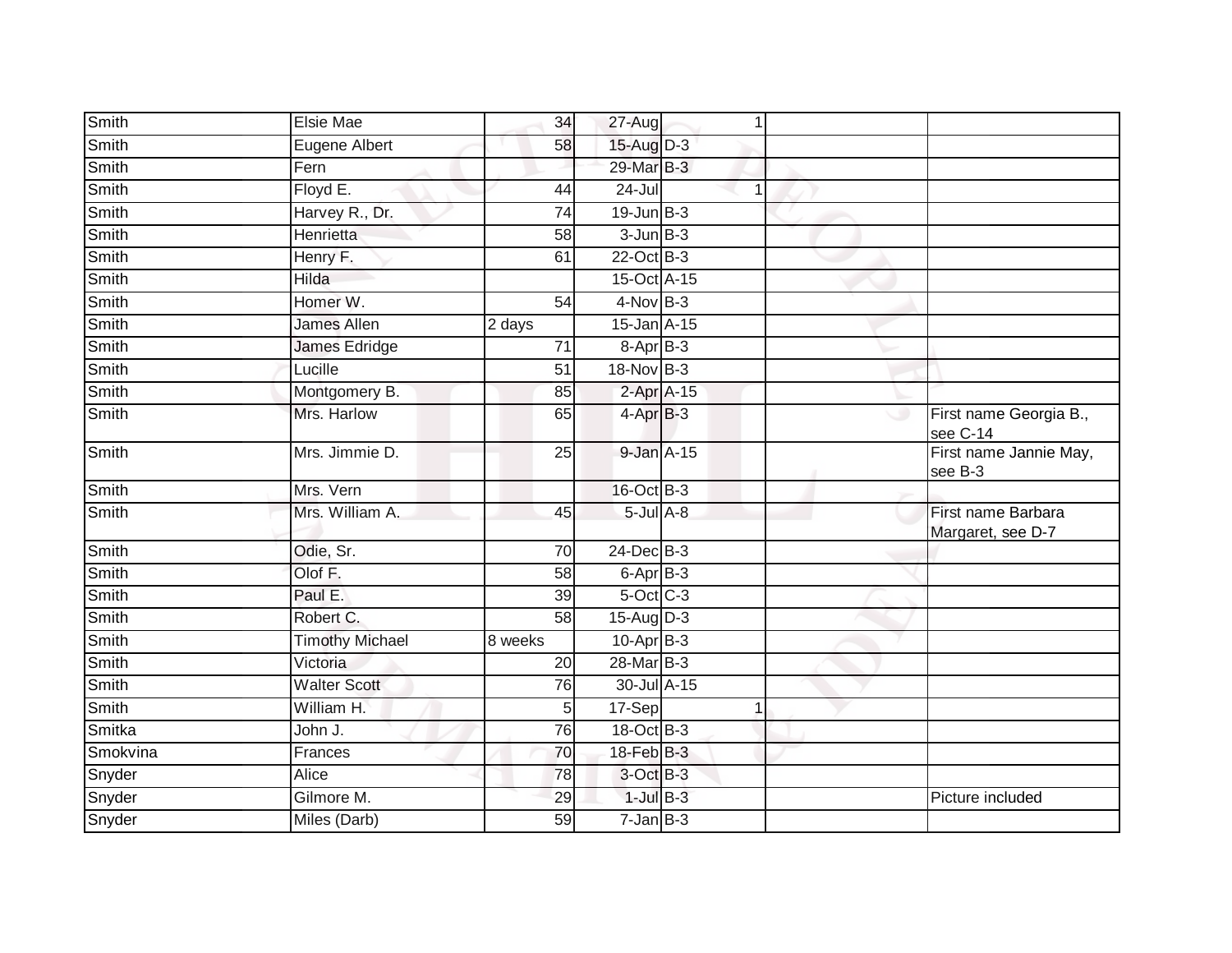| | | | | | | |
|---|---|---|---|---|---|---|
| Smith | Elsie Mae | 34 | 27-Aug | 1 | | |
| Smith | Eugene Albert | 58 | 15-Aug | D-3 | | |
| Smith | Fern | | 29-Mar | B-3 | | |
| Smith | Floyd E. | 44 | 24-Jul | 1 | | |
| Smith | Harvey R., Dr. | 74 | 19-Jun | B-3 | | |
| Smith | Henrietta | 58 | 3-Jun | B-3 | | |
| Smith | Henry F. | 61 | 22-Oct | B-3 | | |
| Smith | Hilda | | 15-Oct | A-15 | | |
| Smith | Homer W. | 54 | 4-Nov | B-3 | | |
| Smith | James Allen | 2 days | 15-Jan | A-15 | | |
| Smith | James Edridge | 71 | 8-Apr | B-3 | | |
| Smith | Lucille | 51 | 18-Nov | B-3 | | |
| Smith | Montgomery B. | 85 | 2-Apr | A-15 | | |
| Smith | Mrs. Harlow | 65 | 4-Apr | B-3 | | First name Georgia B., see C-14 |
| Smith | Mrs. Jimmie D. | 25 | 9-Jan | A-15 | | First name Jannie May, see B-3 |
| Smith | Mrs. Vern | | 16-Oct | B-3 | | |
| Smith | Mrs. William A. | 45 | 5-Jul | A-8 | | First name Barbara Margaret, see D-7 |
| Smith | Odie, Sr. | 70 | 24-Dec | B-3 | | |
| Smith | Olof F. | 58 | 6-Apr | B-3 | | |
| Smith | Paul E. | 39 | 5-Oct | C-3 | | |
| Smith | Robert C. | 58 | 15-Aug | D-3 | | |
| Smith | Timothy Michael | 8 weeks | 10-Apr | B-3 | | |
| Smith | Victoria | 20 | 28-Mar | B-3 | | |
| Smith | Walter Scott | 76 | 30-Jul | A-15 | | |
| Smith | William H. | 5 | 17-Sep | 1 | | |
| Smitka | John J. | 76 | 18-Oct | B-3 | | |
| Smokvina | Frances | 70 | 18-Feb | B-3 | | |
| Snyder | Alice | 78 | 3-Oct | B-3 | | |
| Snyder | Gilmore M. | 29 | 1-Jul | B-3 | | Picture included |
| Snyder | Miles (Darb) | 59 | 7-Jan | B-3 | | |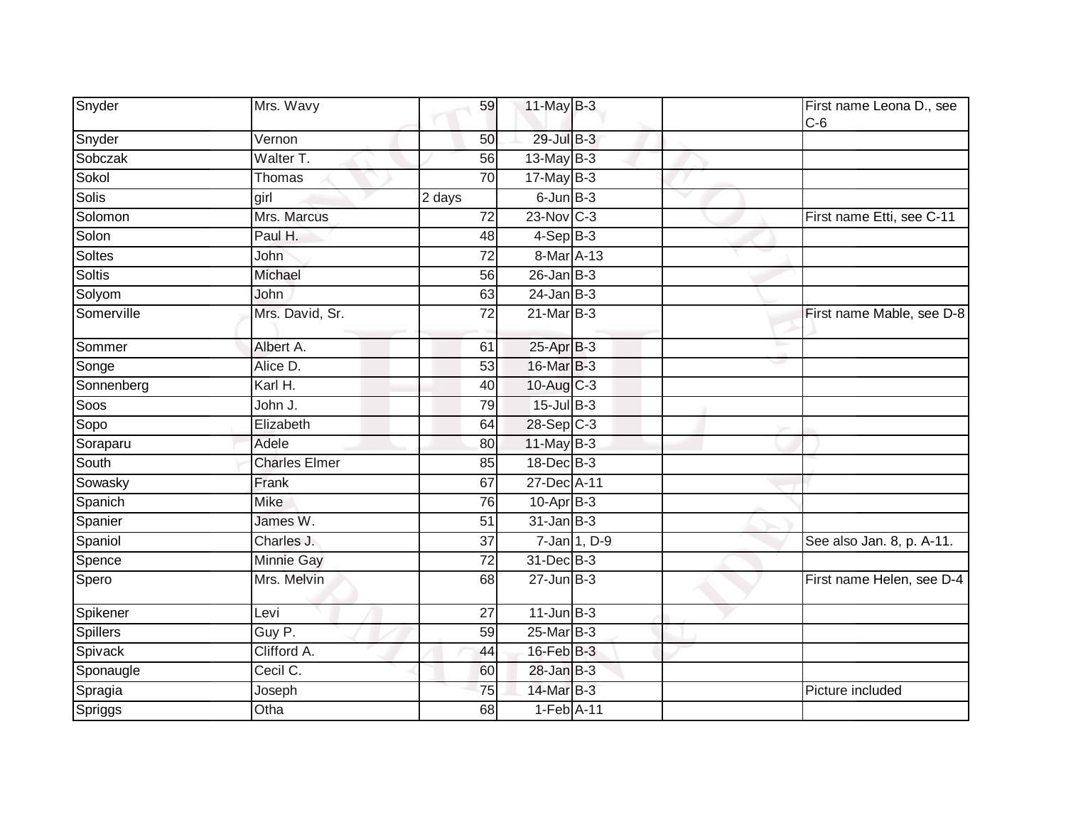| Snyder | Mrs. Wavy | 59 | 11-May | B-3 | | First name Leona D., see C-6 |
|---|---|---|---|---|---|---|
| Snyder | Vernon | 50 | 29-Jul | B-3 | | |
| Sobczak | Walter T. | 56 | 13-May | B-3 | | |
| Sokol | Thomas | 70 | 17-May | B-3 | | |
| Solis | girl | 2 days | 6-Jun | B-3 | | |
| Solomon | Mrs. Marcus | 72 | 23-Nov | C-3 | | First name Etti, see C-11 |
| Solon | Paul H. | 48 | 4-Sep | B-3 | | |
| Soltes | John | 72 | 8-Mar | A-13 | | |
| Soltis | Michael | 56 | 26-Jan | B-3 | | |
| Solyom | John | 63 | 24-Jan | B-3 | | |
| Somerville | Mrs. David, Sr. | 72 | 21-Mar | B-3 | | First name Mable, see D-8 |
| Sommer | Albert A. | 61 | 25-Apr | B-3 | | |
| Songe | Alice D. | 53 | 16-Mar | B-3 | | |
| Sonnenberg | Karl H. | 40 | 10-Aug | C-3 | | |
| Soos | John J. | 79 | 15-Jul | B-3 | | |
| Sopo | Elizabeth | 64 | 28-Sep | C-3 | | |
| Soraparu | Adele | 80 | 11-May | B-3 | | |
| South | Charles Elmer | 85 | 18-Dec | B-3 | | |
| Sowasky | Frank | 67 | 27-Dec | A-11 | | |
| Spanich | Mike | 76 | 10-Apr | B-3 | | |
| Spanier | James W. | 51 | 31-Jan | B-3 | | |
| Spaniol | Charles J. | 37 | 7-Jan | 1, D-9 | | See also Jan. 8, p. A-11. |
| Spence | Minnie Gay | 72 | 31-Dec | B-3 | | |
| Spero | Mrs. Melvin | 68 | 27-Jun | B-3 | | First name Helen, see D-4 |
| Spikener | Levi | 27 | 11-Jun | B-3 | | |
| Spillers | Guy P. | 59 | 25-Mar | B-3 | | |
| Spivack | Clifford A. | 44 | 16-Feb | B-3 | | |
| Sponaugle | Cecil C. | 60 | 28-Jan | B-3 | | |
| Spragia | Joseph | 75 | 14-Mar | B-3 | | Picture included |
| Spriggs | Otha | 68 | 1-Feb | A-11 | | |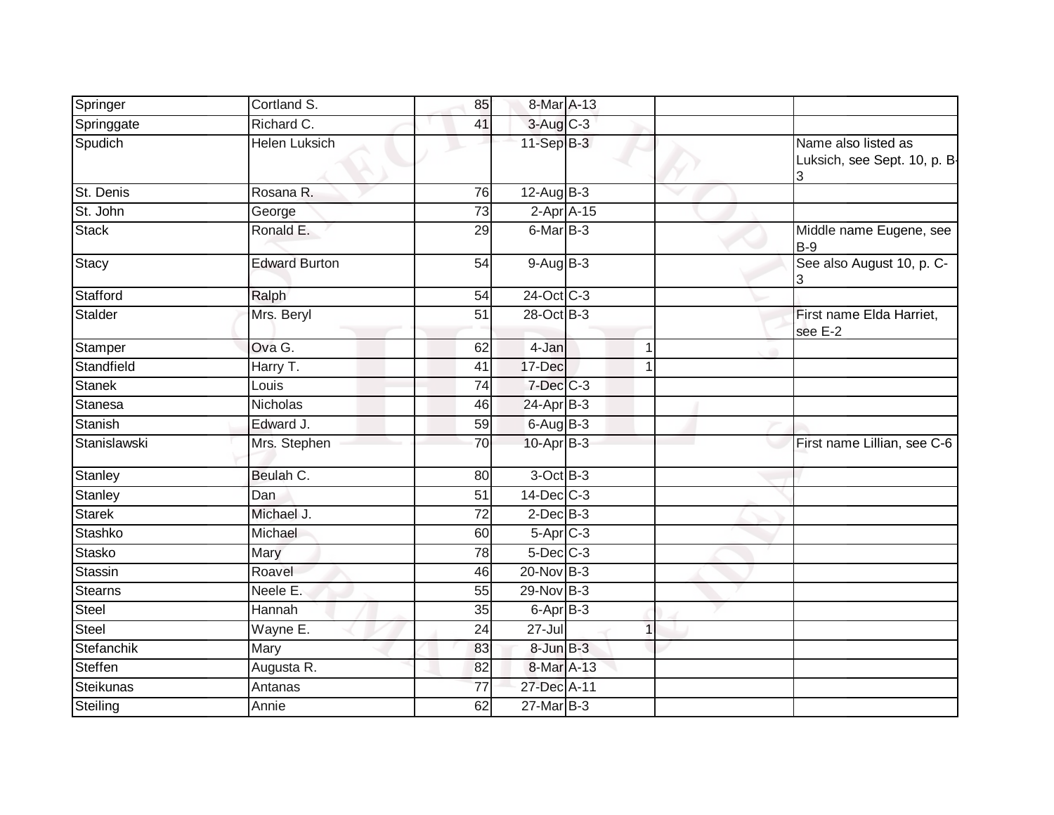| | | | | | | | |
|---|---|---|---|---|---|---|---|
| Springer | Cortland S. | 85 | 8-Mar | A-13 | | | |
| Springgate | Richard C. | 41 | 3-Aug | C-3 | | | |
| Spudich | Helen Luksich | | 11-Sep | B-3 | | | Name also listed as Luksich, see Sept. 10, p. B-3 |
| St. Denis | Rosana R. | 76 | 12-Aug | B-3 | | | |
| St. John | George | 73 | 2-Apr | A-15 | | | |
| Stack | Ronald E. | 29 | 6-Mar | B-3 | | | Middle name Eugene, see B-9 |
| Stacy | Edward Burton | 54 | 9-Aug | B-3 | | | See also August 10, p. C-3 |
| Stafford | Ralph | 54 | 24-Oct | C-3 | | | |
| Stalder | Mrs. Beryl | 51 | 28-Oct | B-3 | | | First name Elda Harriet, see E-2 |
| Stamper | Ova G. | 62 | 4-Jan | | 1 | | |
| Standfield | Harry T. | 41 | 17-Dec | | 1 | | |
| Stanek | Louis | 74 | 7-Dec | C-3 | | | |
| Stanesa | Nicholas | 46 | 24-Apr | B-3 | | | |
| Stanish | Edward J. | 59 | 6-Aug | B-3 | | | |
| Stanislawski | Mrs. Stephen | 70 | 10-Apr | B-3 | | | First name Lillian, see C-6 |
| Stanley | Beulah C. | 80 | 3-Oct | B-3 | | | |
| Stanley | Dan | 51 | 14-Dec | C-3 | | | |
| Starek | Michael J. | 72 | 2-Dec | B-3 | | | |
| Stashko | Michael | 60 | 5-Apr | C-3 | | | |
| Stasko | Mary | 78 | 5-Dec | C-3 | | | |
| Stassin | Roavel | 46 | 20-Nov | B-3 | | | |
| Stearns | Neele E. | 55 | 29-Nov | B-3 | | | |
| Steel | Hannah | 35 | 6-Apr | B-3 | | | |
| Steel | Wayne E. | 24 | 27-Jul | | 1 | | |
| Stefanchik | Mary | 83 | 8-Jun | B-3 | | | |
| Steffen | Augusta R. | 82 | 8-Mar | A-13 | | | |
| Steikunas | Antanas | 77 | 27-Dec | A-11 | | | |
| Steiling | Annie | 62 | 27-Mar | B-3 | | | |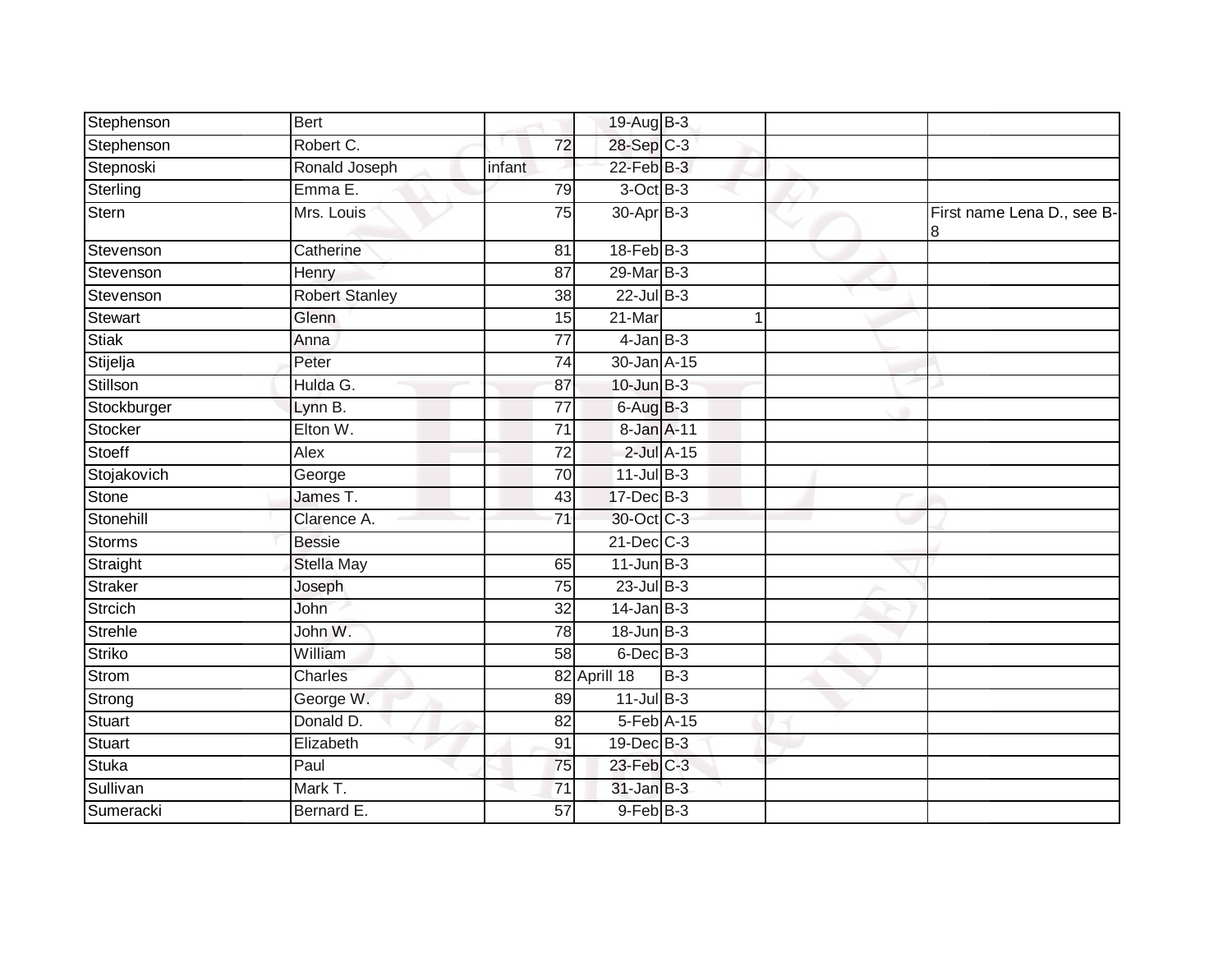| | | | | | | |
|---|---|---|---|---|---|---|
| Stephenson | Bert | | 19-Aug | B-3 | | |
| Stephenson | Robert C. | 72 | 28-Sep | C-3 | | |
| Stepnoski | Ronald Joseph | infant | 22-Feb | B-3 | | |
| Sterling | Emma E. | 79 | 3-Oct | B-3 | | |
| Stern | Mrs. Louis | 75 | 30-Apr | B-3 | | First name Lena D., see B-8 |
| Stevenson | Catherine | 81 | 18-Feb | B-3 | | |
| Stevenson | Henry | 87 | 29-Mar | B-3 | | |
| Stevenson | Robert Stanley | 38 | 22-Jul | B-3 | | |
| Stewart | Glenn | 15 | 21-Mar | 1 | | |
| Stiak | Anna | 77 | 4-Jan | B-3 | | |
| Stijelja | Peter | 74 | 30-Jan | A-15 | | |
| Stillson | Hulda G. | 87 | 10-Jun | B-3 | | |
| Stockburger | Lynn B. | 77 | 6-Aug | B-3 | | |
| Stocker | Elton W. | 71 | 8-Jan | A-11 | | |
| Stoeff | Alex | 72 | 2-Jul | A-15 | | |
| Stojakovich | George | 70 | 11-Jul | B-3 | | |
| Stone | James T. | 43 | 17-Dec | B-3 | | |
| Stonehill | Clarence A. | 71 | 30-Oct | C-3 | | |
| Storms | Bessie | | 21-Dec | C-3 | | |
| Straight | Stella May | 65 | 11-Jun | B-3 | | |
| Straker | Joseph | 75 | 23-Jul | B-3 | | |
| Strcich | John | 32 | 14-Jan | B-3 | | |
| Strehle | John W. | 78 | 18-Jun | B-3 | | |
| Striko | William | 58 | 6-Dec | B-3 | | |
| Strom | Charles | 82 | Aprill 18 | B-3 | | |
| Strong | George W. | 89 | 11-Jul | B-3 | | |
| Stuart | Donald D. | 82 | 5-Feb | A-15 | | |
| Stuart | Elizabeth | 91 | 19-Dec | B-3 | | |
| Stuka | Paul | 75 | 23-Feb | C-3 | | |
| Sullivan | Mark T. | 71 | 31-Jan | B-3 | | |
| Sumeracki | Bernard E. | 57 | 9-Feb | B-3 | | |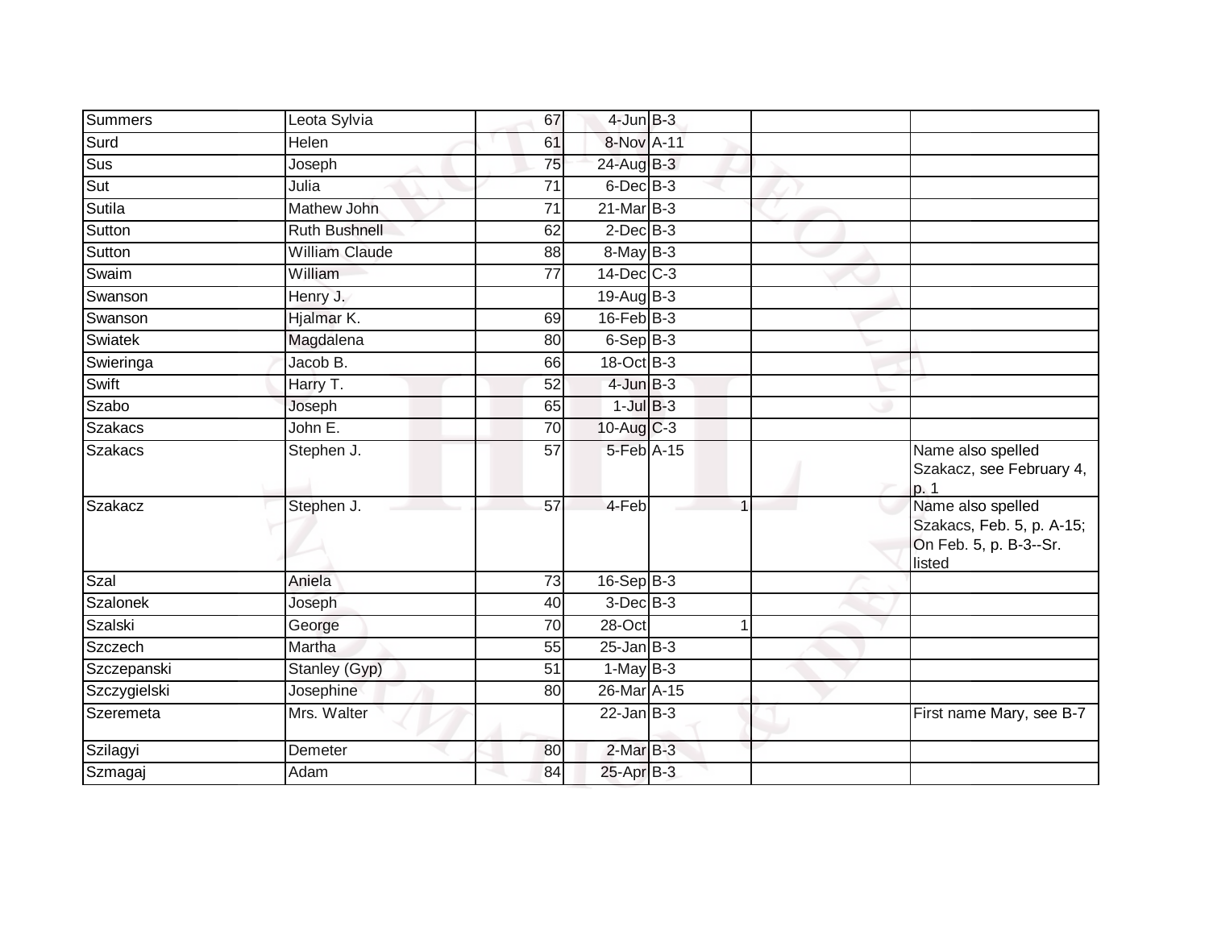| | | | | | | |
|---|---|---|---|---|---|---|
| Summers | Leota Sylvia | 67 | 4-Jun | B-3 | | |
| Surd | Helen | 61 | 8-Nov | A-11 | | |
| Sus | Joseph | 75 | 24-Aug | B-3 | | |
| Sut | Julia | 71 | 6-Dec | B-3 | | |
| Sutila | Mathew John | 71 | 21-Mar | B-3 | | |
| Sutton | Ruth Bushnell | 62 | 2-Dec | B-3 | | |
| Sutton | William Claude | 88 | 8-May | B-3 | | |
| Swaim | William | 77 | 14-Dec | C-3 | | |
| Swanson | Henry J. | | 19-Aug | B-3 | | |
| Swanson | Hjalmar K. | 69 | 16-Feb | B-3 | | |
| Swiatek | Magdalena | 80 | 6-Sep | B-3 | | |
| Swieringa | Jacob B. | 66 | 18-Oct | B-3 | | |
| Swift | Harry T. | 52 | 4-Jun | B-3 | | |
| Szabo | Joseph | 65 | 1-Jul | B-3 | | |
| Szakacs | John E. | 70 | 10-Aug | C-3 | | |
| Szakacs | Stephen J. | 57 | 5-Feb | A-15 | | Name also spelled Szakacz, see February 4, p. 1 |
| Szakacz | Stephen J. | 57 | 4-Feb | 1 | | Name also spelled Szakacs, Feb. 5, p. A-15; On Feb. 5, p. B-3--Sr. listed |
| Szal | Aniela | 73 | 16-Sep | B-3 | | |
| Szalonek | Joseph | 40 | 3-Dec | B-3 | | |
| Szalski | George | 70 | 28-Oct | 1 | | |
| Szczech | Martha | 55 | 25-Jan | B-3 | | |
| Szczepanski | Stanley (Gyp) | 51 | 1-May | B-3 | | |
| Szczygielski | Josephine | 80 | 26-Mar | A-15 | | |
| Szeremeta | Mrs. Walter | | 22-Jan | B-3 | | First name Mary, see B-7 |
| Szilagyi | Demeter | 80 | 2-Mar | B-3 | | |
| Szmagaj | Adam | 84 | 25-Apr | B-3 | | |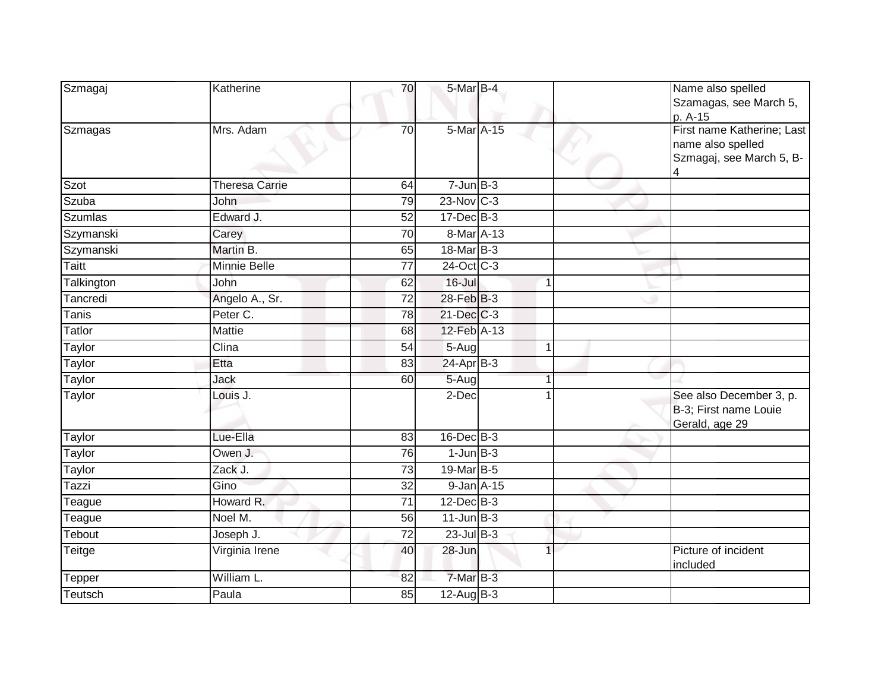| | | | | | | | |
|---|---|---|---|---|---|---|---|
| Szmagaj | Katherine | 70 | 5-Mar | B-4 | | | Name also spelled Szamagas, see March 5, p. A-15 |
| Szmagas | Mrs. Adam | 70 | 5-Mar | A-15 | | | First name Katherine; Last name also spelled Szmagaj, see March 5, B-4 |
| Szot | Theresa Carrie | 64 | 7-Jun | B-3 | | | |
| Szuba | John | 79 | 23-Nov | C-3 | | | |
| Szumlas | Edward J. | 52 | 17-Dec | B-3 | | | |
| Szymanski | Carey | 70 | 8-Mar | A-13 | | | |
| Szymanski | Martin B. | 65 | 18-Mar | B-3 | | | |
| Taitt | Minnie Belle | 77 | 24-Oct | C-3 | | | |
| Talkington | John | 62 | 16-Jul | | 1 | | |
| Tancredi | Angelo A., Sr. | 72 | 28-Feb | B-3 | | | |
| Tanis | Peter C. | 78 | 21-Dec | C-3 | | | |
| Tatlor | Mattie | 68 | 12-Feb | A-13 | | | |
| Taylor | Clina | 54 | 5-Aug | | 1 | | |
| Taylor | Etta | 83 | 24-Apr | B-3 | | | |
| Taylor | Jack | 60 | 5-Aug | | 1 | | |
| Taylor | Louis J. | | 2-Dec | | 1 | | See also December 3, p. B-3; First name Louie Gerald, age 29 |
| Taylor | Lue-Ella | 83 | 16-Dec | B-3 | | | |
| Taylor | Owen J. | 76 | 1-Jun | B-3 | | | |
| Taylor | Zack J. | 73 | 19-Mar | B-5 | | | |
| Tazzi | Gino | 32 | 9-Jan | A-15 | | | |
| Teague | Howard R. | 71 | 12-Dec | B-3 | | | |
| Teague | Noel M. | 56 | 11-Jun | B-3 | | | |
| Tebout | Joseph J. | 72 | 23-Jul | B-3 | | | |
| Teitge | Virginia Irene | 40 | 28-Jun | | 1 | | Picture of incident included |
| Tepper | William L. | 82 | 7-Mar | B-3 | | | |
| Teutsch | Paula | 85 | 12-Aug | B-3 | | | |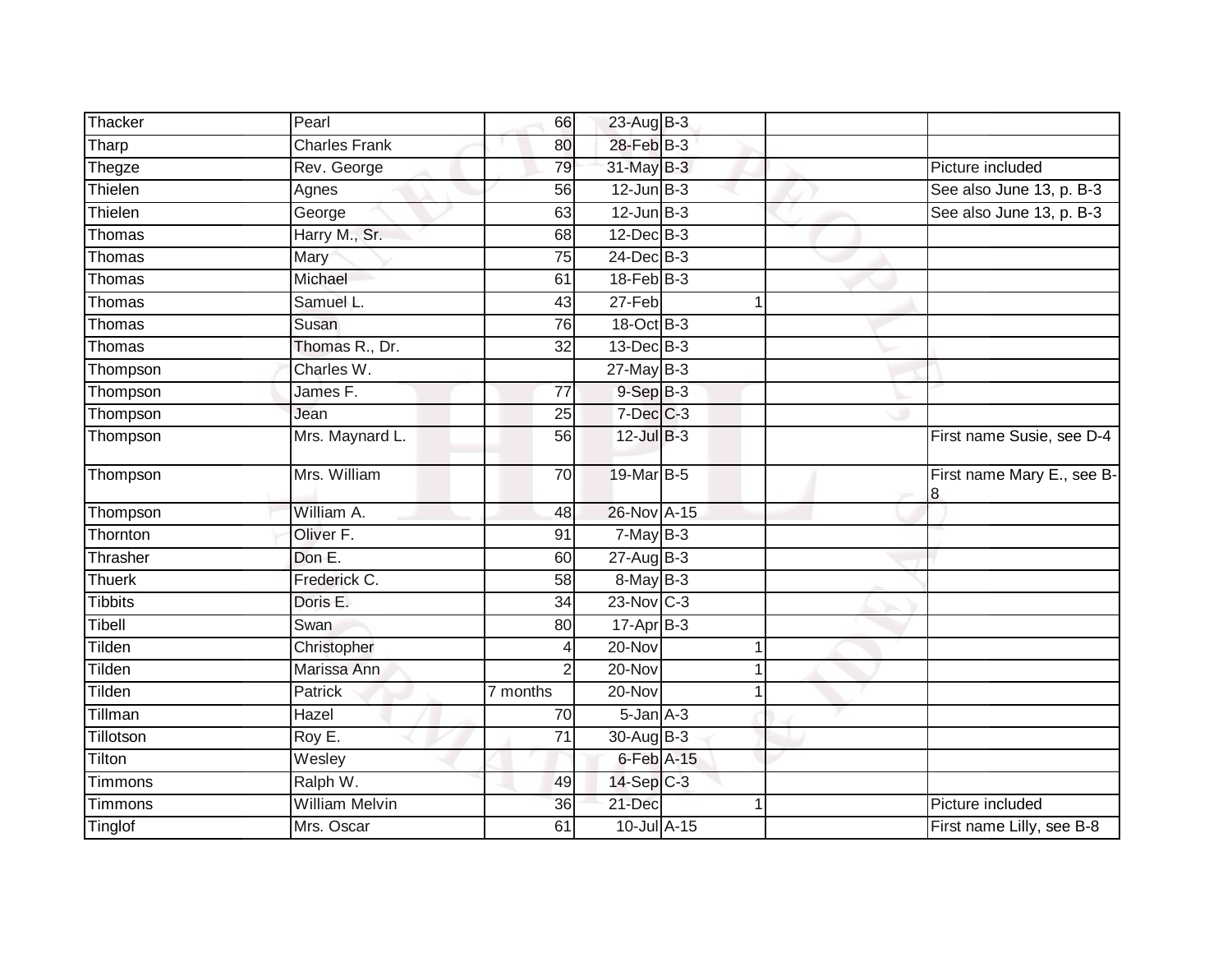| Thacker | Pearl | 66 | 23-Aug | B-3 | | | |
|---|---|---|---|---|---|---|---|
| Tharp | Charles Frank | 80 | 28-Feb | B-3 | | | |
| Thegze | Rev. George | 79 | 31-May | B-3 | | | Picture included |
| Thielen | Agnes | 56 | 12-Jun | B-3 | | | See also June 13, p. B-3 |
| Thielen | George | 63 | 12-Jun | B-3 | | | See also June 13, p. B-3 |
| Thomas | Harry M., Sr. | 68 | 12-Dec | B-3 | | | |
| Thomas | Mary | 75 | 24-Dec | B-3 | | | |
| Thomas | Michael | 61 | 18-Feb | B-3 | | | |
| Thomas | Samuel L. | 43 | 27-Feb | | 1 | | |
| Thomas | Susan | 76 | 18-Oct | B-3 | | | |
| Thomas | Thomas R., Dr. | 32 | 13-Dec | B-3 | | | |
| Thompson | Charles W. | | 27-May | B-3 | | | |
| Thompson | James F. | 77 | 9-Sep | B-3 | | | |
| Thompson | Jean | 25 | 7-Dec | C-3 | | | |
| Thompson | Mrs. Maynard L. | 56 | 12-Jul | B-3 | | | First name Susie, see D-4 |
| Thompson | Mrs. William | 70 | 19-Mar | B-5 | | | First name Mary E., see B-8 |
| Thompson | William A. | 48 | 26-Nov | A-15 | | | |
| Thornton | Oliver F. | 91 | 7-May | B-3 | | | |
| Thrasher | Don E. | 60 | 27-Aug | B-3 | | | |
| Thuerk | Frederick C. | 58 | 8-May | B-3 | | | |
| Tibbits | Doris E. | 34 | 23-Nov | C-3 | | | |
| Tibell | Swan | 80 | 17-Apr | B-3 | | | |
| Tilden | Christopher | 4 | 20-Nov | | 1 | | |
| Tilden | Marissa Ann | 2 | 20-Nov | | 1 | | |
| Tilden | Patrick | 7 months | 20-Nov | | 1 | | |
| Tillman | Hazel | 70 | 5-Jan | A-3 | | | |
| Tillotson | Roy E. | 71 | 30-Aug | B-3 | | | |
| Tilton | Wesley | | 6-Feb | A-15 | | | |
| Timmons | Ralph W. | 49 | 14-Sep | C-3 | | | |
| Timmons | William Melvin | 36 | 21-Dec | | 1 | | Picture included |
| Tinglof | Mrs. Oscar | 61 | 10-Jul | A-15 | | | First name Lilly, see B-8 |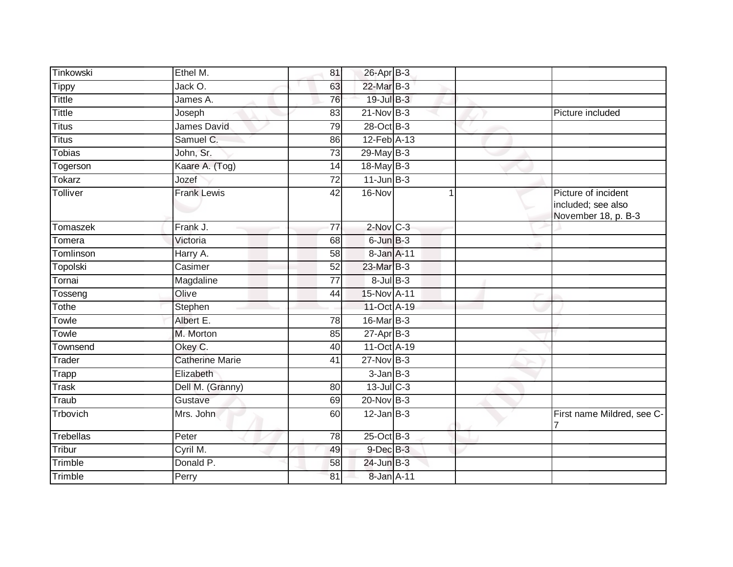| | | | | | | |
|---|---|---|---|---|---|---|
| Tinkowski | Ethel M. | 81 | 26-Apr | B-3 | | |
| Tippy | Jack O. | 63 | 22-Mar | B-3 | | |
| Tittle | James A. | 76 | 19-Jul | B-3 | | |
| Tittle | Joseph | 83 | 21-Nov | B-3 | | Picture included |
| Titus | James David | 79 | 28-Oct | B-3 | | |
| Titus | Samuel C. | 86 | 12-Feb | A-13 | | |
| Tobias | John, Sr. | 73 | 29-May | B-3 | | |
| Togerson | Kaare A. (Tog) | 14 | 18-May | B-3 | | |
| Tokarz | Jozef | 72 | 11-Jun | B-3 | | |
| Tolliver | Frank Lewis | 42 | 16-Nov | 1 | | Picture of incident included; see also November 18, p. B-3 |
| Tomaszek | Frank J. | 77 | 2-Nov | C-3 | | |
| Tomera | Victoria | 68 | 6-Jun | B-3 | | |
| Tomlinson | Harry A. | 58 | 8-Jan | A-11 | | |
| Topolski | Casimer | 52 | 23-Mar | B-3 | | |
| Tornai | Magdaline | 77 | 8-Jul | B-3 | | |
| Tosseng | Olive | 44 | 15-Nov | A-11 | | |
| Tothe | Stephen | | 11-Oct | A-19 | | |
| Towle | Albert E. | 78 | 16-Mar | B-3 | | |
| Towle | M. Morton | 85 | 27-Apr | B-3 | | |
| Townsend | Okey C. | 40 | 11-Oct | A-19 | | |
| Trader | Catherine Marie | 41 | 27-Nov | B-3 | | |
| Trapp | Elizabeth | | 3-Jan | B-3 | | |
| Trask | Dell M. (Granny) | 80 | 13-Jul | C-3 | | |
| Traub | Gustave | 69 | 20-Nov | B-3 | | |
| Trbovich | Mrs. John | 60 | 12-Jan | B-3 | | First name Mildred, see C-7 |
| Trebellas | Peter | 78 | 25-Oct | B-3 | | |
| Tribur | Cyril M. | 49 | 9-Dec | B-3 | | |
| Trimble | Donald P. | 58 | 24-Jun | B-3 | | |
| Trimble | Perry | 81 | 8-Jan | A-11 | | |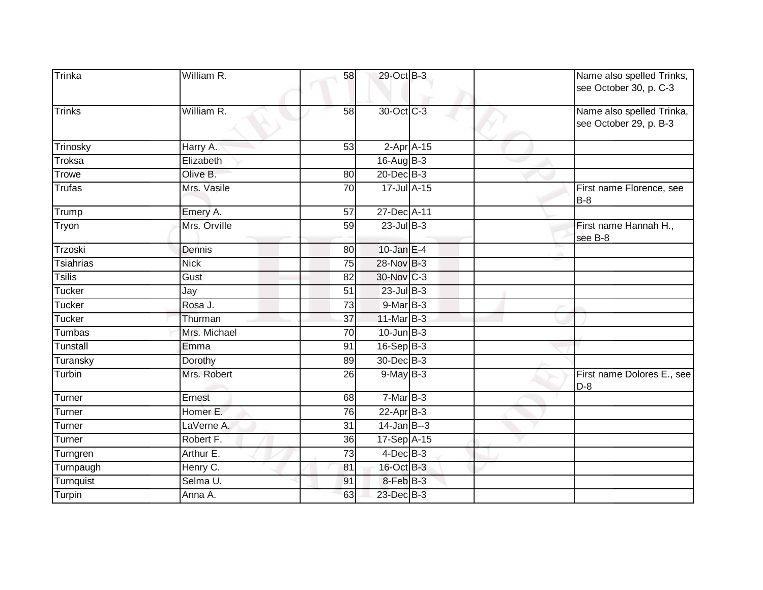| | | | | | | |
|---|---|---|---|---|---|---|
| Trinka | William R. | 58 | 29-Oct | B-3 | | Name also spelled Trinks, see October 30, p. C-3 |
| Trinks | William R. | 58 | 30-Oct | C-3 | | Name also spelled Trinka, see October 29, p. B-3 |
| Trinosky | Harry A. | 53 | 2-Apr | A-15 | | |
| Troksa | Elizabeth | | 16-Aug | B-3 | | |
| Trowe | Olive B. | 80 | 20-Dec | B-3 | | |
| Trufas | Mrs. Vasile | 70 | 17-Jul | A-15 | | First name Florence, see B-8 |
| Trump | Emery A. | 57 | 27-Dec | A-11 | | |
| Tryon | Mrs. Orville | 59 | 23-Jul | B-3 | | First name Hannah H., see B-8 |
| Trzoski | Dennis | 80 | 10-Jan | E-4 | | |
| Tsiahrias | Nick | 75 | 28-Nov | B-3 | | |
| Tsilis | Gust | 82 | 30-Nov | C-3 | | |
| Tucker | Jay | 51 | 23-Jul | B-3 | | |
| Tucker | Rosa J. | 73 | 9-Mar | B-3 | | |
| Tucker | Thurman | 37 | 11-Mar | B-3 | | |
| Tumbas | Mrs. Michael | 70 | 10-Jun | B-3 | | |
| Tunstall | Emma | 91 | 16-Sep | B-3 | | |
| Turansky | Dorothy | 89 | 30-Dec | B-3 | | |
| Turbin | Mrs. Robert | 26 | 9-May | B-3 | | First name Dolores E., see D-8 |
| Turner | Ernest | 68 | 7-Mar | B-3 | | |
| Turner | Homer E. | 76 | 22-Apr | B-3 | | |
| Turner | LaVerne A. | 31 | 14-Jan | B--3 | | |
| Turner | Robert F. | 36 | 17-Sep | A-15 | | |
| Turngren | Arthur E. | 73 | 4-Dec | B-3 | | |
| Turnpaugh | Henry C. | 81 | 16-Oct | B-3 | | |
| Turnquist | Selma U. | 91 | 8-Feb | B-3 | | |
| Turpin | Anna A. | 63 | 23-Dec | B-3 | | |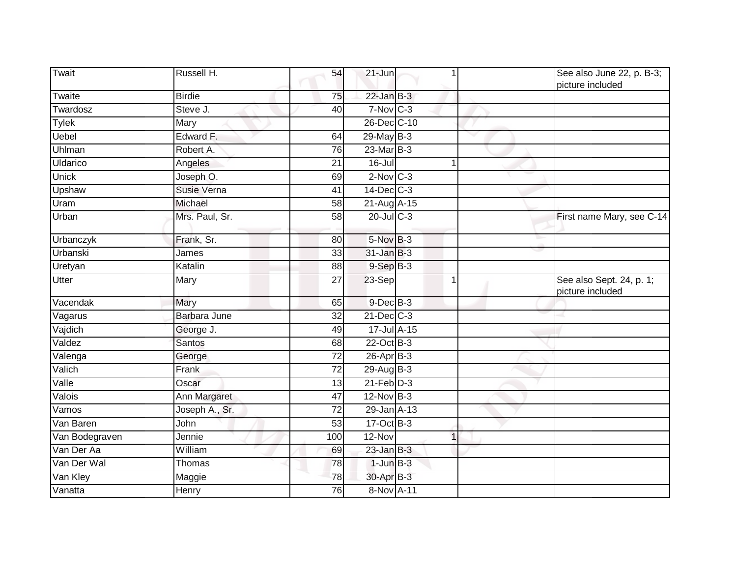| Twait | Russell H. | 54 | 21-Jun | 1 | | See also June 22, p. B-3; picture included |
|---|---|---|---|---|---|---|
| Twaite | Birdie | 75 | 22-Jan | B-3 | | |
| Twardosz | Steve J. | 40 | 7-Nov | C-3 | | |
| Tylek | Mary | | 26-Dec | C-10 | | |
| Uebel | Edward F. | 64 | 29-May | B-3 | | |
| Uhlman | Robert A. | 76 | 23-Mar | B-3 | | |
| Uldarico | Angeles | 21 | 16-Jul | 1 | | |
| Unick | Joseph O. | 69 | 2-Nov | C-3 | | |
| Upshaw | Susie Verna | 41 | 14-Dec | C-3 | | |
| Uram | Michael | 58 | 21-Aug | A-15 | | |
| Urban | Mrs. Paul, Sr. | 58 | 20-Jul | C-3 | | First name Mary, see C-14 |
| Urbanczyk | Frank, Sr. | 80 | 5-Nov | B-3 | | |
| Urbanski | James | 33 | 31-Jan | B-3 | | |
| Uretyan | Katalin | 88 | 9-Sep | B-3 | | |
| Utter | Mary | 27 | 23-Sep | 1 | | See also Sept. 24, p. 1; picture included |
| Vacendak | Mary | 65 | 9-Dec | B-3 | | |
| Vagarus | Barbara June | 32 | 21-Dec | C-3 | | |
| Vajdich | George J. | 49 | 17-Jul | A-15 | | |
| Valdez | Santos | 68 | 22-Oct | B-3 | | |
| Valenga | George | 72 | 26-Apr | B-3 | | |
| Valich | Frank | 72 | 29-Aug | B-3 | | |
| Valle | Oscar | 13 | 21-Feb | D-3 | | |
| Valois | Ann Margaret | 47 | 12-Nov | B-3 | | |
| Vamos | Joseph A., Sr. | 72 | 29-Jan | A-13 | | |
| Van Baren | John | 53 | 17-Oct | B-3 | | |
| Van Bodegraven | Jennie | 100 | 12-Nov | 1 | | |
| Van Der Aa | William | 69 | 23-Jan | B-3 | | |
| Van Der Wal | Thomas | 78 | 1-Jun | B-3 | | |
| Van Kley | Maggie | 78 | 30-Apr | B-3 | | |
| Vanatta | Henry | 76 | 8-Nov | A-11 | | |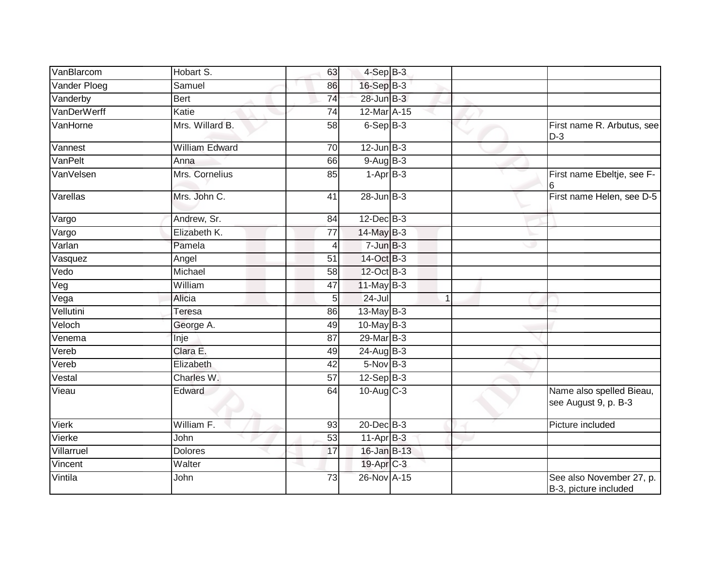| | | | | | | |
|---|---|---|---|---|---|---|
| VanBlarcom | Hobart S. | 63 | 4-Sep | B-3 | | |
| Vander Ploeg | Samuel | 86 | 16-Sep | B-3 | | |
| Vanderby | Bert | 74 | 28-Jun | B-3 | | |
| VanDerWerff | Katie | 74 | 12-Mar | A-15 | | |
| VanHorne | Mrs. Willard B. | 58 | 6-Sep | B-3 | | First name R. Arbutus, see D-3 |
| Vannest | William Edward | 70 | 12-Jun | B-3 | | |
| VanPelt | Anna | 66 | 9-Aug | B-3 | | |
| VanVelsen | Mrs. Cornelius | 85 | 1-Apr | B-3 | | First name Ebeltje, see F-6 |
| Varellas | Mrs. John C. | 41 | 28-Jun | B-3 | | First name Helen, see D-5 |
| Vargo | Andrew, Sr. | 84 | 12-Dec | B-3 | | |
| Vargo | Elizabeth K. | 77 | 14-May | B-3 | | |
| Varlan | Pamela | 4 | 7-Jun | B-3 | | |
| Vasquez | Angel | 51 | 14-Oct | B-3 | | |
| Vedo | Michael | 58 | 12-Oct | B-3 | | |
| Veg | William | 47 | 11-May | B-3 | | |
| Vega | Alicia | 5 | 24-Jul | 1 | | |
| Vellutini | Teresa | 86 | 13-May | B-3 | | |
| Veloch | George A. | 49 | 10-May | B-3 | | |
| Venema | Inje | 87 | 29-Mar | B-3 | | |
| Vereb | Clara E. | 49 | 24-Aug | B-3 | | |
| Vereb | Elizabeth | 42 | 5-Nov | B-3 | | |
| Vestal | Charles W. | 57 | 12-Sep | B-3 | | |
| Vieau | Edward | 64 | 10-Aug | C-3 | | Name also spelled Bieau, see August 9, p. B-3 |
| Vierk | William F. | 93 | 20-Dec | B-3 | | Picture included |
| Vierke | John | 53 | 11-Apr | B-3 | | |
| Villarruel | Dolores | 17 | 16-Jan | B-13 | | |
| Vincent | Walter | | 19-Apr | C-3 | | |
| Vintila | John | 73 | 26-Nov | A-15 | | See also November 27, p. B-3, picture included |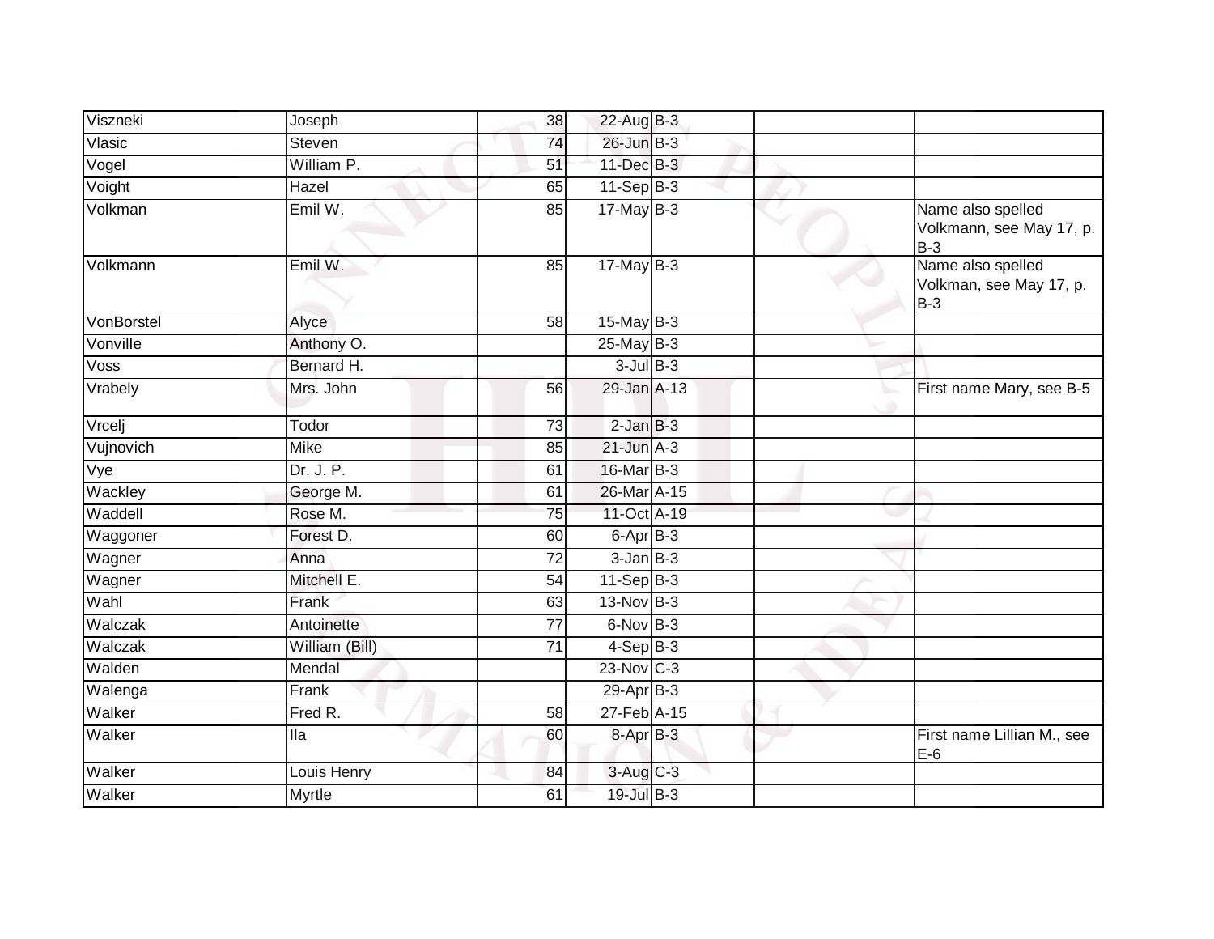| | | | | | | |
|---|---|---|---|---|---|---|
| Viszneki | Joseph | 38 | 22-Aug | B-3 | | |
| Vlasic | Steven | 74 | 26-Jun | B-3 | | |
| Vogel | William P. | 51 | 11-Dec | B-3 | | |
| Voight | Hazel | 65 | 11-Sep | B-3 | | |
| Volkman | Emil W. | 85 | 17-May | B-3 | | Name also spelled Volkmann, see May 17, p. B-3 |
| Volkmann | Emil W. | 85 | 17-May | B-3 | | Name also spelled Volkman, see May 17, p. B-3 |
| VonBorstel | Alyce | 58 | 15-May | B-3 | | |
| Vonville | Anthony O. | | 25-May | B-3 | | |
| Voss | Bernard H. | | 3-Jul | B-3 | | |
| Vrabely | Mrs. John | 56 | 29-Jan | A-13 | | First name Mary, see B-5 |
| Vrcelj | Todor | 73 | 2-Jan | B-3 | | |
| Vujnovich | Mike | 85 | 21-Jun | A-3 | | |
| Vye | Dr. J. P. | 61 | 16-Mar | B-3 | | |
| Wackley | George M. | 61 | 26-Mar | A-15 | | |
| Waddell | Rose M. | 75 | 11-Oct | A-19 | | |
| Waggoner | Forest D. | 60 | 6-Apr | B-3 | | |
| Wagner | Anna | 72 | 3-Jan | B-3 | | |
| Wagner | Mitchell E. | 54 | 11-Sep | B-3 | | |
| Wahl | Frank | 63 | 13-Nov | B-3 | | |
| Walczak | Antoinette | 77 | 6-Nov | B-3 | | |
| Walczak | William (Bill) | 71 | 4-Sep | B-3 | | |
| Walden | Mendal | | 23-Nov | C-3 | | |
| Walenga | Frank | | 29-Apr | B-3 | | |
| Walker | Fred R. | 58 | 27-Feb | A-15 | | |
| Walker | Ila | 60 | 8-Apr | B-3 | | First name Lillian M., see E-6 |
| Walker | Louis Henry | 84 | 3-Aug | C-3 | | |
| Walker | Myrtle | 61 | 19-Jul | B-3 | | |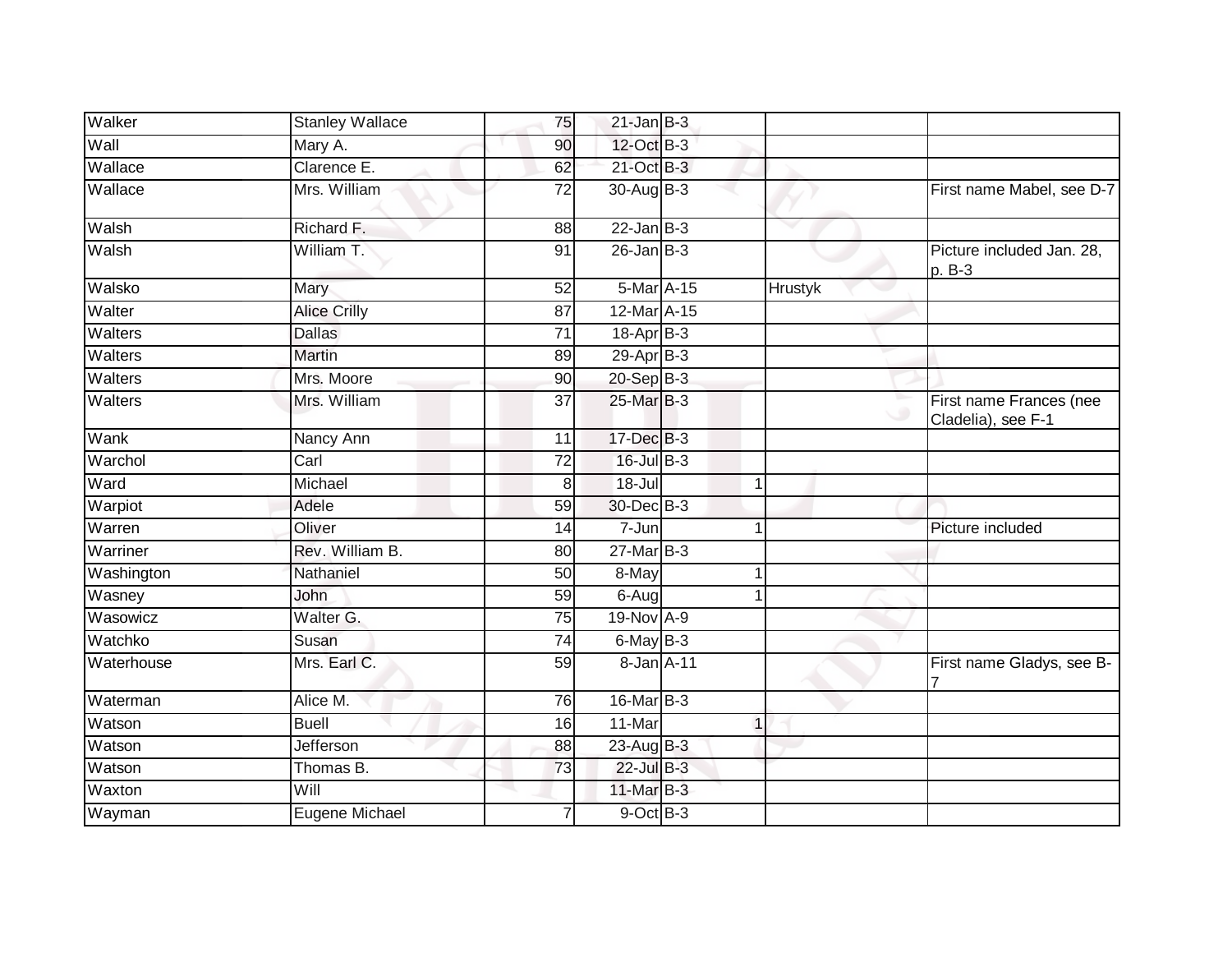| | | | | | | |
|---|---|---|---|---|---|---|
| Walker | Stanley Wallace | 75 | 21-Jan | B-3 | | |
| Wall | Mary A. | 90 | 12-Oct | B-3 | | |
| Wallace | Clarence E. | 62 | 21-Oct | B-3 | | |
| Wallace | Mrs. William | 72 | 30-Aug | B-3 | | First name Mabel, see D-7 |
| Walsh | Richard F. | 88 | 22-Jan | B-3 | | |
| Walsh | William T. | 91 | 26-Jan | B-3 | | Picture included Jan. 28, p. B-3 |
| Walsko | Mary | 52 | 5-Mar | A-15 | Hrustyk | |
| Walter | Alice Crilly | 87 | 12-Mar | A-15 | | |
| Walters | Dallas | 71 | 18-Apr | B-3 | | |
| Walters | Martin | 89 | 29-Apr | B-3 | | |
| Walters | Mrs. Moore | 90 | 20-Sep | B-3 | | |
| Walters | Mrs. William | 37 | 25-Mar | B-3 | | First name Frances (nee Cladelia), see F-1 |
| Wank | Nancy Ann | 11 | 17-Dec | B-3 | | |
| Warchol | Carl | 72 | 16-Jul | B-3 | | |
| Ward | Michael | 8 | 18-Jul | 1 | | |
| Warpiot | Adele | 59 | 30-Dec | B-3 | | |
| Warren | Oliver | 14 | 7-Jun | 1 | | Picture included |
| Warriner | Rev. William B. | 80 | 27-Mar | B-3 | | |
| Washington | Nathaniel | 50 | 8-May | 1 | | |
| Wasney | John | 59 | 6-Aug | 1 | | |
| Wasowicz | Walter G. | 75 | 19-Nov | A-9 | | |
| Watchko | Susan | 74 | 6-May | B-3 | | |
| Waterhouse | Mrs. Earl C. | 59 | 8-Jan | A-11 | | First name Gladys, see B-7 |
| Waterman | Alice M. | 76 | 16-Mar | B-3 | | |
| Watson | Buell | 16 | 11-Mar | 1 | | |
| Watson | Jefferson | 88 | 23-Aug | B-3 | | |
| Watson | Thomas B. | 73 | 22-Jul | B-3 | | |
| Waxton | Will | | 11-Mar | B-3 | | |
| Wayman | Eugene Michael | 7 | 9-Oct | B-3 | | |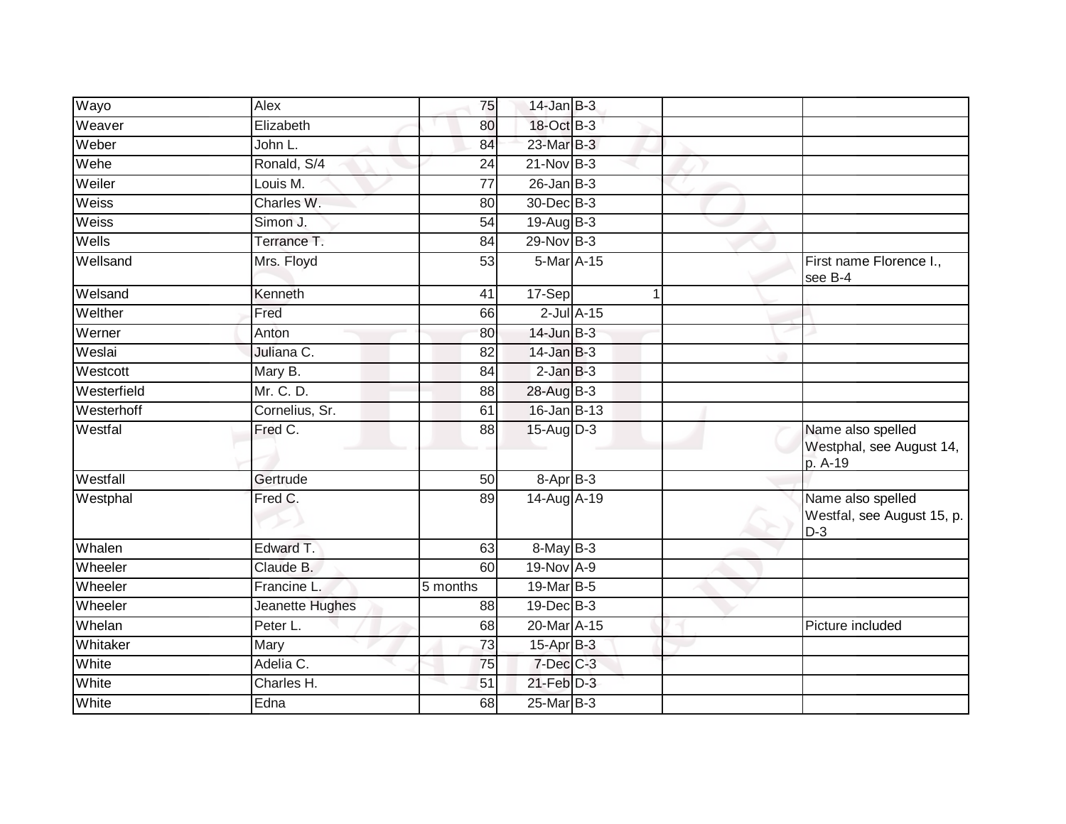| | | | | | | | |
|---|---|---|---|---|---|---|---|
| Wayo | Alex | 75 | 14-Jan | B-3 | | | |
| Weaver | Elizabeth | 80 | 18-Oct | B-3 | | | |
| Weber | John L. | 84 | 23-Mar | B-3 | | | |
| Wehe | Ronald, S/4 | 24 | 21-Nov | B-3 | | | |
| Weiler | Louis M. | 77 | 26-Jan | B-3 | | | |
| Weiss | Charles W. | 80 | 30-Dec | B-3 | | | |
| Weiss | Simon J. | 54 | 19-Aug | B-3 | | | |
| Wells | Terrance T. | 84 | 29-Nov | B-3 | | | |
| Wellsand | Mrs. Floyd | 53 | 5-Mar | A-15 | | | First name Florence I., see B-4 |
| Welsand | Kenneth | 41 | 17-Sep | | 1 | | |
| Welther | Fred | 66 | 2-Jul | A-15 | | | |
| Werner | Anton | 80 | 14-Jun | B-3 | | | |
| Weslai | Juliana C. | 82 | 14-Jan | B-3 | | | |
| Westcott | Mary B. | 84 | 2-Jan | B-3 | | | |
| Westerfield | Mr. C. D. | 88 | 28-Aug | B-3 | | | |
| Westerhoff | Cornelius, Sr. | 61 | 16-Jan | B-13 | | | |
| Westfal | Fred C. | 88 | 15-Aug | D-3 | | | Name also spelled Westphal, see August 14, p. A-19 |
| Westfall | Gertrude | 50 | 8-Apr | B-3 | | | |
| Westphal | Fred C. | 89 | 14-Aug | A-19 | | | Name also spelled Westfal, see August 15, p. D-3 |
| Whalen | Edward T. | 63 | 8-May | B-3 | | | |
| Wheeler | Claude B. | 60 | 19-Nov | A-9 | | | |
| Wheeler | Francine L. | 5 months | 19-Mar | B-5 | | | |
| Wheeler | Jeanette Hughes | 88 | 19-Dec | B-3 | | | |
| Whelan | Peter L. | 68 | 20-Mar | A-15 | | | Picture included |
| Whitaker | Mary | 73 | 15-Apr | B-3 | | | |
| White | Adelia C. | 75 | 7-Dec | C-3 | | | |
| White | Charles H. | 51 | 21-Feb | D-3 | | | |
| White | Edna | 68 | 25-Mar | B-3 | | | |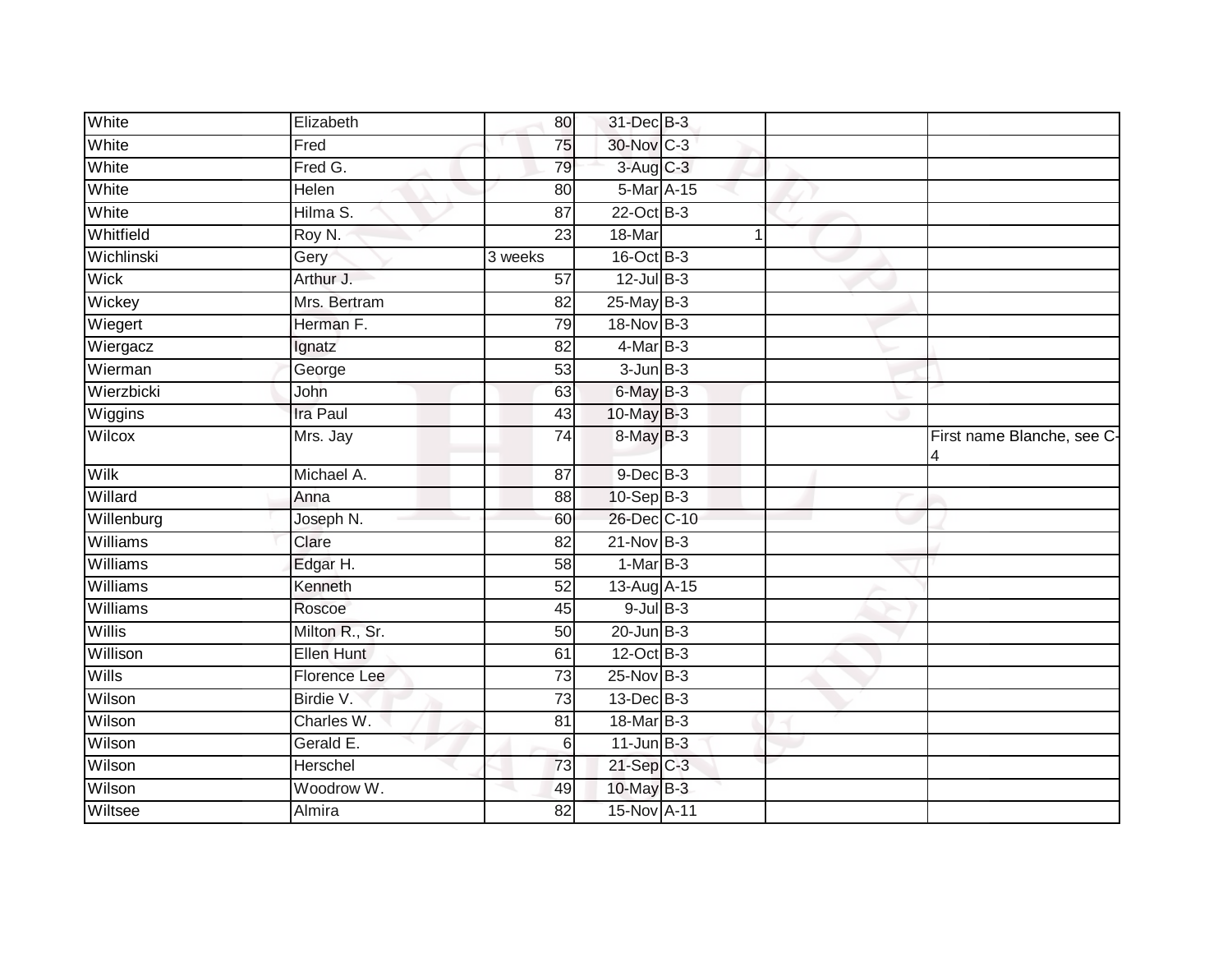| | | | | | | | |
|---|---|---|---|---|---|---|---|
| White | Elizabeth | 80 | 31-Dec | B-3 | | | |
| White | Fred | 75 | 30-Nov | C-3 | | | |
| White | Fred G. | 79 | 3-Aug | C-3 | | | |
| White | Helen | 80 | 5-Mar | A-15 | | | |
| White | Hilma S. | 87 | 22-Oct | B-3 | | | |
| Whitfield | Roy N. | 23 | 18-Mar | | 1 | | |
| Wichlinski | Gery | 3 weeks | 16-Oct | B-3 | | | |
| Wick | Arthur J. | 57 | 12-Jul | B-3 | | | |
| Wickey | Mrs. Bertram | 82 | 25-May | B-3 | | | |
| Wiegert | Herman F. | 79 | 18-Nov | B-3 | | | |
| Wiergacz | Ignatz | 82 | 4-Mar | B-3 | | | |
| Wierman | George | 53 | 3-Jun | B-3 | | | |
| Wierzbicki | John | 63 | 6-May | B-3 | | | |
| Wiggins | Ira Paul | 43 | 10-May | B-3 | | | |
| Wilcox | Mrs. Jay | 74 | 8-May | B-3 | | | First name Blanche, see C-4 |
| Wilk | Michael A. | 87 | 9-Dec | B-3 | | | |
| Willard | Anna | 88 | 10-Sep | B-3 | | | |
| Willenburg | Joseph N. | 60 | 26-Dec | C-10 | | | |
| Williams | Clare | 82 | 21-Nov | B-3 | | | |
| Williams | Edgar H. | 58 | 1-Mar | B-3 | | | |
| Williams | Kenneth | 52 | 13-Aug | A-15 | | | |
| Williams | Roscoe | 45 | 9-Jul | B-3 | | | |
| Willis | Milton R., Sr. | 50 | 20-Jun | B-3 | | | |
| Willison | Ellen Hunt | 61 | 12-Oct | B-3 | | | |
| Wills | Florence Lee | 73 | 25-Nov | B-3 | | | |
| Wilson | Birdie V. | 73 | 13-Dec | B-3 | | | |
| Wilson | Charles W. | 81 | 18-Mar | B-3 | | | |
| Wilson | Gerald E. | 6 | 11-Jun | B-3 | | | |
| Wilson | Herschel | 73 | 21-Sep | C-3 | | | |
| Wilson | Woodrow W. | 49 | 10-May | B-3 | | | |
| Wiltsee | Almira | 82 | 15-Nov | A-11 | | | |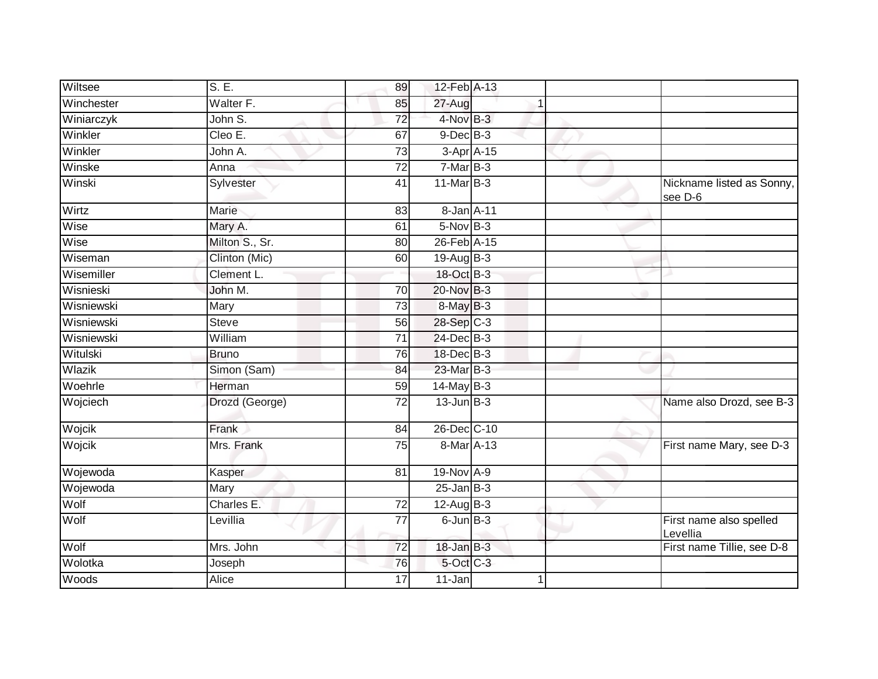| | | | | | | |
|---|---|---|---|---|---|---|
| Wiltsee | S. E. | 89 | 12-Feb | A-13 | | |
| Winchester | Walter F. | 85 | 27-Aug | 1 | | |
| Winiarczyk | John S. | 72 | 4-Nov | B-3 | | |
| Winkler | Cleo E. | 67 | 9-Dec | B-3 | | |
| Winkler | John A. | 73 | 3-Apr | A-15 | | |
| Winske | Anna | 72 | 7-Mar | B-3 | | |
| Winski | Sylvester | 41 | 11-Mar | B-3 | | Nickname listed as Sonny, see D-6 |
| Wirtz | Marie | 83 | 8-Jan | A-11 | | |
| Wise | Mary A. | 61 | 5-Nov | B-3 | | |
| Wise | Milton S., Sr. | 80 | 26-Feb | A-15 | | |
| Wiseman | Clinton (Mic) | 60 | 19-Aug | B-3 | | |
| Wisemiller | Clement L. | | 18-Oct | B-3 | | |
| Wisnieski | John M. | 70 | 20-Nov | B-3 | | |
| Wisniewski | Mary | 73 | 8-May | B-3 | | |
| Wisniewski | Steve | 56 | 28-Sep | C-3 | | |
| Wisniewski | William | 71 | 24-Dec | B-3 | | |
| Witulski | Bruno | 76 | 18-Dec | B-3 | | |
| Wlazik | Simon (Sam) | 84 | 23-Mar | B-3 | | |
| Woehrle | Herman | 59 | 14-May | B-3 | | |
| Wojciech | Drozd (George) | 72 | 13-Jun | B-3 | | Name also Drozd, see B-3 |
| Wojcik | Frank | 84 | 26-Dec | C-10 | | |
| Wojcik | Mrs. Frank | 75 | 8-Mar | A-13 | | First name Mary, see D-3 |
| Wojewoda | Kasper | 81 | 19-Nov | A-9 | | |
| Wojewoda | Mary | | 25-Jan | B-3 | | |
| Wolf | Charles E. | 72 | 12-Aug | B-3 | | |
| Wolf | Levillia | 77 | 6-Jun | B-3 | | First name also spelled Levellia |
| Wolf | Mrs. John | 72 | 18-Jan | B-3 | | First name Tillie, see D-8 |
| Wolotka | Joseph | 76 | 5-Oct | C-3 | | |
| Woods | Alice | 17 | 11-Jan | 1 | | |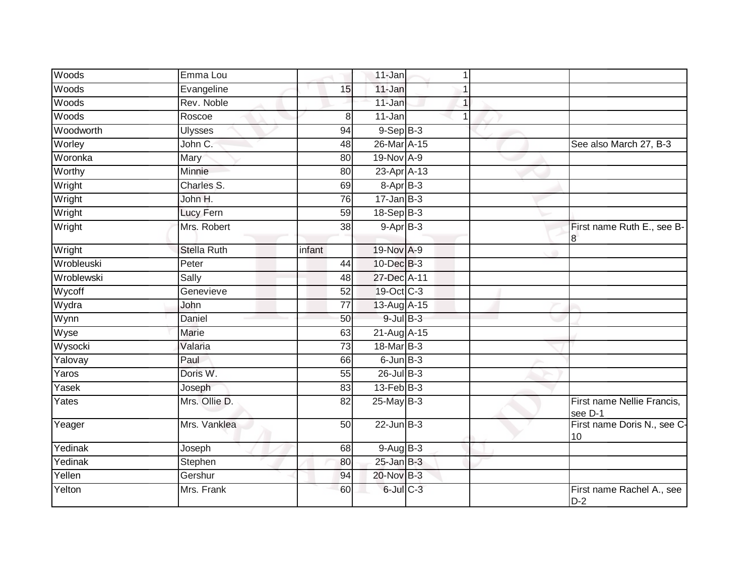| Woods | Emma Lou | | 11-Jan | 1 | | |
|---|---|---|---|---|---|---|
| Woods | Evangeline | 15 | 11-Jan | 1 | | |
| Woods | Rev. Noble | | 11-Jan | 1 | | |
| Woods | Roscoe | 8 | 11-Jan | 1 | | |
| Woodworth | Ulysses | 94 | 9-Sep | B-3 | | |
| Worley | John C. | 48 | 26-Mar | A-15 | | See also March 27, B-3 |
| Woronka | Mary | 80 | 19-Nov | A-9 | | |
| Worthy | Minnie | 80 | 23-Apr | A-13 | | |
| Wright | Charles S. | 69 | 8-Apr | B-3 | | |
| Wright | John H. | 76 | 17-Jan | B-3 | | |
| Wright | Lucy Fern | 59 | 18-Sep | B-3 | | |
| Wright | Mrs. Robert | 38 | 9-Apr | B-3 | | First name Ruth E., see B-8 |
| Wright | Stella Ruth | infant | 19-Nov | A-9 | | |
| Wrobleuski | Peter | 44 | 10-Dec | B-3 | | |
| Wroblewski | Sally | 48 | 27-Dec | A-11 | | |
| Wycoff | Genevieve | 52 | 19-Oct | C-3 | | |
| Wydra | John | 77 | 13-Aug | A-15 | | |
| Wynn | Daniel | 50 | 9-Jul | B-3 | | |
| Wyse | Marie | 63 | 21-Aug | A-15 | | |
| Wysocki | Valaria | 73 | 18-Mar | B-3 | | |
| Yalovay | Paul | 66 | 6-Jun | B-3 | | |
| Yaros | Doris W. | 55 | 26-Jul | B-3 | | |
| Yasek | Joseph | 83 | 13-Feb | B-3 | | |
| Yates | Mrs. Ollie D. | 82 | 25-May | B-3 | | First name Nellie Francis, see D-1 |
| Yeager | Mrs. Vanklea | 50 | 22-Jun | B-3 | | First name Doris N., see C-10 |
| Yedinak | Joseph | 68 | 9-Aug | B-3 | | |
| Yedinak | Stephen | 80 | 25-Jan | B-3 | | |
| Yellen | Gershur | 94 | 20-Nov | B-3 | | |
| Yelton | Mrs. Frank | 60 | 6-Jul | C-3 | | First name Rachel A., see D-2 |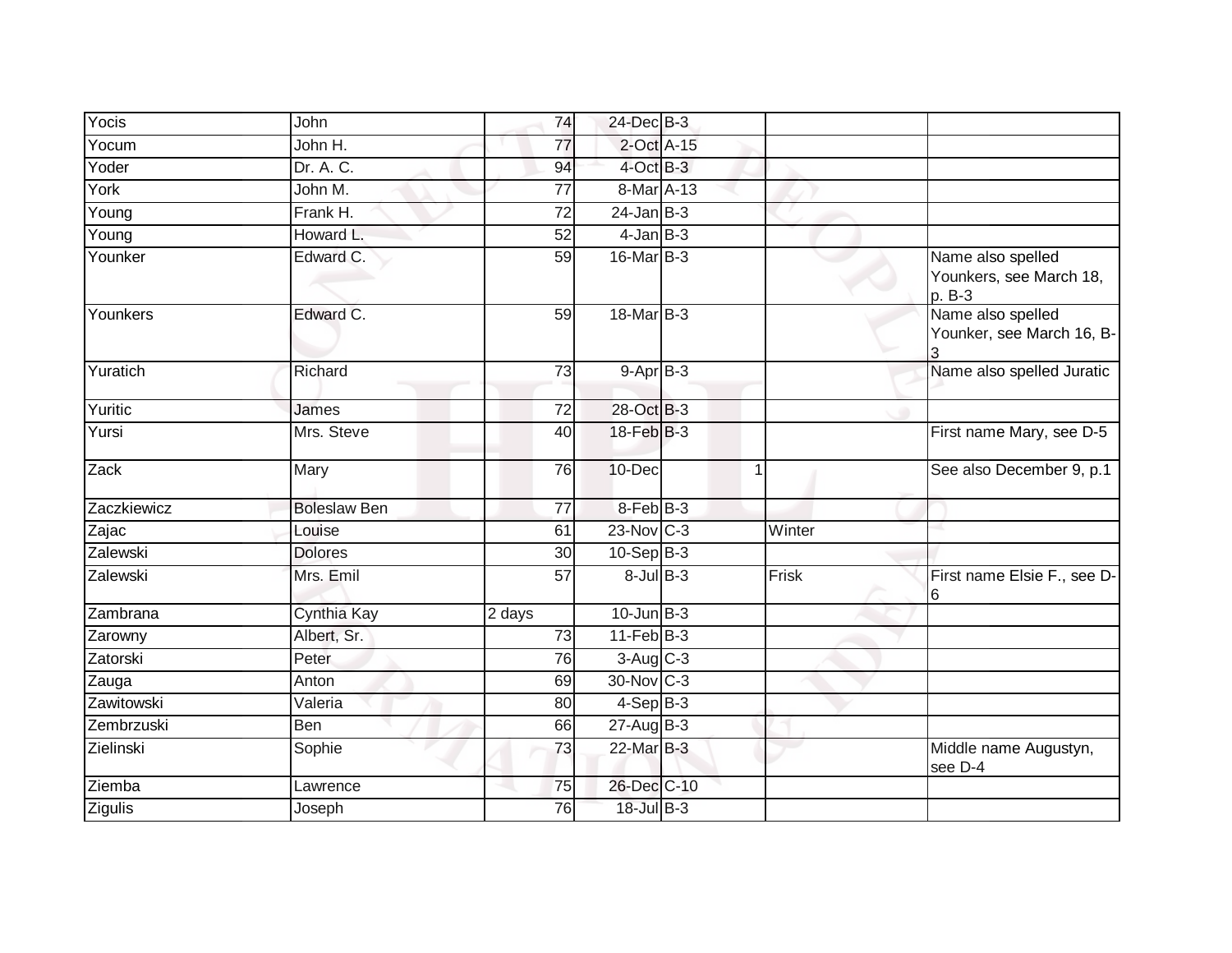| Yocis | John | 74 | 24-Dec | B-3 | | |
|---|---|---|---|---|---|---|
| Yocum | John H. | 77 | 2-Oct | A-15 | | |
| Yoder | Dr. A. C. | 94 | 4-Oct | B-3 | | |
| York | John M. | 77 | 8-Mar | A-13 | | |
| Young | Frank H. | 72 | 24-Jan | B-3 | | |
| Young | Howard L. | 52 | 4-Jan | B-3 | | |
| Younker | Edward C. | 59 | 16-Mar | B-3 | | Name also spelled Younkers, see March 18, p. B-3 |
| Younkers | Edward C. | 59 | 18-Mar | B-3 | | Name also spelled Younker, see March 16, B-3 |
| Yuratich | Richard | 73 | 9-Apr | B-3 | | Name also spelled Juratic |
| Yuritic | James | 72 | 28-Oct | B-3 | | |
| Yursi | Mrs. Steve | 40 | 18-Feb | B-3 | | First name Mary, see D-5 |
| Zack | Mary | 76 | 10-Dec | 1 | | See also December 9, p.1 |
| Zaczkiewicz | Boleslaw Ben | 77 | 8-Feb | B-3 | | |
| Zajac | Louise | 61 | 23-Nov | C-3 | Winter | |
| Zalewski | Dolores | 30 | 10-Sep | B-3 | | |
| Zalewski | Mrs. Emil | 57 | 8-Jul | B-3 | Frisk | First name Elsie F., see D-6 |
| Zambrana | Cynthia Kay | 2 days | 10-Jun | B-3 | | |
| Zarowny | Albert, Sr. | 73 | 11-Feb | B-3 | | |
| Zatorski | Peter | 76 | 3-Aug | C-3 | | |
| Zauga | Anton | 69 | 30-Nov | C-3 | | |
| Zawitowski | Valeria | 80 | 4-Sep | B-3 | | |
| Zembrzuski | Ben | 66 | 27-Aug | B-3 | | |
| Zielinski | Sophie | 73 | 22-Mar | B-3 | | Middle name Augustyn, see D-4 |
| Ziemba | Lawrence | 75 | 26-Dec | C-10 | | |
| Zigulis | Joseph | 76 | 18-Jul | B-3 | | |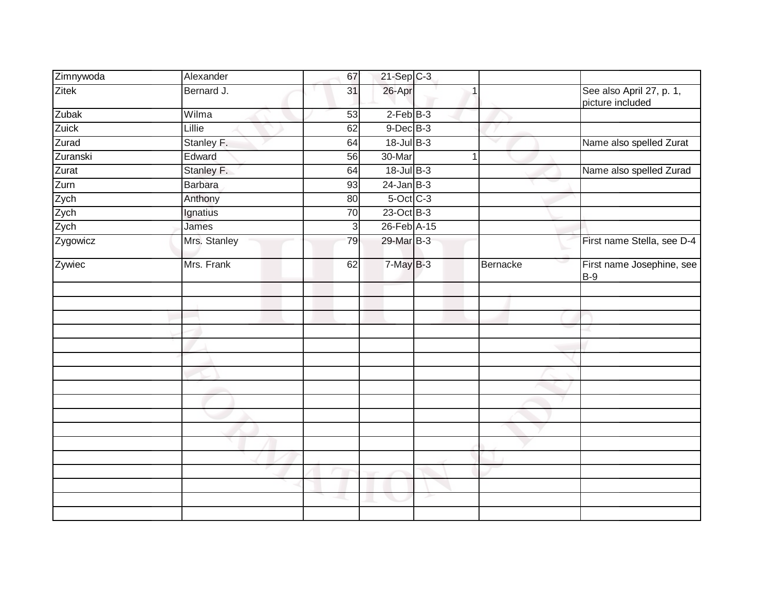| | | | | | | |
|---|---|---|---|---|---|---|
| Zimnywoda | Alexander | 67 | 21-Sep | C-3 | | |
| Zitek | Bernard J. | 31 | 26-Apr | 1 | | See also April 27, p. 1, picture included |
| Zubak | Wilma | 53 | 2-Feb | B-3 | | |
| Zuick | Lillie | 62 | 9-Dec | B-3 | | |
| Zurad | Stanley F. | 64 | 18-Jul | B-3 | | Name also spelled Zurat |
| Zuranski | Edward | 56 | 30-Mar | 1 | | |
| Zurat | Stanley F. | 64 | 18-Jul | B-3 | | Name also spelled Zurad |
| Zurn | Barbara | 93 | 24-Jan | B-3 | | |
| Zych | Anthony | 80 | 5-Oct | C-3 | | |
| Zych | Ignatius | 70 | 23-Oct | B-3 | | |
| Zych | James | 3 | 26-Feb | A-15 | | |
| Zygowicz | Mrs. Stanley | 79 | 29-Mar | B-3 | | First name Stella, see D-4 |
| Zywiec | Mrs. Frank | 62 | 7-May | B-3 | Bernacke | First name Josephine, see B-9 |